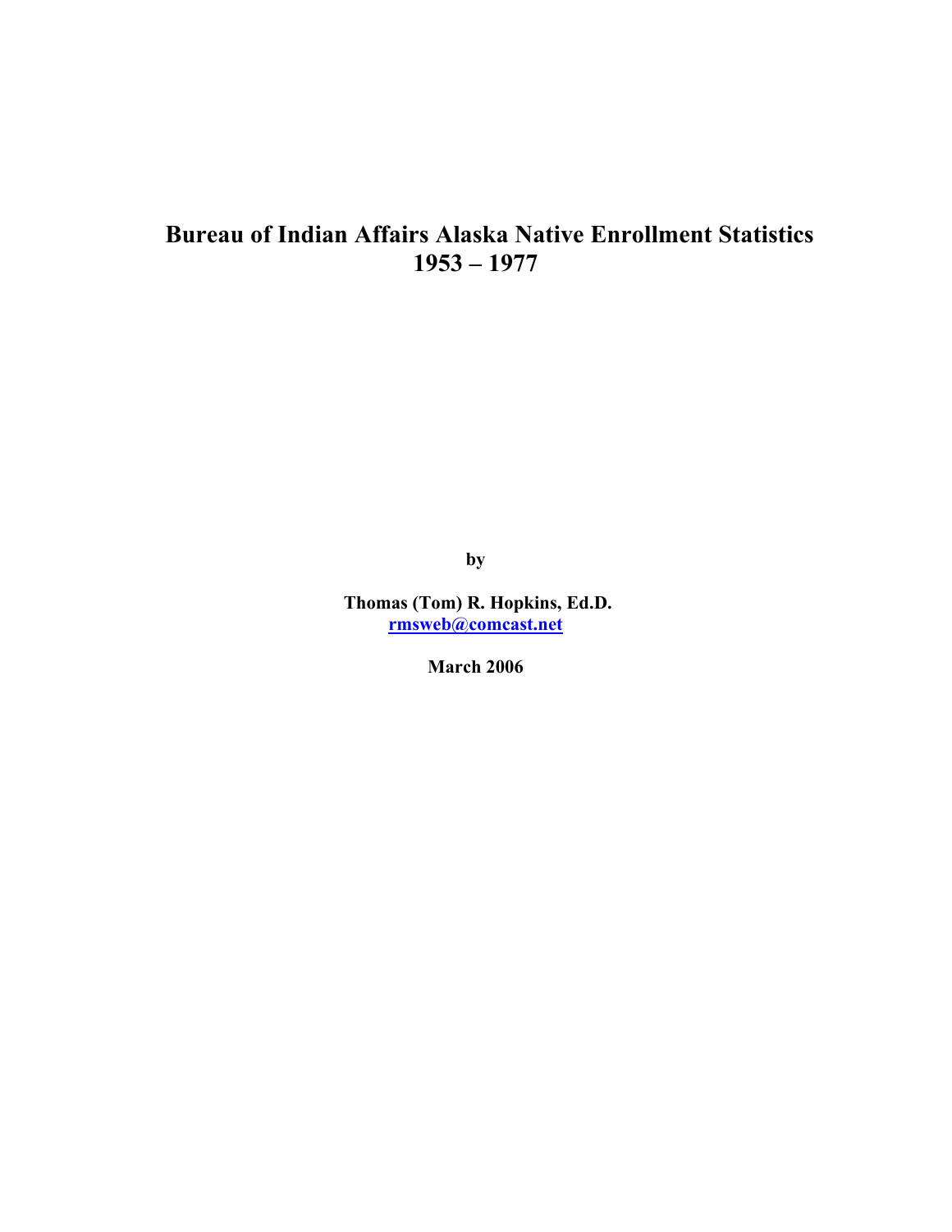# Bureau of Indian Affairs Alaska Native Enrollment Statistics 1953 – 1977

**by**

**Thomas (Tom) R. Hopkins, Ed.D.**
**rmsweb@comcast.net**

**March 2006**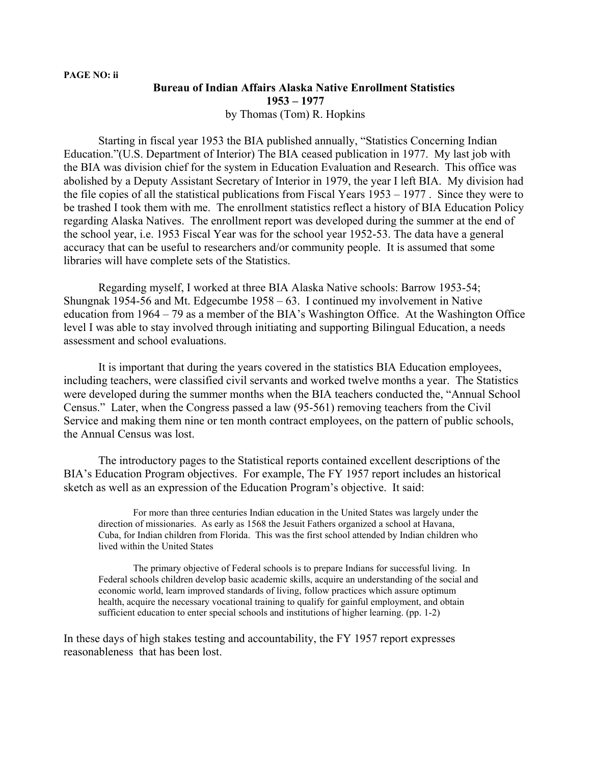# Bureau of Indian Affairs Alaska Native Enrollment Statistics
## 1953 – 1977

by Thomas (Tom) R. Hopkins

Starting in fiscal year 1953 the BIA published annually, "Statistics Concerning Indian Education."(U.S. Department of Interior) The BIA ceased publication in 1977. My last job with the BIA was division chief for the system in Education Evaluation and Research. This office was abolished by a Deputy Assistant Secretary of Interior in 1979, the year I left BIA. My division had the file copies of all the statistical publications from Fiscal Years 1953 – 1977 . Since they were to be trashed I took them with me. The enrollment statistics reflect a history of BIA Education Policy regarding Alaska Natives. The enrollment report was developed during the summer at the end of the school year, i.e. 1953 Fiscal Year was for the school year 1952-53. The data have a general accuracy that can be useful to researchers and/or community people. It is assumed that some libraries will have complete sets of the Statistics.

Regarding myself, I worked at three BIA Alaska Native schools: Barrow 1953-54; Shungnak 1954-56 and Mt. Edgecumbe 1958 – 63. I continued my involvement in Native education from 1964 – 79 as a member of the BIA's Washington Office. At the Washington Office level I was able to stay involved through initiating and supporting Bilingual Education, a needs assessment and school evaluations.

It is important that during the years covered in the statistics BIA Education employees, including teachers, were classified civil servants and worked twelve months a year. The Statistics were developed during the summer months when the BIA teachers conducted the, "Annual School Census." Later, when the Congress passed a law (95-561) removing teachers from the Civil Service and making them nine or ten month contract employees, on the pattern of public schools, the Annual Census was lost.

The introductory pages to the Statistical reports contained excellent descriptions of the BIA's Education Program objectives. For example, The FY 1957 report includes an historical sketch as well as an expression of the Education Program's objective. It said:

> For more than three centuries Indian education in the United States was largely under the direction of missionaries. As early as 1568 the Jesuit Fathers organized a school at Havana, Cuba, for Indian children from Florida. This was the first school attended by Indian children who lived within the United States
>
> The primary objective of Federal schools is to prepare Indians for successful living. In Federal schools children develop basic academic skills, acquire an understanding of the social and economic world, learn improved standards of living, follow practices which assure optimum health, acquire the necessary vocational training to qualify for gainful employment, and obtain sufficient education to enter special schools and institutions of higher learning. (pp. 1-2)

In these days of high stakes testing and accountability, the FY 1957 report expresses reasonableness that has been lost.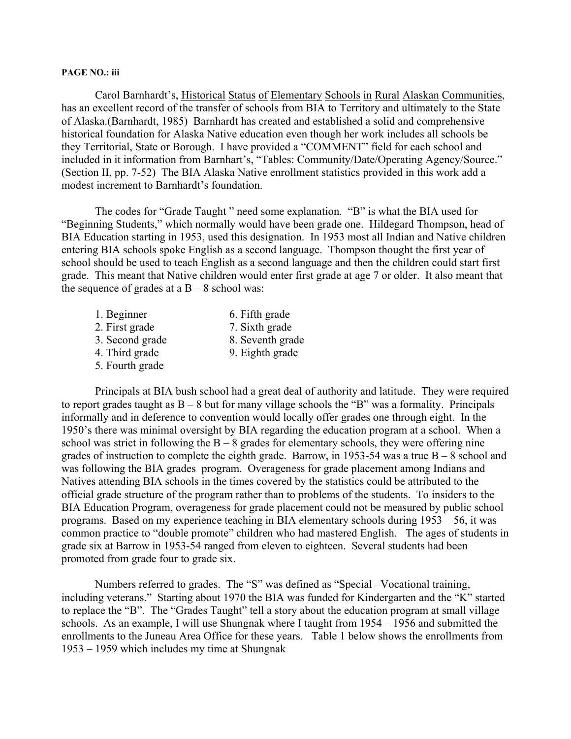**PAGE NO.: iii**

Carol Barnhardt's, Historical Status of Elementary Schools in Rural Alaskan Communities, has an excellent record of the transfer of schools from BIA to Territory and ultimately to the State of Alaska.(Barnhardt, 1985) Barnhardt has created and established a solid and comprehensive historical foundation for Alaska Native education even though her work includes all schools be they Territorial, State or Borough. I have provided a "COMMENT" field for each school and included in it information from Barnhart's, "Tables: Community/Date/Operating Agency/Source." (Section II, pp. 7-52) The BIA Alaska Native enrollment statistics provided in this work add a modest increment to Barnhardt's foundation.

The codes for "Grade Taught " need some explanation. "B" is what the BIA used for "Beginning Students," which normally would have been grade one. Hildegard Thompson, head of BIA Education starting in 1953, used this designation. In 1953 most all Indian and Native children entering BIA schools spoke English as a second language. Thompson thought the first year of school should be used to teach English as a second language and then the children could start first grade. This meant that Native children would enter first grade at age 7 or older. It also meant that the sequence of grades at a B – 8 school was:

1. Beginner
2. First grade
3. Second grade
4. Third grade
5. Fourth grade
6. Fifth grade
7. Sixth grade
8. Seventh grade
9. Eighth grade

Principals at BIA bush school had a great deal of authority and latitude. They were required to report grades taught as B – 8 but for many village schools the "B" was a formality. Principals informally and in deference to convention would locally offer grades one through eight. In the 1950's there was minimal oversight by BIA regarding the education program at a school. When a school was strict in following the B – 8 grades for elementary schools, they were offering nine grades of instruction to complete the eighth grade. Barrow, in 1953-54 was a true B – 8 school and was following the BIA grades program. Overageness for grade placement among Indians and Natives attending BIA schools in the times covered by the statistics could be attributed to the official grade structure of the program rather than to problems of the students. To insiders to the BIA Education Program, overageness for grade placement could not be measured by public school programs. Based on my experience teaching in BIA elementary schools during 1953 – 56, it was common practice to "double promote" children who had mastered English. The ages of students in grade six at Barrow in 1953-54 ranged from eleven to eighteen. Several students had been promoted from grade four to grade six.

Numbers referred to grades. The "S" was defined as "Special –Vocational training, including veterans." Starting about 1970 the BIA was funded for Kindergarten and the "K" started to replace the "B". The "Grades Taught" tell a story about the education program at small village schools. As an example, I will use Shungnak where I taught from 1954 – 1956 and submitted the enrollments to the Juneau Area Office for these years. Table 1 below shows the enrollments from 1953 – 1959 which includes my time at Shungnak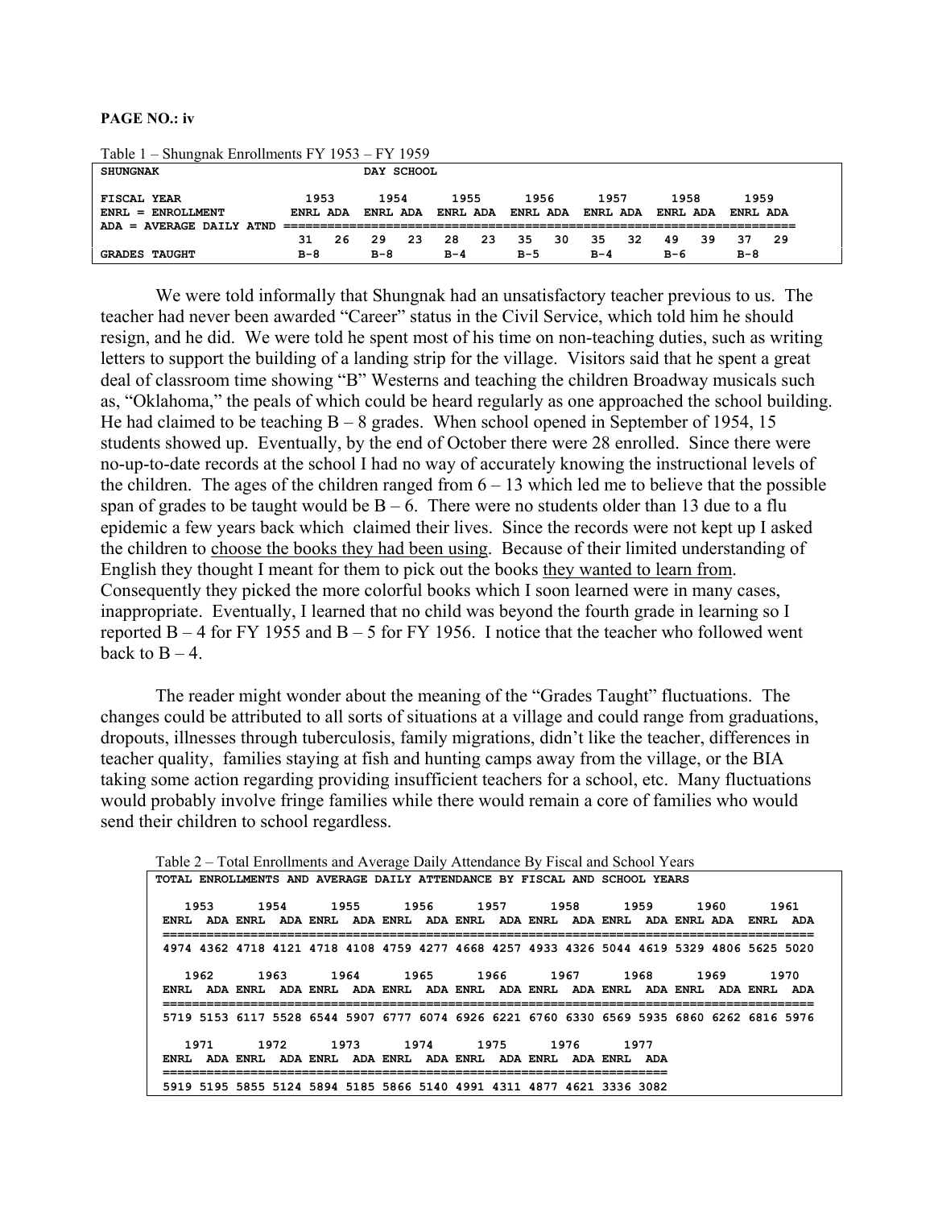**PAGE NO.: iv**

Table 1 – Shungnak Enrollments FY 1953 – FY 1959

| SHUNGNAK | DAY SCHOOL | | | | | | | | | | | | | |
|---|---|---|---|---|---|---|---|---|---|---|---|---|---|---|
| FISCAL YEAR | 1953 | | 1954 | | 1955 | | 1956 | | 1957 | | 1958 | | 1959 | |
| ENRL = ENROLLMENT | ENRL | ADA | ENRL | ADA | ENRL | ADA | ENRL | ADA | ENRL | ADA | ENRL | ADA | ENRL | ADA |
| ADA = AVERAGE DAILY ATND | 31 | 26 | 29 | 23 | 28 | 23 | 35 | 30 | 35 | 32 | 49 | 39 | 37 | 29 |
| GRADES TAUGHT | B-8 | | B-8 | | B-4 | | B-5 | | B-4 | | B-6 | | B-8 | |

We were told informally that Shungnak had an unsatisfactory teacher previous to us. The teacher had never been awarded "Career" status in the Civil Service, which told him he should resign, and he did. We were told he spent most of his time on non-teaching duties, such as writing letters to support the building of a landing strip for the village. Visitors said that he spent a great deal of classroom time showing "B" Westerns and teaching the children Broadway musicals such as, "Oklahoma," the peals of which could be heard regularly as one approached the school building. He had claimed to be teaching B – 8 grades. When school opened in September of 1954, 15 students showed up. Eventually, by the end of October there were 28 enrolled. Since there were no-up-to-date records at the school I had no way of accurately knowing the instructional levels of the children. The ages of the children ranged from 6 – 13 which led me to believe that the possible span of grades to be taught would be B – 6. There were no students older than 13 due to a flu epidemic a few years back which claimed their lives. Since the records were not kept up I asked the children to <u>choose the books they had been using</u>. Because of their limited understanding of English they thought I meant for them to pick out the books <u>they wanted to learn from</u>. Consequently they picked the more colorful books which I soon learned were in many cases, inappropriate. Eventually, I learned that no child was beyond the fourth grade in learning so I reported B – 4 for FY 1955 and B – 5 for FY 1956. I notice that the teacher who followed went back to B – 4.

The reader might wonder about the meaning of the "Grades Taught" fluctuations. The changes could be attributed to all sorts of situations at a village and could range from graduations, dropouts, illnesses through tuberculosis, family migrations, didn't like the teacher, differences in teacher quality, families staying at fish and hunting camps away from the village, or the BIA taking some action regarding providing insufficient teachers for a school, etc. Many fluctuations would probably involve fringe families while there would remain a core of families who would send their children to school regardless.

Table 2 – Total Enrollments and Average Daily Attendance By Fiscal and School Years

TOTAL ENROLLMENTS AND AVERAGE DAILY ATTENDANCE BY FISCAL AND SCHOOL YEARS

| 1953 | | 1954 | | 1955 | | 1956 | | 1957 | | 1958 | | 1959 | | 1960 | | 1961 | |
|---|---|---|---|---|---|---|---|---|---|---|---|---|---|---|---|---|---|
| ENRL | ADA | ENRL | ADA | ENRL | ADA | ENRL | ADA | ENRL | ADA | ENRL | ADA | ENRL | ADA | ENRL | ADA | ENRL | ADA |
| 4974 | 4362 | 4718 | 4121 | 4718 | 4108 | 4759 | 4277 | 4668 | 4257 | 4933 | 4326 | 5044 | 4619 | 5329 | 4806 | 5625 | 5020 |

| 1962 | | 1963 | | 1964 | | 1965 | | 1966 | | 1967 | | 1968 | | 1969 | | 1970 | |
|---|---|---|---|---|---|---|---|---|---|---|---|---|---|---|---|---|---|
| ENRL | ADA | ENRL | ADA | ENRL | ADA | ENRL | ADA | ENRL | ADA | ENRL | ADA | ENRL | ADA | ENRL | ADA | ENRL | ADA |
| 5719 | 5153 | 6117 | 5528 | 6544 | 5907 | 6777 | 6074 | 6926 | 6221 | 6760 | 6330 | 6569 | 5935 | 6860 | 6262 | 6816 | 5976 |

| 1971 | | 1972 | | 1973 | | 1974 | | 1975 | | 1976 | | 1977 | |
|---|---|---|---|---|---|---|---|---|---|---|---|---|---|
| ENRL | ADA | ENRL | ADA | ENRL | ADA | ENRL | ADA | ENRL | ADA | ENRL | ADA | ENRL | ADA |
| 5919 | 5195 | 5855 | 5124 | 5894 | 5185 | 5866 | 5140 | 4991 | 4311 | 4877 | 4621 | 3336 | 3082 |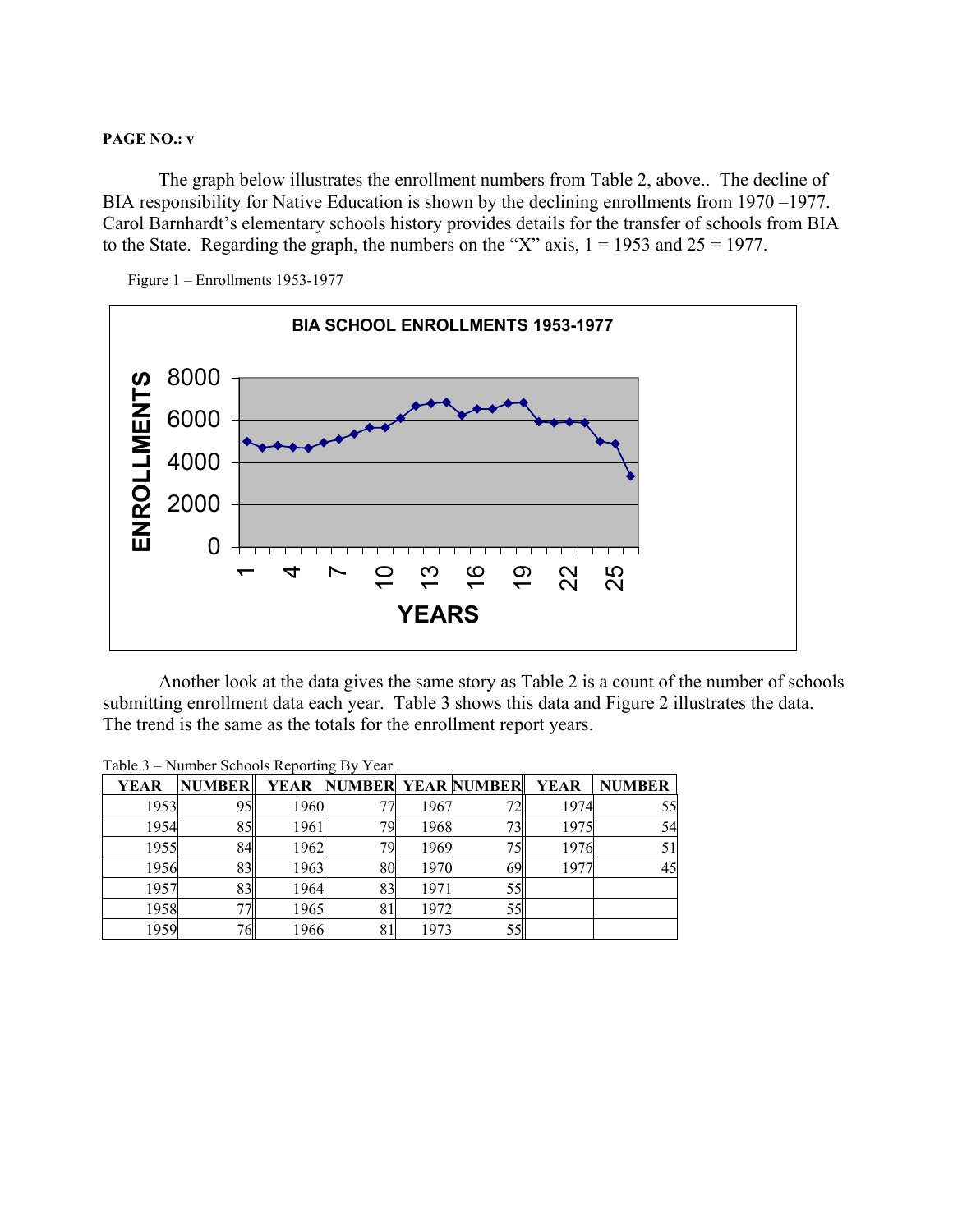**PAGE NO.: v**

The graph below illustrates the enrollment numbers from Table 2, above.. The decline of BIA responsibility for Native Education is shown by the declining enrollments from 1970 –1977. Carol Barnhardt's elementary schools history provides details for the transfer of schools from BIA to the State. Regarding the graph, the numbers on the "X" axis, 1 = 1953 and 25 = 1977.

Figure 1 – Enrollments 1953-1977

Another look at the data gives the same story as Table 2 is a count of the number of schools submitting enrollment data each year. Table 3 shows this data and Figure 2 illustrates the data. The trend is the same as the totals for the enrollment report years.

Table 3 – Number Schools Reporting By Year

| YEAR | NUMBER | YEAR | NUMBER | YEAR | NUMBER | YEAR | NUMBER |
|---|---|---|---|---|---|---|---|
| 1953 | 95 | 1960 | 77 | 1967 | 72 | 1974 | 55 |
| 1954 | 85 | 1961 | 79 | 1968 | 73 | 1975 | 54 |
| 1955 | 84 | 1962 | 79 | 1969 | 75 | 1976 | 51 |
| 1956 | 83 | 1963 | 80 | 1970 | 69 | 1977 | 45 |
| 1957 | 83 | 1964 | 83 | 1971 | 55 | | |
| 1958 | 77 | 1965 | 81 | 1972 | 55 | | |
| 1959 | 76 | 1966 | 81 | 1973 | 55 | | |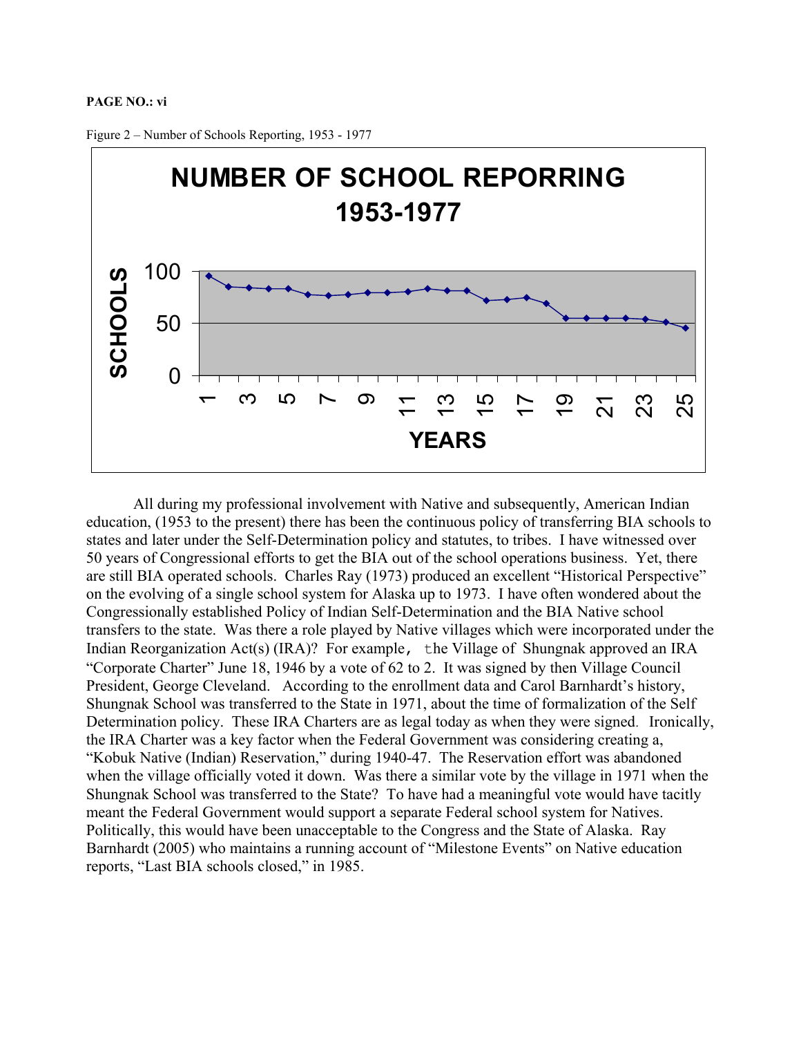PAGE NO.: vi

Figure 2 – Number of Schools Reporting, 1953 - 1977

All during my professional involvement with Native and subsequently, American Indian education, (1953 to the present) there has been the continuous policy of transferring BIA schools to states and later under the Self-Determination policy and statutes, to tribes. I have witnessed over 50 years of Congressional efforts to get the BIA out of the school operations business. Yet, there are still BIA operated schools. Charles Ray (1973) produced an excellent "Historical Perspective" on the evolving of a single school system for Alaska up to 1973. I have often wondered about the Congressionally established Policy of Indian Self-Determination and the BIA Native school transfers to the state. Was there a role played by Native villages which were incorporated under the Indian Reorganization Act(s) (IRA)? For example, the Village of Shungnak approved an IRA "Corporate Charter" June 18, 1946 by a vote of 62 to 2. It was signed by then Village Council President, George Cleveland. According to the enrollment data and Carol Barnhardt's history, Shungnak School was transferred to the State in 1971, about the time of formalization of the Self Determination policy. These IRA Charters are as legal today as when they were signed. Ironically, the IRA Charter was a key factor when the Federal Government was considering creating a, "Kobuk Native (Indian) Reservation," during 1940-47. The Reservation effort was abandoned when the village officially voted it down. Was there a similar vote by the village in 1971 when the Shungnak School was transferred to the State? To have had a meaningful vote would have tacitly meant the Federal Government would support a separate Federal school system for Natives. Politically, this would have been unacceptable to the Congress and the State of Alaska. Ray Barnhardt (2005) who maintains a running account of "Milestone Events" on Native education reports, "Last BIA schools closed," in 1985.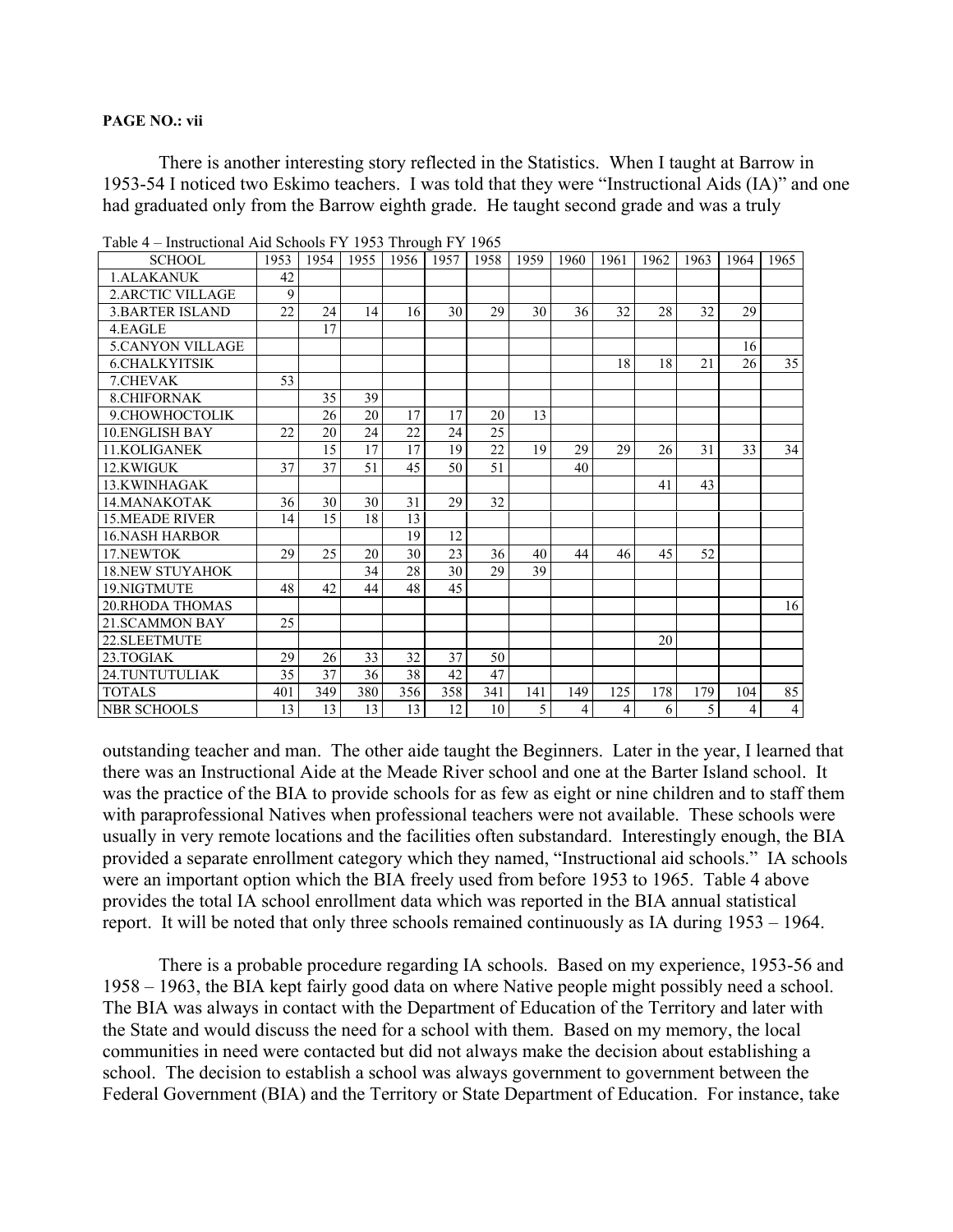There is another interesting story reflected in the Statistics. When I taught at Barrow in 1953-54 I noticed two Eskimo teachers. I was told that they were "Instructional Aids (IA)" and one had graduated only from the Barrow eighth grade. He taught second grade and was a truly outstanding teacher and man. The other aide taught the Beginners. Later in the year, I learned that there was an Instructional Aide at the Meade River school and one at the Barter Island school. It was the practice of the BIA to provide schools for as few as eight or nine children and to staff them with paraprofessional Natives when professional teachers were not available. These schools were usually in very remote locations and the facilities often substandard. Interestingly enough, the BIA provided a separate enrollment category which they named, "Instructional aid schools." IA schools were an important option which the BIA freely used from before 1953 to 1965. Table 4 above provides the total IA school enrollment data which was reported in the BIA annual statistical report. It will be noted that only three schools remained continuously as IA during 1953 – 1964.

Table 4 – Instructional Aid Schools FY 1953 Through FY 1965

| SCHOOL | 1953 | 1954 | 1955 | 1956 | 1957 | 1958 | 1959 | 1960 | 1961 | 1962 | 1963 | 1964 | 1965 |
|---|---|---|---|---|---|---|---|---|---|---|---|---|---|
| 1.ALAKANUK | 42 | | | | | | | | | | | | |
| 2.ARCTIC VILLAGE | 9 | | | | | | | | | | | | |
| 3.BARTER ISLAND | 22 | 24 | 14 | 16 | 30 | 29 | 30 | 36 | 32 | 28 | 32 | 29 | |
| 4.EAGLE | | 17 | | | | | | | | | | | |
| 5.CANYON VILLAGE | | | | | | | | | | | | 16 | |
| 6.CHALKYITSIK | | | | | | | | | 18 | 18 | 21 | 26 | 35 |
| 7.CHEVAK | 53 | | | | | | | | | | | | |
| 8.CHIFORNAK | | 35 | 39 | | | | | | | | | | |
| 9.CHOWHOCTOLIK | | 26 | 20 | 17 | 17 | 20 | 13 | | | | | | |
| 10.ENGLISH BAY | 22 | 20 | 24 | 22 | 24 | 25 | | | | | | | |
| 11.KOLIGANEK | | 15 | 17 | 17 | 19 | 22 | 19 | 29 | 29 | 26 | 31 | 33 | 34 |
| 12.KWIGUK | 37 | 37 | 51 | 45 | 50 | 51 | | 40 | | | | | |
| 13.KWINHAGAK | | | | | | | | | | 41 | 43 | | |
| 14.MANAKOTAK | 36 | 30 | 30 | 31 | 29 | 32 | | | | | | | |
| 15.MEADE RIVER | 14 | 15 | 18 | 13 | | | | | | | | | |
| 16.NASH HARBOR | | | | 19 | 12 | | | | | | | | |
| 17.NEWTOK | 29 | 25 | 20 | 30 | 23 | 36 | 40 | 44 | 46 | 45 | 52 | | |
| 18.NEW STUYAHOK | | | 34 | 28 | 30 | 29 | 39 | | | | | | |
| 19.NIGTMUTE | 48 | 42 | 44 | 48 | 45 | | | | | | | | |
| 20.RHODA THOMAS | | | | | | | | | | | | | 16 |
| 21.SCAMMON BAY | 25 | | | | | | | | | | | | |
| 22.SLEETMUTE | | | | | | | | | | 20 | | | |
| 23.TOGIAK | 29 | 26 | 33 | 32 | 37 | 50 | | | | | | | |
| 24.TUNTUTULIAK | 35 | 37 | 36 | 38 | 42 | 47 | | | | | | | |
| TOTALS | 401 | 349 | 380 | 356 | 358 | 341 | 141 | 149 | 125 | 178 | 179 | 104 | 85 |
| NBR SCHOOLS | 13 | 13 | 13 | 13 | 12 | 10 | 5 | 4 | 4 | 6 | 5 | 4 | 4 |

There is a probable procedure regarding IA schools. Based on my experience, 1953-56 and 1958 – 1963, the BIA kept fairly good data on where Native people might possibly need a school. The BIA was always in contact with the Department of Education of the Territory and later with the State and would discuss the need for a school with them. Based on my memory, the local communities in need were contacted but did not always make the decision about establishing a school. The decision to establish a school was always government to government between the Federal Government (BIA) and the Territory or State Department of Education. For instance, take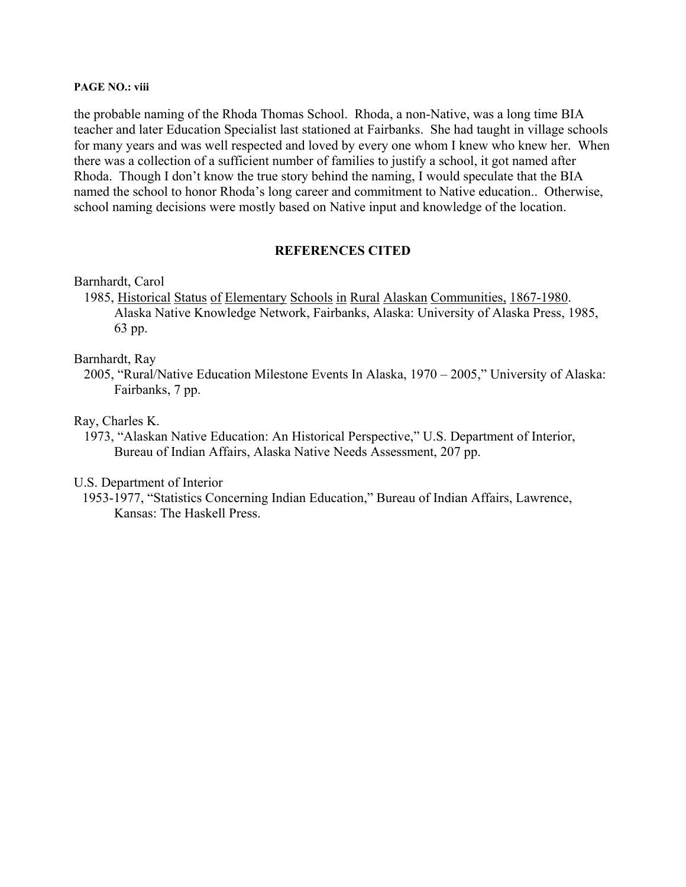the probable naming of the Rhoda Thomas School. Rhoda, a non-Native, was a long time BIA teacher and later Education Specialist last stationed at Fairbanks. She had taught in village schools for many years and was well respected and loved by every one whom I knew who knew her. When there was a collection of a sufficient number of families to justify a school, it got named after Rhoda. Though I don't know the true story behind the naming, I would speculate that the BIA named the school to honor Rhoda's long career and commitment to Native education.. Otherwise, school naming decisions were mostly based on Native input and knowledge of the location.

## REFERENCES CITED

Barnhardt, Carol

1985, Historical Status of Elementary Schools in Rural Alaskan Communities, 1867-1980. Alaska Native Knowledge Network, Fairbanks, Alaska: University of Alaska Press, 1985, 63 pp.

Barnhardt, Ray

2005, "Rural/Native Education Milestone Events In Alaska, 1970 – 2005," University of Alaska: Fairbanks, 7 pp.

Ray, Charles K.

1973, "Alaskan Native Education: An Historical Perspective," U.S. Department of Interior, Bureau of Indian Affairs, Alaska Native Needs Assessment, 207 pp.

U.S. Department of Interior

1953-1977, "Statistics Concerning Indian Education," Bureau of Indian Affairs, Lawrence, Kansas: The Haskell Press.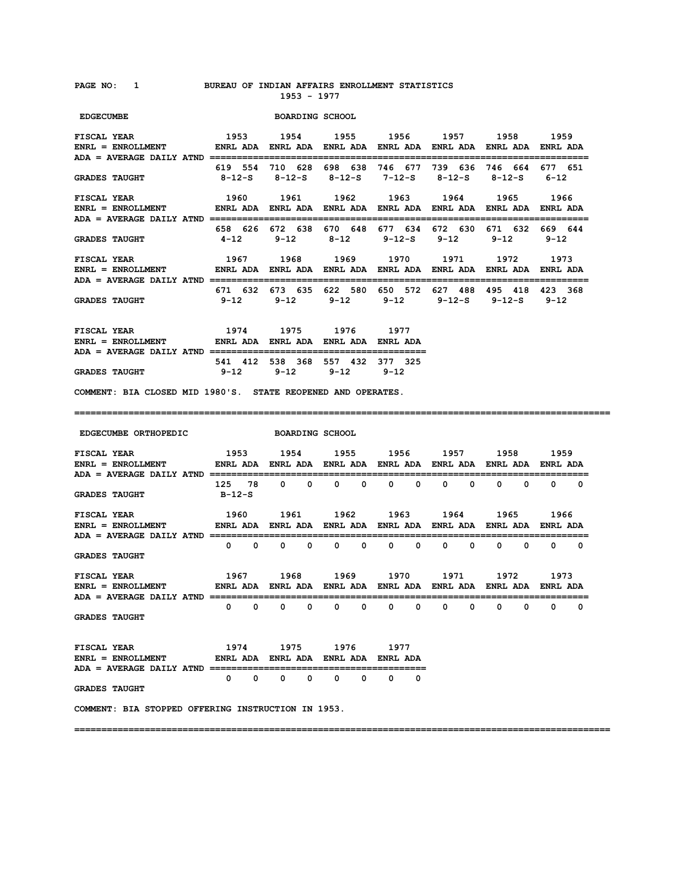# BUREAU OF INDIAN AFFAIRS ENROLLMENT STATISTICS

1953 - 1977

## EDGECUMBE — BOARDING SCHOOL

ENRL = ENROLLMENT; ADA = AVERAGE DAILY ATND

| FISCAL YEAR | 1953 | | 1954 | | 1955 | | 1956 | | 1957 | | 1958 | | 1959 | |
|---|---|---|---|---|---|---|---|---|---|---|---|---|---|---|
| | ENRL | ADA | ENRL | ADA | ENRL | ADA | ENRL | ADA | ENRL | ADA | ENRL | ADA | ENRL | ADA |
| | 619 | 554 | 710 | 628 | 698 | 638 | 746 | 677 | 739 | 636 | 746 | 664 | 677 | 651 |
| GRADES TAUGHT | 8-12-S | | 8-12-S | | 8-12-S | | 7-12-S | | 8-12-S | | 8-12-S | | 6-12 | |

| FISCAL YEAR | 1960 | | 1961 | | 1962 | | 1963 | | 1964 | | 1965 | | 1966 | |
|---|---|---|---|---|---|---|---|---|---|---|---|---|---|---|
| | ENRL | ADA | ENRL | ADA | ENRL | ADA | ENRL | ADA | ENRL | ADA | ENRL | ADA | ENRL | ADA |
| | 658 | 626 | 672 | 638 | 670 | 648 | 677 | 634 | 672 | 630 | 671 | 632 | 669 | 644 |
| GRADES TAUGHT | 4-12 | | 9-12 | | 8-12 | | 9-12-S | | 9-12 | | 9-12 | | 9-12 | |

| FISCAL YEAR | 1967 | | 1968 | | 1969 | | 1970 | | 1971 | | 1972 | | 1973 | |
|---|---|---|---|---|---|---|---|---|---|---|---|---|---|---|
| | ENRL | ADA | ENRL | ADA | ENRL | ADA | ENRL | ADA | ENRL | ADA | ENRL | ADA | ENRL | ADA |
| | 671 | 632 | 673 | 635 | 622 | 580 | 650 | 572 | 627 | 488 | 495 | 418 | 423 | 368 |
| GRADES TAUGHT | 9-12 | | 9-12 | | 9-12 | | 9-12 | | 9-12-S | | 9-12-S | | 9-12 | |

| FISCAL YEAR | 1974 | | 1975 | | 1976 | | 1977 | |
|---|---|---|---|---|---|---|---|---|
| | ENRL | ADA | ENRL | ADA | ENRL | ADA | ENRL | ADA |
| | 541 | 412 | 538 | 368 | 557 | 432 | 377 | 325 |
| GRADES TAUGHT | 9-12 | | 9-12 | | 9-12 | | 9-12 | |

COMMENT: BIA CLOSED MID 1980'S. STATE REOPENED AND OPERATES.

---

## EDGECUMBE ORTHOPEDIC — BOARDING SCHOOL

ENRL = ENROLLMENT; ADA = AVERAGE DAILY ATND

| FISCAL YEAR | 1953 | | 1954 | | 1955 | | 1956 | | 1957 | | 1958 | | 1959 | |
|---|---|---|---|---|---|---|---|---|---|---|---|---|---|---|
| | ENRL | ADA | ENRL | ADA | ENRL | ADA | ENRL | ADA | ENRL | ADA | ENRL | ADA | ENRL | ADA |
| | 125 | 78 | 0 | 0 | 0 | 0 | 0 | 0 | 0 | 0 | 0 | 0 | 0 | 0 |
| GRADES TAUGHT | B-12-S | | | | | | | | | | | | | |

| FISCAL YEAR | 1960 | | 1961 | | 1962 | | 1963 | | 1964 | | 1965 | | 1966 | |
|---|---|---|---|---|---|---|---|---|---|---|---|---|---|---|
| | ENRL | ADA | ENRL | ADA | ENRL | ADA | ENRL | ADA | ENRL | ADA | ENRL | ADA | ENRL | ADA |
| | 0 | 0 | 0 | 0 | 0 | 0 | 0 | 0 | 0 | 0 | 0 | 0 | 0 | 0 |
| GRADES TAUGHT | | | | | | | | | | | | | | |

| FISCAL YEAR | 1967 | | 1968 | | 1969 | | 1970 | | 1971 | | 1972 | | 1973 | |
|---|---|---|---|---|---|---|---|---|---|---|---|---|---|---|
| | ENRL | ADA | ENRL | ADA | ENRL | ADA | ENRL | ADA | ENRL | ADA | ENRL | ADA | ENRL | ADA |
| | 0 | 0 | 0 | 0 | 0 | 0 | 0 | 0 | 0 | 0 | 0 | 0 | 0 | 0 |
| GRADES TAUGHT | | | | | | | | | | | | | | |

| FISCAL YEAR | 1974 | | 1975 | | 1976 | | 1977 | |
|---|---|---|---|---|---|---|---|---|
| | ENRL | ADA | ENRL | ADA | ENRL | ADA | ENRL | ADA |
| | 0 | 0 | 0 | 0 | 0 | 0 | 0 | 0 |
| GRADES TAUGHT | | | | | | | | |

COMMENT: BIA STOPPED OFFERING INSTRUCTION IN 1953.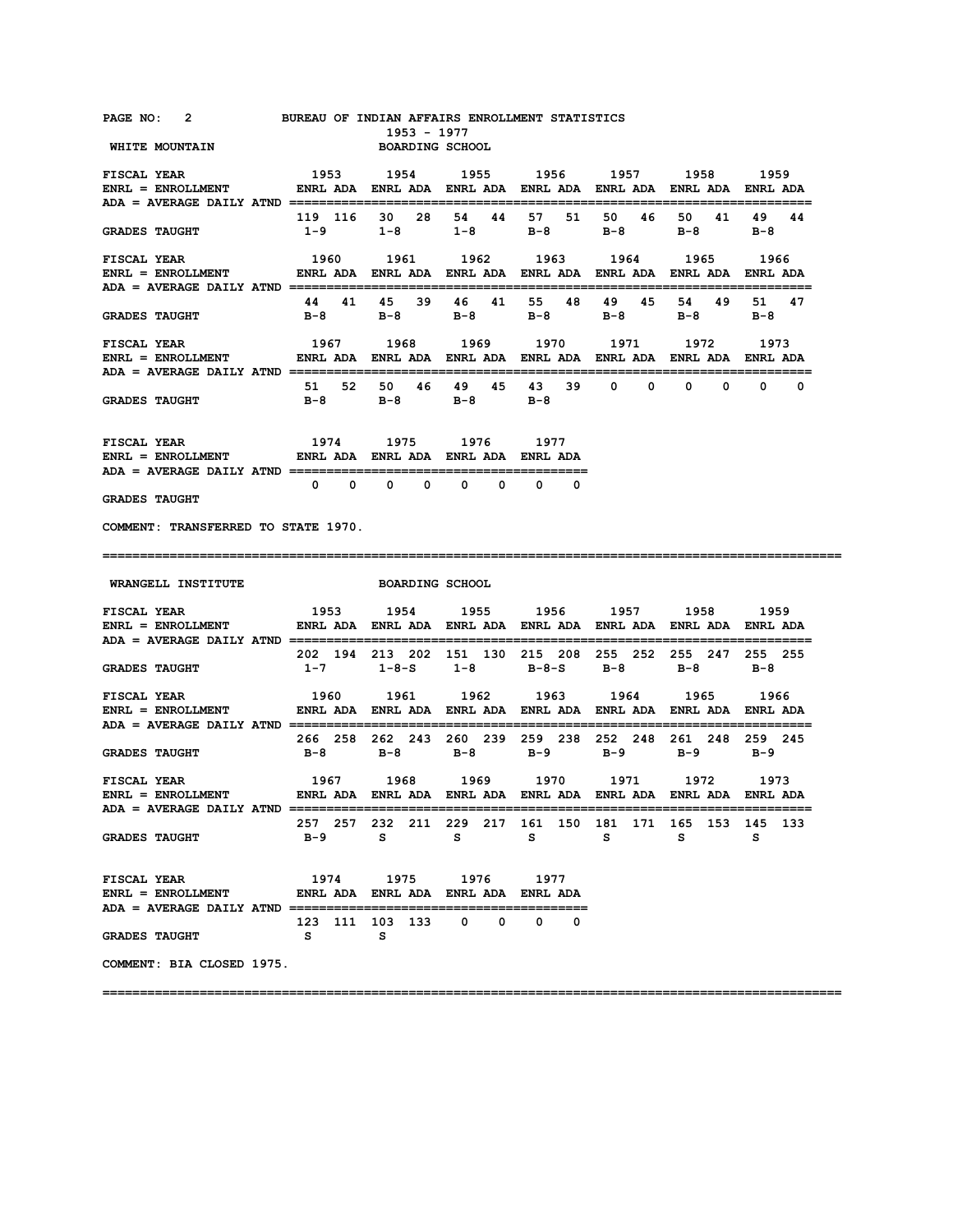BUREAU OF INDIAN AFFAIRS ENROLLMENT STATISTICS
1953 - 1977

## WHITE MOUNTAIN — BOARDING SCHOOL

ENRL = ENROLLMENT
ADA = AVERAGE DAILY ATND

| FISCAL YEAR | 1953 ENRL | 1953 ADA | 1954 ENRL | 1954 ADA | 1955 ENRL | 1955 ADA | 1956 ENRL | 1956 ADA | 1957 ENRL | 1957 ADA | 1958 ENRL | 1958 ADA | 1959 ENRL | 1959 ADA |
|---|---|---|---|---|---|---|---|---|---|---|---|---|---|---|
| | 119 | 116 | 30 | 28 | 54 | 44 | 57 | 51 | 50 | 46 | 50 | 41 | 49 | 44 |
| GRADES TAUGHT | 1-9 | | 1-8 | | 1-8 | | B-8 | | B-8 | | B-8 | | B-8 | |

| FISCAL YEAR | 1960 ENRL | 1960 ADA | 1961 ENRL | 1961 ADA | 1962 ENRL | 1962 ADA | 1963 ENRL | 1963 ADA | 1964 ENRL | 1964 ADA | 1965 ENRL | 1965 ADA | 1966 ENRL | 1966 ADA |
|---|---|---|---|---|---|---|---|---|---|---|---|---|---|---|
| | 44 | 41 | 45 | 39 | 46 | 41 | 55 | 48 | 49 | 45 | 54 | 49 | 51 | 47 |
| GRADES TAUGHT | B-8 | | B-8 | | B-8 | | B-8 | | B-8 | | B-8 | | B-8 | |

| FISCAL YEAR | 1967 ENRL | 1967 ADA | 1968 ENRL | 1968 ADA | 1969 ENRL | 1969 ADA | 1970 ENRL | 1970 ADA | 1971 ENRL | 1971 ADA | 1972 ENRL | 1972 ADA | 1973 ENRL | 1973 ADA |
|---|---|---|---|---|---|---|---|---|---|---|---|---|---|---|
| | 51 | 52 | 50 | 46 | 49 | 45 | 43 | 39 | 0 | 0 | 0 | 0 | 0 | 0 |
| GRADES TAUGHT | B-8 | | B-8 | | B-8 | | B-8 | | | | | | | |

| FISCAL YEAR | 1974 ENRL | 1974 ADA | 1975 ENRL | 1975 ADA | 1976 ENRL | 1976 ADA | 1977 ENRL | 1977 ADA |
|---|---|---|---|---|---|---|---|---|
| | 0 | 0 | 0 | 0 | 0 | 0 | 0 | 0 |
| GRADES TAUGHT | | | | | | | | |

COMMENT: TRANSFERRED TO STATE 1970.

---

## WRANGELL INSTITUTE — BOARDING SCHOOL

ENRL = ENROLLMENT
ADA = AVERAGE DAILY ATND

| FISCAL YEAR | 1953 ENRL | 1953 ADA | 1954 ENRL | 1954 ADA | 1955 ENRL | 1955 ADA | 1956 ENRL | 1956 ADA | 1957 ENRL | 1957 ADA | 1958 ENRL | 1958 ADA | 1959 ENRL | 1959 ADA |
|---|---|---|---|---|---|---|---|---|---|---|---|---|---|---|
| | 202 | 194 | 213 | 202 | 151 | 130 | 215 | 208 | 255 | 252 | 255 | 247 | 255 | 255 |
| GRADES TAUGHT | 1-7 | | 1-8-S | | 1-8 | | B-8-S | | B-8 | | B-8 | | B-8 | |

| FISCAL YEAR | 1960 ENRL | 1960 ADA | 1961 ENRL | 1961 ADA | 1962 ENRL | 1962 ADA | 1963 ENRL | 1963 ADA | 1964 ENRL | 1964 ADA | 1965 ENRL | 1965 ADA | 1966 ENRL | 1966 ADA |
|---|---|---|---|---|---|---|---|---|---|---|---|---|---|---|
| | 266 | 258 | 262 | 243 | 260 | 239 | 259 | 238 | 252 | 248 | 261 | 248 | 259 | 245 |
| GRADES TAUGHT | B-8 | | B-8 | | B-8 | | B-9 | | B-9 | | B-9 | | B-9 | |

| FISCAL YEAR | 1967 ENRL | 1967 ADA | 1968 ENRL | 1968 ADA | 1969 ENRL | 1969 ADA | 1970 ENRL | 1970 ADA | 1971 ENRL | 1971 ADA | 1972 ENRL | 1972 ADA | 1973 ENRL | 1973 ADA |
|---|---|---|---|---|---|---|---|---|---|---|---|---|---|---|
| | 257 | 257 | 232 | 211 | 229 | 217 | 161 | 150 | 181 | 171 | 165 | 153 | 145 | 133 |
| GRADES TAUGHT | B-9 | | S | | S | | S | | S | | S | | S | |

| FISCAL YEAR | 1974 ENRL | 1974 ADA | 1975 ENRL | 1975 ADA | 1976 ENRL | 1976 ADA | 1977 ENRL | 1977 ADA |
|---|---|---|---|---|---|---|---|---|
| | 123 | 111 | 103 | 133 | 0 | 0 | 0 | 0 |
| GRADES TAUGHT | S | | S | | | | | |

COMMENT: BIA CLOSED 1975.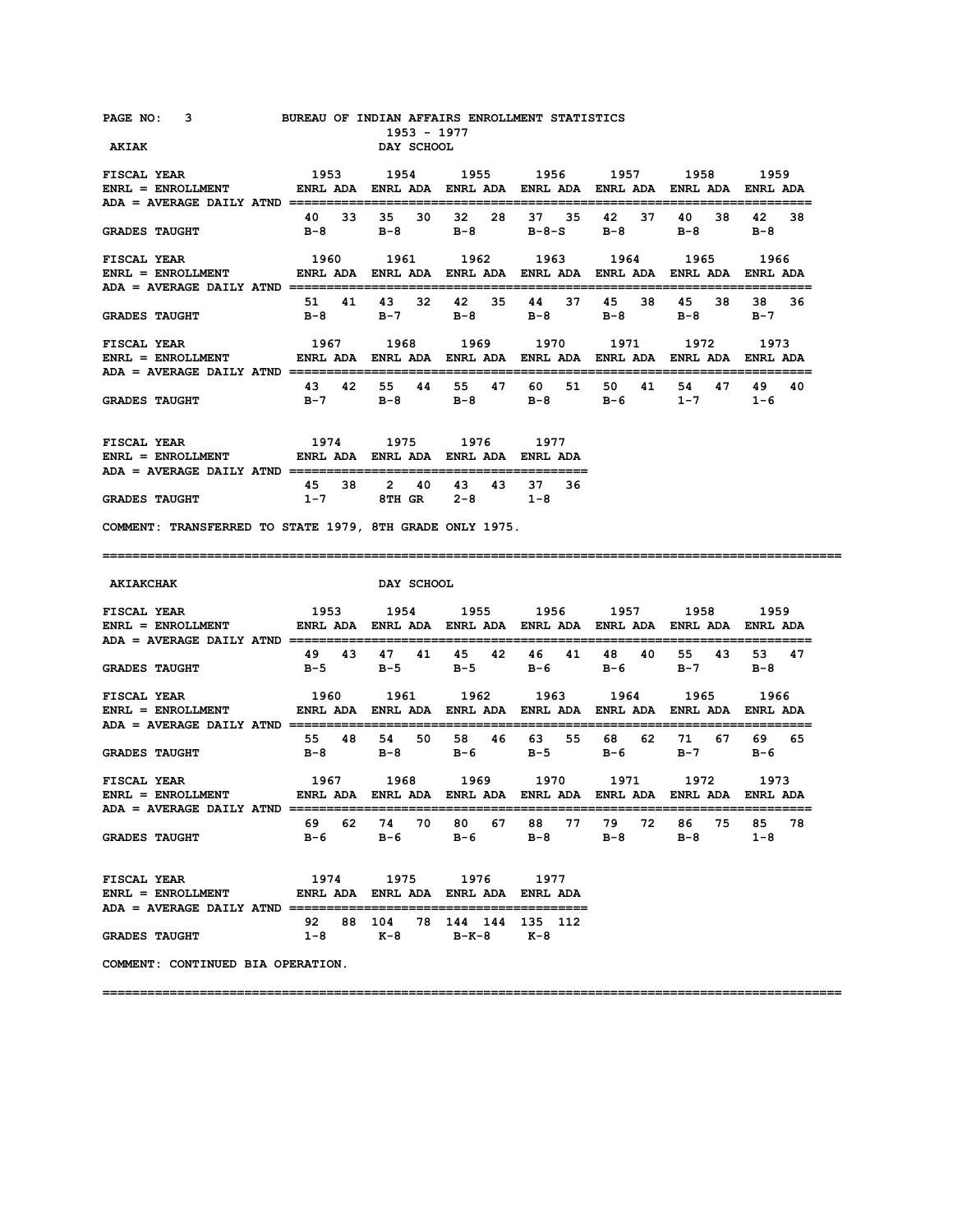BUREAU OF INDIAN AFFAIRS ENROLLMENT STATISTICS
1953 - 1977

## AKIAK

DAY SCHOOL

ENRL = ENROLLMENT
ADA = AVERAGE DAILY ATND

| FISCAL YEAR | 1953 | | 1954 | | 1955 | | 1956 | | 1957 | | 1958 | | 1959 | |
|---|---|---|---|---|---|---|---|---|---|---|---|---|---|---|
| | ENRL | ADA | ENRL | ADA | ENRL | ADA | ENRL | ADA | ENRL | ADA | ENRL | ADA | ENRL | ADA |
| | 40 | 33 | 35 | 30 | 32 | 28 | 37 | 35 | 42 | 37 | 40 | 38 | 42 | 38 |
| GRADES TAUGHT | B-8 | | B-8 | | B-8 | | B-8-S | | B-8 | | B-8 | | B-8 | |

| FISCAL YEAR | 1960 | | 1961 | | 1962 | | 1963 | | 1964 | | 1965 | | 1966 | |
|---|---|---|---|---|---|---|---|---|---|---|---|---|---|---|
| | ENRL | ADA | ENRL | ADA | ENRL | ADA | ENRL | ADA | ENRL | ADA | ENRL | ADA | ENRL | ADA |
| | 51 | 41 | 43 | 32 | 42 | 35 | 44 | 37 | 45 | 38 | 45 | 38 | 38 | 36 |
| GRADES TAUGHT | B-8 | | B-7 | | B-8 | | B-8 | | B-8 | | B-8 | | B-7 | |

| FISCAL YEAR | 1967 | | 1968 | | 1969 | | 1970 | | 1971 | | 1972 | | 1973 | |
|---|---|---|---|---|---|---|---|---|---|---|---|---|---|---|
| | ENRL | ADA | ENRL | ADA | ENRL | ADA | ENRL | ADA | ENRL | ADA | ENRL | ADA | ENRL | ADA |
| | 43 | 42 | 55 | 44 | 55 | 47 | 60 | 51 | 50 | 41 | 54 | 47 | 49 | 40 |
| GRADES TAUGHT | B-7 | | B-8 | | B-8 | | B-8 | | B-6 | | 1-7 | | 1-6 | |

| FISCAL YEAR | 1974 | | 1975 | | 1976 | | 1977 | |
|---|---|---|---|---|---|---|---|---|
| | ENRL | ADA | ENRL | ADA | ENRL | ADA | ENRL | ADA |
| | 45 | 38 | 2 | 40 | 43 | 43 | 37 | 36 |
| GRADES TAUGHT | 1-7 | | 8TH GR | | 2-8 | | 1-8 | |

COMMENT: TRANSFERRED TO STATE 1979, 8TH GRADE ONLY 1975.

---

## AKIAKCHAK

DAY SCHOOL

ENRL = ENROLLMENT
ADA = AVERAGE DAILY ATND

| FISCAL YEAR | 1953 | | 1954 | | 1955 | | 1956 | | 1957 | | 1958 | | 1959 | |
|---|---|---|---|---|---|---|---|---|---|---|---|---|---|---|
| | ENRL | ADA | ENRL | ADA | ENRL | ADA | ENRL | ADA | ENRL | ADA | ENRL | ADA | ENRL | ADA |
| | 49 | 43 | 47 | 41 | 45 | 42 | 46 | 41 | 48 | 40 | 55 | 43 | 53 | 47 |
| GRADES TAUGHT | B-5 | | B-5 | | B-5 | | B-6 | | B-6 | | B-7 | | B-8 | |

| FISCAL YEAR | 1960 | | 1961 | | 1962 | | 1963 | | 1964 | | 1965 | | 1966 | |
|---|---|---|---|---|---|---|---|---|---|---|---|---|---|---|
| | ENRL | ADA | ENRL | ADA | ENRL | ADA | ENRL | ADA | ENRL | ADA | ENRL | ADA | ENRL | ADA |
| | 55 | 48 | 54 | 50 | 58 | 46 | 63 | 55 | 68 | 62 | 71 | 67 | 69 | 65 |
| GRADES TAUGHT | B-8 | | B-8 | | B-6 | | B-5 | | B-6 | | B-7 | | B-6 | |

| FISCAL YEAR | 1967 | | 1968 | | 1969 | | 1970 | | 1971 | | 1972 | | 1973 | |
|---|---|---|---|---|---|---|---|---|---|---|---|---|---|---|
| | ENRL | ADA | ENRL | ADA | ENRL | ADA | ENRL | ADA | ENRL | ADA | ENRL | ADA | ENRL | ADA |
| | 69 | 62 | 74 | 70 | 80 | 67 | 88 | 77 | 79 | 72 | 86 | 75 | 85 | 78 |
| GRADES TAUGHT | B-6 | | B-6 | | B-6 | | B-8 | | B-8 | | B-8 | | 1-8 | |

| FISCAL YEAR | 1974 | | 1975 | | 1976 | | 1977 | |
|---|---|---|---|---|---|---|---|---|
| | ENRL | ADA | ENRL | ADA | ENRL | ADA | ENRL | ADA |
| | 92 | 88 | 104 | 78 | 144 | 144 | 135 | 112 |
| GRADES TAUGHT | 1-8 | | K-8 | | B-K-8 | | K-8 | |

COMMENT: CONTINUED BIA OPERATION.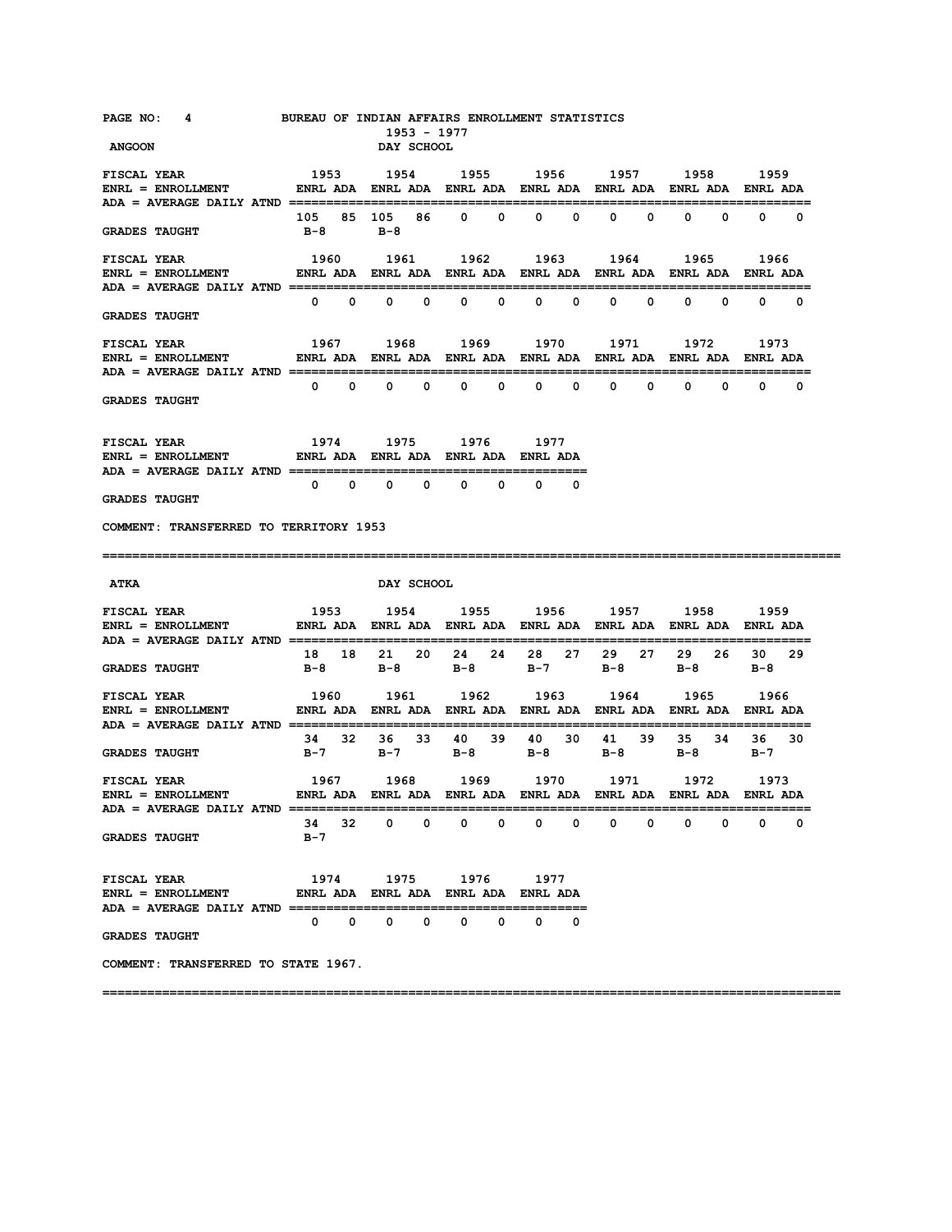BUREAU OF INDIAN AFFAIRS ENROLLMENT STATISTICS
1953 - 1977

## ANGOON — DAY SCHOOL

| FISCAL YEAR | 1953 | | 1954 | | 1955 | | 1956 | | 1957 | | 1958 | | 1959 | |
|---|---|---|---|---|---|---|---|---|---|---|---|---|---|---|
| ENRL = ENROLLMENT / ADA = AVERAGE DAILY ATND | ENRL | ADA | ENRL | ADA | ENRL | ADA | ENRL | ADA | ENRL | ADA | ENRL | ADA | ENRL | ADA |
| | 105 | 85 | 105 | 86 | 0 | 0 | 0 | 0 | 0 | 0 | 0 | 0 | 0 | 0 |
| GRADES TAUGHT | B-8 | | B-8 | | | | | | | | | | | |

| FISCAL YEAR | 1960 | | 1961 | | 1962 | | 1963 | | 1964 | | 1965 | | 1966 | |
|---|---|---|---|---|---|---|---|---|---|---|---|---|---|---|
| ENRL = ENROLLMENT / ADA = AVERAGE DAILY ATND | ENRL | ADA | ENRL | ADA | ENRL | ADA | ENRL | ADA | ENRL | ADA | ENRL | ADA | ENRL | ADA |
| | 0 | 0 | 0 | 0 | 0 | 0 | 0 | 0 | 0 | 0 | 0 | 0 | 0 | 0 |
| GRADES TAUGHT | | | | | | | | | | | | | | |

| FISCAL YEAR | 1967 | | 1968 | | 1969 | | 1970 | | 1971 | | 1972 | | 1973 | |
|---|---|---|---|---|---|---|---|---|---|---|---|---|---|---|
| ENRL = ENROLLMENT / ADA = AVERAGE DAILY ATND | ENRL | ADA | ENRL | ADA | ENRL | ADA | ENRL | ADA | ENRL | ADA | ENRL | ADA | ENRL | ADA |
| | 0 | 0 | 0 | 0 | 0 | 0 | 0 | 0 | 0 | 0 | 0 | 0 | 0 | 0 |
| GRADES TAUGHT | | | | | | | | | | | | | | |

| FISCAL YEAR | 1974 | | 1975 | | 1976 | | 1977 | |
|---|---|---|---|---|---|---|---|---|
| ENRL = ENROLLMENT / ADA = AVERAGE DAILY ATND | ENRL | ADA | ENRL | ADA | ENRL | ADA | ENRL | ADA |
| | 0 | 0 | 0 | 0 | 0 | 0 | 0 | 0 |
| GRADES TAUGHT | | | | | | | | |

COMMENT: TRANSFERRED TO TERRITORY 1953

---

## ATKA — DAY SCHOOL

| FISCAL YEAR | 1953 | | 1954 | | 1955 | | 1956 | | 1957 | | 1958 | | 1959 | |
|---|---|---|---|---|---|---|---|---|---|---|---|---|---|---|
| ENRL = ENROLLMENT / ADA = AVERAGE DAILY ATND | ENRL | ADA | ENRL | ADA | ENRL | ADA | ENRL | ADA | ENRL | ADA | ENRL | ADA | ENRL | ADA |
| | 18 | 18 | 21 | 20 | 24 | 24 | 28 | 27 | 29 | 27 | 29 | 26 | 30 | 29 |
| GRADES TAUGHT | B-8 | | B-8 | | B-8 | | B-7 | | B-8 | | B-8 | | B-8 | |

| FISCAL YEAR | 1960 | | 1961 | | 1962 | | 1963 | | 1964 | | 1965 | | 1966 | |
|---|---|---|---|---|---|---|---|---|---|---|---|---|---|---|
| ENRL = ENROLLMENT / ADA = AVERAGE DAILY ATND | ENRL | ADA | ENRL | ADA | ENRL | ADA | ENRL | ADA | ENRL | ADA | ENRL | ADA | ENRL | ADA |
| | 34 | 32 | 36 | 33 | 40 | 39 | 40 | 30 | 41 | 39 | 35 | 34 | 36 | 30 |
| GRADES TAUGHT | B-7 | | B-7 | | B-8 | | B-8 | | B-8 | | B-8 | | B-7 | |

| FISCAL YEAR | 1967 | | 1968 | | 1969 | | 1970 | | 1971 | | 1972 | | 1973 | |
|---|---|---|---|---|---|---|---|---|---|---|---|---|---|---|
| ENRL = ENROLLMENT / ADA = AVERAGE DAILY ATND | ENRL | ADA | ENRL | ADA | ENRL | ADA | ENRL | ADA | ENRL | ADA | ENRL | ADA | ENRL | ADA |
| | 34 | 32 | 0 | 0 | 0 | 0 | 0 | 0 | 0 | 0 | 0 | 0 | 0 | 0 |
| GRADES TAUGHT | B-7 | | | | | | | | | | | | | |

| FISCAL YEAR | 1974 | | 1975 | | 1976 | | 1977 | |
|---|---|---|---|---|---|---|---|---|
| ENRL = ENROLLMENT / ADA = AVERAGE DAILY ATND | ENRL | ADA | ENRL | ADA | ENRL | ADA | ENRL | ADA |
| | 0 | 0 | 0 | 0 | 0 | 0 | 0 | 0 |
| GRADES TAUGHT | | | | | | | | |

COMMENT: TRANSFERRED TO STATE 1967.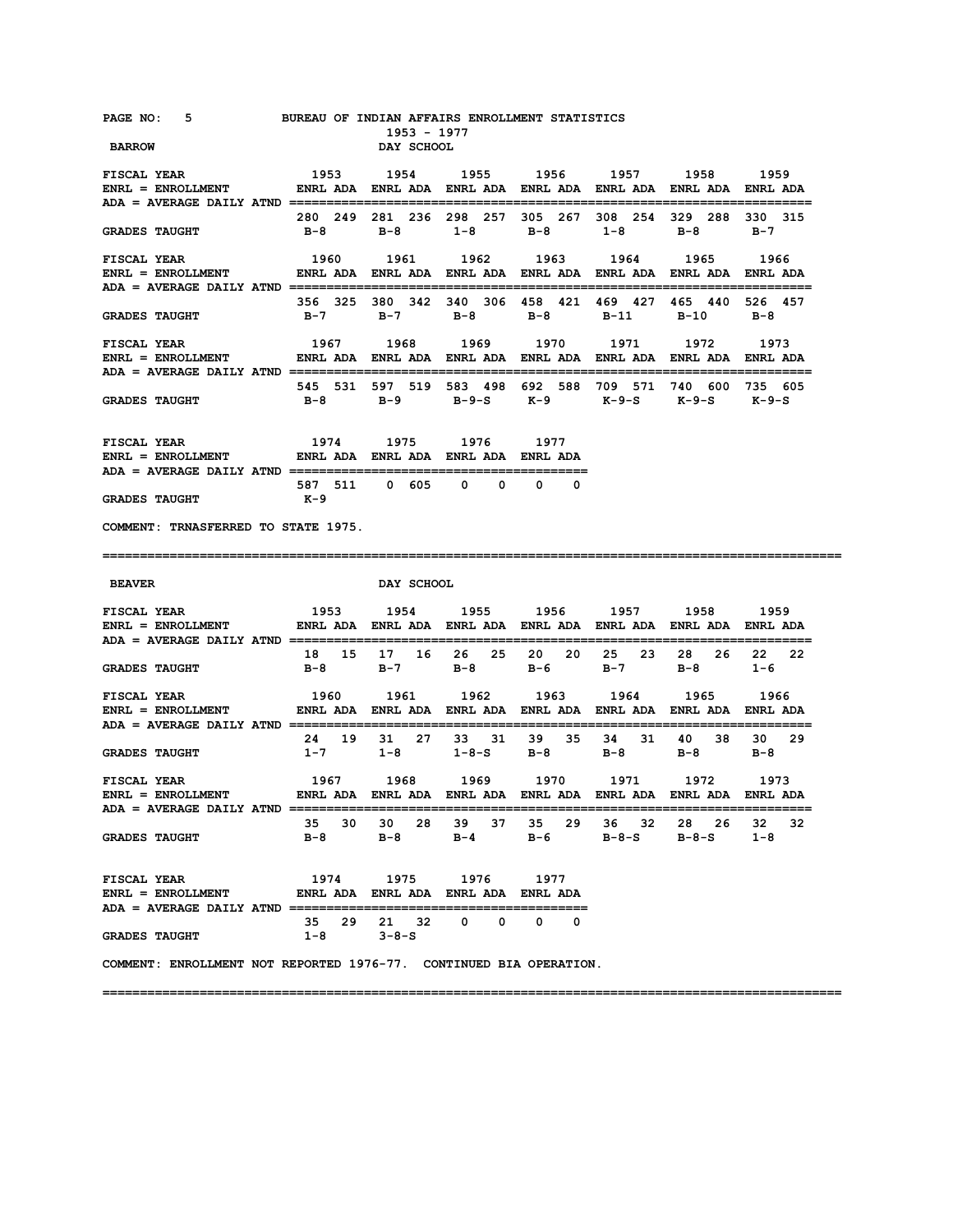BUREAU OF INDIAN AFFAIRS ENROLLMENT STATISTICS
1953 - 1977

## BARROW — DAY SCHOOL

ENRL = ENROLLMENT; ADA = AVERAGE DAILY ATND

| FISCAL YEAR | 1953 | | 1954 | | 1955 | | 1956 | | 1957 | | 1958 | | 1959 | |
|---|---|---|---|---|---|---|---|---|---|---|---|---|---|---|
| | ENRL | ADA | ENRL | ADA | ENRL | ADA | ENRL | ADA | ENRL | ADA | ENRL | ADA | ENRL | ADA |
| | 280 | 249 | 281 | 236 | 298 | 257 | 305 | 267 | 308 | 254 | 329 | 288 | 330 | 315 |
| GRADES TAUGHT | B-8 | | B-8 | | 1-8 | | B-8 | | 1-8 | | B-8 | | B-7 | |

| FISCAL YEAR | 1960 | | 1961 | | 1962 | | 1963 | | 1964 | | 1965 | | 1966 | |
|---|---|---|---|---|---|---|---|---|---|---|---|---|---|---|
| | ENRL | ADA | ENRL | ADA | ENRL | ADA | ENRL | ADA | ENRL | ADA | ENRL | ADA | ENRL | ADA |
| | 356 | 325 | 380 | 342 | 340 | 306 | 458 | 421 | 469 | 427 | 465 | 440 | 526 | 457 |
| GRADES TAUGHT | B-7 | | B-7 | | B-8 | | B-8 | | B-11 | | B-10 | | B-8 | |

| FISCAL YEAR | 1967 | | 1968 | | 1969 | | 1970 | | 1971 | | 1972 | | 1973 | |
|---|---|---|---|---|---|---|---|---|---|---|---|---|---|---|
| | ENRL | ADA | ENRL | ADA | ENRL | ADA | ENRL | ADA | ENRL | ADA | ENRL | ADA | ENRL | ADA |
| | 545 | 531 | 597 | 519 | 583 | 498 | 692 | 588 | 709 | 571 | 740 | 600 | 735 | 605 |
| GRADES TAUGHT | B-8 | | B-9 | | B-9-S | | K-9 | | K-9-S | | K-9-S | | K-9-S | |

| FISCAL YEAR | 1974 | | 1975 | | 1976 | | 1977 | |
|---|---|---|---|---|---|---|---|---|
| | ENRL | ADA | ENRL | ADA | ENRL | ADA | ENRL | ADA |
| | 587 | 511 | 0 | 605 | 0 | 0 | 0 | 0 |
| GRADES TAUGHT | K-9 | | | | | | | |

COMMENT: TRNASFERRED TO STATE 1975.

---

## BEAVER — DAY SCHOOL

| FISCAL YEAR | 1953 | | 1954 | | 1955 | | 1956 | | 1957 | | 1958 | | 1959 | |
|---|---|---|---|---|---|---|---|---|---|---|---|---|---|---|
| | ENRL | ADA | ENRL | ADA | ENRL | ADA | ENRL | ADA | ENRL | ADA | ENRL | ADA | ENRL | ADA |
| | 18 | 15 | 17 | 16 | 26 | 25 | 20 | 20 | 25 | 23 | 28 | 26 | 22 | 22 |
| GRADES TAUGHT | B-8 | | B-7 | | B-8 | | B-6 | | B-7 | | B-8 | | 1-6 | |

| FISCAL YEAR | 1960 | | 1961 | | 1962 | | 1963 | | 1964 | | 1965 | | 1966 | |
|---|---|---|---|---|---|---|---|---|---|---|---|---|---|---|
| | ENRL | ADA | ENRL | ADA | ENRL | ADA | ENRL | ADA | ENRL | ADA | ENRL | ADA | ENRL | ADA |
| | 24 | 19 | 31 | 27 | 33 | 31 | 39 | 35 | 34 | 31 | 40 | 38 | 30 | 29 |
| GRADES TAUGHT | 1-7 | | 1-8 | | 1-8-S | | B-8 | | B-8 | | B-8 | | B-8 | |

| FISCAL YEAR | 1967 | | 1968 | | 1969 | | 1970 | | 1971 | | 1972 | | 1973 | |
|---|---|---|---|---|---|---|---|---|---|---|---|---|---|---|
| | ENRL | ADA | ENRL | ADA | ENRL | ADA | ENRL | ADA | ENRL | ADA | ENRL | ADA | ENRL | ADA |
| | 35 | 30 | 30 | 28 | 39 | 37 | 35 | 29 | 36 | 32 | 28 | 26 | 32 | 32 |
| GRADES TAUGHT | B-8 | | B-8 | | B-4 | | B-6 | | B-8-S | | B-8-S | | 1-8 | |

| FISCAL YEAR | 1974 | | 1975 | | 1976 | | 1977 | |
|---|---|---|---|---|---|---|---|---|
| | ENRL | ADA | ENRL | ADA | ENRL | ADA | ENRL | ADA |
| | 35 | 29 | 21 | 32 | 0 | 0 | 0 | 0 |
| GRADES TAUGHT | 1-8 | | 3-8-S | | | | | |

COMMENT: ENROLLMENT NOT REPORTED 1976-77. CONTINUED BIA OPERATION.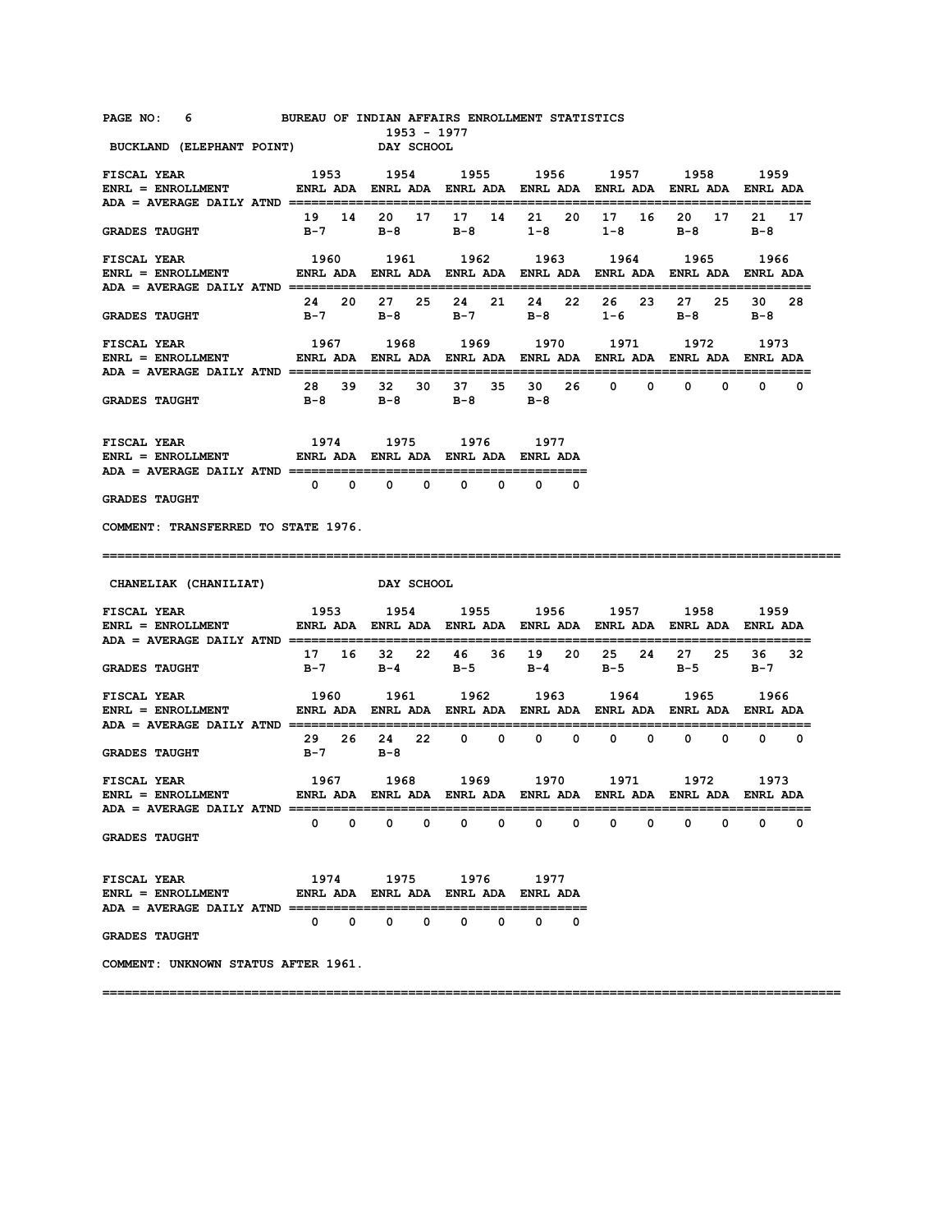BUREAU OF INDIAN AFFAIRS ENROLLMENT STATISTICS

1953 - 1977

## BUCKLAND (ELEPHANT POINT) DAY SCHOOL

ENRL = ENROLLMENT
ADA = AVERAGE DAILY ATND

| FISCAL YEAR | 1953 | | 1954 | | 1955 | | 1956 | | 1957 | | 1958 | | 1959 | |
|---|---|---|---|---|---|---|---|---|---|---|---|---|---|---|
| | ENRL | ADA | ENRL | ADA | ENRL | ADA | ENRL | ADA | ENRL | ADA | ENRL | ADA | ENRL | ADA |
| | 19 | 14 | 20 | 17 | 17 | 14 | 21 | 20 | 17 | 16 | 20 | 17 | 21 | 17 |
| GRADES TAUGHT | B-7 | | B-8 | | B-8 | | 1-8 | | 1-8 | | B-8 | | B-8 | |

| FISCAL YEAR | 1960 | | 1961 | | 1962 | | 1963 | | 1964 | | 1965 | | 1966 | |
|---|---|---|---|---|---|---|---|---|---|---|---|---|---|---|
| | ENRL | ADA | ENRL | ADA | ENRL | ADA | ENRL | ADA | ENRL | ADA | ENRL | ADA | ENRL | ADA |
| | 24 | 20 | 27 | 25 | 24 | 21 | 24 | 22 | 26 | 23 | 27 | 25 | 30 | 28 |
| GRADES TAUGHT | B-7 | | B-8 | | B-7 | | B-8 | | 1-6 | | B-8 | | B-8 | |

| FISCAL YEAR | 1967 | | 1968 | | 1969 | | 1970 | | 1971 | | 1972 | | 1973 | |
|---|---|---|---|---|---|---|---|---|---|---|---|---|---|---|
| | ENRL | ADA | ENRL | ADA | ENRL | ADA | ENRL | ADA | ENRL | ADA | ENRL | ADA | ENRL | ADA |
| | 28 | 39 | 32 | 30 | 37 | 35 | 30 | 26 | 0 | 0 | 0 | 0 | 0 | 0 |
| GRADES TAUGHT | B-8 | | B-8 | | B-8 | | B-8 | | | | | | | |

| FISCAL YEAR | 1974 | | 1975 | | 1976 | | 1977 | |
|---|---|---|---|---|---|---|---|---|
| | ENRL | ADA | ENRL | ADA | ENRL | ADA | ENRL | ADA |
| | 0 | 0 | 0 | 0 | 0 | 0 | 0 | 0 |
| GRADES TAUGHT | | | | | | | | |

COMMENT: TRANSFERRED TO STATE 1976.

---

## CHANELIAK (CHANILIAT) DAY SCHOOL

| FISCAL YEAR | 1953 | | 1954 | | 1955 | | 1956 | | 1957 | | 1958 | | 1959 | |
|---|---|---|---|---|---|---|---|---|---|---|---|---|---|---|
| | ENRL | ADA | ENRL | ADA | ENRL | ADA | ENRL | ADA | ENRL | ADA | ENRL | ADA | ENRL | ADA |
| | 17 | 16 | 32 | 22 | 46 | 36 | 19 | 20 | 25 | 24 | 27 | 25 | 36 | 32 |
| GRADES TAUGHT | B-7 | | B-4 | | B-5 | | B-4 | | B-5 | | B-5 | | B-7 | |

| FISCAL YEAR | 1960 | | 1961 | | 1962 | | 1963 | | 1964 | | 1965 | | 1966 | |
|---|---|---|---|---|---|---|---|---|---|---|---|---|---|---|
| | ENRL | ADA | ENRL | ADA | ENRL | ADA | ENRL | ADA | ENRL | ADA | ENRL | ADA | ENRL | ADA |
| | 29 | 26 | 24 | 22 | 0 | 0 | 0 | 0 | 0 | 0 | 0 | 0 | 0 | 0 |
| GRADES TAUGHT | B-7 | | B-8 | | | | | | | | | | | |

| FISCAL YEAR | 1967 | | 1968 | | 1969 | | 1970 | | 1971 | | 1972 | | 1973 | |
|---|---|---|---|---|---|---|---|---|---|---|---|---|---|---|
| | ENRL | ADA | ENRL | ADA | ENRL | ADA | ENRL | ADA | ENRL | ADA | ENRL | ADA | ENRL | ADA |
| | 0 | 0 | 0 | 0 | 0 | 0 | 0 | 0 | 0 | 0 | 0 | 0 | 0 | 0 |
| GRADES TAUGHT | | | | | | | | | | | | | | |

| FISCAL YEAR | 1974 | | 1975 | | 1976 | | 1977 | |
|---|---|---|---|---|---|---|---|---|
| | ENRL | ADA | ENRL | ADA | ENRL | ADA | ENRL | ADA |
| | 0 | 0 | 0 | 0 | 0 | 0 | 0 | 0 |
| GRADES TAUGHT | | | | | | | | |

COMMENT: UNKNOWN STATUS AFTER 1961.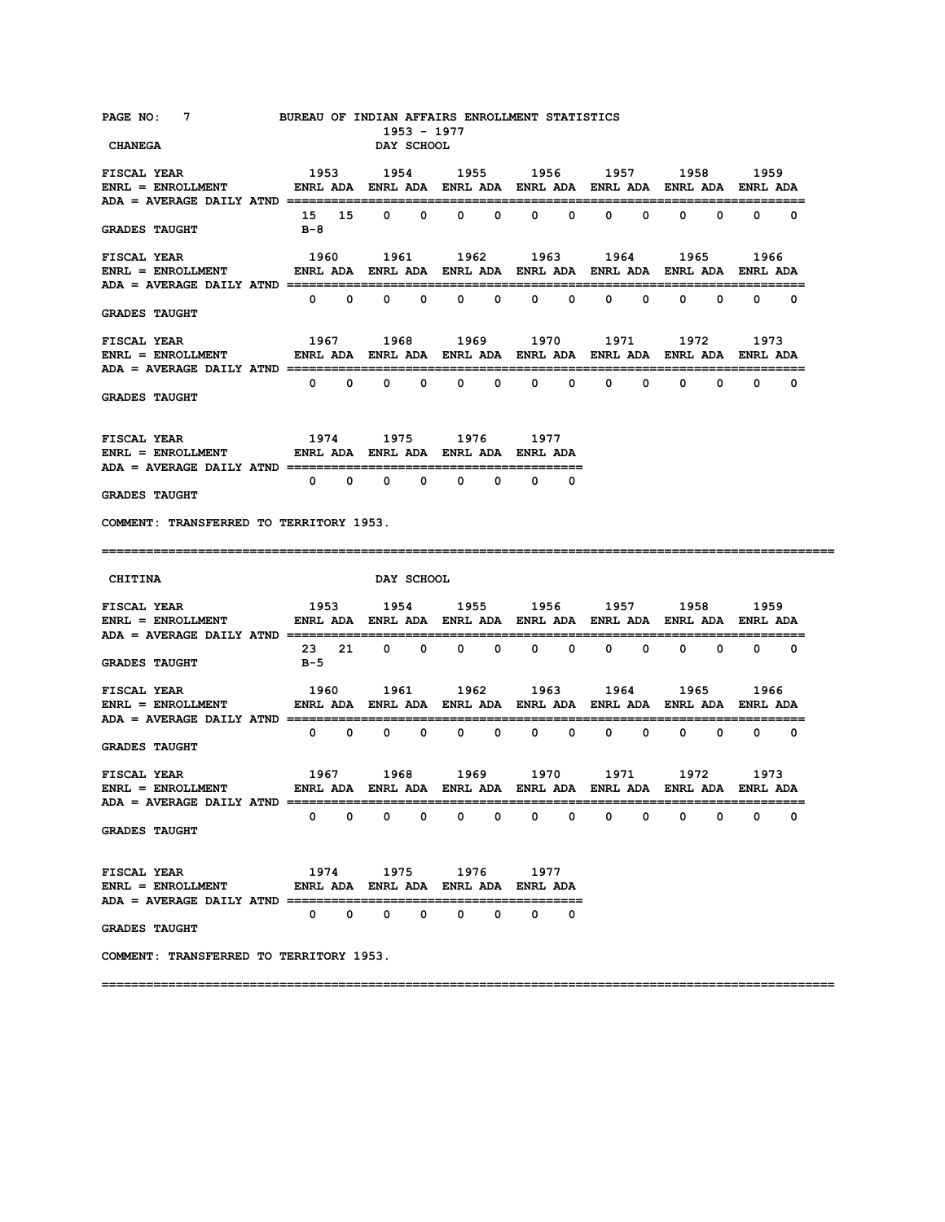BUREAU OF INDIAN AFFAIRS ENROLLMENT STATISTICS
1953 - 1977

## CHANEGA

DAY SCHOOL

| FISCAL YEAR | 1953 | | 1954 | | 1955 | | 1956 | | 1957 | | 1958 | | 1959 | |
|---|---|---|---|---|---|---|---|---|---|---|---|---|---|---|
| ENRL = ENROLLMENT / ADA = AVERAGE DAILY ATND | ENRL | ADA | ENRL | ADA | ENRL | ADA | ENRL | ADA | ENRL | ADA | ENRL | ADA | ENRL | ADA |
| | 15 | 15 | 0 | 0 | 0 | 0 | 0 | 0 | 0 | 0 | 0 | 0 | 0 | 0 |
| GRADES TAUGHT | B-8 | | | | | | | | | | | | | |

| FISCAL YEAR | 1960 | | 1961 | | 1962 | | 1963 | | 1964 | | 1965 | | 1966 | |
|---|---|---|---|---|---|---|---|---|---|---|---|---|---|---|
| ENRL = ENROLLMENT / ADA = AVERAGE DAILY ATND | ENRL | ADA | ENRL | ADA | ENRL | ADA | ENRL | ADA | ENRL | ADA | ENRL | ADA | ENRL | ADA |
| | 0 | 0 | 0 | 0 | 0 | 0 | 0 | 0 | 0 | 0 | 0 | 0 | 0 | 0 |
| GRADES TAUGHT | | | | | | | | | | | | | | |

| FISCAL YEAR | 1967 | | 1968 | | 1969 | | 1970 | | 1971 | | 1972 | | 1973 | |
|---|---|---|---|---|---|---|---|---|---|---|---|---|---|---|
| ENRL = ENROLLMENT / ADA = AVERAGE DAILY ATND | ENRL | ADA | ENRL | ADA | ENRL | ADA | ENRL | ADA | ENRL | ADA | ENRL | ADA | ENRL | ADA |
| | 0 | 0 | 0 | 0 | 0 | 0 | 0 | 0 | 0 | 0 | 0 | 0 | 0 | 0 |
| GRADES TAUGHT | | | | | | | | | | | | | | |

| FISCAL YEAR | 1974 | | 1975 | | 1976 | | 1977 | |
|---|---|---|---|---|---|---|---|---|
| ENRL = ENROLLMENT / ADA = AVERAGE DAILY ATND | ENRL | ADA | ENRL | ADA | ENRL | ADA | ENRL | ADA |
| | 0 | 0 | 0 | 0 | 0 | 0 | 0 | 0 |
| GRADES TAUGHT | | | | | | | | |

COMMENT: TRANSFERRED TO TERRITORY 1953.

---

## CHITINA

DAY SCHOOL

| FISCAL YEAR | 1953 | | 1954 | | 1955 | | 1956 | | 1957 | | 1958 | | 1959 | |
|---|---|---|---|---|---|---|---|---|---|---|---|---|---|---|
| ENRL = ENROLLMENT / ADA = AVERAGE DAILY ATND | ENRL | ADA | ENRL | ADA | ENRL | ADA | ENRL | ADA | ENRL | ADA | ENRL | ADA | ENRL | ADA |
| | 23 | 21 | 0 | 0 | 0 | 0 | 0 | 0 | 0 | 0 | 0 | 0 | 0 | 0 |
| GRADES TAUGHT | B-5 | | | | | | | | | | | | | |

| FISCAL YEAR | 1960 | | 1961 | | 1962 | | 1963 | | 1964 | | 1965 | | 1966 | |
|---|---|---|---|---|---|---|---|---|---|---|---|---|---|---|
| ENRL = ENROLLMENT / ADA = AVERAGE DAILY ATND | ENRL | ADA | ENRL | ADA | ENRL | ADA | ENRL | ADA | ENRL | ADA | ENRL | ADA | ENRL | ADA |
| | 0 | 0 | 0 | 0 | 0 | 0 | 0 | 0 | 0 | 0 | 0 | 0 | 0 | 0 |
| GRADES TAUGHT | | | | | | | | | | | | | | |

| FISCAL YEAR | 1967 | | 1968 | | 1969 | | 1970 | | 1971 | | 1972 | | 1973 | |
|---|---|---|---|---|---|---|---|---|---|---|---|---|---|---|
| ENRL = ENROLLMENT / ADA = AVERAGE DAILY ATND | ENRL | ADA | ENRL | ADA | ENRL | ADA | ENRL | ADA | ENRL | ADA | ENRL | ADA | ENRL | ADA |
| | 0 | 0 | 0 | 0 | 0 | 0 | 0 | 0 | 0 | 0 | 0 | 0 | 0 | 0 |
| GRADES TAUGHT | | | | | | | | | | | | | | |

| FISCAL YEAR | 1974 | | 1975 | | 1976 | | 1977 | |
|---|---|---|---|---|---|---|---|---|
| ENRL = ENROLLMENT / ADA = AVERAGE DAILY ATND | ENRL | ADA | ENRL | ADA | ENRL | ADA | ENRL | ADA |
| | 0 | 0 | 0 | 0 | 0 | 0 | 0 | 0 |
| GRADES TAUGHT | | | | | | | | |

COMMENT: TRANSFERRED TO TERRITORY 1953.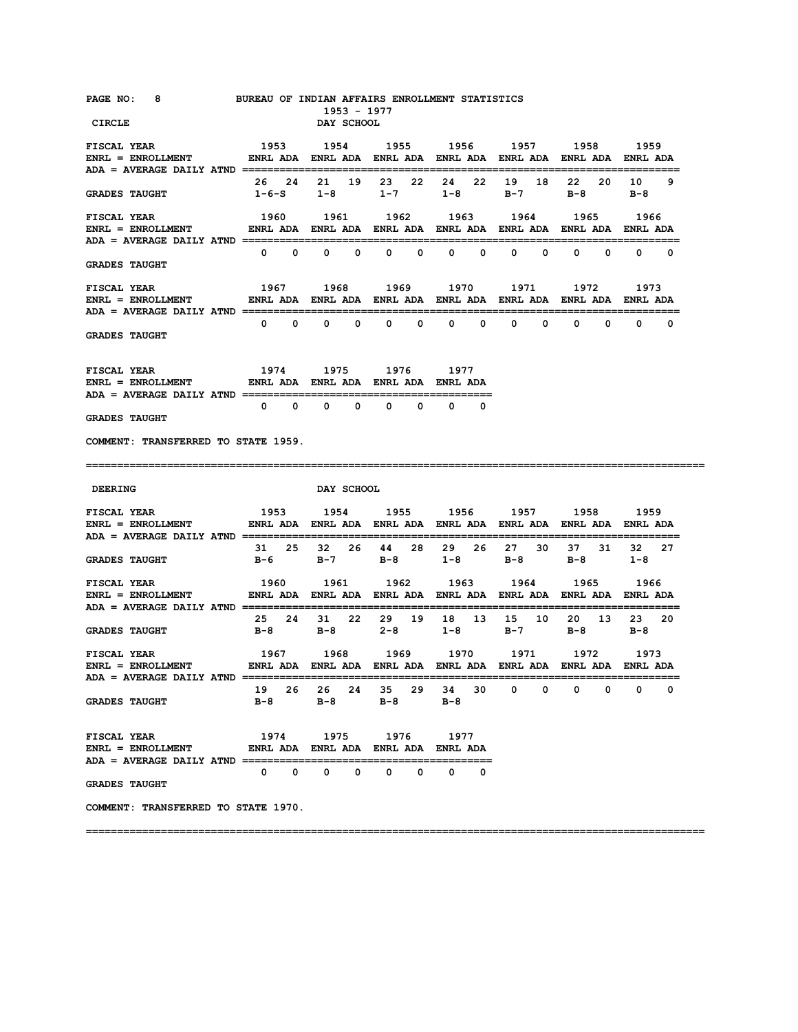BUREAU OF INDIAN AFFAIRS ENROLLMENT STATISTICS
1953 - 1977

## CIRCLE — DAY SCHOOL

FISCAL YEAR / ENRL = ENROLLMENT / ADA = AVERAGE DAILY ATND

| FISCAL YEAR | 1953 | | 1954 | | 1955 | | 1956 | | 1957 | | 1958 | | 1959 | |
|---|---|---|---|---|---|---|---|---|---|---|---|---|---|---|
| | ENRL | ADA | ENRL | ADA | ENRL | ADA | ENRL | ADA | ENRL | ADA | ENRL | ADA | ENRL | ADA |
| | 26 | 24 | 21 | 19 | 23 | 22 | 24 | 22 | 19 | 18 | 22 | 20 | 10 | 9 |
| GRADES TAUGHT | 1-6-S | | 1-8 | | 1-7 | | 1-8 | | B-7 | | B-8 | | B-8 | |

| FISCAL YEAR | 1960 | | 1961 | | 1962 | | 1963 | | 1964 | | 1965 | | 1966 | |
|---|---|---|---|---|---|---|---|---|---|---|---|---|---|---|
| | ENRL | ADA | ENRL | ADA | ENRL | ADA | ENRL | ADA | ENRL | ADA | ENRL | ADA | ENRL | ADA |
| | 0 | 0 | 0 | 0 | 0 | 0 | 0 | 0 | 0 | 0 | 0 | 0 | 0 | 0 |
| GRADES TAUGHT | | | | | | | | | | | | | | |

| FISCAL YEAR | 1967 | | 1968 | | 1969 | | 1970 | | 1971 | | 1972 | | 1973 | |
|---|---|---|---|---|---|---|---|---|---|---|---|---|---|---|
| | ENRL | ADA | ENRL | ADA | ENRL | ADA | ENRL | ADA | ENRL | ADA | ENRL | ADA | ENRL | ADA |
| | 0 | 0 | 0 | 0 | 0 | 0 | 0 | 0 | 0 | 0 | 0 | 0 | 0 | 0 |
| GRADES TAUGHT | | | | | | | | | | | | | | |

| FISCAL YEAR | 1974 | | 1975 | | 1976 | | 1977 | |
|---|---|---|---|---|---|---|---|---|
| | ENRL | ADA | ENRL | ADA | ENRL | ADA | ENRL | ADA |
| | 0 | 0 | 0 | 0 | 0 | 0 | 0 | 0 |
| GRADES TAUGHT | | | | | | | | |

COMMENT: TRANSFERRED TO STATE 1959.

---

## DEERING — DAY SCHOOL

| FISCAL YEAR | 1953 | | 1954 | | 1955 | | 1956 | | 1957 | | 1958 | | 1959 | |
|---|---|---|---|---|---|---|---|---|---|---|---|---|---|---|
| | ENRL | ADA | ENRL | ADA | ENRL | ADA | ENRL | ADA | ENRL | ADA | ENRL | ADA | ENRL | ADA |
| | 31 | 25 | 32 | 26 | 44 | 28 | 29 | 26 | 27 | 30 | 37 | 31 | 32 | 27 |
| GRADES TAUGHT | B-6 | | B-7 | | B-8 | | 1-8 | | B-8 | | B-8 | | 1-8 | |

| FISCAL YEAR | 1960 | | 1961 | | 1962 | | 1963 | | 1964 | | 1965 | | 1966 | |
|---|---|---|---|---|---|---|---|---|---|---|---|---|---|---|
| | ENRL | ADA | ENRL | ADA | ENRL | ADA | ENRL | ADA | ENRL | ADA | ENRL | ADA | ENRL | ADA |
| | 25 | 24 | 31 | 22 | 29 | 19 | 18 | 13 | 15 | 10 | 20 | 13 | 23 | 20 |
| GRADES TAUGHT | B-8 | | B-8 | | 2-8 | | 1-8 | | B-7 | | B-8 | | B-8 | |

| FISCAL YEAR | 1967 | | 1968 | | 1969 | | 1970 | | 1971 | | 1972 | | 1973 | |
|---|---|---|---|---|---|---|---|---|---|---|---|---|---|---|
| | ENRL | ADA | ENRL | ADA | ENRL | ADA | ENRL | ADA | ENRL | ADA | ENRL | ADA | ENRL | ADA |
| | 19 | 26 | 26 | 24 | 35 | 29 | 34 | 30 | 0 | 0 | 0 | 0 | 0 | 0 |
| GRADES TAUGHT | B-8 | | B-8 | | B-8 | | B-8 | | | | | | | |

| FISCAL YEAR | 1974 | | 1975 | | 1976 | | 1977 | |
|---|---|---|---|---|---|---|---|---|
| | ENRL | ADA | ENRL | ADA | ENRL | ADA | ENRL | ADA |
| | 0 | 0 | 0 | 0 | 0 | 0 | 0 | 0 |
| GRADES TAUGHT | | | | | | | | |

COMMENT: TRANSFERRED TO STATE 1970.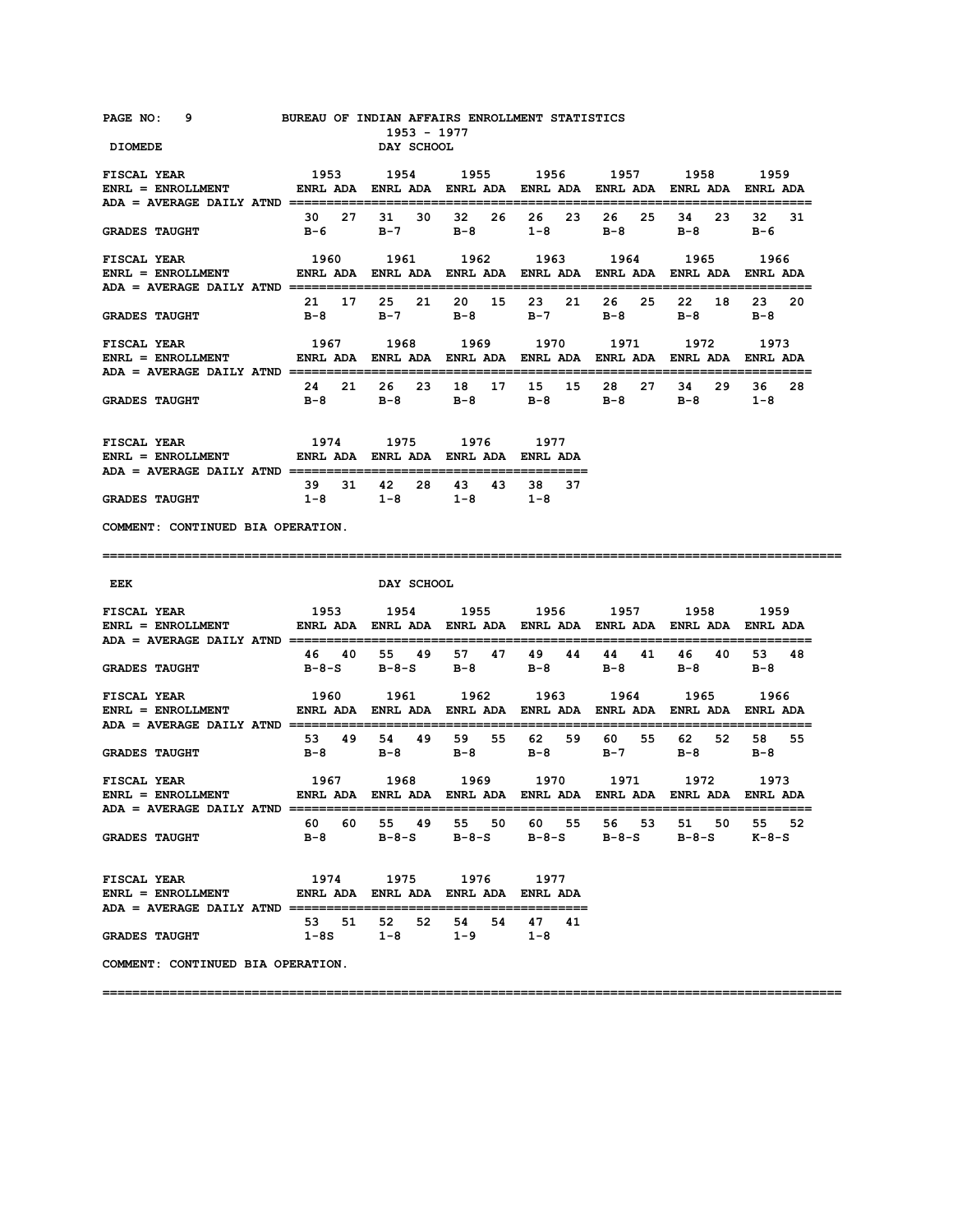BUREAU OF INDIAN AFFAIRS ENROLLMENT STATISTICS

1953 - 1977

## DIOMEDE — DAY SCHOOL

ENRL = ENROLLMENT; ADA = AVERAGE DAILY ATND

| FISCAL YEAR | 1953 | | 1954 | | 1955 | | 1956 | | 1957 | | 1958 | | 1959 | |
|---|---|---|---|---|---|---|---|---|---|---|---|---|---|---|
| | ENRL | ADA | ENRL | ADA | ENRL | ADA | ENRL | ADA | ENRL | ADA | ENRL | ADA | ENRL | ADA |
| | 30 | 27 | 31 | 30 | 32 | 26 | 26 | 23 | 26 | 25 | 34 | 23 | 32 | 31 |
| GRADES TAUGHT | B-6 | | B-7 | | B-8 | | 1-8 | | B-8 | | B-8 | | B-6 | |

| FISCAL YEAR | 1960 | | 1961 | | 1962 | | 1963 | | 1964 | | 1965 | | 1966 | |
|---|---|---|---|---|---|---|---|---|---|---|---|---|---|---|
| | ENRL | ADA | ENRL | ADA | ENRL | ADA | ENRL | ADA | ENRL | ADA | ENRL | ADA | ENRL | ADA |
| | 21 | 17 | 25 | 21 | 20 | 15 | 23 | 21 | 26 | 25 | 22 | 18 | 23 | 20 |
| GRADES TAUGHT | B-8 | | B-7 | | B-8 | | B-7 | | B-8 | | B-8 | | B-8 | |

| FISCAL YEAR | 1967 | | 1968 | | 1969 | | 1970 | | 1971 | | 1972 | | 1973 | |
|---|---|---|---|---|---|---|---|---|---|---|---|---|---|---|
| | ENRL | ADA | ENRL | ADA | ENRL | ADA | ENRL | ADA | ENRL | ADA | ENRL | ADA | ENRL | ADA |
| | 24 | 21 | 26 | 23 | 18 | 17 | 15 | 15 | 28 | 27 | 34 | 29 | 36 | 28 |
| GRADES TAUGHT | B-8 | | B-8 | | B-8 | | B-8 | | B-8 | | B-8 | | 1-8 | |

| FISCAL YEAR | 1974 | | 1975 | | 1976 | | 1977 | |
|---|---|---|---|---|---|---|---|---|
| | ENRL | ADA | ENRL | ADA | ENRL | ADA | ENRL | ADA |
| | 39 | 31 | 42 | 28 | 43 | 43 | 38 | 37 |
| GRADES TAUGHT | 1-8 | | 1-8 | | 1-8 | | 1-8 | |

COMMENT: CONTINUED BIA OPERATION.

---

## EEK — DAY SCHOOL

ENRL = ENROLLMENT; ADA = AVERAGE DAILY ATND

| FISCAL YEAR | 1953 | | 1954 | | 1955 | | 1956 | | 1957 | | 1958 | | 1959 | |
|---|---|---|---|---|---|---|---|---|---|---|---|---|---|---|
| | ENRL | ADA | ENRL | ADA | ENRL | ADA | ENRL | ADA | ENRL | ADA | ENRL | ADA | ENRL | ADA |
| | 46 | 40 | 55 | 49 | 57 | 47 | 49 | 44 | 44 | 41 | 46 | 40 | 53 | 48 |
| GRADES TAUGHT | B-8-S | | B-8-S | | B-8 | | B-8 | | B-8 | | B-8 | | B-8 | |

| FISCAL YEAR | 1960 | | 1961 | | 1962 | | 1963 | | 1964 | | 1965 | | 1966 | |
|---|---|---|---|---|---|---|---|---|---|---|---|---|---|---|
| | ENRL | ADA | ENRL | ADA | ENRL | ADA | ENRL | ADA | ENRL | ADA | ENRL | ADA | ENRL | ADA |
| | 53 | 49 | 54 | 49 | 59 | 55 | 62 | 59 | 60 | 55 | 62 | 52 | 58 | 55 |
| GRADES TAUGHT | B-8 | | B-8 | | B-8 | | B-8 | | B-7 | | B-8 | | B-8 | |

| FISCAL YEAR | 1967 | | 1968 | | 1969 | | 1970 | | 1971 | | 1972 | | 1973 | |
|---|---|---|---|---|---|---|---|---|---|---|---|---|---|---|
| | ENRL | ADA | ENRL | ADA | ENRL | ADA | ENRL | ADA | ENRL | ADA | ENRL | ADA | ENRL | ADA |
| | 60 | 60 | 55 | 49 | 55 | 50 | 60 | 55 | 56 | 53 | 51 | 50 | 55 | 52 |
| GRADES TAUGHT | B-8 | | B-8-S | | B-8-S | | B-8-S | | B-8-S | | B-8-S | | K-8-S | |

| FISCAL YEAR | 1974 | | 1975 | | 1976 | | 1977 | |
|---|---|---|---|---|---|---|---|---|
| | ENRL | ADA | ENRL | ADA | ENRL | ADA | ENRL | ADA |
| | 53 | 51 | 52 | 52 | 54 | 54 | 47 | 41 |
| GRADES TAUGHT | 1-8S | | 1-8 | | 1-9 | | 1-8 | |

COMMENT: CONTINUED BIA OPERATION.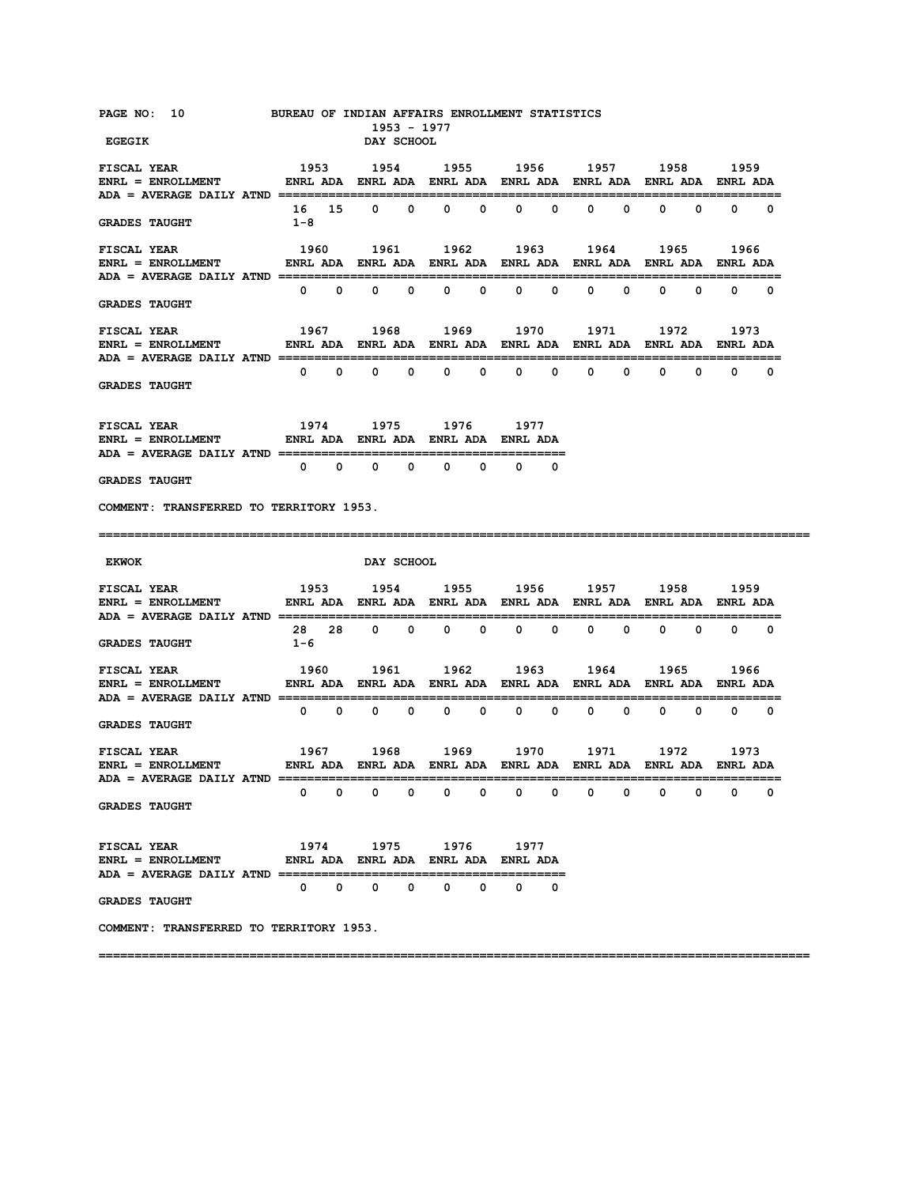BUREAU OF INDIAN AFFAIRS ENROLLMENT STATISTICS
1953 - 1977

## EGEGIK — DAY SCHOOL

| FISCAL YEAR | 1953 | | 1954 | | 1955 | | 1956 | | 1957 | | 1958 | | 1959 | |
|---|---|---|---|---|---|---|---|---|---|---|---|---|---|---|
| ENRL = ENROLLMENT / ADA = AVERAGE DAILY ATND | ENRL | ADA | ENRL | ADA | ENRL | ADA | ENRL | ADA | ENRL | ADA | ENRL | ADA | ENRL | ADA |
| | 16 | 15 | 0 | 0 | 0 | 0 | 0 | 0 | 0 | 0 | 0 | 0 | 0 | 0 |
| GRADES TAUGHT | 1-8 | | | | | | | | | | | | | |

| FISCAL YEAR | 1960 | | 1961 | | 1962 | | 1963 | | 1964 | | 1965 | | 1966 | |
|---|---|---|---|---|---|---|---|---|---|---|---|---|---|---|
| ENRL = ENROLLMENT / ADA = AVERAGE DAILY ATND | ENRL | ADA | ENRL | ADA | ENRL | ADA | ENRL | ADA | ENRL | ADA | ENRL | ADA | ENRL | ADA |
| | 0 | 0 | 0 | 0 | 0 | 0 | 0 | 0 | 0 | 0 | 0 | 0 | 0 | 0 |
| GRADES TAUGHT | | | | | | | | | | | | | | |

| FISCAL YEAR | 1967 | | 1968 | | 1969 | | 1970 | | 1971 | | 1972 | | 1973 | |
|---|---|---|---|---|---|---|---|---|---|---|---|---|---|---|
| ENRL = ENROLLMENT / ADA = AVERAGE DAILY ATND | ENRL | ADA | ENRL | ADA | ENRL | ADA | ENRL | ADA | ENRL | ADA | ENRL | ADA | ENRL | ADA |
| | 0 | 0 | 0 | 0 | 0 | 0 | 0 | 0 | 0 | 0 | 0 | 0 | 0 | 0 |
| GRADES TAUGHT | | | | | | | | | | | | | | |

| FISCAL YEAR | 1974 | | 1975 | | 1976 | | 1977 | |
|---|---|---|---|---|---|---|---|---|
| ENRL = ENROLLMENT / ADA = AVERAGE DAILY ATND | ENRL | ADA | ENRL | ADA | ENRL | ADA | ENRL | ADA |
| | 0 | 0 | 0 | 0 | 0 | 0 | 0 | 0 |
| GRADES TAUGHT | | | | | | | | |

COMMENT: TRANSFERRED TO TERRITORY 1953.

---

## EKWOK — DAY SCHOOL

| FISCAL YEAR | 1953 | | 1954 | | 1955 | | 1956 | | 1957 | | 1958 | | 1959 | |
|---|---|---|---|---|---|---|---|---|---|---|---|---|---|---|
| ENRL = ENROLLMENT / ADA = AVERAGE DAILY ATND | ENRL | ADA | ENRL | ADA | ENRL | ADA | ENRL | ADA | ENRL | ADA | ENRL | ADA | ENRL | ADA |
| | 28 | 28 | 0 | 0 | 0 | 0 | 0 | 0 | 0 | 0 | 0 | 0 | 0 | 0 |
| GRADES TAUGHT | 1-6 | | | | | | | | | | | | | |

| FISCAL YEAR | 1960 | | 1961 | | 1962 | | 1963 | | 1964 | | 1965 | | 1966 | |
|---|---|---|---|---|---|---|---|---|---|---|---|---|---|---|
| ENRL = ENROLLMENT / ADA = AVERAGE DAILY ATND | ENRL | ADA | ENRL | ADA | ENRL | ADA | ENRL | ADA | ENRL | ADA | ENRL | ADA | ENRL | ADA |
| | 0 | 0 | 0 | 0 | 0 | 0 | 0 | 0 | 0 | 0 | 0 | 0 | 0 | 0 |
| GRADES TAUGHT | | | | | | | | | | | | | | |

| FISCAL YEAR | 1967 | | 1968 | | 1969 | | 1970 | | 1971 | | 1972 | | 1973 | |
|---|---|---|---|---|---|---|---|---|---|---|---|---|---|---|
| ENRL = ENROLLMENT / ADA = AVERAGE DAILY ATND | ENRL | ADA | ENRL | ADA | ENRL | ADA | ENRL | ADA | ENRL | ADA | ENRL | ADA | ENRL | ADA |
| | 0 | 0 | 0 | 0 | 0 | 0 | 0 | 0 | 0 | 0 | 0 | 0 | 0 | 0 |
| GRADES TAUGHT | | | | | | | | | | | | | | |

| FISCAL YEAR | 1974 | | 1975 | | 1976 | | 1977 | |
|---|---|---|---|---|---|---|---|---|
| ENRL = ENROLLMENT / ADA = AVERAGE DAILY ATND | ENRL | ADA | ENRL | ADA | ENRL | ADA | ENRL | ADA |
| | 0 | 0 | 0 | 0 | 0 | 0 | 0 | 0 |
| GRADES TAUGHT | | | | | | | | |

COMMENT: TRANSFERRED TO TERRITORY 1953.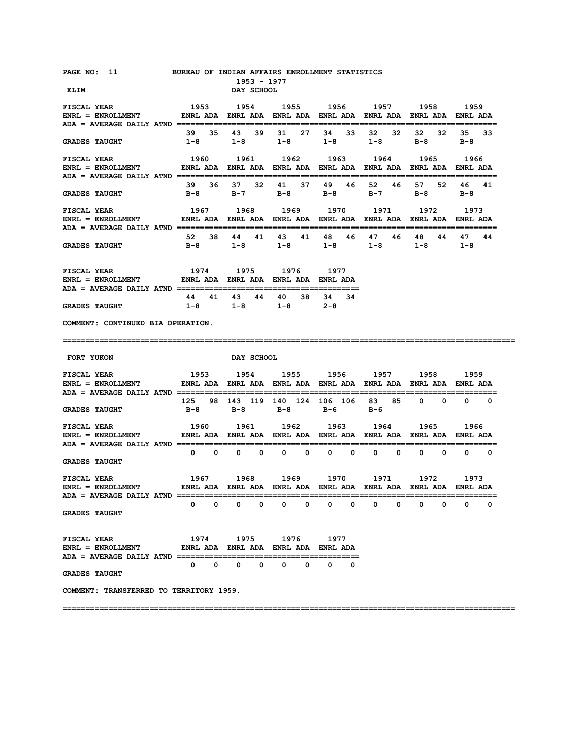BUREAU OF INDIAN AFFAIRS ENROLLMENT STATISTICS

1953 - 1977

## ELIM — DAY SCHOOL

ENRL = ENROLLMENT; ADA = AVERAGE DAILY ATND

| FISCAL YEAR | 1953 | | 1954 | | 1955 | | 1956 | | 1957 | | 1958 | | 1959 | |
|---|---|---|---|---|---|---|---|---|---|---|---|---|---|---|
| | ENRL | ADA | ENRL | ADA | ENRL | ADA | ENRL | ADA | ENRL | ADA | ENRL | ADA | ENRL | ADA |
| | 39 | 35 | 43 | 39 | 31 | 27 | 34 | 33 | 32 | 32 | 32 | 32 | 35 | 33 |
| GRADES TAUGHT | 1-8 | | 1-8 | | 1-8 | | 1-8 | | 1-8 | | B-8 | | B-8 | |

| FISCAL YEAR | 1960 | | 1961 | | 1962 | | 1963 | | 1964 | | 1965 | | 1966 | |
|---|---|---|---|---|---|---|---|---|---|---|---|---|---|---|
| | ENRL | ADA | ENRL | ADA | ENRL | ADA | ENRL | ADA | ENRL | ADA | ENRL | ADA | ENRL | ADA |
| | 39 | 36 | 37 | 32 | 41 | 37 | 49 | 46 | 52 | 46 | 57 | 52 | 46 | 41 |
| GRADES TAUGHT | B-8 | | B-7 | | B-8 | | B-8 | | B-7 | | B-8 | | B-8 | |

| FISCAL YEAR | 1967 | | 1968 | | 1969 | | 1970 | | 1971 | | 1972 | | 1973 | |
|---|---|---|---|---|---|---|---|---|---|---|---|---|---|---|
| | ENRL | ADA | ENRL | ADA | ENRL | ADA | ENRL | ADA | ENRL | ADA | ENRL | ADA | ENRL | ADA |
| | 52 | 38 | 44 | 41 | 43 | 41 | 48 | 46 | 47 | 46 | 48 | 44 | 47 | 44 |
| GRADES TAUGHT | B-8 | | 1-8 | | 1-8 | | 1-8 | | 1-8 | | 1-8 | | 1-8 | |

| FISCAL YEAR | 1974 | | 1975 | | 1976 | | 1977 | |
|---|---|---|---|---|---|---|---|---|
| | ENRL | ADA | ENRL | ADA | ENRL | ADA | ENRL | ADA |
| | 44 | 41 | 43 | 44 | 40 | 38 | 34 | 34 |
| GRADES TAUGHT | 1-8 | | 1-8 | | 1-8 | | 2-8 | |

COMMENT: CONTINUED BIA OPERATION.

---

## FORT YUKON — DAY SCHOOL

ENRL = ENROLLMENT; ADA = AVERAGE DAILY ATND

| FISCAL YEAR | 1953 | | 1954 | | 1955 | | 1956 | | 1957 | | 1958 | | 1959 | |
|---|---|---|---|---|---|---|---|---|---|---|---|---|---|---|
| | ENRL | ADA | ENRL | ADA | ENRL | ADA | ENRL | ADA | ENRL | ADA | ENRL | ADA | ENRL | ADA |
| | 125 | 98 | 143 | 119 | 140 | 124 | 106 | 106 | 83 | 85 | 0 | 0 | 0 | 0 |
| GRADES TAUGHT | B-8 | | B-8 | | B-8 | | B-6 | | B-6 | | | | | |

| FISCAL YEAR | 1960 | | 1961 | | 1962 | | 1963 | | 1964 | | 1965 | | 1966 | |
|---|---|---|---|---|---|---|---|---|---|---|---|---|---|---|
| | ENRL | ADA | ENRL | ADA | ENRL | ADA | ENRL | ADA | ENRL | ADA | ENRL | ADA | ENRL | ADA |
| | 0 | 0 | 0 | 0 | 0 | 0 | 0 | 0 | 0 | 0 | 0 | 0 | 0 | 0 |
| GRADES TAUGHT | | | | | | | | | | | | | | |

| FISCAL YEAR | 1967 | | 1968 | | 1969 | | 1970 | | 1971 | | 1972 | | 1973 | |
|---|---|---|---|---|---|---|---|---|---|---|---|---|---|---|
| | ENRL | ADA | ENRL | ADA | ENRL | ADA | ENRL | ADA | ENRL | ADA | ENRL | ADA | ENRL | ADA |
| | 0 | 0 | 0 | 0 | 0 | 0 | 0 | 0 | 0 | 0 | 0 | 0 | 0 | 0 |
| GRADES TAUGHT | | | | | | | | | | | | | | |

| FISCAL YEAR | 1974 | | 1975 | | 1976 | | 1977 | |
|---|---|---|---|---|---|---|---|---|
| | ENRL | ADA | ENRL | ADA | ENRL | ADA | ENRL | ADA |
| | 0 | 0 | 0 | 0 | 0 | 0 | 0 | 0 |
| GRADES TAUGHT | | | | | | | | |

COMMENT: TRANSFERRED TO TERRITORY 1959.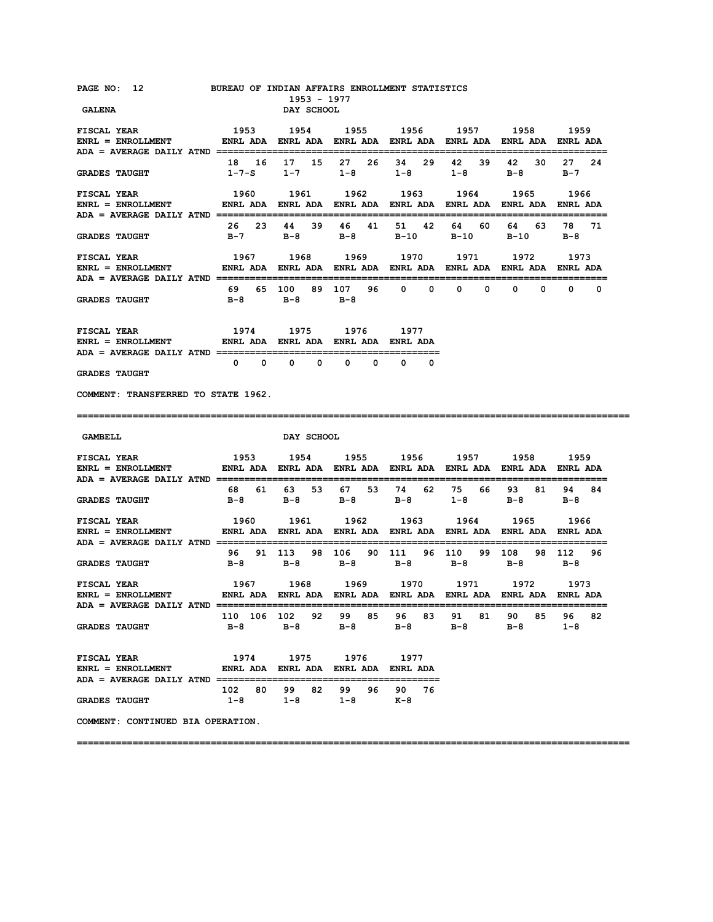BUREAU OF INDIAN AFFAIRS ENROLLMENT STATISTICS
1953 - 1977

## GALENA — DAY SCHOOL

| FISCAL YEAR | 1953 | | 1954 | | 1955 | | 1956 | | 1957 | | 1958 | | 1959 | |
|---|---|---|---|---|---|---|---|---|---|---|---|---|---|---|
| ENRL = ENROLLMENT / ADA = AVERAGE DAILY ATND | ENRL | ADA | ENRL | ADA | ENRL | ADA | ENRL | ADA | ENRL | ADA | ENRL | ADA | ENRL | ADA |
| | 18 | 16 | 17 | 15 | 27 | 26 | 34 | 29 | 42 | 39 | 42 | 30 | 27 | 24 |
| GRADES TAUGHT | 1-7-S | | 1-7 | | 1-8 | | 1-8 | | 1-8 | | B-8 | | B-7 | |

| FISCAL YEAR | 1960 | | 1961 | | 1962 | | 1963 | | 1964 | | 1965 | | 1966 | |
|---|---|---|---|---|---|---|---|---|---|---|---|---|---|---|
| ENRL = ENROLLMENT / ADA = AVERAGE DAILY ATND | ENRL | ADA | ENRL | ADA | ENRL | ADA | ENRL | ADA | ENRL | ADA | ENRL | ADA | ENRL | ADA |
| | 26 | 23 | 44 | 39 | 46 | 41 | 51 | 42 | 64 | 60 | 64 | 63 | 78 | 71 |
| GRADES TAUGHT | B-7 | | B-8 | | B-8 | | B-10 | | B-10 | | B-10 | | B-8 | |

| FISCAL YEAR | 1967 | | 1968 | | 1969 | | 1970 | | 1971 | | 1972 | | 1973 | |
|---|---|---|---|---|---|---|---|---|---|---|---|---|---|---|
| ENRL = ENROLLMENT / ADA = AVERAGE DAILY ATND | ENRL | ADA | ENRL | ADA | ENRL | ADA | ENRL | ADA | ENRL | ADA | ENRL | ADA | ENRL | ADA |
| | 69 | 65 | 100 | 89 | 107 | 96 | 0 | 0 | 0 | 0 | 0 | 0 | 0 | 0 |
| GRADES TAUGHT | B-8 | | B-8 | | B-8 | | | | | | | | | |

| FISCAL YEAR | 1974 | | 1975 | | 1976 | | 1977 | |
|---|---|---|---|---|---|---|---|---|
| ENRL = ENROLLMENT / ADA = AVERAGE DAILY ATND | ENRL | ADA | ENRL | ADA | ENRL | ADA | ENRL | ADA |
| | 0 | 0 | 0 | 0 | 0 | 0 | 0 | 0 |
| GRADES TAUGHT | | | | | | | | |

COMMENT: TRANSFERRED TO STATE 1962.

---

## GAMBELL — DAY SCHOOL

| FISCAL YEAR | 1953 | | 1954 | | 1955 | | 1956 | | 1957 | | 1958 | | 1959 | |
|---|---|---|---|---|---|---|---|---|---|---|---|---|---|---|
| ENRL = ENROLLMENT / ADA = AVERAGE DAILY ATND | ENRL | ADA | ENRL | ADA | ENRL | ADA | ENRL | ADA | ENRL | ADA | ENRL | ADA | ENRL | ADA |
| | 68 | 61 | 63 | 53 | 67 | 53 | 74 | 62 | 75 | 66 | 93 | 81 | 94 | 84 |
| GRADES TAUGHT | B-8 | | B-8 | | B-8 | | B-8 | | 1-8 | | B-8 | | B-8 | |

| FISCAL YEAR | 1960 | | 1961 | | 1962 | | 1963 | | 1964 | | 1965 | | 1966 | |
|---|---|---|---|---|---|---|---|---|---|---|---|---|---|---|
| ENRL = ENROLLMENT / ADA = AVERAGE DAILY ATND | ENRL | ADA | ENRL | ADA | ENRL | ADA | ENRL | ADA | ENRL | ADA | ENRL | ADA | ENRL | ADA |
| | 96 | 91 | 113 | 98 | 106 | 90 | 111 | 96 | 110 | 99 | 108 | 98 | 112 | 96 |
| GRADES TAUGHT | B-8 | | B-8 | | B-8 | | B-8 | | B-8 | | B-8 | | B-8 | |

| FISCAL YEAR | 1967 | | 1968 | | 1969 | | 1970 | | 1971 | | 1972 | | 1973 | |
|---|---|---|---|---|---|---|---|---|---|---|---|---|---|---|
| ENRL = ENROLLMENT / ADA = AVERAGE DAILY ATND | ENRL | ADA | ENRL | ADA | ENRL | ADA | ENRL | ADA | ENRL | ADA | ENRL | ADA | ENRL | ADA |
| | 110 | 106 | 102 | 92 | 99 | 85 | 96 | 83 | 91 | 81 | 90 | 85 | 96 | 82 |
| GRADES TAUGHT | B-8 | | B-8 | | B-8 | | B-8 | | B-8 | | B-8 | | 1-8 | |

| FISCAL YEAR | 1974 | | 1975 | | 1976 | | 1977 | |
|---|---|---|---|---|---|---|---|---|
| ENRL = ENROLLMENT / ADA = AVERAGE DAILY ATND | ENRL | ADA | ENRL | ADA | ENRL | ADA | ENRL | ADA |
| | 102 | 80 | 99 | 82 | 99 | 96 | 90 | 76 |
| GRADES TAUGHT | 1-8 | | 1-8 | | 1-8 | | K-8 | |

COMMENT: CONTINUED BIA OPERATION.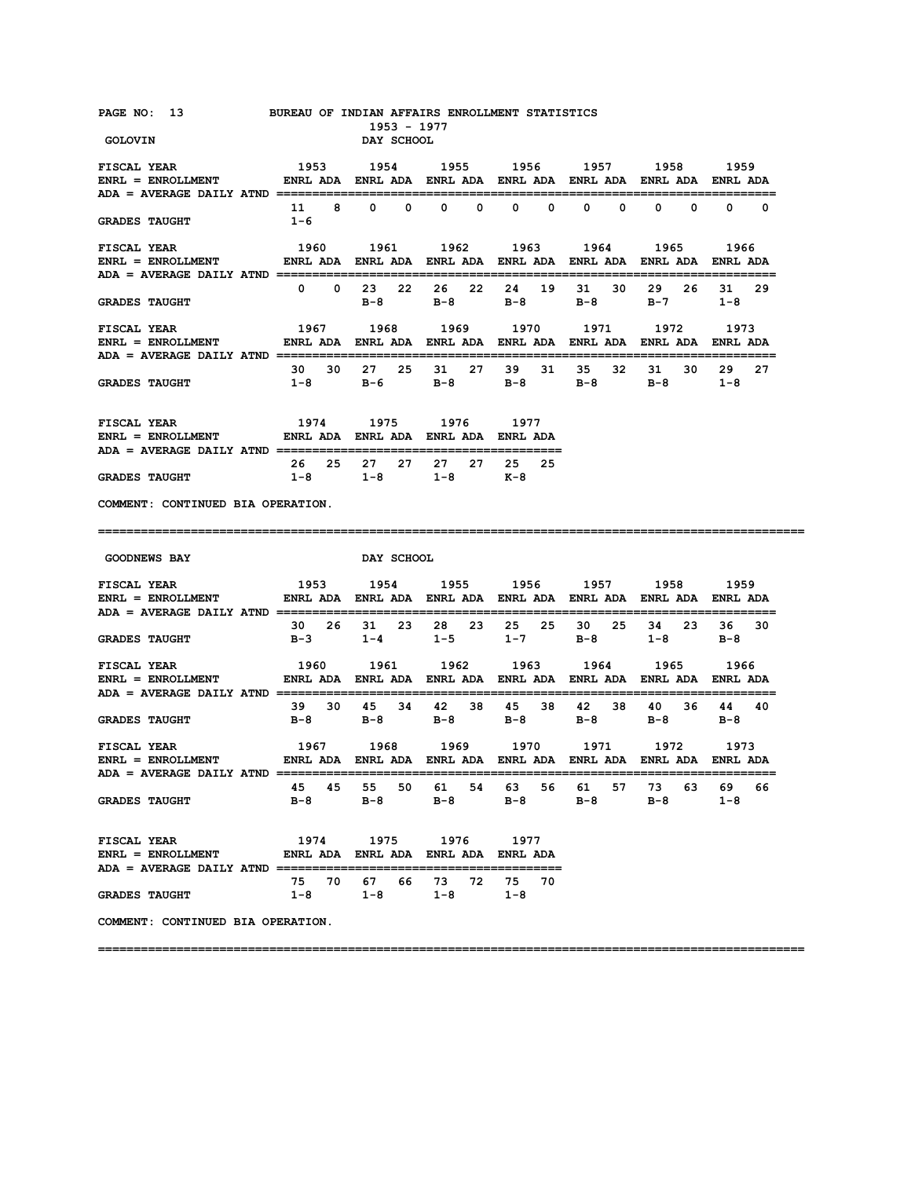BUREAU OF INDIAN AFFAIRS ENROLLMENT STATISTICS
1953 - 1977

## GOLOVIN — DAY SCHOOL

ENRL = ENROLLMENT, ADA = AVERAGE DAILY ATND

| FISCAL YEAR | 1953 | | 1954 | | 1955 | | 1956 | | 1957 | | 1958 | | 1959 | |
|---|---|---|---|---|---|---|---|---|---|---|---|---|---|---|
| | ENRL | ADA | ENRL | ADA | ENRL | ADA | ENRL | ADA | ENRL | ADA | ENRL | ADA | ENRL | ADA |
| | 11 | 8 | 0 | 0 | 0 | 0 | 0 | 0 | 0 | 0 | 0 | 0 | 0 | 0 |
| GRADES TAUGHT | 1-6 | | | | | | | | | | | | | |

| FISCAL YEAR | 1960 | | 1961 | | 1962 | | 1963 | | 1964 | | 1965 | | 1966 | |
|---|---|---|---|---|---|---|---|---|---|---|---|---|---|---|
| | ENRL | ADA | ENRL | ADA | ENRL | ADA | ENRL | ADA | ENRL | ADA | ENRL | ADA | ENRL | ADA |
| | 0 | 0 | 23 | 22 | 26 | 22 | 24 | 19 | 31 | 30 | 29 | 26 | 31 | 29 |
| GRADES TAUGHT | | | B-8 | | B-8 | | B-8 | | B-8 | | B-7 | | 1-8 | |

| FISCAL YEAR | 1967 | | 1968 | | 1969 | | 1970 | | 1971 | | 1972 | | 1973 | |
|---|---|---|---|---|---|---|---|---|---|---|---|---|---|---|
| | ENRL | ADA | ENRL | ADA | ENRL | ADA | ENRL | ADA | ENRL | ADA | ENRL | ADA | ENRL | ADA |
| | 30 | 30 | 27 | 25 | 31 | 27 | 39 | 31 | 35 | 32 | 31 | 30 | 29 | 27 |
| GRADES TAUGHT | 1-8 | | B-6 | | B-8 | | B-8 | | B-8 | | B-8 | | 1-8 | |

| FISCAL YEAR | 1974 | | 1975 | | 1976 | | 1977 | |
|---|---|---|---|---|---|---|---|---|
| | ENRL | ADA | ENRL | ADA | ENRL | ADA | ENRL | ADA |
| | 26 | 25 | 27 | 27 | 27 | 27 | 25 | 25 |
| GRADES TAUGHT | 1-8 | | 1-8 | | 1-8 | | K-8 | |

COMMENT: CONTINUED BIA OPERATION.

---

## GOODNEWS BAY — DAY SCHOOL

| FISCAL YEAR | 1953 | | 1954 | | 1955 | | 1956 | | 1957 | | 1958 | | 1959 | |
|---|---|---|---|---|---|---|---|---|---|---|---|---|---|---|
| | ENRL | ADA | ENRL | ADA | ENRL | ADA | ENRL | ADA | ENRL | ADA | ENRL | ADA | ENRL | ADA |
| | 30 | 26 | 31 | 23 | 28 | 23 | 25 | 25 | 30 | 25 | 34 | 23 | 36 | 30 |
| GRADES TAUGHT | B-3 | | 1-4 | | 1-5 | | 1-7 | | B-8 | | 1-8 | | B-8 | |

| FISCAL YEAR | 1960 | | 1961 | | 1962 | | 1963 | | 1964 | | 1965 | | 1966 | |
|---|---|---|---|---|---|---|---|---|---|---|---|---|---|---|
| | ENRL | ADA | ENRL | ADA | ENRL | ADA | ENRL | ADA | ENRL | ADA | ENRL | ADA | ENRL | ADA |
| | 39 | 30 | 45 | 34 | 42 | 38 | 45 | 38 | 42 | 38 | 40 | 36 | 44 | 40 |
| GRADES TAUGHT | B-8 | | B-8 | | B-8 | | B-8 | | B-8 | | B-8 | | B-8 | |

| FISCAL YEAR | 1967 | | 1968 | | 1969 | | 1970 | | 1971 | | 1972 | | 1973 | |
|---|---|---|---|---|---|---|---|---|---|---|---|---|---|---|
| | ENRL | ADA | ENRL | ADA | ENRL | ADA | ENRL | ADA | ENRL | ADA | ENRL | ADA | ENRL | ADA |
| | 45 | 45 | 55 | 50 | 61 | 54 | 63 | 56 | 61 | 57 | 73 | 63 | 69 | 66 |
| GRADES TAUGHT | B-8 | | B-8 | | B-8 | | B-8 | | B-8 | | B-8 | | 1-8 | |

| FISCAL YEAR | 1974 | | 1975 | | 1976 | | 1977 | |
|---|---|---|---|---|---|---|---|---|
| | ENRL | ADA | ENRL | ADA | ENRL | ADA | ENRL | ADA |
| | 75 | 70 | 67 | 66 | 73 | 72 | 75 | 70 |
| GRADES TAUGHT | 1-8 | | 1-8 | | 1-8 | | 1-8 | |

COMMENT: CONTINUED BIA OPERATION.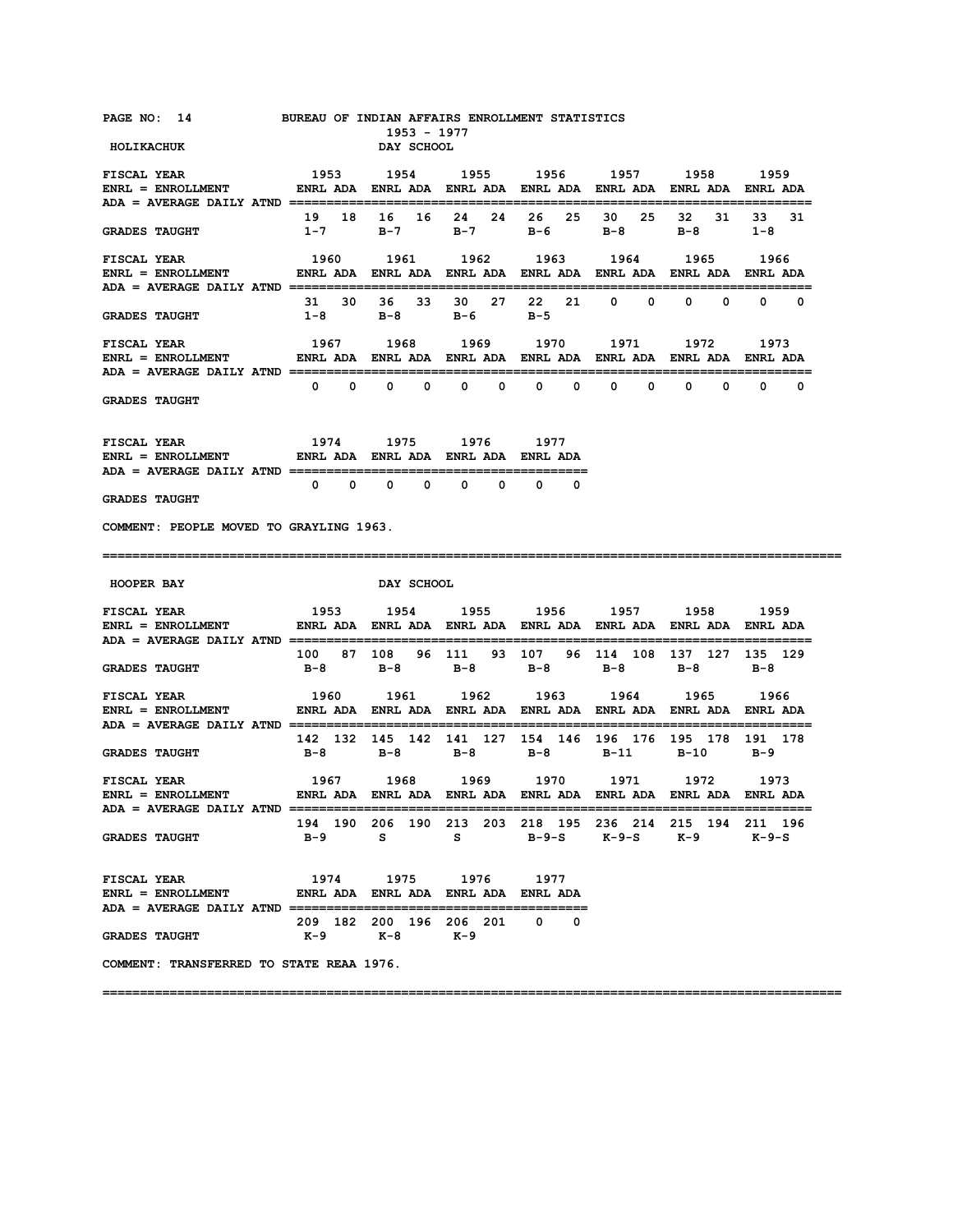BUREAU OF INDIAN AFFAIRS ENROLLMENT STATISTICS
1953 - 1977

## HOLIKACHUK — DAY SCHOOL

ENRL = ENROLLMENT
ADA = AVERAGE DAILY ATND

| FISCAL YEAR | 1953 | | 1954 | | 1955 | | 1956 | | 1957 | | 1958 | | 1959 | |
|---|---|---|---|---|---|---|---|---|---|---|---|---|---|---|
| | ENRL | ADA | ENRL | ADA | ENRL | ADA | ENRL | ADA | ENRL | ADA | ENRL | ADA | ENRL | ADA |
| | 19 | 18 | 16 | 16 | 24 | 24 | 26 | 25 | 30 | 25 | 32 | 31 | 33 | 31 |
| GRADES TAUGHT | 1-7 | | B-7 | | B-7 | | B-6 | | B-8 | | B-8 | | 1-8 | |

| FISCAL YEAR | 1960 | | 1961 | | 1962 | | 1963 | | 1964 | | 1965 | | 1966 | |
|---|---|---|---|---|---|---|---|---|---|---|---|---|---|---|
| | ENRL | ADA | ENRL | ADA | ENRL | ADA | ENRL | ADA | ENRL | ADA | ENRL | ADA | ENRL | ADA |
| | 31 | 30 | 36 | 33 | 30 | 27 | 22 | 21 | 0 | 0 | 0 | 0 | 0 | 0 |
| GRADES TAUGHT | 1-8 | | B-8 | | B-6 | | B-5 | | | | | | | |

| FISCAL YEAR | 1967 | | 1968 | | 1969 | | 1970 | | 1971 | | 1972 | | 1973 | |
|---|---|---|---|---|---|---|---|---|---|---|---|---|---|---|
| | ENRL | ADA | ENRL | ADA | ENRL | ADA | ENRL | ADA | ENRL | ADA | ENRL | ADA | ENRL | ADA |
| | 0 | 0 | 0 | 0 | 0 | 0 | 0 | 0 | 0 | 0 | 0 | 0 | 0 | 0 |
| GRADES TAUGHT | | | | | | | | | | | | | | |

| FISCAL YEAR | 1974 | | 1975 | | 1976 | | 1977 | |
|---|---|---|---|---|---|---|---|---|
| | ENRL | ADA | ENRL | ADA | ENRL | ADA | ENRL | ADA |
| | 0 | 0 | 0 | 0 | 0 | 0 | 0 | 0 |
| GRADES TAUGHT | | | | | | | | |

COMMENT: PEOPLE MOVED TO GRAYLING 1963.

---

## HOOPER BAY — DAY SCHOOL

ENRL = ENROLLMENT
ADA = AVERAGE DAILY ATND

| FISCAL YEAR | 1953 | | 1954 | | 1955 | | 1956 | | 1957 | | 1958 | | 1959 | |
|---|---|---|---|---|---|---|---|---|---|---|---|---|---|---|
| | ENRL | ADA | ENRL | ADA | ENRL | ADA | ENRL | ADA | ENRL | ADA | ENRL | ADA | ENRL | ADA |
| | 100 | 87 | 108 | 96 | 111 | 93 | 107 | 96 | 114 | 108 | 137 | 127 | 135 | 129 |
| GRADES TAUGHT | B-8 | | B-8 | | B-8 | | B-8 | | B-8 | | B-8 | | B-8 | |

| FISCAL YEAR | 1960 | | 1961 | | 1962 | | 1963 | | 1964 | | 1965 | | 1966 | |
|---|---|---|---|---|---|---|---|---|---|---|---|---|---|---|
| | ENRL | ADA | ENRL | ADA | ENRL | ADA | ENRL | ADA | ENRL | ADA | ENRL | ADA | ENRL | ADA |
| | 142 | 132 | 145 | 142 | 141 | 127 | 154 | 146 | 196 | 176 | 195 | 178 | 191 | 178 |
| GRADES TAUGHT | B-8 | | B-8 | | B-8 | | B-8 | | B-11 | | B-10 | | B-9 | |

| FISCAL YEAR | 1967 | | 1968 | | 1969 | | 1970 | | 1971 | | 1972 | | 1973 | |
|---|---|---|---|---|---|---|---|---|---|---|---|---|---|---|
| | ENRL | ADA | ENRL | ADA | ENRL | ADA | ENRL | ADA | ENRL | ADA | ENRL | ADA | ENRL | ADA |
| | 194 | 190 | 206 | 190 | 213 | 203 | 218 | 195 | 236 | 214 | 215 | 194 | 211 | 196 |
| GRADES TAUGHT | B-9 | | S | | S | | B-9-S | | K-9-S | | K-9 | | K-9-S | |

| FISCAL YEAR | 1974 | | 1975 | | 1976 | | 1977 | |
|---|---|---|---|---|---|---|---|---|
| | ENRL | ADA | ENRL | ADA | ENRL | ADA | ENRL | ADA |
| | 209 | 182 | 200 | 196 | 206 | 201 | 0 | 0 |
| GRADES TAUGHT | K-9 | | K-8 | | K-9 | | | |

COMMENT: TRANSFERRED TO STATE REAA 1976.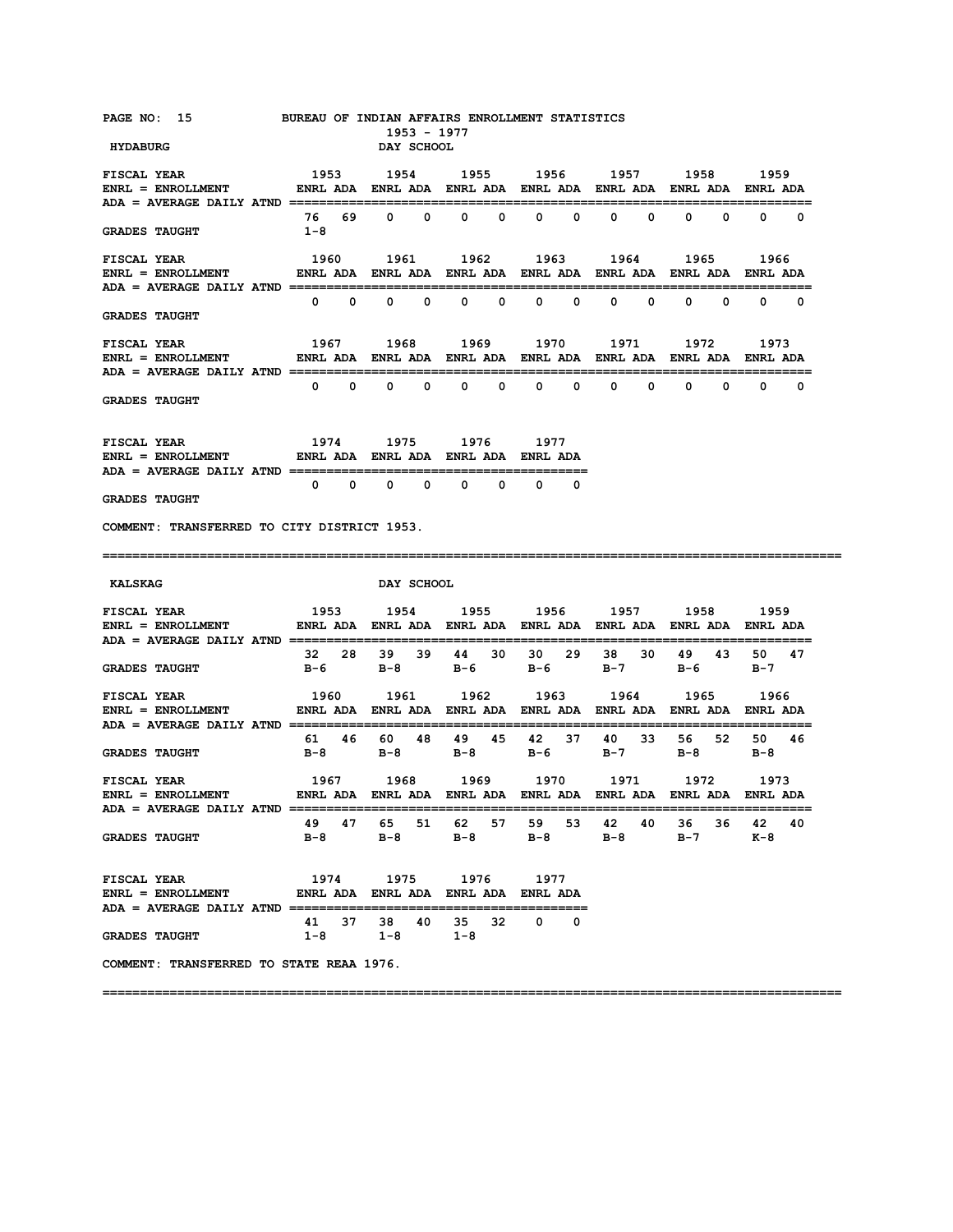BUREAU OF INDIAN AFFAIRS ENROLLMENT STATISTICS
1953 - 1977

## HYDABURG — DAY SCHOOL

ENRL = ENROLLMENT
ADA = AVERAGE DAILY ATND

| FISCAL YEAR | 1953 | | 1954 | | 1955 | | 1956 | | 1957 | | 1958 | | 1959 | |
|---|---|---|---|---|---|---|---|---|---|---|---|---|---|---|
| | ENRL | ADA | ENRL | ADA | ENRL | ADA | ENRL | ADA | ENRL | ADA | ENRL | ADA | ENRL | ADA |
| | 76 | 69 | 0 | 0 | 0 | 0 | 0 | 0 | 0 | 0 | 0 | 0 | 0 | 0 |
| GRADES TAUGHT | 1-8 | | | | | | | | | | | | | |

| FISCAL YEAR | 1960 | | 1961 | | 1962 | | 1963 | | 1964 | | 1965 | | 1966 | |
|---|---|---|---|---|---|---|---|---|---|---|---|---|---|---|
| | ENRL | ADA | ENRL | ADA | ENRL | ADA | ENRL | ADA | ENRL | ADA | ENRL | ADA | ENRL | ADA |
| | 0 | 0 | 0 | 0 | 0 | 0 | 0 | 0 | 0 | 0 | 0 | 0 | 0 | 0 |
| GRADES TAUGHT | | | | | | | | | | | | | | |

| FISCAL YEAR | 1967 | | 1968 | | 1969 | | 1970 | | 1971 | | 1972 | | 1973 | |
|---|---|---|---|---|---|---|---|---|---|---|---|---|---|---|
| | ENRL | ADA | ENRL | ADA | ENRL | ADA | ENRL | ADA | ENRL | ADA | ENRL | ADA | ENRL | ADA |
| | 0 | 0 | 0 | 0 | 0 | 0 | 0 | 0 | 0 | 0 | 0 | 0 | 0 | 0 |
| GRADES TAUGHT | | | | | | | | | | | | | | |

| FISCAL YEAR | 1974 | | 1975 | | 1976 | | 1977 | |
|---|---|---|---|---|---|---|---|---|
| | ENRL | ADA | ENRL | ADA | ENRL | ADA | ENRL | ADA |
| | 0 | 0 | 0 | 0 | 0 | 0 | 0 | 0 |
| GRADES TAUGHT | | | | | | | | |

COMMENT: TRANSFERRED TO CITY DISTRICT 1953.

---

## KALSKAG — DAY SCHOOL

| FISCAL YEAR | 1953 | | 1954 | | 1955 | | 1956 | | 1957 | | 1958 | | 1959 | |
|---|---|---|---|---|---|---|---|---|---|---|---|---|---|---|
| | ENRL | ADA | ENRL | ADA | ENRL | ADA | ENRL | ADA | ENRL | ADA | ENRL | ADA | ENRL | ADA |
| | 32 | 28 | 39 | 39 | 44 | 30 | 30 | 29 | 38 | 30 | 49 | 43 | 50 | 47 |
| GRADES TAUGHT | B-6 | | B-8 | | B-6 | | B-6 | | B-7 | | B-6 | | B-7 | |

| FISCAL YEAR | 1960 | | 1961 | | 1962 | | 1963 | | 1964 | | 1965 | | 1966 | |
|---|---|---|---|---|---|---|---|---|---|---|---|---|---|---|
| | ENRL | ADA | ENRL | ADA | ENRL | ADA | ENRL | ADA | ENRL | ADA | ENRL | ADA | ENRL | ADA |
| | 61 | 46 | 60 | 48 | 49 | 45 | 42 | 37 | 40 | 33 | 56 | 52 | 50 | 46 |
| GRADES TAUGHT | B-8 | | B-8 | | B-8 | | B-6 | | B-7 | | B-8 | | B-8 | |

| FISCAL YEAR | 1967 | | 1968 | | 1969 | | 1970 | | 1971 | | 1972 | | 1973 | |
|---|---|---|---|---|---|---|---|---|---|---|---|---|---|---|
| | ENRL | ADA | ENRL | ADA | ENRL | ADA | ENRL | ADA | ENRL | ADA | ENRL | ADA | ENRL | ADA |
| | 49 | 47 | 65 | 51 | 62 | 57 | 59 | 53 | 42 | 40 | 36 | 36 | 42 | 40 |
| GRADES TAUGHT | B-8 | | B-8 | | B-8 | | B-8 | | B-8 | | B-7 | | K-8 | |

| FISCAL YEAR | 1974 | | 1975 | | 1976 | | 1977 | |
|---|---|---|---|---|---|---|---|---|
| | ENRL | ADA | ENRL | ADA | ENRL | ADA | ENRL | ADA |
| | 41 | 37 | 38 | 40 | 35 | 32 | 0 | 0 |
| GRADES TAUGHT | 1-8 | | 1-8 | | 1-8 | | | |

COMMENT: TRANSFERRED TO STATE REAA 1976.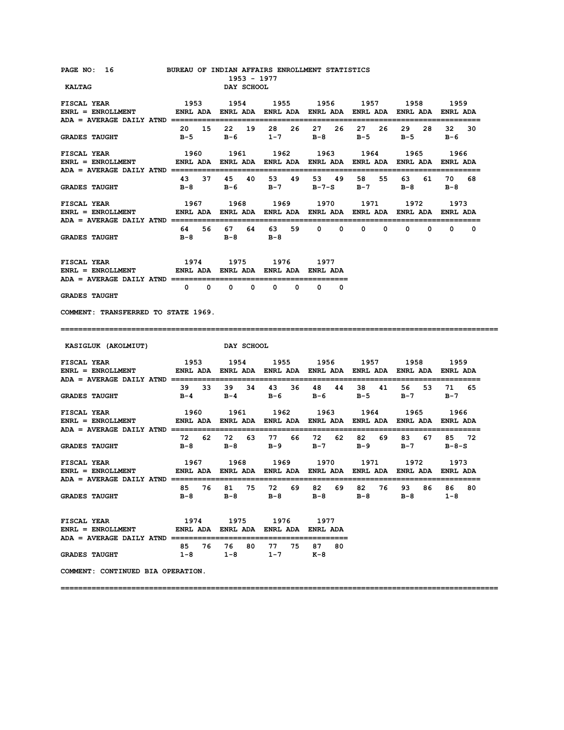BUREAU OF INDIAN AFFAIRS ENROLLMENT STATISTICS

1953 - 1977

## KALTAG — DAY SCHOOL

| FISCAL YEAR | 1953 | | 1954 | | 1955 | | 1956 | | 1957 | | 1958 | | 1959 | |
|---|---|---|---|---|---|---|---|---|---|---|---|---|---|---|
| | ENRL | ADA | ENRL | ADA | ENRL | ADA | ENRL | ADA | ENRL | ADA | ENRL | ADA | ENRL | ADA |
| | 20 | 15 | 22 | 19 | 28 | 26 | 27 | 26 | 27 | 26 | 29 | 28 | 32 | 30 |
| GRADES TAUGHT | B-5 | | B-6 | | 1-7 | | B-8 | | B-5 | | B-5 | | B-6 | |

| FISCAL YEAR | 1960 | | 1961 | | 1962 | | 1963 | | 1964 | | 1965 | | 1966 | |
|---|---|---|---|---|---|---|---|---|---|---|---|---|---|---|
| | ENRL | ADA | ENRL | ADA | ENRL | ADA | ENRL | ADA | ENRL | ADA | ENRL | ADA | ENRL | ADA |
| | 43 | 37 | 45 | 40 | 53 | 49 | 53 | 49 | 58 | 55 | 63 | 61 | 70 | 68 |
| GRADES TAUGHT | B-8 | | B-6 | | B-7 | | B-7-S | | B-7 | | B-8 | | B-8 | |

| FISCAL YEAR | 1967 | | 1968 | | 1969 | | 1970 | | 1971 | | 1972 | | 1973 | |
|---|---|---|---|---|---|---|---|---|---|---|---|---|---|---|
| | ENRL | ADA | ENRL | ADA | ENRL | ADA | ENRL | ADA | ENRL | ADA | ENRL | ADA | ENRL | ADA |
| | 64 | 56 | 67 | 64 | 63 | 59 | 0 | 0 | 0 | 0 | 0 | 0 | 0 | 0 |
| GRADES TAUGHT | B-8 | | B-8 | | B-8 | | | | | | | | | |

| FISCAL YEAR | 1974 | | 1975 | | 1976 | | 1977 | |
|---|---|---|---|---|---|---|---|---|
| | ENRL | ADA | ENRL | ADA | ENRL | ADA | ENRL | ADA |
| | 0 | 0 | 0 | 0 | 0 | 0 | 0 | 0 |
| GRADES TAUGHT | | | | | | | | |

ENRL = ENROLLMENT; ADA = AVERAGE DAILY ATND

COMMENT: TRANSFERRED TO STATE 1969.

---

## KASIGLUK (AKOLMIUT) — DAY SCHOOL

| FISCAL YEAR | 1953 | | 1954 | | 1955 | | 1956 | | 1957 | | 1958 | | 1959 | |
|---|---|---|---|---|---|---|---|---|---|---|---|---|---|---|
| | ENRL | ADA | ENRL | ADA | ENRL | ADA | ENRL | ADA | ENRL | ADA | ENRL | ADA | ENRL | ADA |
| | 39 | 33 | 39 | 34 | 43 | 36 | 48 | 44 | 38 | 41 | 56 | 53 | 71 | 65 |
| GRADES TAUGHT | B-4 | | B-4 | | B-6 | | B-6 | | B-5 | | B-7 | | B-7 | |

| FISCAL YEAR | 1960 | | 1961 | | 1962 | | 1963 | | 1964 | | 1965 | | 1966 | |
|---|---|---|---|---|---|---|---|---|---|---|---|---|---|---|
| | ENRL | ADA | ENRL | ADA | ENRL | ADA | ENRL | ADA | ENRL | ADA | ENRL | ADA | ENRL | ADA |
| | 72 | 62 | 72 | 63 | 77 | 66 | 72 | 62 | 82 | 69 | 83 | 67 | 85 | 72 |
| GRADES TAUGHT | B-8 | | B-8 | | B-9 | | B-7 | | B-9 | | B-7 | | B-8-S | |

| FISCAL YEAR | 1967 | | 1968 | | 1969 | | 1970 | | 1971 | | 1972 | | 1973 | |
|---|---|---|---|---|---|---|---|---|---|---|---|---|---|---|
| | ENRL | ADA | ENRL | ADA | ENRL | ADA | ENRL | ADA | ENRL | ADA | ENRL | ADA | ENRL | ADA |
| | 85 | 76 | 81 | 75 | 72 | 69 | 82 | 69 | 82 | 76 | 93 | 86 | 86 | 80 |
| GRADES TAUGHT | B-8 | | B-8 | | B-8 | | B-8 | | B-8 | | B-8 | | 1-8 | |

| FISCAL YEAR | 1974 | | 1975 | | 1976 | | 1977 | |
|---|---|---|---|---|---|---|---|---|
| | ENRL | ADA | ENRL | ADA | ENRL | ADA | ENRL | ADA |
| | 85 | 76 | 76 | 80 | 77 | 75 | 87 | 80 |
| GRADES TAUGHT | 1-8 | | 1-8 | | 1-7 | | K-8 | |

ENRL = ENROLLMENT; ADA = AVERAGE DAILY ATND

COMMENT: CONTINUED BIA OPERATION.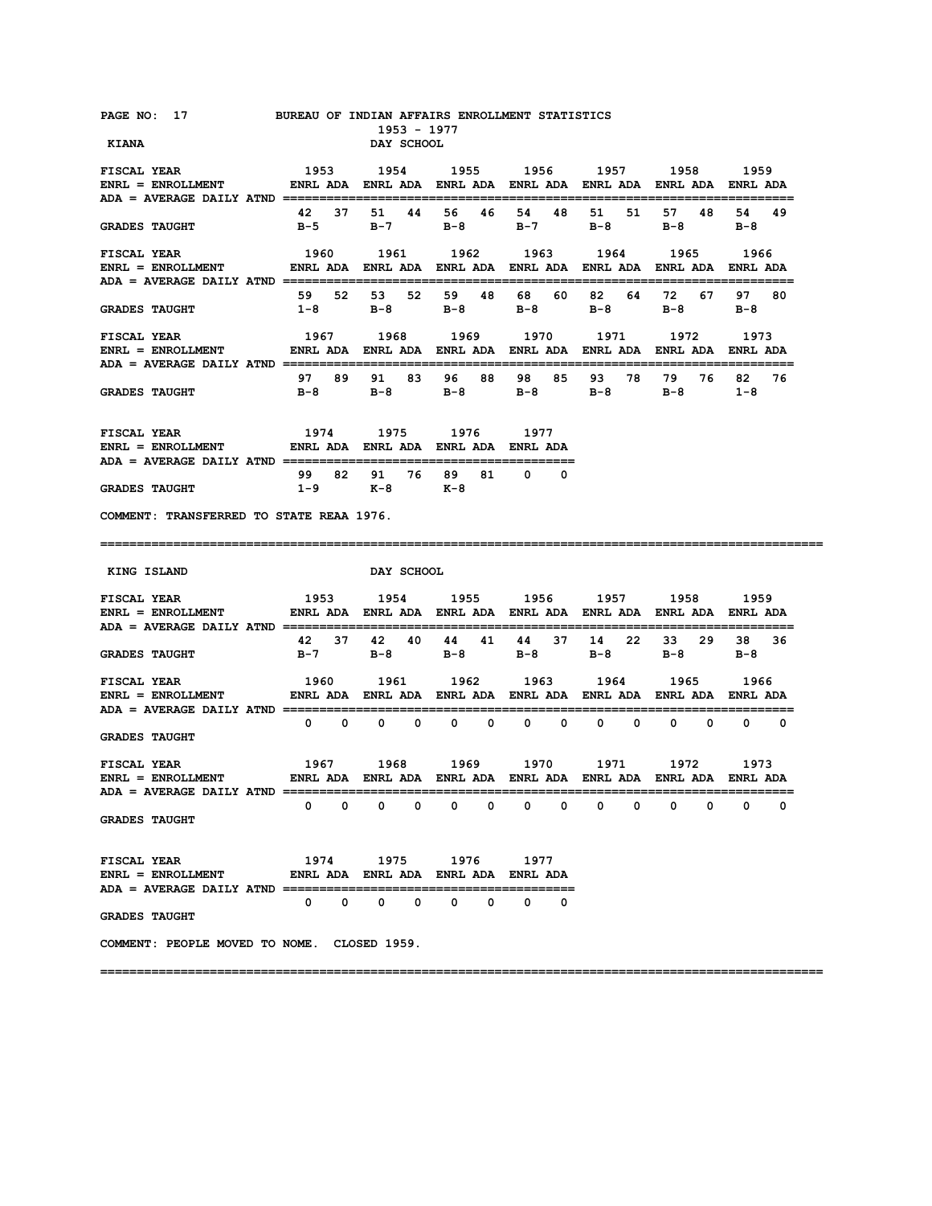BUREAU OF INDIAN AFFAIRS ENROLLMENT STATISTICS
1953 - 1977

## KIANA — DAY SCHOOL

ENRL = ENROLLMENT; ADA = AVERAGE DAILY ATND

| FISCAL YEAR | 1953 | | 1954 | | 1955 | | 1956 | | 1957 | | 1958 | | 1959 | |
|---|---|---|---|---|---|---|---|---|---|---|---|---|---|---|
| | ENRL | ADA | ENRL | ADA | ENRL | ADA | ENRL | ADA | ENRL | ADA | ENRL | ADA | ENRL | ADA |
| | 42 | 37 | 51 | 44 | 56 | 46 | 54 | 48 | 51 | 51 | 57 | 48 | 54 | 49 |
| GRADES TAUGHT | B-5 | | B-7 | | B-8 | | B-7 | | B-8 | | B-8 | | B-8 | |

| FISCAL YEAR | 1960 | | 1961 | | 1962 | | 1963 | | 1964 | | 1965 | | 1966 | |
|---|---|---|---|---|---|---|---|---|---|---|---|---|---|---|
| | ENRL | ADA | ENRL | ADA | ENRL | ADA | ENRL | ADA | ENRL | ADA | ENRL | ADA | ENRL | ADA |
| | 59 | 52 | 53 | 52 | 59 | 48 | 68 | 60 | 82 | 64 | 72 | 67 | 97 | 80 |
| GRADES TAUGHT | 1-8 | | B-8 | | B-8 | | B-8 | | B-8 | | B-8 | | B-8 | |

| FISCAL YEAR | 1967 | | 1968 | | 1969 | | 1970 | | 1971 | | 1972 | | 1973 | |
|---|---|---|---|---|---|---|---|---|---|---|---|---|---|---|
| | ENRL | ADA | ENRL | ADA | ENRL | ADA | ENRL | ADA | ENRL | ADA | ENRL | ADA | ENRL | ADA |
| | 97 | 89 | 91 | 83 | 96 | 88 | 98 | 85 | 93 | 78 | 79 | 76 | 82 | 76 |
| GRADES TAUGHT | B-8 | | B-8 | | B-8 | | B-8 | | B-8 | | B-8 | | 1-8 | |

| FISCAL YEAR | 1974 | | 1975 | | 1976 | | 1977 | |
|---|---|---|---|---|---|---|---|---|
| | ENRL | ADA | ENRL | ADA | ENRL | ADA | ENRL | ADA |
| | 99 | 82 | 91 | 76 | 89 | 81 | 0 | 0 |
| GRADES TAUGHT | 1-9 | | K-8 | | K-8 | | | |

COMMENT: TRANSFERRED TO STATE REAA 1976.

## KING ISLAND — DAY SCHOOL

ENRL = ENROLLMENT; ADA = AVERAGE DAILY ATND

| FISCAL YEAR | 1953 | | 1954 | | 1955 | | 1956 | | 1957 | | 1958 | | 1959 | |
|---|---|---|---|---|---|---|---|---|---|---|---|---|---|---|
| | ENRL | ADA | ENRL | ADA | ENRL | ADA | ENRL | ADA | ENRL | ADA | ENRL | ADA | ENRL | ADA |
| | 42 | 37 | 42 | 40 | 44 | 41 | 44 | 37 | 14 | 22 | 33 | 29 | 38 | 36 |
| GRADES TAUGHT | B-7 | | B-8 | | B-8 | | B-8 | | B-8 | | B-8 | | B-8 | |

| FISCAL YEAR | 1960 | | 1961 | | 1962 | | 1963 | | 1964 | | 1965 | | 1966 | |
|---|---|---|---|---|---|---|---|---|---|---|---|---|---|---|
| | ENRL | ADA | ENRL | ADA | ENRL | ADA | ENRL | ADA | ENRL | ADA | ENRL | ADA | ENRL | ADA |
| | 0 | 0 | 0 | 0 | 0 | 0 | 0 | 0 | 0 | 0 | 0 | 0 | 0 | 0 |
| GRADES TAUGHT | | | | | | | | | | | | | | |

| FISCAL YEAR | 1967 | | 1968 | | 1969 | | 1970 | | 1971 | | 1972 | | 1973 | |
|---|---|---|---|---|---|---|---|---|---|---|---|---|---|---|
| | ENRL | ADA | ENRL | ADA | ENRL | ADA | ENRL | ADA | ENRL | ADA | ENRL | ADA | ENRL | ADA |
| | 0 | 0 | 0 | 0 | 0 | 0 | 0 | 0 | 0 | 0 | 0 | 0 | 0 | 0 |
| GRADES TAUGHT | | | | | | | | | | | | | | |

| FISCAL YEAR | 1974 | | 1975 | | 1976 | | 1977 | |
|---|---|---|---|---|---|---|---|---|
| | ENRL | ADA | ENRL | ADA | ENRL | ADA | ENRL | ADA |
| | 0 | 0 | 0 | 0 | 0 | 0 | 0 | 0 |
| GRADES TAUGHT | | | | | | | | |

COMMENT: PEOPLE MOVED TO NOME. CLOSED 1959.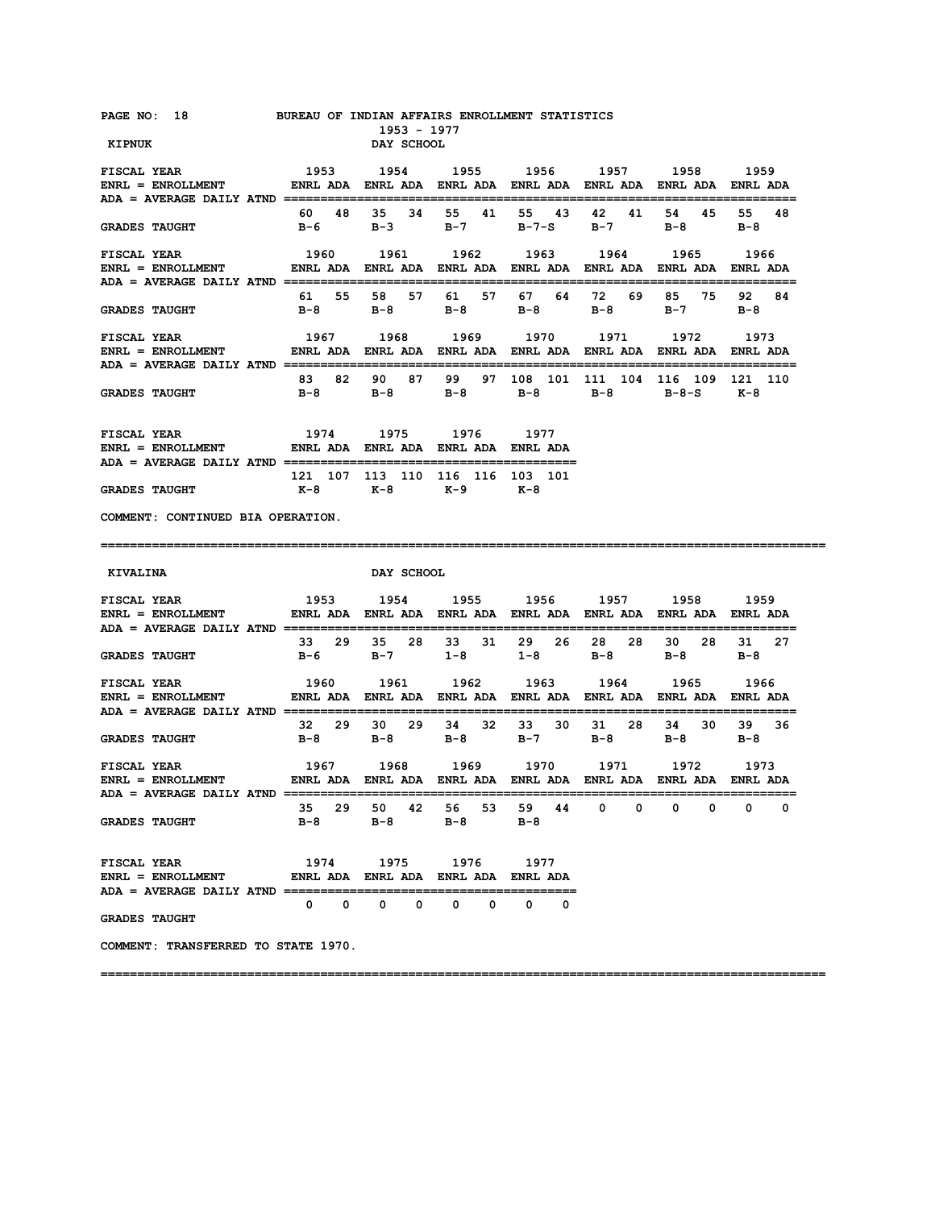BUREAU OF INDIAN AFFAIRS ENROLLMENT STATISTICS
1953 - 1977

## KIPNUK — DAY SCHOOL

| FISCAL YEAR | 1953 | | 1954 | | 1955 | | 1956 | | 1957 | | 1958 | | 1959 | |
|---|---|---|---|---|---|---|---|---|---|---|---|---|---|---|
| | ENRL | ADA | ENRL | ADA | ENRL | ADA | ENRL | ADA | ENRL | ADA | ENRL | ADA | ENRL | ADA |
| | 60 | 48 | 35 | 34 | 55 | 41 | 55 | 43 | 42 | 41 | 54 | 45 | 55 | 48 |
| GRADES TAUGHT | B-6 | | B-3 | | B-7 | | B-7-S | | B-7 | | B-8 | | B-8 | |

| FISCAL YEAR | 1960 | | 1961 | | 1962 | | 1963 | | 1964 | | 1965 | | 1966 | |
|---|---|---|---|---|---|---|---|---|---|---|---|---|---|---|
| | ENRL | ADA | ENRL | ADA | ENRL | ADA | ENRL | ADA | ENRL | ADA | ENRL | ADA | ENRL | ADA |
| | 61 | 55 | 58 | 57 | 61 | 57 | 67 | 64 | 72 | 69 | 85 | 75 | 92 | 84 |
| GRADES TAUGHT | B-8 | | B-8 | | B-8 | | B-8 | | B-8 | | B-7 | | B-8 | |

| FISCAL YEAR | 1967 | | 1968 | | 1969 | | 1970 | | 1971 | | 1972 | | 1973 | |
|---|---|---|---|---|---|---|---|---|---|---|---|---|---|---|
| | ENRL | ADA | ENRL | ADA | ENRL | ADA | ENRL | ADA | ENRL | ADA | ENRL | ADA | ENRL | ADA |
| | 83 | 82 | 90 | 87 | 99 | 97 | 108 | 101 | 111 | 104 | 116 | 109 | 121 | 110 |
| GRADES TAUGHT | B-8 | | B-8 | | B-8 | | B-8 | | B-8 | | B-8-S | | K-8 | |

| FISCAL YEAR | 1974 | | 1975 | | 1976 | | 1977 | |
|---|---|---|---|---|---|---|---|---|
| | ENRL | ADA | ENRL | ADA | ENRL | ADA | ENRL | ADA |
| | 121 | 107 | 113 | 110 | 116 | 116 | 103 | 101 |
| GRADES TAUGHT | K-8 | | K-8 | | K-9 | | K-8 | |

ENRL = ENROLLMENT; ADA = AVERAGE DAILY ATND

COMMENT: CONTINUED BIA OPERATION.

---

## KIVALINA — DAY SCHOOL

| FISCAL YEAR | 1953 | | 1954 | | 1955 | | 1956 | | 1957 | | 1958 | | 1959 | |
|---|---|---|---|---|---|---|---|---|---|---|---|---|---|---|
| | ENRL | ADA | ENRL | ADA | ENRL | ADA | ENRL | ADA | ENRL | ADA | ENRL | ADA | ENRL | ADA |
| | 33 | 29 | 35 | 28 | 33 | 31 | 29 | 26 | 28 | 28 | 30 | 28 | 31 | 27 |
| GRADES TAUGHT | B-6 | | B-7 | | 1-8 | | 1-8 | | B-8 | | B-8 | | B-8 | |

| FISCAL YEAR | 1960 | | 1961 | | 1962 | | 1963 | | 1964 | | 1965 | | 1966 | |
|---|---|---|---|---|---|---|---|---|---|---|---|---|---|---|
| | ENRL | ADA | ENRL | ADA | ENRL | ADA | ENRL | ADA | ENRL | ADA | ENRL | ADA | ENRL | ADA |
| | 32 | 29 | 30 | 29 | 34 | 32 | 33 | 30 | 31 | 28 | 34 | 30 | 39 | 36 |
| GRADES TAUGHT | B-8 | | B-8 | | B-8 | | B-7 | | B-8 | | B-8 | | B-8 | |

| FISCAL YEAR | 1967 | | 1968 | | 1969 | | 1970 | | 1971 | | 1972 | | 1973 | |
|---|---|---|---|---|---|---|---|---|---|---|---|---|---|---|
| | ENRL | ADA | ENRL | ADA | ENRL | ADA | ENRL | ADA | ENRL | ADA | ENRL | ADA | ENRL | ADA |
| | 35 | 29 | 50 | 42 | 56 | 53 | 59 | 44 | 0 | 0 | 0 | 0 | 0 | 0 |
| GRADES TAUGHT | B-8 | | B-8 | | B-8 | | B-8 | | | | | | | |

| FISCAL YEAR | 1974 | | 1975 | | 1976 | | 1977 | |
|---|---|---|---|---|---|---|---|---|
| | ENRL | ADA | ENRL | ADA | ENRL | ADA | ENRL | ADA |
| | 0 | 0 | 0 | 0 | 0 | 0 | 0 | 0 |
| GRADES TAUGHT | | | | | | | | |

ENRL = ENROLLMENT; ADA = AVERAGE DAILY ATND

COMMENT: TRANSFERRED TO STATE 1970.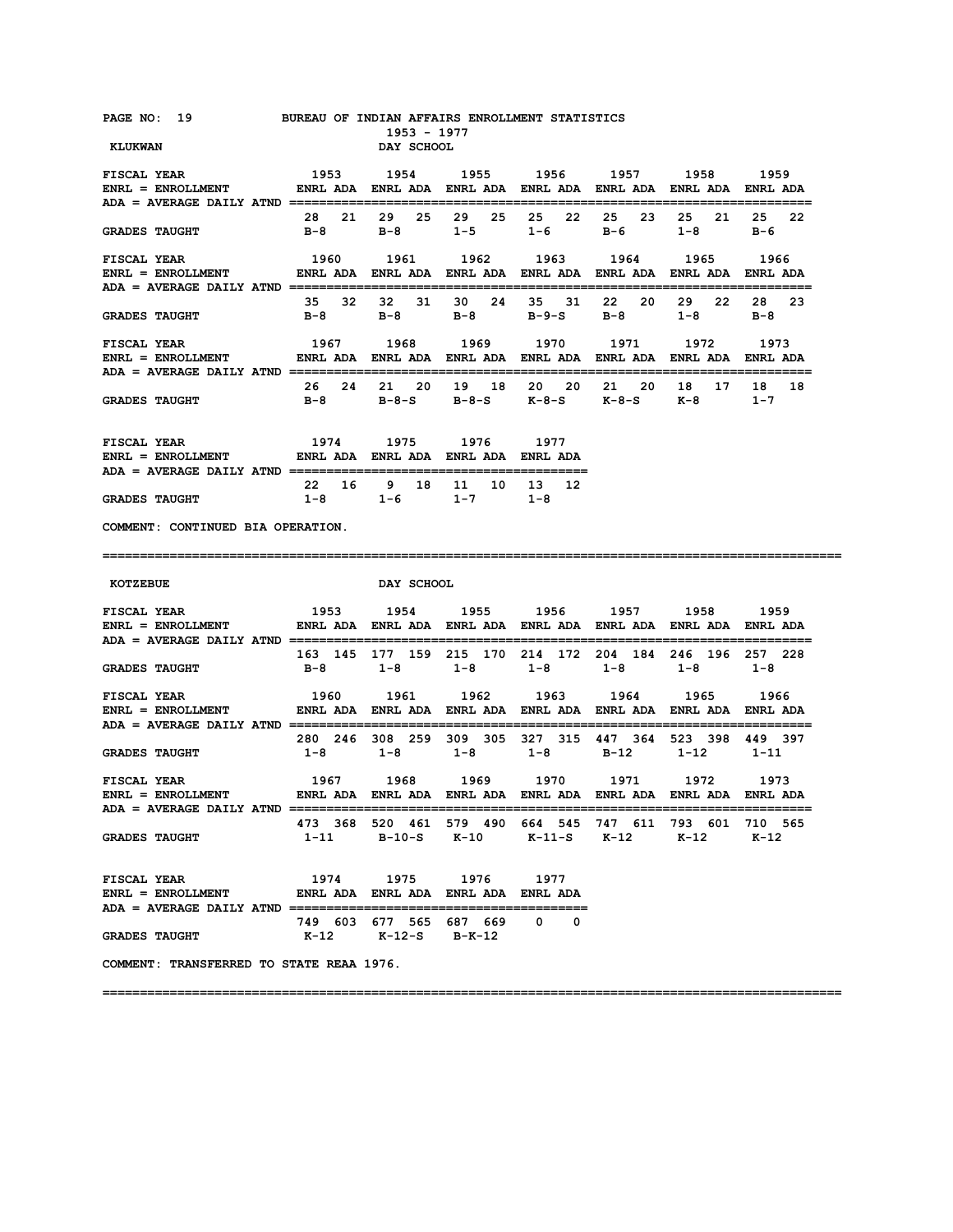BUREAU OF INDIAN AFFAIRS ENROLLMENT STATISTICS

1953 - 1977

## KLUKWAN — DAY SCHOOL

| FISCAL YEAR | 1953 | | 1954 | | 1955 | | 1956 | | 1957 | | 1958 | | 1959 | |
|---|---|---|---|---|---|---|---|---|---|---|---|---|---|---|
| | ENRL | ADA | ENRL | ADA | ENRL | ADA | ENRL | ADA | ENRL | ADA | ENRL | ADA | ENRL | ADA |
| | 28 | 21 | 29 | 25 | 29 | 25 | 25 | 22 | 25 | 23 | 25 | 21 | 25 | 22 |
| GRADES TAUGHT | B-8 | | B-8 | | 1-5 | | 1-6 | | B-6 | | 1-8 | | B-6 | |

| FISCAL YEAR | 1960 | | 1961 | | 1962 | | 1963 | | 1964 | | 1965 | | 1966 | |
|---|---|---|---|---|---|---|---|---|---|---|---|---|---|---|
| | ENRL | ADA | ENRL | ADA | ENRL | ADA | ENRL | ADA | ENRL | ADA | ENRL | ADA | ENRL | ADA |
| | 35 | 32 | 32 | 31 | 30 | 24 | 35 | 31 | 22 | 20 | 29 | 22 | 28 | 23 |
| GRADES TAUGHT | B-8 | | B-8 | | B-8 | | B-9-S | | B-8 | | 1-8 | | B-8 | |

| FISCAL YEAR | 1967 | | 1968 | | 1969 | | 1970 | | 1971 | | 1972 | | 1973 | |
|---|---|---|---|---|---|---|---|---|---|---|---|---|---|---|
| | ENRL | ADA | ENRL | ADA | ENRL | ADA | ENRL | ADA | ENRL | ADA | ENRL | ADA | ENRL | ADA |
| | 26 | 24 | 21 | 20 | 19 | 18 | 20 | 20 | 21 | 20 | 18 | 17 | 18 | 18 |
| GRADES TAUGHT | B-8 | | B-8-S | | B-8-S | | K-8-S | | K-8-S | | K-8 | | 1-7 | |

| FISCAL YEAR | 1974 | | 1975 | | 1976 | | 1977 | |
|---|---|---|---|---|---|---|---|---|
| | ENRL | ADA | ENRL | ADA | ENRL | ADA | ENRL | ADA |
| | 22 | 16 | 9 | 18 | 11 | 10 | 13 | 12 |
| GRADES TAUGHT | 1-8 | | 1-6 | | 1-7 | | 1-8 | |

ENRL = ENROLLMENT; ADA = AVERAGE DAILY ATND

COMMENT: CONTINUED BIA OPERATION.

---

## KOTZEBUE — DAY SCHOOL

| FISCAL YEAR | 1953 | | 1954 | | 1955 | | 1956 | | 1957 | | 1958 | | 1959 | |
|---|---|---|---|---|---|---|---|---|---|---|---|---|---|---|
| | ENRL | ADA | ENRL | ADA | ENRL | ADA | ENRL | ADA | ENRL | ADA | ENRL | ADA | ENRL | ADA |
| | 163 | 145 | 177 | 159 | 215 | 170 | 214 | 172 | 204 | 184 | 246 | 196 | 257 | 228 |
| GRADES TAUGHT | B-8 | | 1-8 | | 1-8 | | 1-8 | | 1-8 | | 1-8 | | 1-8 | |

| FISCAL YEAR | 1960 | | 1961 | | 1962 | | 1963 | | 1964 | | 1965 | | 1966 | |
|---|---|---|---|---|---|---|---|---|---|---|---|---|---|---|
| | ENRL | ADA | ENRL | ADA | ENRL | ADA | ENRL | ADA | ENRL | ADA | ENRL | ADA | ENRL | ADA |
| | 280 | 246 | 308 | 259 | 309 | 305 | 327 | 315 | 447 | 364 | 523 | 398 | 449 | 397 |
| GRADES TAUGHT | 1-8 | | 1-8 | | 1-8 | | 1-8 | | B-12 | | 1-12 | | 1-11 | |

| FISCAL YEAR | 1967 | | 1968 | | 1969 | | 1970 | | 1971 | | 1972 | | 1973 | |
|---|---|---|---|---|---|---|---|---|---|---|---|---|---|---|
| | ENRL | ADA | ENRL | ADA | ENRL | ADA | ENRL | ADA | ENRL | ADA | ENRL | ADA | ENRL | ADA |
| | 473 | 368 | 520 | 461 | 579 | 490 | 664 | 545 | 747 | 611 | 793 | 601 | 710 | 565 |
| GRADES TAUGHT | 1-11 | | B-10-S | | K-10 | | K-11-S | | K-12 | | K-12 | | K-12 | |

| FISCAL YEAR | 1974 | | 1975 | | 1976 | | 1977 | |
|---|---|---|---|---|---|---|---|---|
| | ENRL | ADA | ENRL | ADA | ENRL | ADA | ENRL | ADA |
| | 749 | 603 | 677 | 565 | 687 | 669 | 0 | 0 |
| GRADES TAUGHT | K-12 | | K-12-S | | B-K-12 | | | |

ENRL = ENROLLMENT; ADA = AVERAGE DAILY ATND

COMMENT: TRANSFERRED TO STATE REAA 1976.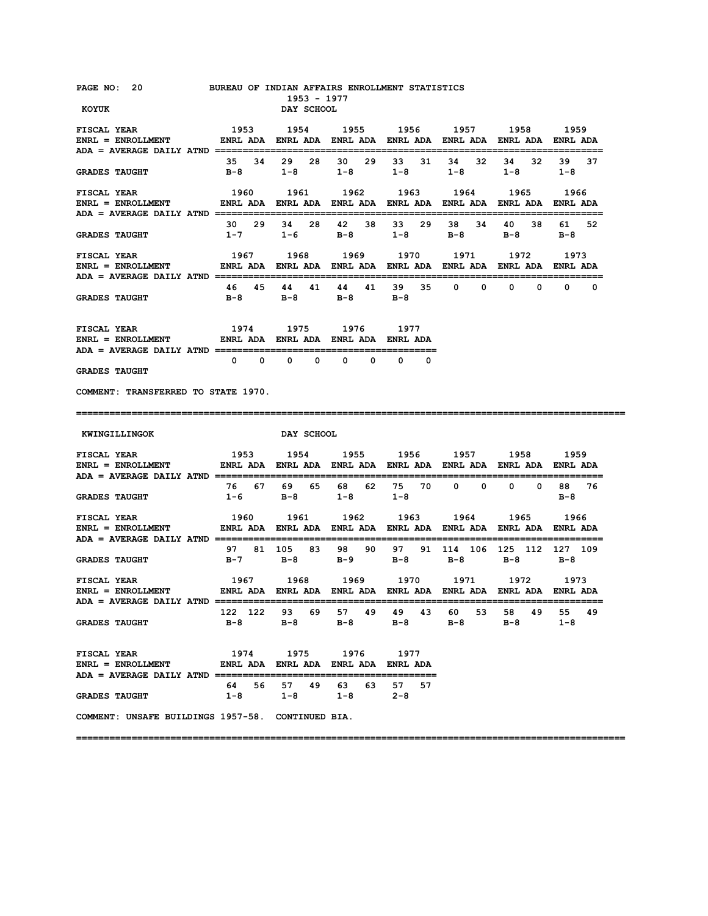BUREAU OF INDIAN AFFAIRS ENROLLMENT STATISTICS
1953 - 1977

## KOYUK — DAY SCHOOL

ENRL = ENROLLMENT; ADA = AVERAGE DAILY ATND

| FISCAL YEAR | 1953 | | 1954 | | 1955 | | 1956 | | 1957 | | 1958 | | 1959 | |
|---|---|---|---|---|---|---|---|---|---|---|---|---|---|---|
| | ENRL | ADA | ENRL | ADA | ENRL | ADA | ENRL | ADA | ENRL | ADA | ENRL | ADA | ENRL | ADA |
| | 35 | 34 | 29 | 28 | 30 | 29 | 33 | 31 | 34 | 32 | 34 | 32 | 39 | 37 |
| GRADES TAUGHT | B-8 | | 1-8 | | 1-8 | | 1-8 | | 1-8 | | 1-8 | | 1-8 | |

| FISCAL YEAR | 1960 | | 1961 | | 1962 | | 1963 | | 1964 | | 1965 | | 1966 | |
|---|---|---|---|---|---|---|---|---|---|---|---|---|---|---|
| | ENRL | ADA | ENRL | ADA | ENRL | ADA | ENRL | ADA | ENRL | ADA | ENRL | ADA | ENRL | ADA |
| | 30 | 29 | 34 | 28 | 42 | 38 | 33 | 29 | 38 | 34 | 40 | 38 | 61 | 52 |
| GRADES TAUGHT | 1-7 | | 1-6 | | B-8 | | 1-8 | | B-8 | | B-8 | | B-8 | |

| FISCAL YEAR | 1967 | | 1968 | | 1969 | | 1970 | | 1971 | | 1972 | | 1973 | |
|---|---|---|---|---|---|---|---|---|---|---|---|---|---|---|
| | ENRL | ADA | ENRL | ADA | ENRL | ADA | ENRL | ADA | ENRL | ADA | ENRL | ADA | ENRL | ADA |
| | 46 | 45 | 44 | 41 | 44 | 41 | 39 | 35 | 0 | 0 | 0 | 0 | 0 | 0 |
| GRADES TAUGHT | B-8 | | B-8 | | B-8 | | B-8 | | | | | | | |

| FISCAL YEAR | 1974 | | 1975 | | 1976 | | 1977 | |
|---|---|---|---|---|---|---|---|---|
| | ENRL | ADA | ENRL | ADA | ENRL | ADA | ENRL | ADA |
| | 0 | 0 | 0 | 0 | 0 | 0 | 0 | 0 |
| GRADES TAUGHT | | | | | | | | |

COMMENT: TRANSFERRED TO STATE 1970.

---

## KWINGILLINGOK — DAY SCHOOL

ENRL = ENROLLMENT; ADA = AVERAGE DAILY ATND

| FISCAL YEAR | 1953 | | 1954 | | 1955 | | 1956 | | 1957 | | 1958 | | 1959 | |
|---|---|---|---|---|---|---|---|---|---|---|---|---|---|---|
| | ENRL | ADA | ENRL | ADA | ENRL | ADA | ENRL | ADA | ENRL | ADA | ENRL | ADA | ENRL | ADA |
| | 76 | 67 | 69 | 65 | 68 | 62 | 75 | 70 | 0 | 0 | 0 | 0 | 88 | 76 |
| GRADES TAUGHT | 1-6 | | B-8 | | 1-8 | | 1-8 | | | | | | B-8 | |

| FISCAL YEAR | 1960 | | 1961 | | 1962 | | 1963 | | 1964 | | 1965 | | 1966 | |
|---|---|---|---|---|---|---|---|---|---|---|---|---|---|---|
| | ENRL | ADA | ENRL | ADA | ENRL | ADA | ENRL | ADA | ENRL | ADA | ENRL | ADA | ENRL | ADA |
| | 97 | 81 | 105 | 83 | 98 | 90 | 97 | 91 | 114 | 106 | 125 | 112 | 127 | 109 |
| GRADES TAUGHT | B-7 | | B-8 | | B-9 | | B-8 | | B-8 | | B-8 | | B-8 | |

| FISCAL YEAR | 1967 | | 1968 | | 1969 | | 1970 | | 1971 | | 1972 | | 1973 | |
|---|---|---|---|---|---|---|---|---|---|---|---|---|---|---|
| | ENRL | ADA | ENRL | ADA | ENRL | ADA | ENRL | ADA | ENRL | ADA | ENRL | ADA | ENRL | ADA |
| | 122 | 122 | 93 | 69 | 57 | 49 | 49 | 43 | 60 | 53 | 58 | 49 | 55 | 49 |
| GRADES TAUGHT | B-8 | | B-8 | | B-8 | | B-8 | | B-8 | | B-8 | | 1-8 | |

| FISCAL YEAR | 1974 | | 1975 | | 1976 | | 1977 | |
|---|---|---|---|---|---|---|---|---|
| | ENRL | ADA | ENRL | ADA | ENRL | ADA | ENRL | ADA |
| | 64 | 56 | 57 | 49 | 63 | 63 | 57 | 57 |
| GRADES TAUGHT | 1-8 | | 1-8 | | 1-8 | | 2-8 | |

COMMENT: UNSAFE BUILDINGS 1957-58. CONTINUED BIA.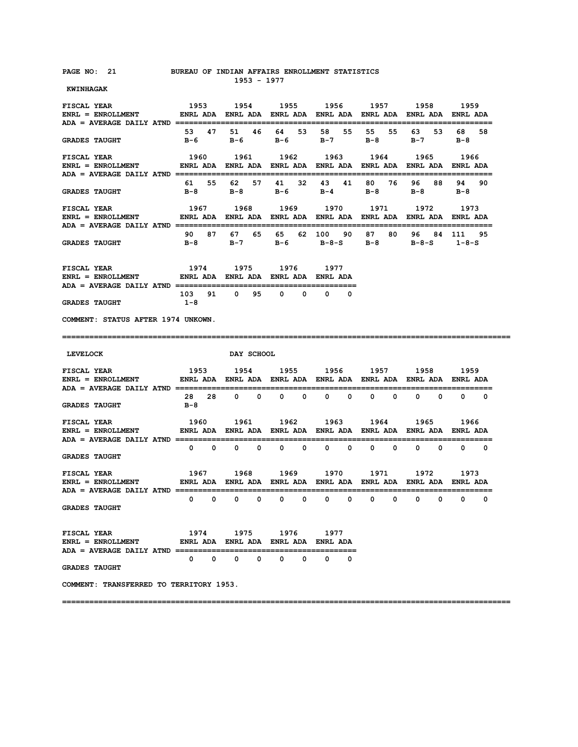BUREAU OF INDIAN AFFAIRS ENROLLMENT STATISTICS
1953 - 1977

## KWINHAGAK

| FISCAL YEAR | 1953 | | 1954 | | 1955 | | 1956 | | 1957 | | 1958 | | 1959 | |
|---|---|---|---|---|---|---|---|---|---|---|---|---|---|---|
| ENRL = ENROLLMENT / ADA = AVERAGE DAILY ATND | ENRL | ADA | ENRL | ADA | ENRL | ADA | ENRL | ADA | ENRL | ADA | ENRL | ADA | ENRL | ADA |
| | 53 | 47 | 51 | 46 | 64 | 53 | 58 | 55 | 55 | 55 | 63 | 53 | 68 | 58 |
| GRADES TAUGHT | B-6 | | B-6 | | B-6 | | B-7 | | B-8 | | B-7 | | B-8 | |

| FISCAL YEAR | 1960 | | 1961 | | 1962 | | 1963 | | 1964 | | 1965 | | 1966 | |
|---|---|---|---|---|---|---|---|---|---|---|---|---|---|---|
| ENRL = ENROLLMENT / ADA = AVERAGE DAILY ATND | ENRL | ADA | ENRL | ADA | ENRL | ADA | ENRL | ADA | ENRL | ADA | ENRL | ADA | ENRL | ADA |
| | 61 | 55 | 62 | 57 | 41 | 32 | 43 | 41 | 80 | 76 | 96 | 88 | 94 | 90 |
| GRADES TAUGHT | B-8 | | B-8 | | B-6 | | B-4 | | B-8 | | B-8 | | B-8 | |

| FISCAL YEAR | 1967 | | 1968 | | 1969 | | 1970 | | 1971 | | 1972 | | 1973 | |
|---|---|---|---|---|---|---|---|---|---|---|---|---|---|---|
| ENRL = ENROLLMENT / ADA = AVERAGE DAILY ATND | ENRL | ADA | ENRL | ADA | ENRL | ADA | ENRL | ADA | ENRL | ADA | ENRL | ADA | ENRL | ADA |
| | 90 | 87 | 67 | 65 | 65 | 62 | 100 | 90 | 87 | 80 | 96 | 84 | 111 | 95 |
| GRADES TAUGHT | B-8 | | B-7 | | B-6 | | B-8-S | | B-8 | | B-8-S | | 1-8-S | |

| FISCAL YEAR | 1974 | | 1975 | | 1976 | | 1977 | |
|---|---|---|---|---|---|---|---|---|
| ENRL = ENROLLMENT / ADA = AVERAGE DAILY ATND | ENRL | ADA | ENRL | ADA | ENRL | ADA | ENRL | ADA |
| | 103 | 91 | 0 | 95 | 0 | 0 | 0 | 0 |
| GRADES TAUGHT | 1-8 | | | | | | | |

COMMENT: STATUS AFTER 1974 UNKOWN.

---

## LEVELOCK — DAY SCHOOL

| FISCAL YEAR | 1953 | | 1954 | | 1955 | | 1956 | | 1957 | | 1958 | | 1959 | |
|---|---|---|---|---|---|---|---|---|---|---|---|---|---|---|
| ENRL = ENROLLMENT / ADA = AVERAGE DAILY ATND | ENRL | ADA | ENRL | ADA | ENRL | ADA | ENRL | ADA | ENRL | ADA | ENRL | ADA | ENRL | ADA |
| | 28 | 28 | 0 | 0 | 0 | 0 | 0 | 0 | 0 | 0 | 0 | 0 | 0 | 0 |
| GRADES TAUGHT | B-8 | | | | | | | | | | | | | |

| FISCAL YEAR | 1960 | | 1961 | | 1962 | | 1963 | | 1964 | | 1965 | | 1966 | |
|---|---|---|---|---|---|---|---|---|---|---|---|---|---|---|
| ENRL = ENROLLMENT / ADA = AVERAGE DAILY ATND | ENRL | ADA | ENRL | ADA | ENRL | ADA | ENRL | ADA | ENRL | ADA | ENRL | ADA | ENRL | ADA |
| | 0 | 0 | 0 | 0 | 0 | 0 | 0 | 0 | 0 | 0 | 0 | 0 | 0 | 0 |
| GRADES TAUGHT | | | | | | | | | | | | | | |

| FISCAL YEAR | 1967 | | 1968 | | 1969 | | 1970 | | 1971 | | 1972 | | 1973 | |
|---|---|---|---|---|---|---|---|---|---|---|---|---|---|---|
| ENRL = ENROLLMENT / ADA = AVERAGE DAILY ATND | ENRL | ADA | ENRL | ADA | ENRL | ADA | ENRL | ADA | ENRL | ADA | ENRL | ADA | ENRL | ADA |
| | 0 | 0 | 0 | 0 | 0 | 0 | 0 | 0 | 0 | 0 | 0 | 0 | 0 | 0 |
| GRADES TAUGHT | | | | | | | | | | | | | | |

| FISCAL YEAR | 1974 | | 1975 | | 1976 | | 1977 | |
|---|---|---|---|---|---|---|---|---|
| ENRL = ENROLLMENT / ADA = AVERAGE DAILY ATND | ENRL | ADA | ENRL | ADA | ENRL | ADA | ENRL | ADA |
| | 0 | 0 | 0 | 0 | 0 | 0 | 0 | 0 |
| GRADES TAUGHT | | | | | | | | |

COMMENT: TRANSFERRED TO TERRITORY 1953.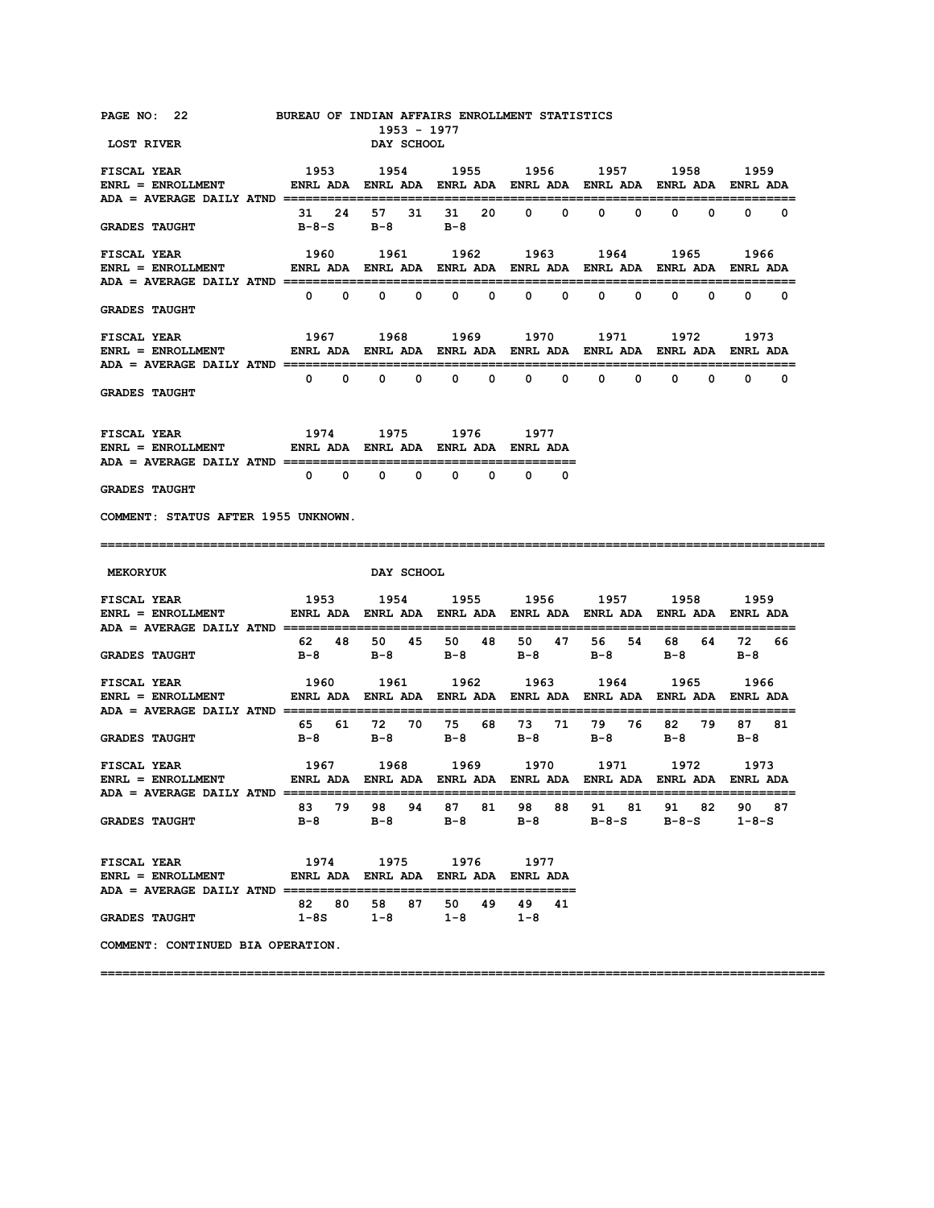BUREAU OF INDIAN AFFAIRS ENROLLMENT STATISTICS
1953 - 1977

## LOST RIVER — DAY SCHOOL

ENRL = ENROLLMENT
ADA = AVERAGE DAILY ATND

| FISCAL YEAR | 1953 | | 1954 | | 1955 | | 1956 | | 1957 | | 1958 | | 1959 | |
|---|---|---|---|---|---|---|---|---|---|---|---|---|---|---|
| | ENRL | ADA | ENRL | ADA | ENRL | ADA | ENRL | ADA | ENRL | ADA | ENRL | ADA | ENRL | ADA |
| | 31 | 24 | 57 | 31 | 31 | 20 | 0 | 0 | 0 | 0 | 0 | 0 | 0 | 0 |
| GRADES TAUGHT | B-8-S | | B-8 | | B-8 | | | | | | | | | |

| FISCAL YEAR | 1960 | | 1961 | | 1962 | | 1963 | | 1964 | | 1965 | | 1966 | |
|---|---|---|---|---|---|---|---|---|---|---|---|---|---|---|
| | ENRL | ADA | ENRL | ADA | ENRL | ADA | ENRL | ADA | ENRL | ADA | ENRL | ADA | ENRL | ADA |
| | 0 | 0 | 0 | 0 | 0 | 0 | 0 | 0 | 0 | 0 | 0 | 0 | 0 | 0 |
| GRADES TAUGHT | | | | | | | | | | | | | | |

| FISCAL YEAR | 1967 | | 1968 | | 1969 | | 1970 | | 1971 | | 1972 | | 1973 | |
|---|---|---|---|---|---|---|---|---|---|---|---|---|---|---|
| | ENRL | ADA | ENRL | ADA | ENRL | ADA | ENRL | ADA | ENRL | ADA | ENRL | ADA | ENRL | ADA |
| | 0 | 0 | 0 | 0 | 0 | 0 | 0 | 0 | 0 | 0 | 0 | 0 | 0 | 0 |
| GRADES TAUGHT | | | | | | | | | | | | | | |

| FISCAL YEAR | 1974 | | 1975 | | 1976 | | 1977 | |
|---|---|---|---|---|---|---|---|---|
| | ENRL | ADA | ENRL | ADA | ENRL | ADA | ENRL | ADA |
| | 0 | 0 | 0 | 0 | 0 | 0 | 0 | 0 |
| GRADES TAUGHT | | | | | | | | |

COMMENT: STATUS AFTER 1955 UNKNOWN.

---

## MEKORYUK — DAY SCHOOL

| FISCAL YEAR | 1953 | | 1954 | | 1955 | | 1956 | | 1957 | | 1958 | | 1959 | |
|---|---|---|---|---|---|---|---|---|---|---|---|---|---|---|
| | ENRL | ADA | ENRL | ADA | ENRL | ADA | ENRL | ADA | ENRL | ADA | ENRL | ADA | ENRL | ADA |
| | 62 | 48 | 50 | 45 | 50 | 48 | 50 | 47 | 56 | 54 | 68 | 64 | 72 | 66 |
| GRADES TAUGHT | B-8 | | B-8 | | B-8 | | B-8 | | B-8 | | B-8 | | B-8 | |

| FISCAL YEAR | 1960 | | 1961 | | 1962 | | 1963 | | 1964 | | 1965 | | 1966 | |
|---|---|---|---|---|---|---|---|---|---|---|---|---|---|---|
| | ENRL | ADA | ENRL | ADA | ENRL | ADA | ENRL | ADA | ENRL | ADA | ENRL | ADA | ENRL | ADA |
| | 65 | 61 | 72 | 70 | 75 | 68 | 73 | 71 | 79 | 76 | 82 | 79 | 87 | 81 |
| GRADES TAUGHT | B-8 | | B-8 | | B-8 | | B-8 | | B-8 | | B-8 | | B-8 | |

| FISCAL YEAR | 1967 | | 1968 | | 1969 | | 1970 | | 1971 | | 1972 | | 1973 | |
|---|---|---|---|---|---|---|---|---|---|---|---|---|---|---|
| | ENRL | ADA | ENRL | ADA | ENRL | ADA | ENRL | ADA | ENRL | ADA | ENRL | ADA | ENRL | ADA |
| | 83 | 79 | 98 | 94 | 87 | 81 | 98 | 88 | 91 | 81 | 91 | 82 | 90 | 87 |
| GRADES TAUGHT | B-8 | | B-8 | | B-8 | | B-8 | | B-8-S | | B-8-S | | 1-8-S | |

| FISCAL YEAR | 1974 | | 1975 | | 1976 | | 1977 | |
|---|---|---|---|---|---|---|---|---|
| | ENRL | ADA | ENRL | ADA | ENRL | ADA | ENRL | ADA |
| | 82 | 80 | 58 | 87 | 50 | 49 | 49 | 41 |
| GRADES TAUGHT | 1-8S | | 1-8 | | 1-8 | | 1-8 | |

COMMENT: CONTINUED BIA OPERATION.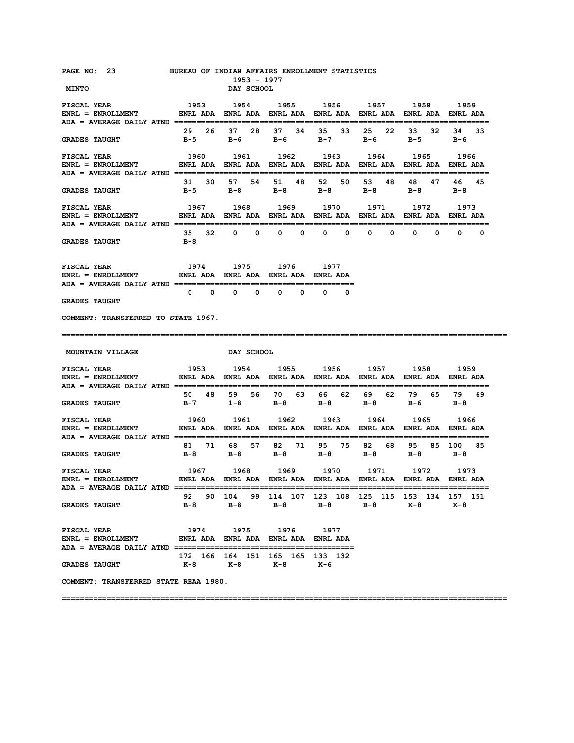BUREAU OF INDIAN AFFAIRS ENROLLMENT STATISTICS
1953 - 1977

## MINTO — DAY SCHOOL

ENRL = ENROLLMENT; ADA = AVERAGE DAILY ATND

| FISCAL YEAR | 1953 | | 1954 | | 1955 | | 1956 | | 1957 | | 1958 | | 1959 | |
|---|---|---|---|---|---|---|---|---|---|---|---|---|---|---|
| | ENRL | ADA | ENRL | ADA | ENRL | ADA | ENRL | ADA | ENRL | ADA | ENRL | ADA | ENRL | ADA |
| | 29 | 26 | 37 | 28 | 37 | 34 | 35 | 33 | 25 | 22 | 33 | 32 | 34 | 33 |
| GRADES TAUGHT | B-5 | | B-6 | | B-6 | | B-7 | | B-6 | | B-5 | | B-6 | |

| FISCAL YEAR | 1960 | | 1961 | | 1962 | | 1963 | | 1964 | | 1965 | | 1966 | |
|---|---|---|---|---|---|---|---|---|---|---|---|---|---|---|
| | ENRL | ADA | ENRL | ADA | ENRL | ADA | ENRL | ADA | ENRL | ADA | ENRL | ADA | ENRL | ADA |
| | 31 | 30 | 57 | 54 | 51 | 48 | 52 | 50 | 53 | 48 | 48 | 47 | 46 | 45 |
| GRADES TAUGHT | B-5 | | B-8 | | B-8 | | B-8 | | B-8 | | B-8 | | B-8 | |

| FISCAL YEAR | 1967 | | 1968 | | 1969 | | 1970 | | 1971 | | 1972 | | 1973 | |
|---|---|---|---|---|---|---|---|---|---|---|---|---|---|---|
| | ENRL | ADA | ENRL | ADA | ENRL | ADA | ENRL | ADA | ENRL | ADA | ENRL | ADA | ENRL | ADA |
| | 35 | 32 | 0 | 0 | 0 | 0 | 0 | 0 | 0 | 0 | 0 | 0 | 0 | 0 |
| GRADES TAUGHT | B-8 | | | | | | | | | | | | | |

| FISCAL YEAR | 1974 | | 1975 | | 1976 | | 1977 | |
|---|---|---|---|---|---|---|---|---|
| | ENRL | ADA | ENRL | ADA | ENRL | ADA | ENRL | ADA |
| | 0 | 0 | 0 | 0 | 0 | 0 | 0 | 0 |
| GRADES TAUGHT | | | | | | | | |

COMMENT: TRANSFERRED TO STATE 1967.

---

## MOUNTAIN VILLAGE — DAY SCHOOL

| FISCAL YEAR | 1953 | | 1954 | | 1955 | | 1956 | | 1957 | | 1958 | | 1959 | |
|---|---|---|---|---|---|---|---|---|---|---|---|---|---|---|
| | ENRL | ADA | ENRL | ADA | ENRL | ADA | ENRL | ADA | ENRL | ADA | ENRL | ADA | ENRL | ADA |
| | 50 | 48 | 59 | 56 | 70 | 63 | 66 | 62 | 69 | 62 | 79 | 65 | 79 | 69 |
| GRADES TAUGHT | B-7 | | 1-8 | | B-8 | | B-8 | | B-8 | | B-6 | | B-8 | |

| FISCAL YEAR | 1960 | | 1961 | | 1962 | | 1963 | | 1964 | | 1965 | | 1966 | |
|---|---|---|---|---|---|---|---|---|---|---|---|---|---|---|
| | ENRL | ADA | ENRL | ADA | ENRL | ADA | ENRL | ADA | ENRL | ADA | ENRL | ADA | ENRL | ADA |
| | 81 | 71 | 68 | 57 | 82 | 71 | 95 | 75 | 82 | 68 | 95 | 85 | 100 | 85 |
| GRADES TAUGHT | B-8 | | B-8 | | B-8 | | B-8 | | B-8 | | B-8 | | B-8 | |

| FISCAL YEAR | 1967 | | 1968 | | 1969 | | 1970 | | 1971 | | 1972 | | 1973 | |
|---|---|---|---|---|---|---|---|---|---|---|---|---|---|---|
| | ENRL | ADA | ENRL | ADA | ENRL | ADA | ENRL | ADA | ENRL | ADA | ENRL | ADA | ENRL | ADA |
| | 92 | 90 | 104 | 99 | 114 | 107 | 123 | 108 | 125 | 115 | 153 | 134 | 157 | 151 |
| GRADES TAUGHT | B-8 | | B-8 | | B-8 | | B-8 | | B-8 | | K-8 | | K-8 | |

| FISCAL YEAR | 1974 | | 1975 | | 1976 | | 1977 | |
|---|---|---|---|---|---|---|---|---|
| | ENRL | ADA | ENRL | ADA | ENRL | ADA | ENRL | ADA |
| | 172 | 166 | 164 | 151 | 165 | 165 | 133 | 132 |
| GRADES TAUGHT | K-8 | | K-8 | | K-8 | | K-6 | |

COMMENT: TRANSFERRED STATE REAA 1980.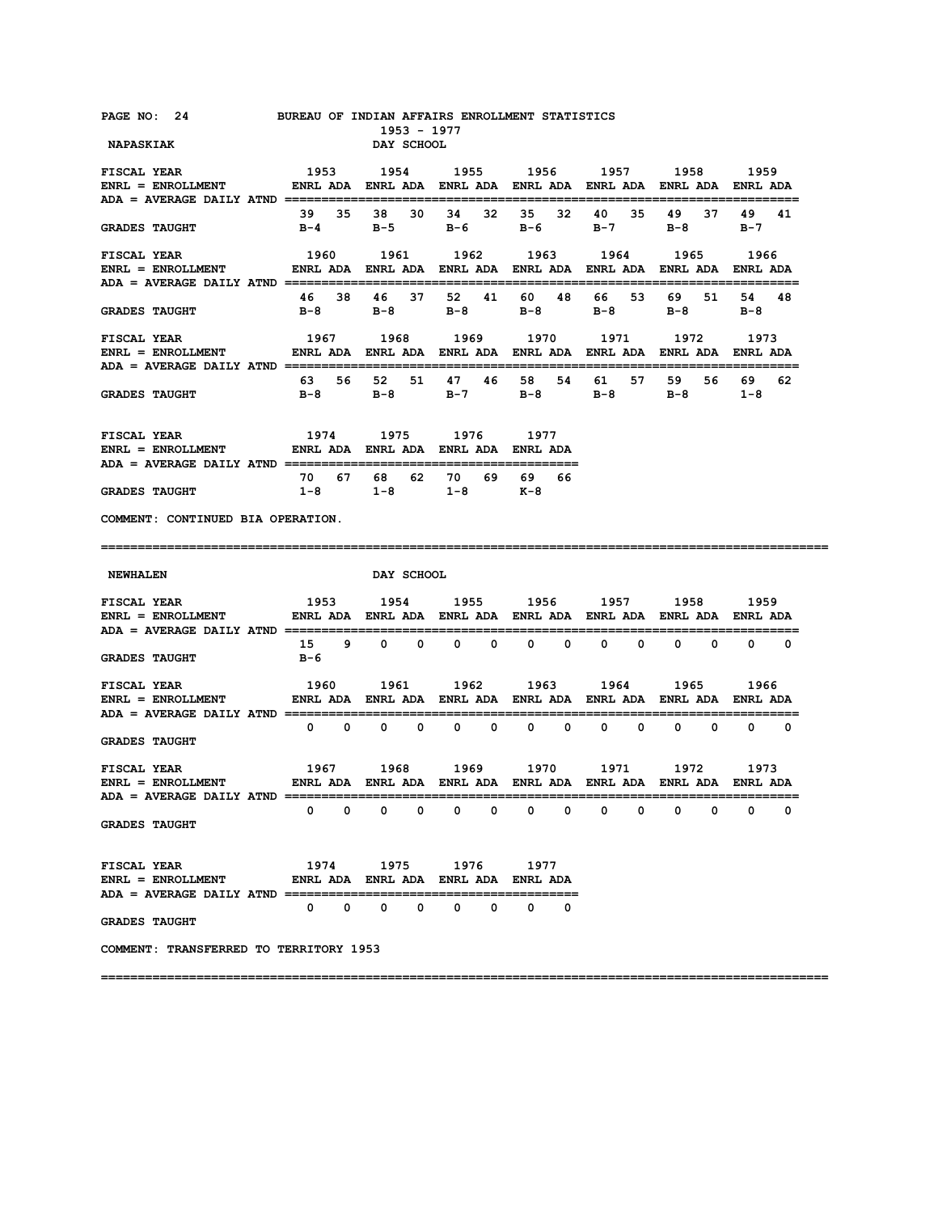BUREAU OF INDIAN AFFAIRS ENROLLMENT STATISTICS
1953 - 1977

## NAPASKIAK — DAY SCHOOL

| FISCAL YEAR | 1953 | | 1954 | | 1955 | | 1956 | | 1957 | | 1958 | | 1959 | |
|---|---|---|---|---|---|---|---|---|---|---|---|---|---|---|
| ENRL = ENROLLMENT / ADA = AVERAGE DAILY ATND | ENRL | ADA | ENRL | ADA | ENRL | ADA | ENRL | ADA | ENRL | ADA | ENRL | ADA | ENRL | ADA |
| | 39 | 35 | 38 | 30 | 34 | 32 | 35 | 32 | 40 | 35 | 49 | 37 | 49 | 41 |
| GRADES TAUGHT | B-4 | | B-5 | | B-6 | | B-6 | | B-7 | | B-8 | | B-7 | |

| FISCAL YEAR | 1960 | | 1961 | | 1962 | | 1963 | | 1964 | | 1965 | | 1966 | |
|---|---|---|---|---|---|---|---|---|---|---|---|---|---|---|
| ENRL = ENROLLMENT / ADA = AVERAGE DAILY ATND | ENRL | ADA | ENRL | ADA | ENRL | ADA | ENRL | ADA | ENRL | ADA | ENRL | ADA | ENRL | ADA |
| | 46 | 38 | 46 | 37 | 52 | 41 | 60 | 48 | 66 | 53 | 69 | 51 | 54 | 48 |
| GRADES TAUGHT | B-8 | | B-8 | | B-8 | | B-8 | | B-8 | | B-8 | | B-8 | |

| FISCAL YEAR | 1967 | | 1968 | | 1969 | | 1970 | | 1971 | | 1972 | | 1973 | |
|---|---|---|---|---|---|---|---|---|---|---|---|---|---|---|
| ENRL = ENROLLMENT / ADA = AVERAGE DAILY ATND | ENRL | ADA | ENRL | ADA | ENRL | ADA | ENRL | ADA | ENRL | ADA | ENRL | ADA | ENRL | ADA |
| | 63 | 56 | 52 | 51 | 47 | 46 | 58 | 54 | 61 | 57 | 59 | 56 | 69 | 62 |
| GRADES TAUGHT | B-8 | | B-8 | | B-7 | | B-8 | | B-8 | | B-8 | | 1-8 | |

| FISCAL YEAR | 1974 | | 1975 | | 1976 | | 1977 | |
|---|---|---|---|---|---|---|---|---|
| ENRL = ENROLLMENT / ADA = AVERAGE DAILY ATND | ENRL | ADA | ENRL | ADA | ENRL | ADA | ENRL | ADA |
| | 70 | 67 | 68 | 62 | 70 | 69 | 69 | 66 |
| GRADES TAUGHT | 1-8 | | 1-8 | | 1-8 | | K-8 | |

COMMENT: CONTINUED BIA OPERATION.

---

## NEWHALEN — DAY SCHOOL

| FISCAL YEAR | 1953 | | 1954 | | 1955 | | 1956 | | 1957 | | 1958 | | 1959 | |
|---|---|---|---|---|---|---|---|---|---|---|---|---|---|---|
| ENRL = ENROLLMENT / ADA = AVERAGE DAILY ATND | ENRL | ADA | ENRL | ADA | ENRL | ADA | ENRL | ADA | ENRL | ADA | ENRL | ADA | ENRL | ADA |
| | 15 | 9 | 0 | 0 | 0 | 0 | 0 | 0 | 0 | 0 | 0 | 0 | 0 | 0 |
| GRADES TAUGHT | B-6 | | | | | | | | | | | | | |

| FISCAL YEAR | 1960 | | 1961 | | 1962 | | 1963 | | 1964 | | 1965 | | 1966 | |
|---|---|---|---|---|---|---|---|---|---|---|---|---|---|---|
| ENRL = ENROLLMENT / ADA = AVERAGE DAILY ATND | ENRL | ADA | ENRL | ADA | ENRL | ADA | ENRL | ADA | ENRL | ADA | ENRL | ADA | ENRL | ADA |
| | 0 | 0 | 0 | 0 | 0 | 0 | 0 | 0 | 0 | 0 | 0 | 0 | 0 | 0 |
| GRADES TAUGHT | | | | | | | | | | | | | | |

| FISCAL YEAR | 1967 | | 1968 | | 1969 | | 1970 | | 1971 | | 1972 | | 1973 | |
|---|---|---|---|---|---|---|---|---|---|---|---|---|---|---|
| ENRL = ENROLLMENT / ADA = AVERAGE DAILY ATND | ENRL | ADA | ENRL | ADA | ENRL | ADA | ENRL | ADA | ENRL | ADA | ENRL | ADA | ENRL | ADA |
| | 0 | 0 | 0 | 0 | 0 | 0 | 0 | 0 | 0 | 0 | 0 | 0 | 0 | 0 |
| GRADES TAUGHT | | | | | | | | | | | | | | |

| FISCAL YEAR | 1974 | | 1975 | | 1976 | | 1977 | |
|---|---|---|---|---|---|---|---|---|
| ENRL = ENROLLMENT / ADA = AVERAGE DAILY ATND | ENRL | ADA | ENRL | ADA | ENRL | ADA | ENRL | ADA |
| | 0 | 0 | 0 | 0 | 0 | 0 | 0 | 0 |
| GRADES TAUGHT | | | | | | | | |

COMMENT: TRANSFERRED TO TERRITORY 1953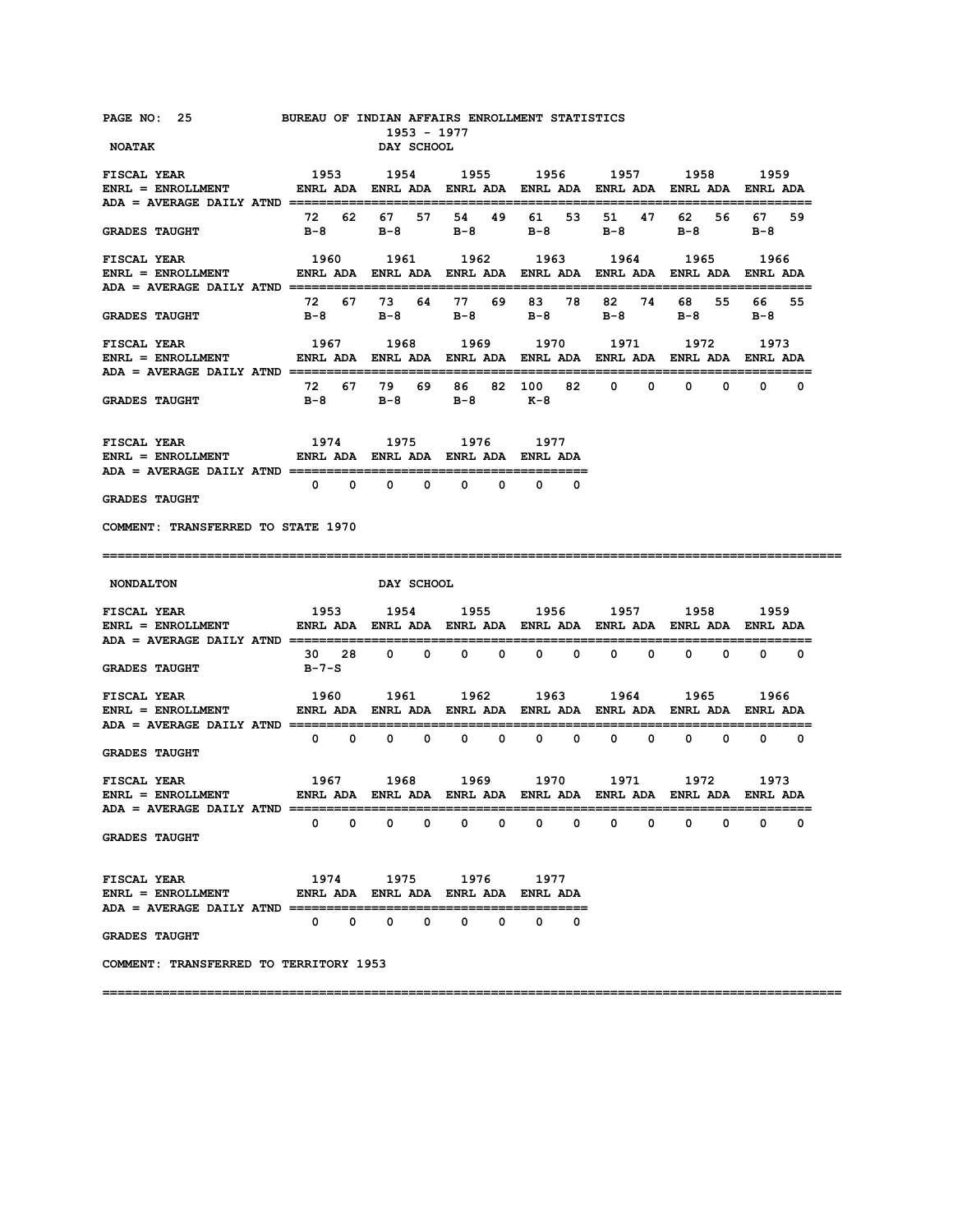BUREAU OF INDIAN AFFAIRS ENROLLMENT STATISTICS
1953 - 1977

## NOATAK — DAY SCHOOL

ENRL = ENROLLMENT
ADA = AVERAGE DAILY ATND

| FISCAL YEAR | 1953 | | 1954 | | 1955 | | 1956 | | 1957 | | 1958 | | 1959 | |
|---|---|---|---|---|---|---|---|---|---|---|---|---|---|---|
| | ENRL | ADA | ENRL | ADA | ENRL | ADA | ENRL | ADA | ENRL | ADA | ENRL | ADA | ENRL | ADA |
| | 72 | 62 | 67 | 57 | 54 | 49 | 61 | 53 | 51 | 47 | 62 | 56 | 67 | 59 |
| GRADES TAUGHT | B-8 | | B-8 | | B-8 | | B-8 | | B-8 | | B-8 | | B-8 | |

| FISCAL YEAR | 1960 | | 1961 | | 1962 | | 1963 | | 1964 | | 1965 | | 1966 | |
|---|---|---|---|---|---|---|---|---|---|---|---|---|---|---|
| | ENRL | ADA | ENRL | ADA | ENRL | ADA | ENRL | ADA | ENRL | ADA | ENRL | ADA | ENRL | ADA |
| | 72 | 67 | 73 | 64 | 77 | 69 | 83 | 78 | 82 | 74 | 68 | 55 | 66 | 55 |
| GRADES TAUGHT | B-8 | | B-8 | | B-8 | | B-8 | | B-8 | | B-8 | | B-8 | |

| FISCAL YEAR | 1967 | | 1968 | | 1969 | | 1970 | | 1971 | | 1972 | | 1973 | |
|---|---|---|---|---|---|---|---|---|---|---|---|---|---|---|
| | ENRL | ADA | ENRL | ADA | ENRL | ADA | ENRL | ADA | ENRL | ADA | ENRL | ADA | ENRL | ADA |
| | 72 | 67 | 79 | 69 | 86 | 82 | 100 | 82 | 0 | 0 | 0 | 0 | 0 | 0 |
| GRADES TAUGHT | B-8 | | B-8 | | B-8 | | K-8 | | | | | | | |

| FISCAL YEAR | 1974 | | 1975 | | 1976 | | 1977 | |
|---|---|---|---|---|---|---|---|---|
| | ENRL | ADA | ENRL | ADA | ENRL | ADA | ENRL | ADA |
| | 0 | 0 | 0 | 0 | 0 | 0 | 0 | 0 |
| GRADES TAUGHT | | | | | | | | |

COMMENT: TRANSFERRED TO STATE 1970

---

## NONDALTON — DAY SCHOOL

| FISCAL YEAR | 1953 | | 1954 | | 1955 | | 1956 | | 1957 | | 1958 | | 1959 | |
|---|---|---|---|---|---|---|---|---|---|---|---|---|---|---|
| | ENRL | ADA | ENRL | ADA | ENRL | ADA | ENRL | ADA | ENRL | ADA | ENRL | ADA | ENRL | ADA |
| | 30 | 28 | 0 | 0 | 0 | 0 | 0 | 0 | 0 | 0 | 0 | 0 | 0 | 0 |
| GRADES TAUGHT | B-7-S | | | | | | | | | | | | | |

| FISCAL YEAR | 1960 | | 1961 | | 1962 | | 1963 | | 1964 | | 1965 | | 1966 | |
|---|---|---|---|---|---|---|---|---|---|---|---|---|---|---|
| | ENRL | ADA | ENRL | ADA | ENRL | ADA | ENRL | ADA | ENRL | ADA | ENRL | ADA | ENRL | ADA |
| | 0 | 0 | 0 | 0 | 0 | 0 | 0 | 0 | 0 | 0 | 0 | 0 | 0 | 0 |
| GRADES TAUGHT | | | | | | | | | | | | | | |

| FISCAL YEAR | 1967 | | 1968 | | 1969 | | 1970 | | 1971 | | 1972 | | 1973 | |
|---|---|---|---|---|---|---|---|---|---|---|---|---|---|---|
| | ENRL | ADA | ENRL | ADA | ENRL | ADA | ENRL | ADA | ENRL | ADA | ENRL | ADA | ENRL | ADA |
| | 0 | 0 | 0 | 0 | 0 | 0 | 0 | 0 | 0 | 0 | 0 | 0 | 0 | 0 |
| GRADES TAUGHT | | | | | | | | | | | | | | |

| FISCAL YEAR | 1974 | | 1975 | | 1976 | | 1977 | |
|---|---|---|---|---|---|---|---|---|
| | ENRL | ADA | ENRL | ADA | ENRL | ADA | ENRL | ADA |
| | 0 | 0 | 0 | 0 | 0 | 0 | 0 | 0 |
| GRADES TAUGHT | | | | | | | | |

COMMENT: TRANSFERRED TO TERRITORY 1953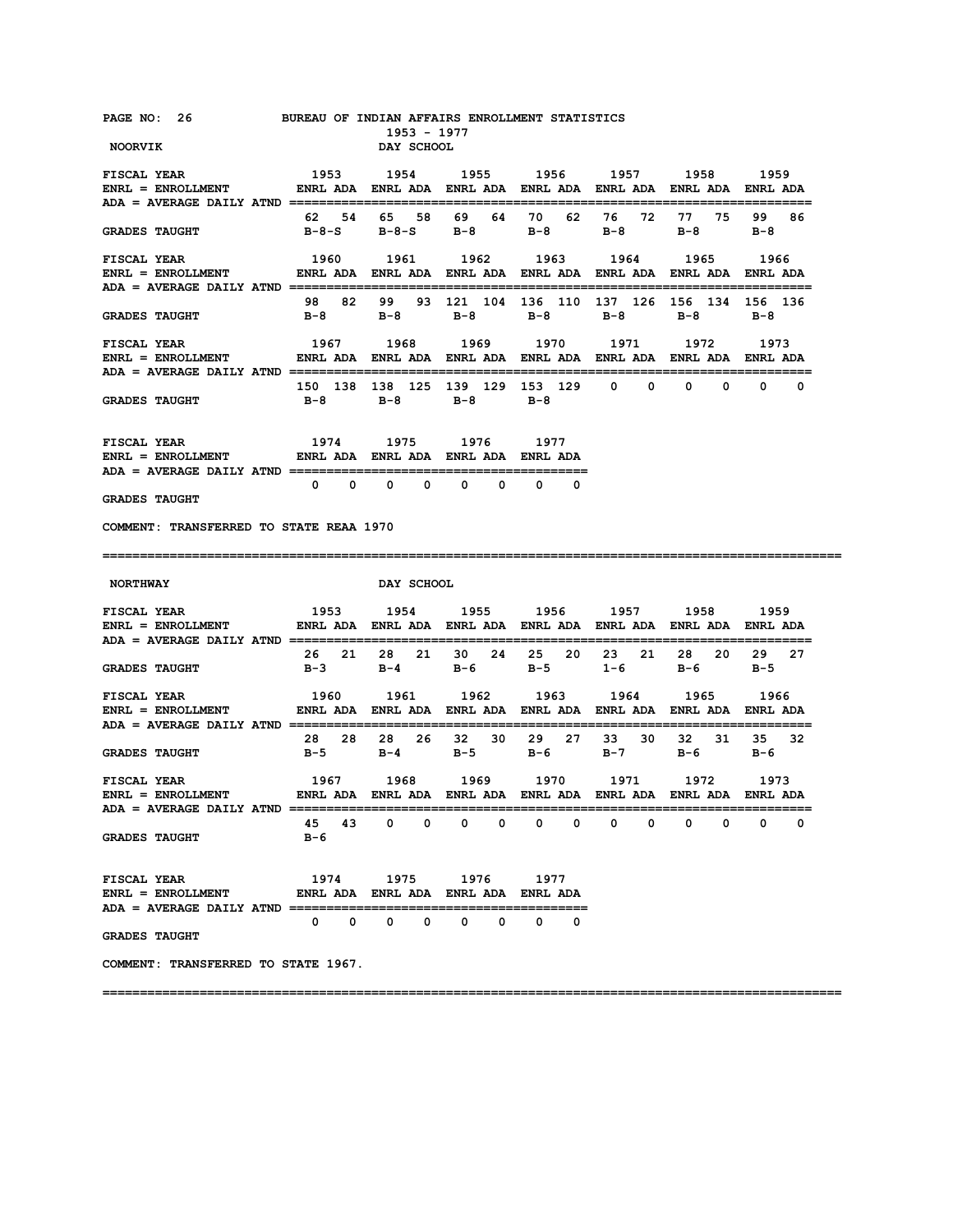BUREAU OF INDIAN AFFAIRS ENROLLMENT STATISTICS
1953 - 1977

## NOORVIK — DAY SCHOOL

ENRL = ENROLLMENT; ADA = AVERAGE DAILY ATND

| FISCAL YEAR | 1953 | | 1954 | | 1955 | | 1956 | | 1957 | | 1958 | | 1959 | |
|---|---|---|---|---|---|---|---|---|---|---|---|---|---|---|
| | ENRL | ADA | ENRL | ADA | ENRL | ADA | ENRL | ADA | ENRL | ADA | ENRL | ADA | ENRL | ADA |
| | 62 | 54 | 65 | 58 | 69 | 64 | 70 | 62 | 76 | 72 | 77 | 75 | 99 | 86 |
| GRADES TAUGHT | B-8-S | | B-8-S | | B-8 | | B-8 | | B-8 | | B-8 | | B-8 | |

| FISCAL YEAR | 1960 | | 1961 | | 1962 | | 1963 | | 1964 | | 1965 | | 1966 | |
|---|---|---|---|---|---|---|---|---|---|---|---|---|---|---|
| | ENRL | ADA | ENRL | ADA | ENRL | ADA | ENRL | ADA | ENRL | ADA | ENRL | ADA | ENRL | ADA |
| | 98 | 82 | 99 | 93 | 121 | 104 | 136 | 110 | 137 | 126 | 156 | 134 | 156 | 136 |
| GRADES TAUGHT | B-8 | | B-8 | | B-8 | | B-8 | | B-8 | | B-8 | | B-8 | |

| FISCAL YEAR | 1967 | | 1968 | | 1969 | | 1970 | | 1971 | | 1972 | | 1973 | |
|---|---|---|---|---|---|---|---|---|---|---|---|---|---|---|
| | ENRL | ADA | ENRL | ADA | ENRL | ADA | ENRL | ADA | ENRL | ADA | ENRL | ADA | ENRL | ADA |
| | 150 | 138 | 138 | 125 | 139 | 129 | 153 | 129 | 0 | 0 | 0 | 0 | 0 | 0 |
| GRADES TAUGHT | B-8 | | B-8 | | B-8 | | B-8 | | | | | | | |

| FISCAL YEAR | 1974 | | 1975 | | 1976 | | 1977 | |
|---|---|---|---|---|---|---|---|---|
| | ENRL | ADA | ENRL | ADA | ENRL | ADA | ENRL | ADA |
| | 0 | 0 | 0 | 0 | 0 | 0 | 0 | 0 |
| GRADES TAUGHT | | | | | | | | |

COMMENT: TRANSFERRED TO STATE REAA 1970

---

## NORTHWAY — DAY SCHOOL

ENRL = ENROLLMENT; ADA = AVERAGE DAILY ATND

| FISCAL YEAR | 1953 | | 1954 | | 1955 | | 1956 | | 1957 | | 1958 | | 1959 | |
|---|---|---|---|---|---|---|---|---|---|---|---|---|---|---|
| | ENRL | ADA | ENRL | ADA | ENRL | ADA | ENRL | ADA | ENRL | ADA | ENRL | ADA | ENRL | ADA |
| | 26 | 21 | 28 | 21 | 30 | 24 | 25 | 20 | 23 | 21 | 28 | 20 | 29 | 27 |
| GRADES TAUGHT | B-3 | | B-4 | | B-6 | | B-5 | | 1-6 | | B-6 | | B-5 | |

| FISCAL YEAR | 1960 | | 1961 | | 1962 | | 1963 | | 1964 | | 1965 | | 1966 | |
|---|---|---|---|---|---|---|---|---|---|---|---|---|---|---|
| | ENRL | ADA | ENRL | ADA | ENRL | ADA | ENRL | ADA | ENRL | ADA | ENRL | ADA | ENRL | ADA |
| | 28 | 28 | 28 | 26 | 32 | 30 | 29 | 27 | 33 | 30 | 32 | 31 | 35 | 32 |
| GRADES TAUGHT | B-5 | | B-4 | | B-5 | | B-6 | | B-7 | | B-6 | | B-6 | |

| FISCAL YEAR | 1967 | | 1968 | | 1969 | | 1970 | | 1971 | | 1972 | | 1973 | |
|---|---|---|---|---|---|---|---|---|---|---|---|---|---|---|
| | ENRL | ADA | ENRL | ADA | ENRL | ADA | ENRL | ADA | ENRL | ADA | ENRL | ADA | ENRL | ADA |
| | 45 | 43 | 0 | 0 | 0 | 0 | 0 | 0 | 0 | 0 | 0 | 0 | 0 | 0 |
| GRADES TAUGHT | B-6 | | | | | | | | | | | | | |

| FISCAL YEAR | 1974 | | 1975 | | 1976 | | 1977 | |
|---|---|---|---|---|---|---|---|---|
| | ENRL | ADA | ENRL | ADA | ENRL | ADA | ENRL | ADA |
| | 0 | 0 | 0 | 0 | 0 | 0 | 0 | 0 |
| GRADES TAUGHT | | | | | | | | |

COMMENT: TRANSFERRED TO STATE 1967.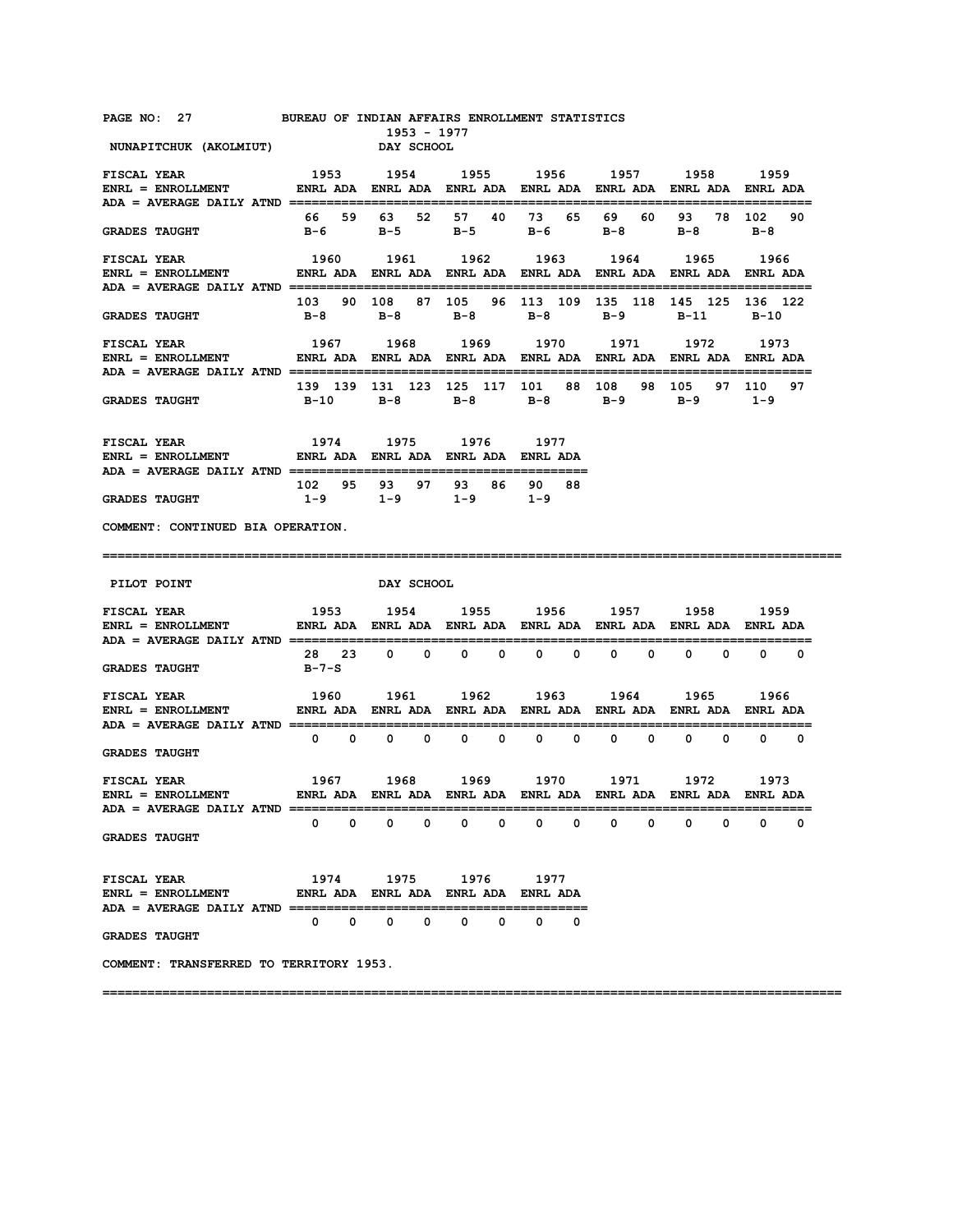BUREAU OF INDIAN AFFAIRS ENROLLMENT STATISTICS

1953 - 1977

## NUNAPITCHUK (AKOLMIUT) DAY SCHOOL

| FISCAL YEAR | 1953 | | 1954 | | 1955 | | 1956 | | 1957 | | 1958 | | 1959 | |
|---|---|---|---|---|---|---|---|---|---|---|---|---|---|---|
| ENRL = ENROLLMENT / ADA = AVERAGE DAILY ATND | ENRL | ADA | ENRL | ADA | ENRL | ADA | ENRL | ADA | ENRL | ADA | ENRL | ADA | ENRL | ADA |
| | 66 | 59 | 63 | 52 | 57 | 40 | 73 | 65 | 69 | 60 | 93 | 78 | 102 | 90 |
| GRADES TAUGHT | B-6 | | B-5 | | B-5 | | B-6 | | B-8 | | B-8 | | B-8 | |

| FISCAL YEAR | 1960 | | 1961 | | 1962 | | 1963 | | 1964 | | 1965 | | 1966 | |
|---|---|---|---|---|---|---|---|---|---|---|---|---|---|---|
| ENRL = ENROLLMENT / ADA = AVERAGE DAILY ATND | ENRL | ADA | ENRL | ADA | ENRL | ADA | ENRL | ADA | ENRL | ADA | ENRL | ADA | ENRL | ADA |
| | 103 | 90 | 108 | 87 | 105 | 96 | 113 | 109 | 135 | 118 | 145 | 125 | 136 | 122 |
| GRADES TAUGHT | B-8 | | B-8 | | B-8 | | B-8 | | B-9 | | B-11 | | B-10 | |

| FISCAL YEAR | 1967 | | 1968 | | 1969 | | 1970 | | 1971 | | 1972 | | 1973 | |
|---|---|---|---|---|---|---|---|---|---|---|---|---|---|---|
| ENRL = ENROLLMENT / ADA = AVERAGE DAILY ATND | ENRL | ADA | ENRL | ADA | ENRL | ADA | ENRL | ADA | ENRL | ADA | ENRL | ADA | ENRL | ADA |
| | 139 | 139 | 131 | 123 | 125 | 117 | 101 | 88 | 108 | 98 | 105 | 97 | 110 | 97 |
| GRADES TAUGHT | B-10 | | B-8 | | B-8 | | B-8 | | B-9 | | B-9 | | 1-9 | |

| FISCAL YEAR | 1974 | | 1975 | | 1976 | | 1977 | |
|---|---|---|---|---|---|---|---|---|
| ENRL = ENROLLMENT / ADA = AVERAGE DAILY ATND | ENRL | ADA | ENRL | ADA | ENRL | ADA | ENRL | ADA |
| | 102 | 95 | 93 | 97 | 93 | 86 | 90 | 88 |
| GRADES TAUGHT | 1-9 | | 1-9 | | 1-9 | | 1-9 | |

COMMENT: CONTINUED BIA OPERATION.

---

## PILOT POINT DAY SCHOOL

| FISCAL YEAR | 1953 | | 1954 | | 1955 | | 1956 | | 1957 | | 1958 | | 1959 | |
|---|---|---|---|---|---|---|---|---|---|---|---|---|---|---|
| ENRL = ENROLLMENT / ADA = AVERAGE DAILY ATND | ENRL | ADA | ENRL | ADA | ENRL | ADA | ENRL | ADA | ENRL | ADA | ENRL | ADA | ENRL | ADA |
| | 28 | 23 | 0 | 0 | 0 | 0 | 0 | 0 | 0 | 0 | 0 | 0 | 0 | 0 |
| GRADES TAUGHT | B-7-S | | | | | | | | | | | | | |

| FISCAL YEAR | 1960 | | 1961 | | 1962 | | 1963 | | 1964 | | 1965 | | 1966 | |
|---|---|---|---|---|---|---|---|---|---|---|---|---|---|---|
| ENRL = ENROLLMENT / ADA = AVERAGE DAILY ATND | ENRL | ADA | ENRL | ADA | ENRL | ADA | ENRL | ADA | ENRL | ADA | ENRL | ADA | ENRL | ADA |
| | 0 | 0 | 0 | 0 | 0 | 0 | 0 | 0 | 0 | 0 | 0 | 0 | 0 | 0 |
| GRADES TAUGHT | | | | | | | | | | | | | | |

| FISCAL YEAR | 1967 | | 1968 | | 1969 | | 1970 | | 1971 | | 1972 | | 1973 | |
|---|---|---|---|---|---|---|---|---|---|---|---|---|---|---|
| ENRL = ENROLLMENT / ADA = AVERAGE DAILY ATND | ENRL | ADA | ENRL | ADA | ENRL | ADA | ENRL | ADA | ENRL | ADA | ENRL | ADA | ENRL | ADA |
| | 0 | 0 | 0 | 0 | 0 | 0 | 0 | 0 | 0 | 0 | 0 | 0 | 0 | 0 |
| GRADES TAUGHT | | | | | | | | | | | | | | |

| FISCAL YEAR | 1974 | | 1975 | | 1976 | | 1977 | |
|---|---|---|---|---|---|---|---|---|
| ENRL = ENROLLMENT / ADA = AVERAGE DAILY ATND | ENRL | ADA | ENRL | ADA | ENRL | ADA | ENRL | ADA |
| | 0 | 0 | 0 | 0 | 0 | 0 | 0 | 0 |
| GRADES TAUGHT | | | | | | | | |

COMMENT: TRANSFERRED TO TERRITORY 1953.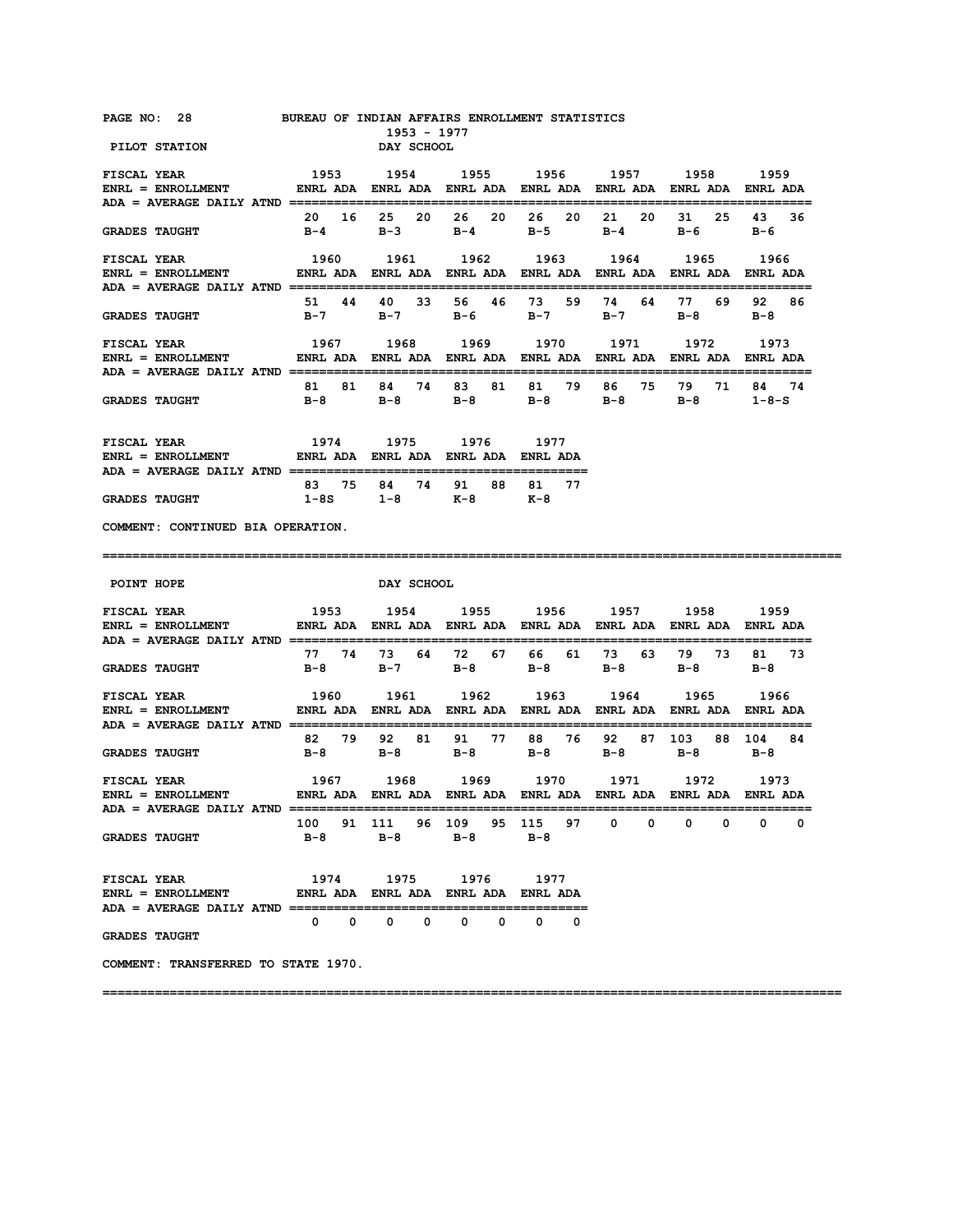BUREAU OF INDIAN AFFAIRS ENROLLMENT STATISTICS
1953 - 1977

## PILOT STATION — DAY SCHOOL

ENRL = ENROLLMENT
ADA = AVERAGE DAILY ATND

| FISCAL YEAR | 1953 | | 1954 | | 1955 | | 1956 | | 1957 | | 1958 | | 1959 | |
|---|---|---|---|---|---|---|---|---|---|---|---|---|---|---|
| | ENRL | ADA | ENRL | ADA | ENRL | ADA | ENRL | ADA | ENRL | ADA | ENRL | ADA | ENRL | ADA |
| | 20 | 16 | 25 | 20 | 26 | 20 | 26 | 20 | 21 | 20 | 31 | 25 | 43 | 36 |
| GRADES TAUGHT | B-4 | | B-3 | | B-4 | | B-5 | | B-4 | | B-6 | | B-6 | |

| FISCAL YEAR | 1960 | | 1961 | | 1962 | | 1963 | | 1964 | | 1965 | | 1966 | |
|---|---|---|---|---|---|---|---|---|---|---|---|---|---|---|
| | ENRL | ADA | ENRL | ADA | ENRL | ADA | ENRL | ADA | ENRL | ADA | ENRL | ADA | ENRL | ADA |
| | 51 | 44 | 40 | 33 | 56 | 46 | 73 | 59 | 74 | 64 | 77 | 69 | 92 | 86 |
| GRADES TAUGHT | B-7 | | B-7 | | B-6 | | B-7 | | B-7 | | B-8 | | B-8 | |

| FISCAL YEAR | 1967 | | 1968 | | 1969 | | 1970 | | 1971 | | 1972 | | 1973 | |
|---|---|---|---|---|---|---|---|---|---|---|---|---|---|---|
| | ENRL | ADA | ENRL | ADA | ENRL | ADA | ENRL | ADA | ENRL | ADA | ENRL | ADA | ENRL | ADA |
| | 81 | 81 | 84 | 74 | 83 | 81 | 81 | 79 | 86 | 75 | 79 | 71 | 84 | 74 |
| GRADES TAUGHT | B-8 | | B-8 | | B-8 | | B-8 | | B-8 | | B-8 | | 1-8-S | |

| FISCAL YEAR | 1974 | | 1975 | | 1976 | | 1977 | |
|---|---|---|---|---|---|---|---|---|
| | ENRL | ADA | ENRL | ADA | ENRL | ADA | ENRL | ADA |
| | 83 | 75 | 84 | 74 | 91 | 88 | 81 | 77 |
| GRADES TAUGHT | 1-8S | | 1-8 | | K-8 | | K-8 | |

COMMENT: CONTINUED BIA OPERATION.

---

## POINT HOPE — DAY SCHOOL

ENRL = ENROLLMENT
ADA = AVERAGE DAILY ATND

| FISCAL YEAR | 1953 | | 1954 | | 1955 | | 1956 | | 1957 | | 1958 | | 1959 | |
|---|---|---|---|---|---|---|---|---|---|---|---|---|---|---|
| | ENRL | ADA | ENRL | ADA | ENRL | ADA | ENRL | ADA | ENRL | ADA | ENRL | ADA | ENRL | ADA |
| | 77 | 74 | 73 | 64 | 72 | 67 | 66 | 61 | 73 | 63 | 79 | 73 | 81 | 73 |
| GRADES TAUGHT | B-8 | | B-7 | | B-8 | | B-8 | | B-8 | | B-8 | | B-8 | |

| FISCAL YEAR | 1960 | | 1961 | | 1962 | | 1963 | | 1964 | | 1965 | | 1966 | |
|---|---|---|---|---|---|---|---|---|---|---|---|---|---|---|
| | ENRL | ADA | ENRL | ADA | ENRL | ADA | ENRL | ADA | ENRL | ADA | ENRL | ADA | ENRL | ADA |
| | 82 | 79 | 92 | 81 | 91 | 77 | 88 | 76 | 92 | 87 | 103 | 88 | 104 | 84 |
| GRADES TAUGHT | B-8 | | B-8 | | B-8 | | B-8 | | B-8 | | B-8 | | B-8 | |

| FISCAL YEAR | 1967 | | 1968 | | 1969 | | 1970 | | 1971 | | 1972 | | 1973 | |
|---|---|---|---|---|---|---|---|---|---|---|---|---|---|---|
| | ENRL | ADA | ENRL | ADA | ENRL | ADA | ENRL | ADA | ENRL | ADA | ENRL | ADA | ENRL | ADA |
| | 100 | 91 | 111 | 96 | 109 | 95 | 115 | 97 | 0 | 0 | 0 | 0 | 0 | 0 |
| GRADES TAUGHT | B-8 | | B-8 | | B-8 | | B-8 | | | | | | | |

| FISCAL YEAR | 1974 | | 1975 | | 1976 | | 1977 | |
|---|---|---|---|---|---|---|---|---|
| | ENRL | ADA | ENRL | ADA | ENRL | ADA | ENRL | ADA |
| | 0 | 0 | 0 | 0 | 0 | 0 | 0 | 0 |
| GRADES TAUGHT | | | | | | | | |

COMMENT: TRANSFERRED TO STATE 1970.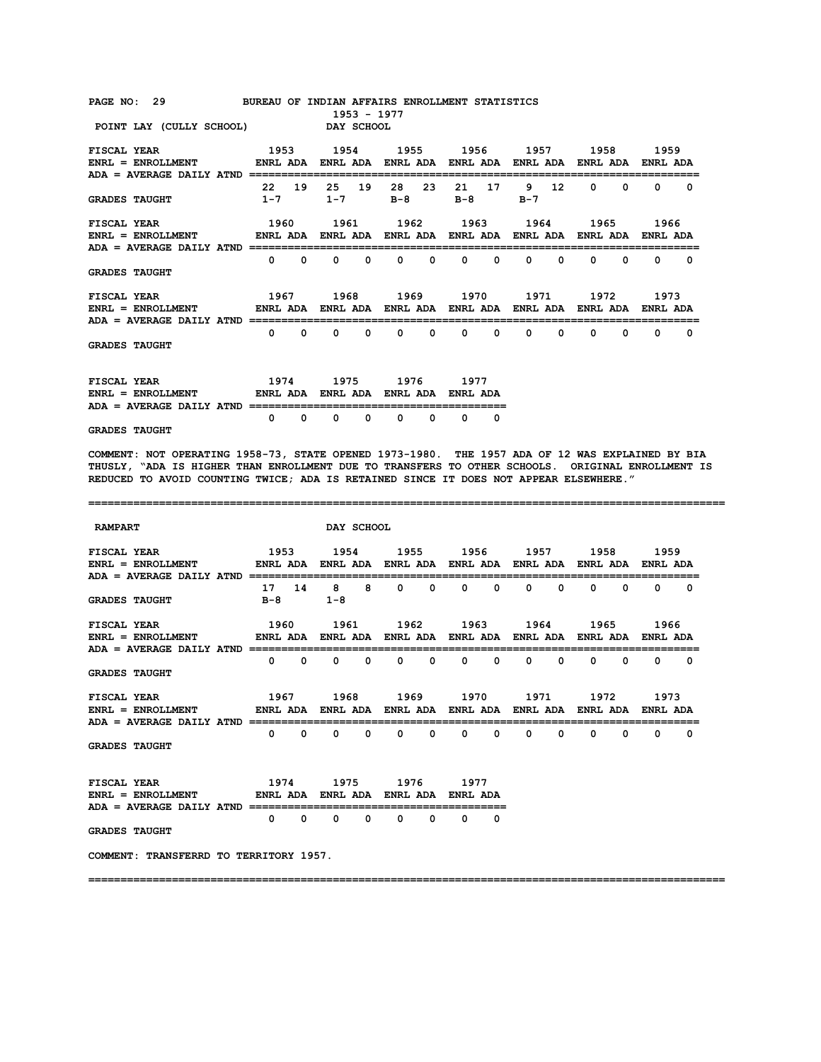BUREAU OF INDIAN AFFAIRS ENROLLMENT STATISTICS
1953 - 1977

## POINT LAY (CULLY SCHOOL) — DAY SCHOOL

ENRL = ENROLLMENT
ADA = AVERAGE DAILY ATND

| FISCAL YEAR | 1953 | | 1954 | | 1955 | | 1956 | | 1957 | | 1958 | | 1959 | |
|---|---|---|---|---|---|---|---|---|---|---|---|---|---|---|
| | ENRL | ADA | ENRL | ADA | ENRL | ADA | ENRL | ADA | ENRL | ADA | ENRL | ADA | ENRL | ADA |
| | 22 | 19 | 25 | 19 | 28 | 23 | 21 | 17 | 9 | 12 | 0 | 0 | 0 | 0 |
| GRADES TAUGHT | 1-7 | | 1-7 | | B-8 | | B-8 | | B-7 | | | | | |

| FISCAL YEAR | 1960 | | 1961 | | 1962 | | 1963 | | 1964 | | 1965 | | 1966 | |
|---|---|---|---|---|---|---|---|---|---|---|---|---|---|---|
| | ENRL | ADA | ENRL | ADA | ENRL | ADA | ENRL | ADA | ENRL | ADA | ENRL | ADA | ENRL | ADA |
| | 0 | 0 | 0 | 0 | 0 | 0 | 0 | 0 | 0 | 0 | 0 | 0 | 0 | 0 |
| GRADES TAUGHT | | | | | | | | | | | | | | |

| FISCAL YEAR | 1967 | | 1968 | | 1969 | | 1970 | | 1971 | | 1972 | | 1973 | |
|---|---|---|---|---|---|---|---|---|---|---|---|---|---|---|
| | ENRL | ADA | ENRL | ADA | ENRL | ADA | ENRL | ADA | ENRL | ADA | ENRL | ADA | ENRL | ADA |
| | 0 | 0 | 0 | 0 | 0 | 0 | 0 | 0 | 0 | 0 | 0 | 0 | 0 | 0 |
| GRADES TAUGHT | | | | | | | | | | | | | | |

| FISCAL YEAR | 1974 | | 1975 | | 1976 | | 1977 | |
|---|---|---|---|---|---|---|---|---|
| | ENRL | ADA | ENRL | ADA | ENRL | ADA | ENRL | ADA |
| | 0 | 0 | 0 | 0 | 0 | 0 | 0 | 0 |
| GRADES TAUGHT | | | | | | | | |

COMMENT: NOT OPERATING 1958-73, STATE OPENED 1973-1980. THE 1957 ADA OF 12 WAS EXPLAINED BY BIA THUSLY, "ADA IS HIGHER THAN ENROLLMENT DUE TO TRANSFERS TO OTHER SCHOOLS. ORIGINAL ENROLLMENT IS REDUCED TO AVOID COUNTING TWICE; ADA IS RETAINED SINCE IT DOES NOT APPEAR ELSEWHERE."

---

## RAMPART — DAY SCHOOL

ENRL = ENROLLMENT
ADA = AVERAGE DAILY ATND

| FISCAL YEAR | 1953 | | 1954 | | 1955 | | 1956 | | 1957 | | 1958 | | 1959 | |
|---|---|---|---|---|---|---|---|---|---|---|---|---|---|---|
| | ENRL | ADA | ENRL | ADA | ENRL | ADA | ENRL | ADA | ENRL | ADA | ENRL | ADA | ENRL | ADA |
| | 17 | 14 | 8 | 8 | 0 | 0 | 0 | 0 | 0 | 0 | 0 | 0 | 0 | 0 |
| GRADES TAUGHT | B-8 | | 1-8 | | | | | | | | | | | |

| FISCAL YEAR | 1960 | | 1961 | | 1962 | | 1963 | | 1964 | | 1965 | | 1966 | |
|---|---|---|---|---|---|---|---|---|---|---|---|---|---|---|
| | ENRL | ADA | ENRL | ADA | ENRL | ADA | ENRL | ADA | ENRL | ADA | ENRL | ADA | ENRL | ADA |
| | 0 | 0 | 0 | 0 | 0 | 0 | 0 | 0 | 0 | 0 | 0 | 0 | 0 | 0 |
| GRADES TAUGHT | | | | | | | | | | | | | | |

| FISCAL YEAR | 1967 | | 1968 | | 1969 | | 1970 | | 1971 | | 1972 | | 1973 | |
|---|---|---|---|---|---|---|---|---|---|---|---|---|---|---|
| | ENRL | ADA | ENRL | ADA | ENRL | ADA | ENRL | ADA | ENRL | ADA | ENRL | ADA | ENRL | ADA |
| | 0 | 0 | 0 | 0 | 0 | 0 | 0 | 0 | 0 | 0 | 0 | 0 | 0 | 0 |
| GRADES TAUGHT | | | | | | | | | | | | | | |

| FISCAL YEAR | 1974 | | 1975 | | 1976 | | 1977 | |
|---|---|---|---|---|---|---|---|---|
| | ENRL | ADA | ENRL | ADA | ENRL | ADA | ENRL | ADA |
| | 0 | 0 | 0 | 0 | 0 | 0 | 0 | 0 |
| GRADES TAUGHT | | | | | | | | |

COMMENT: TRANSFERRD TO TERRITORY 1957.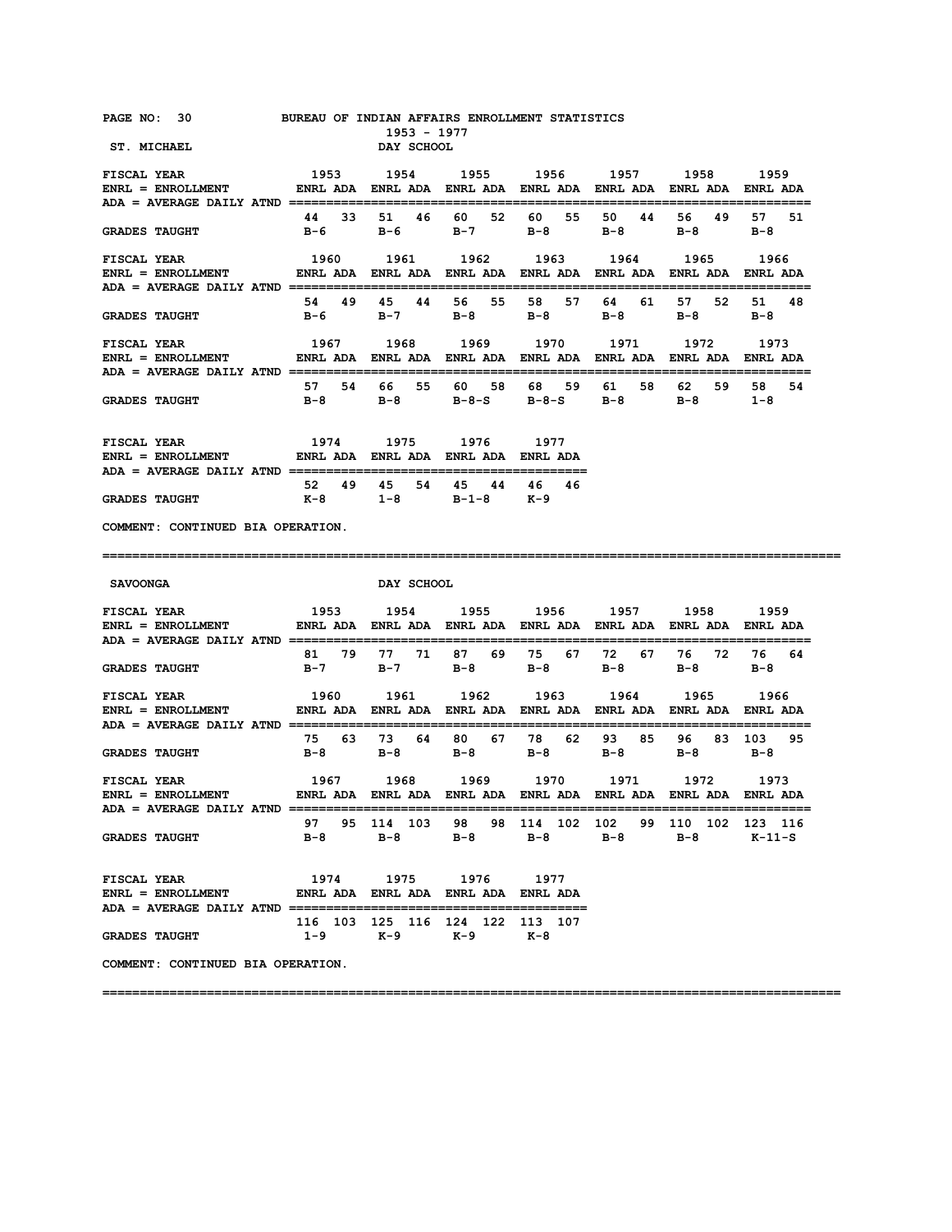BUREAU OF INDIAN AFFAIRS ENROLLMENT STATISTICS
1953 - 1977

## ST. MICHAEL — DAY SCHOOL

| FISCAL YEAR | 1953 | | 1954 | | 1955 | | 1956 | | 1957 | | 1958 | | 1959 | |
|---|---|---|---|---|---|---|---|---|---|---|---|---|---|---|
| | ENRL | ADA | ENRL | ADA | ENRL | ADA | ENRL | ADA | ENRL | ADA | ENRL | ADA | ENRL | ADA |
| | 44 | 33 | 51 | 46 | 60 | 52 | 60 | 55 | 50 | 44 | 56 | 49 | 57 | 51 |
| GRADES TAUGHT | B-6 | | B-6 | | B-7 | | B-8 | | B-8 | | B-8 | | B-8 | |

| FISCAL YEAR | 1960 | | 1961 | | 1962 | | 1963 | | 1964 | | 1965 | | 1966 | |
|---|---|---|---|---|---|---|---|---|---|---|---|---|---|---|
| | ENRL | ADA | ENRL | ADA | ENRL | ADA | ENRL | ADA | ENRL | ADA | ENRL | ADA | ENRL | ADA |
| | 54 | 49 | 45 | 44 | 56 | 55 | 58 | 57 | 64 | 61 | 57 | 52 | 51 | 48 |
| GRADES TAUGHT | B-6 | | B-7 | | B-8 | | B-8 | | B-8 | | B-8 | | B-8 | |

| FISCAL YEAR | 1967 | | 1968 | | 1969 | | 1970 | | 1971 | | 1972 | | 1973 | |
|---|---|---|---|---|---|---|---|---|---|---|---|---|---|---|
| | ENRL | ADA | ENRL | ADA | ENRL | ADA | ENRL | ADA | ENRL | ADA | ENRL | ADA | ENRL | ADA |
| | 57 | 54 | 66 | 55 | 60 | 58 | 68 | 59 | 61 | 58 | 62 | 59 | 58 | 54 |
| GRADES TAUGHT | B-8 | | B-8 | | B-8-S | | B-8-S | | B-8 | | B-8 | | 1-8 | |

| FISCAL YEAR | 1974 | | 1975 | | 1976 | | 1977 | |
|---|---|---|---|---|---|---|---|---|
| | ENRL | ADA | ENRL | ADA | ENRL | ADA | ENRL | ADA |
| | 52 | 49 | 45 | 54 | 45 | 44 | 46 | 46 |
| GRADES TAUGHT | K-8 | | 1-8 | | B-1-8 | | K-9 | |

ENRL = ENROLLMENT; ADA = AVERAGE DAILY ATND

COMMENT: CONTINUED BIA OPERATION.

---

## SAVOONGA — DAY SCHOOL

| FISCAL YEAR | 1953 | | 1954 | | 1955 | | 1956 | | 1957 | | 1958 | | 1959 | |
|---|---|---|---|---|---|---|---|---|---|---|---|---|---|---|
| | ENRL | ADA | ENRL | ADA | ENRL | ADA | ENRL | ADA | ENRL | ADA | ENRL | ADA | ENRL | ADA |
| | 81 | 79 | 77 | 71 | 87 | 69 | 75 | 67 | 72 | 67 | 76 | 72 | 76 | 64 |
| GRADES TAUGHT | B-7 | | B-7 | | B-8 | | B-8 | | B-8 | | B-8 | | B-8 | |

| FISCAL YEAR | 1960 | | 1961 | | 1962 | | 1963 | | 1964 | | 1965 | | 1966 | |
|---|---|---|---|---|---|---|---|---|---|---|---|---|---|---|
| | ENRL | ADA | ENRL | ADA | ENRL | ADA | ENRL | ADA | ENRL | ADA | ENRL | ADA | ENRL | ADA |
| | 75 | 63 | 73 | 64 | 80 | 67 | 78 | 62 | 93 | 85 | 96 | 83 | 103 | 95 |
| GRADES TAUGHT | B-8 | | B-8 | | B-8 | | B-8 | | B-8 | | B-8 | | B-8 | |

| FISCAL YEAR | 1967 | | 1968 | | 1969 | | 1970 | | 1971 | | 1972 | | 1973 | |
|---|---|---|---|---|---|---|---|---|---|---|---|---|---|---|
| | ENRL | ADA | ENRL | ADA | ENRL | ADA | ENRL | ADA | ENRL | ADA | ENRL | ADA | ENRL | ADA |
| | 97 | 95 | 114 | 103 | 98 | 98 | 114 | 102 | 102 | 99 | 110 | 102 | 123 | 116 |
| GRADES TAUGHT | B-8 | | B-8 | | B-8 | | B-8 | | B-8 | | B-8 | | K-11-S | |

| FISCAL YEAR | 1974 | | 1975 | | 1976 | | 1977 | |
|---|---|---|---|---|---|---|---|---|
| | ENRL | ADA | ENRL | ADA | ENRL | ADA | ENRL | ADA |
| | 116 | 103 | 125 | 116 | 124 | 122 | 113 | 107 |
| GRADES TAUGHT | 1-9 | | K-9 | | K-9 | | K-8 | |

ENRL = ENROLLMENT; ADA = AVERAGE DAILY ATND

COMMENT: CONTINUED BIA OPERATION.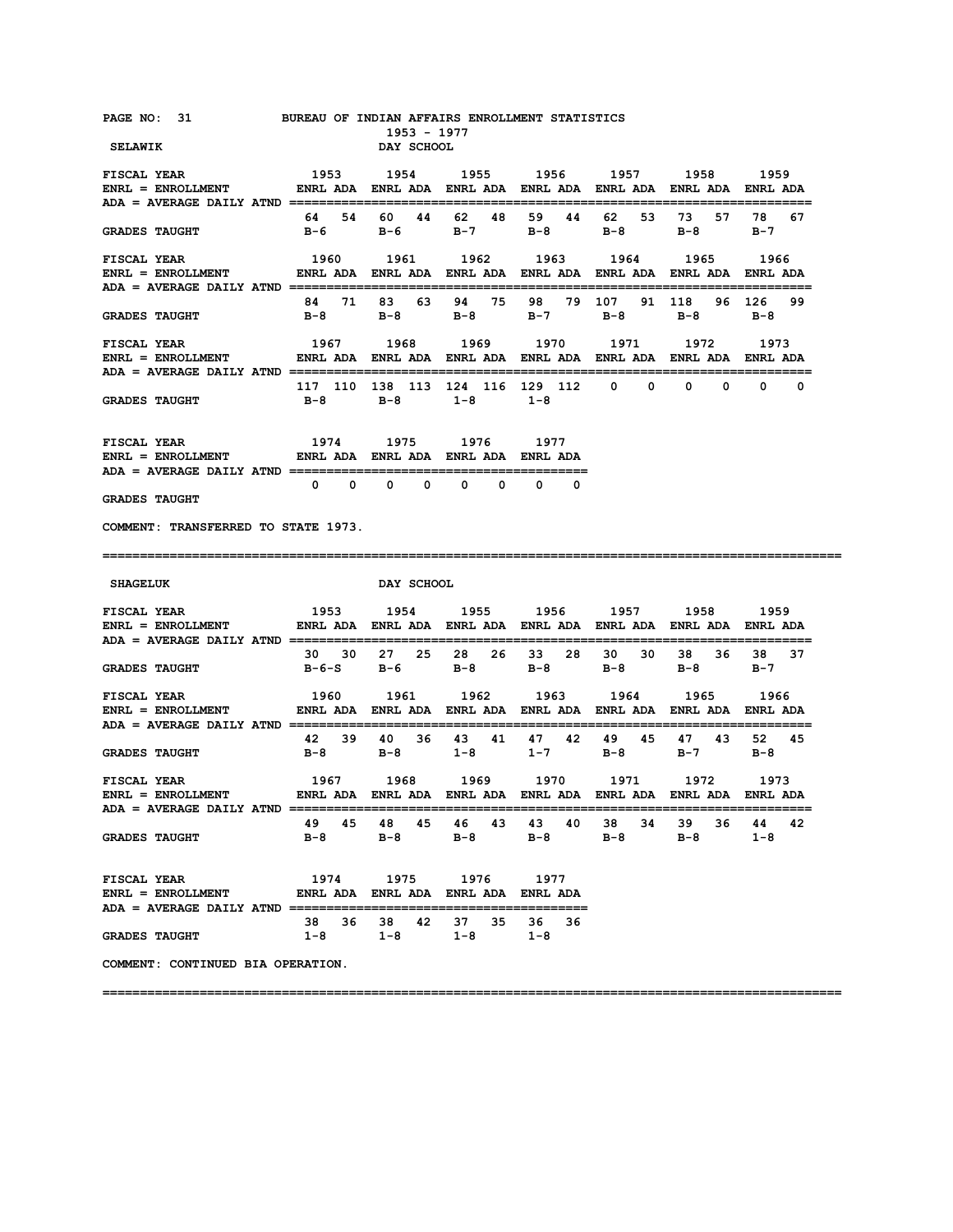BUREAU OF INDIAN AFFAIRS ENROLLMENT STATISTICS

1953 - 1977

## SELAWIK — DAY SCHOOL

ENRL = ENROLLMENT; ADA = AVERAGE DAILY ATND

| FISCAL YEAR | 1953 | | 1954 | | 1955 | | 1956 | | 1957 | | 1958 | | 1959 | |
|---|---|---|---|---|---|---|---|---|---|---|---|---|---|---|
| | ENRL | ADA | ENRL | ADA | ENRL | ADA | ENRL | ADA | ENRL | ADA | ENRL | ADA | ENRL | ADA |
| | 64 | 54 | 60 | 44 | 62 | 48 | 59 | 44 | 62 | 53 | 73 | 57 | 78 | 67 |
| GRADES TAUGHT | B-6 | | B-6 | | B-7 | | B-8 | | B-8 | | B-8 | | B-7 | |

| FISCAL YEAR | 1960 | | 1961 | | 1962 | | 1963 | | 1964 | | 1965 | | 1966 | |
|---|---|---|---|---|---|---|---|---|---|---|---|---|---|---|
| | ENRL | ADA | ENRL | ADA | ENRL | ADA | ENRL | ADA | ENRL | ADA | ENRL | ADA | ENRL | ADA |
| | 84 | 71 | 83 | 63 | 94 | 75 | 98 | 79 | 107 | 91 | 118 | 96 | 126 | 99 |
| GRADES TAUGHT | B-8 | | B-8 | | B-8 | | B-7 | | B-8 | | B-8 | | B-8 | |

| FISCAL YEAR | 1967 | | 1968 | | 1969 | | 1970 | | 1971 | | 1972 | | 1973 | |
|---|---|---|---|---|---|---|---|---|---|---|---|---|---|---|
| | ENRL | ADA | ENRL | ADA | ENRL | ADA | ENRL | ADA | ENRL | ADA | ENRL | ADA | ENRL | ADA |
| | 117 | 110 | 138 | 113 | 124 | 116 | 129 | 112 | 0 | 0 | 0 | 0 | 0 | 0 |
| GRADES TAUGHT | B-8 | | B-8 | | 1-8 | | 1-8 | | | | | | | |

| FISCAL YEAR | 1974 | | 1975 | | 1976 | | 1977 | |
|---|---|---|---|---|---|---|---|---|
| | ENRL | ADA | ENRL | ADA | ENRL | ADA | ENRL | ADA |
| | 0 | 0 | 0 | 0 | 0 | 0 | 0 | 0 |
| GRADES TAUGHT | | | | | | | | |

COMMENT: TRANSFERRED TO STATE 1973.

---

## SHAGELUK — DAY SCHOOL

| FISCAL YEAR | 1953 | | 1954 | | 1955 | | 1956 | | 1957 | | 1958 | | 1959 | |
|---|---|---|---|---|---|---|---|---|---|---|---|---|---|---|
| | ENRL | ADA | ENRL | ADA | ENRL | ADA | ENRL | ADA | ENRL | ADA | ENRL | ADA | ENRL | ADA |
| | 30 | 30 | 27 | 25 | 28 | 26 | 33 | 28 | 30 | 30 | 38 | 36 | 38 | 37 |
| GRADES TAUGHT | B-6-S | | B-6 | | B-8 | | B-8 | | B-8 | | B-8 | | B-7 | |

| FISCAL YEAR | 1960 | | 1961 | | 1962 | | 1963 | | 1964 | | 1965 | | 1966 | |
|---|---|---|---|---|---|---|---|---|---|---|---|---|---|---|
| | ENRL | ADA | ENRL | ADA | ENRL | ADA | ENRL | ADA | ENRL | ADA | ENRL | ADA | ENRL | ADA |
| | 42 | 39 | 40 | 36 | 43 | 41 | 47 | 42 | 49 | 45 | 47 | 43 | 52 | 45 |
| GRADES TAUGHT | B-8 | | B-8 | | 1-8 | | 1-7 | | B-8 | | B-7 | | B-8 | |

| FISCAL YEAR | 1967 | | 1968 | | 1969 | | 1970 | | 1971 | | 1972 | | 1973 | |
|---|---|---|---|---|---|---|---|---|---|---|---|---|---|---|
| | ENRL | ADA | ENRL | ADA | ENRL | ADA | ENRL | ADA | ENRL | ADA | ENRL | ADA | ENRL | ADA |
| | 49 | 45 | 48 | 45 | 46 | 43 | 43 | 40 | 38 | 34 | 39 | 36 | 44 | 42 |
| GRADES TAUGHT | B-8 | | B-8 | | B-8 | | B-8 | | B-8 | | B-8 | | 1-8 | |

| FISCAL YEAR | 1974 | | 1975 | | 1976 | | 1977 | |
|---|---|---|---|---|---|---|---|---|
| | ENRL | ADA | ENRL | ADA | ENRL | ADA | ENRL | ADA |
| | 38 | 36 | 38 | 42 | 37 | 35 | 36 | 36 |
| GRADES TAUGHT | 1-8 | | 1-8 | | 1-8 | | 1-8 | |

COMMENT: CONTINUED BIA OPERATION.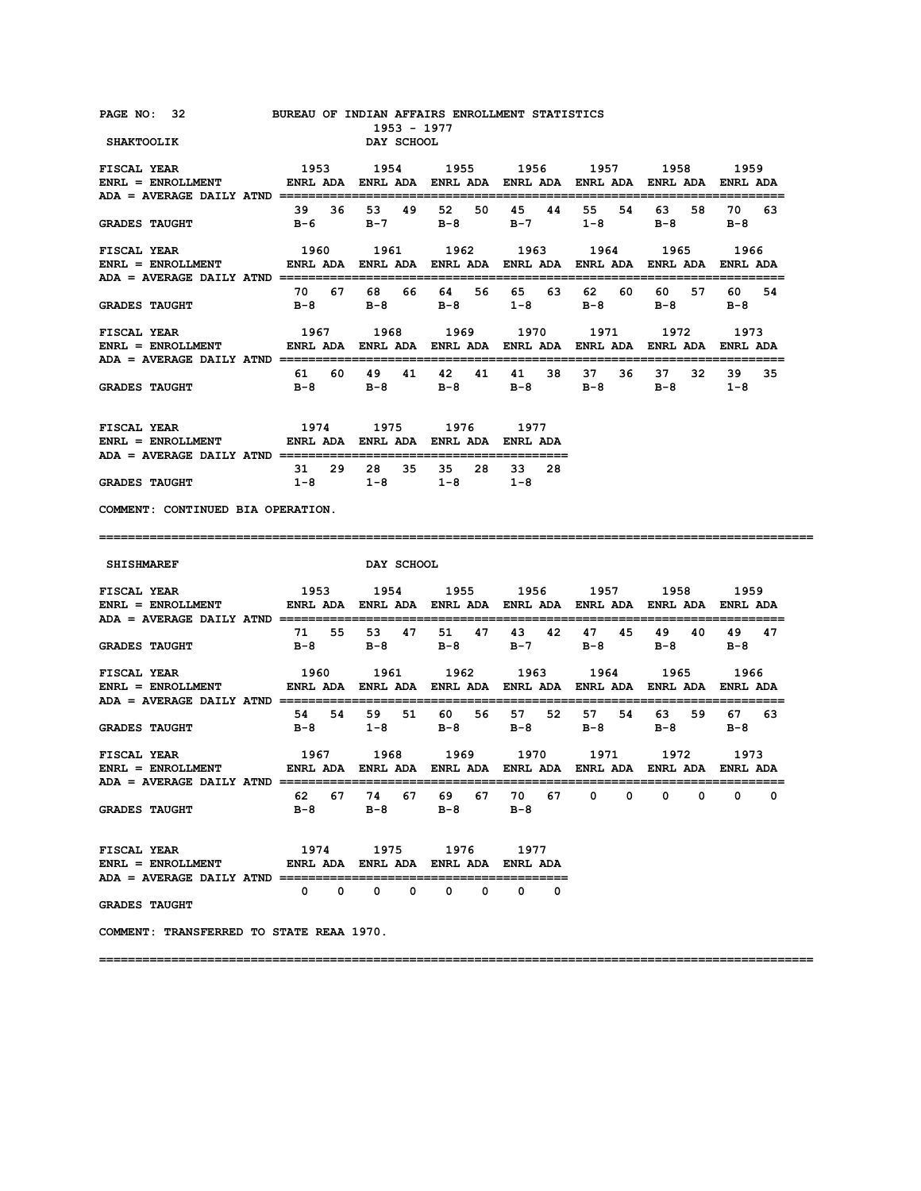BUREAU OF INDIAN AFFAIRS ENROLLMENT STATISTICS
1953 - 1977

## SHAKTOOLIK — DAY SCHOOL

ENRL = ENROLLMENT; ADA = AVERAGE DAILY ATND

| FISCAL YEAR | 1953 | | 1954 | | 1955 | | 1956 | | 1957 | | 1958 | | 1959 | |
|---|---|---|---|---|---|---|---|---|---|---|---|---|---|---|
| | ENRL | ADA | ENRL | ADA | ENRL | ADA | ENRL | ADA | ENRL | ADA | ENRL | ADA | ENRL | ADA |
| | 39 | 36 | 53 | 49 | 52 | 50 | 45 | 44 | 55 | 54 | 63 | 58 | 70 | 63 |
| GRADES TAUGHT | B-6 | | B-7 | | B-8 | | B-7 | | 1-8 | | B-8 | | B-8 | |

| FISCAL YEAR | 1960 | | 1961 | | 1962 | | 1963 | | 1964 | | 1965 | | 1966 | |
|---|---|---|---|---|---|---|---|---|---|---|---|---|---|---|
| | ENRL | ADA | ENRL | ADA | ENRL | ADA | ENRL | ADA | ENRL | ADA | ENRL | ADA | ENRL | ADA |
| | 70 | 67 | 68 | 66 | 64 | 56 | 65 | 63 | 62 | 60 | 60 | 57 | 60 | 54 |
| GRADES TAUGHT | B-8 | | B-8 | | B-8 | | 1-8 | | B-8 | | B-8 | | B-8 | |

| FISCAL YEAR | 1967 | | 1968 | | 1969 | | 1970 | | 1971 | | 1972 | | 1973 | |
|---|---|---|---|---|---|---|---|---|---|---|---|---|---|---|
| | ENRL | ADA | ENRL | ADA | ENRL | ADA | ENRL | ADA | ENRL | ADA | ENRL | ADA | ENRL | ADA |
| | 61 | 60 | 49 | 41 | 42 | 41 | 41 | 38 | 37 | 36 | 37 | 32 | 39 | 35 |
| GRADES TAUGHT | B-8 | | B-8 | | B-8 | | B-8 | | B-8 | | B-8 | | 1-8 | |

| FISCAL YEAR | 1974 | | 1975 | | 1976 | | 1977 | |
|---|---|---|---|---|---|---|---|---|
| | ENRL | ADA | ENRL | ADA | ENRL | ADA | ENRL | ADA |
| | 31 | 29 | 28 | 35 | 35 | 28 | 33 | 28 |
| GRADES TAUGHT | 1-8 | | 1-8 | | 1-8 | | 1-8 | |

COMMENT: CONTINUED BIA OPERATION.

---

## SHISHMAREF — DAY SCHOOL

ENRL = ENROLLMENT; ADA = AVERAGE DAILY ATND

| FISCAL YEAR | 1953 | | 1954 | | 1955 | | 1956 | | 1957 | | 1958 | | 1959 | |
|---|---|---|---|---|---|---|---|---|---|---|---|---|---|---|
| | ENRL | ADA | ENRL | ADA | ENRL | ADA | ENRL | ADA | ENRL | ADA | ENRL | ADA | ENRL | ADA |
| | 71 | 55 | 53 | 47 | 51 | 47 | 43 | 42 | 47 | 45 | 49 | 40 | 49 | 47 |
| GRADES TAUGHT | B-8 | | B-8 | | B-8 | | B-7 | | B-8 | | B-8 | | B-8 | |

| FISCAL YEAR | 1960 | | 1961 | | 1962 | | 1963 | | 1964 | | 1965 | | 1966 | |
|---|---|---|---|---|---|---|---|---|---|---|---|---|---|---|
| | ENRL | ADA | ENRL | ADA | ENRL | ADA | ENRL | ADA | ENRL | ADA | ENRL | ADA | ENRL | ADA |
| | 54 | 54 | 59 | 51 | 60 | 56 | 57 | 52 | 57 | 54 | 63 | 59 | 67 | 63 |
| GRADES TAUGHT | B-8 | | 1-8 | | B-8 | | B-8 | | B-8 | | B-8 | | B-8 | |

| FISCAL YEAR | 1967 | | 1968 | | 1969 | | 1970 | | 1971 | | 1972 | | 1973 | |
|---|---|---|---|---|---|---|---|---|---|---|---|---|---|---|
| | ENRL | ADA | ENRL | ADA | ENRL | ADA | ENRL | ADA | ENRL | ADA | ENRL | ADA | ENRL | ADA |
| | 62 | 67 | 74 | 67 | 69 | 67 | 70 | 67 | 0 | 0 | 0 | 0 | 0 | 0 |
| GRADES TAUGHT | B-8 | | B-8 | | B-8 | | B-8 | | | | | | | |

| FISCAL YEAR | 1974 | | 1975 | | 1976 | | 1977 | |
|---|---|---|---|---|---|---|---|---|
| | ENRL | ADA | ENRL | ADA | ENRL | ADA | ENRL | ADA |
| | 0 | 0 | 0 | 0 | 0 | 0 | 0 | 0 |
| GRADES TAUGHT | | | | | | | | |

COMMENT: TRANSFERRED TO STATE REAA 1970.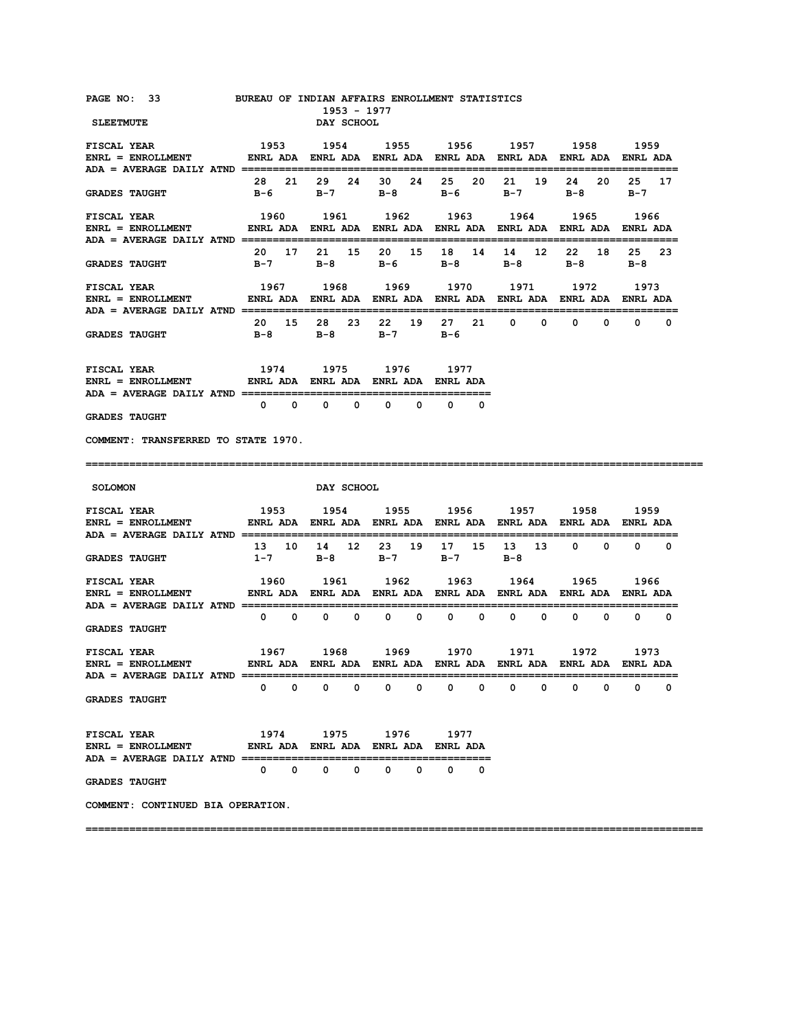BUREAU OF INDIAN AFFAIRS ENROLLMENT STATISTICS
1953 - 1977

## SLEETMUTE — DAY SCHOOL

ENRL = ENROLLMENT
ADA = AVERAGE DAILY ATND

| FISCAL YEAR | 1953 ENRL | 1953 ADA | 1954 ENRL | 1954 ADA | 1955 ENRL | 1955 ADA | 1956 ENRL | 1956 ADA | 1957 ENRL | 1957 ADA | 1958 ENRL | 1958 ADA | 1959 ENRL | 1959 ADA |
|---|---|---|---|---|---|---|---|---|---|---|---|---|---|---|
| | 28 | 21 | 29 | 24 | 30 | 24 | 25 | 20 | 21 | 19 | 24 | 20 | 25 | 17 |
| GRADES TAUGHT | B-6 | | B-7 | | B-8 | | B-6 | | B-7 | | B-8 | | B-7 | |

| FISCAL YEAR | 1960 ENRL | 1960 ADA | 1961 ENRL | 1961 ADA | 1962 ENRL | 1962 ADA | 1963 ENRL | 1963 ADA | 1964 ENRL | 1964 ADA | 1965 ENRL | 1965 ADA | 1966 ENRL | 1966 ADA |
|---|---|---|---|---|---|---|---|---|---|---|---|---|---|---|
| | 20 | 17 | 21 | 15 | 20 | 15 | 18 | 14 | 14 | 12 | 22 | 18 | 25 | 23 |
| GRADES TAUGHT | B-7 | | B-8 | | B-6 | | B-8 | | B-8 | | B-8 | | B-8 | |

| FISCAL YEAR | 1967 ENRL | 1967 ADA | 1968 ENRL | 1968 ADA | 1969 ENRL | 1969 ADA | 1970 ENRL | 1970 ADA | 1971 ENRL | 1971 ADA | 1972 ENRL | 1972 ADA | 1973 ENRL | 1973 ADA |
|---|---|---|---|---|---|---|---|---|---|---|---|---|---|---|
| | 20 | 15 | 28 | 23 | 22 | 19 | 27 | 21 | 0 | 0 | 0 | 0 | 0 | 0 |
| GRADES TAUGHT | B-8 | | B-8 | | B-7 | | B-6 | | | | | | | |

| FISCAL YEAR | 1974 ENRL | 1974 ADA | 1975 ENRL | 1975 ADA | 1976 ENRL | 1976 ADA | 1977 ENRL | 1977 ADA |
|---|---|---|---|---|---|---|---|---|
| | 0 | 0 | 0 | 0 | 0 | 0 | 0 | 0 |
| GRADES TAUGHT | | | | | | | | |

COMMENT: TRANSFERRED TO STATE 1970.

---

## SOLOMON — DAY SCHOOL

ENRL = ENROLLMENT
ADA = AVERAGE DAILY ATND

| FISCAL YEAR | 1953 ENRL | 1953 ADA | 1954 ENRL | 1954 ADA | 1955 ENRL | 1955 ADA | 1956 ENRL | 1956 ADA | 1957 ENRL | 1957 ADA | 1958 ENRL | 1958 ADA | 1959 ENRL | 1959 ADA |
|---|---|---|---|---|---|---|---|---|---|---|---|---|---|---|
| | 13 | 10 | 14 | 12 | 23 | 19 | 17 | 15 | 13 | 13 | 0 | 0 | 0 | 0 |
| GRADES TAUGHT | 1-7 | | B-8 | | B-7 | | B-7 | | B-8 | | | | | |

| FISCAL YEAR | 1960 ENRL | 1960 ADA | 1961 ENRL | 1961 ADA | 1962 ENRL | 1962 ADA | 1963 ENRL | 1963 ADA | 1964 ENRL | 1964 ADA | 1965 ENRL | 1965 ADA | 1966 ENRL | 1966 ADA |
|---|---|---|---|---|---|---|---|---|---|---|---|---|---|---|
| | 0 | 0 | 0 | 0 | 0 | 0 | 0 | 0 | 0 | 0 | 0 | 0 | 0 | 0 |
| GRADES TAUGHT | | | | | | | | | | | | | | |

| FISCAL YEAR | 1967 ENRL | 1967 ADA | 1968 ENRL | 1968 ADA | 1969 ENRL | 1969 ADA | 1970 ENRL | 1970 ADA | 1971 ENRL | 1971 ADA | 1972 ENRL | 1972 ADA | 1973 ENRL | 1973 ADA |
|---|---|---|---|---|---|---|---|---|---|---|---|---|---|---|
| | 0 | 0 | 0 | 0 | 0 | 0 | 0 | 0 | 0 | 0 | 0 | 0 | 0 | 0 |
| GRADES TAUGHT | | | | | | | | | | | | | | |

| FISCAL YEAR | 1974 ENRL | 1974 ADA | 1975 ENRL | 1975 ADA | 1976 ENRL | 1976 ADA | 1977 ENRL | 1977 ADA |
|---|---|---|---|---|---|---|---|---|
| | 0 | 0 | 0 | 0 | 0 | 0 | 0 | 0 |
| GRADES TAUGHT | | | | | | | | |

COMMENT: CONTINUED BIA OPERATION.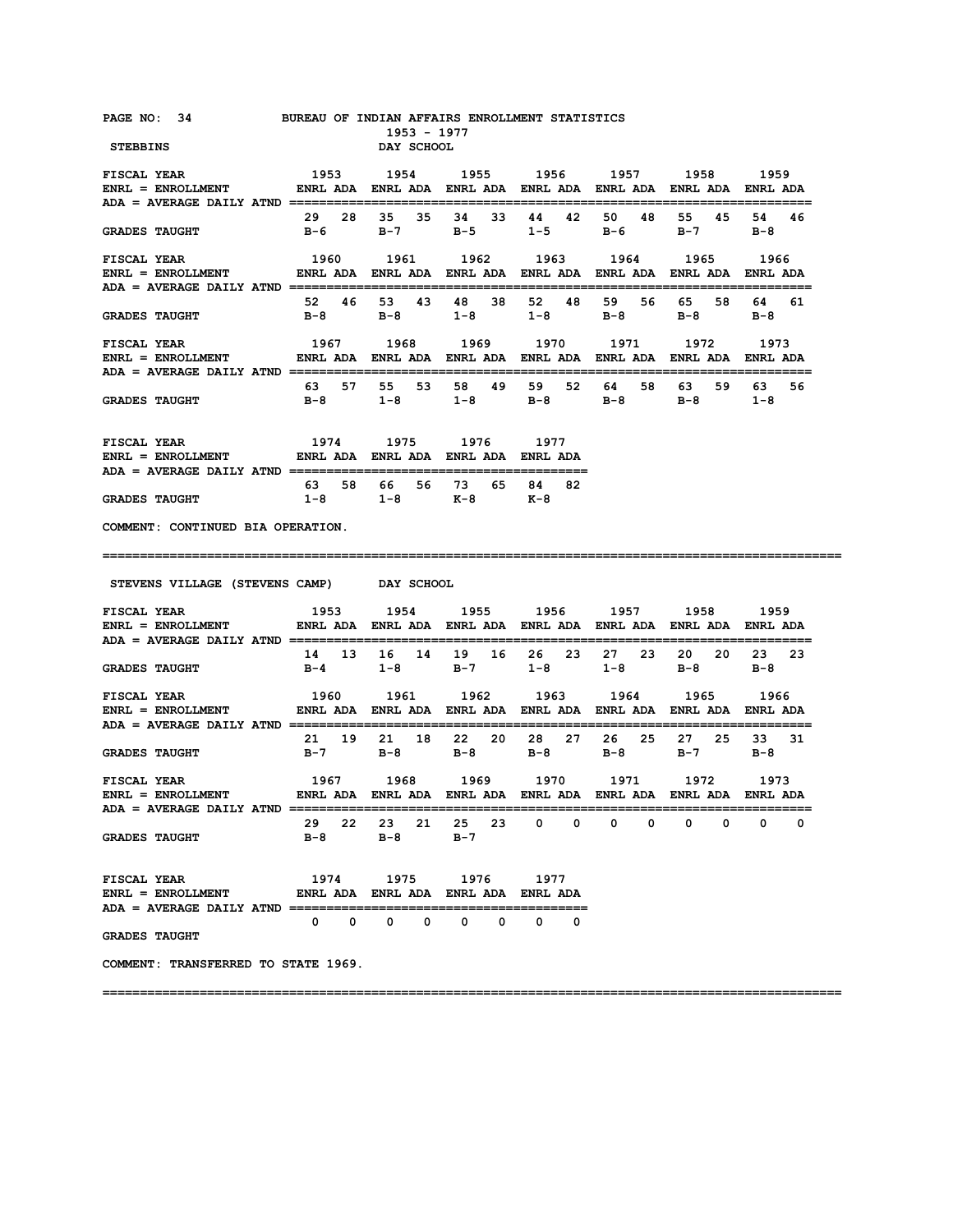BUREAU OF INDIAN AFFAIRS ENROLLMENT STATISTICS

1953 - 1977

## STEBBINS — DAY SCHOOL

FISCAL YEAR / ENRL = ENROLLMENT / ADA = AVERAGE DAILY ATND

| FISCAL YEAR | 1953 | | 1954 | | 1955 | | 1956 | | 1957 | | 1958 | | 1959 | |
|---|---|---|---|---|---|---|---|---|---|---|---|---|---|---|
| | ENRL | ADA | ENRL | ADA | ENRL | ADA | ENRL | ADA | ENRL | ADA | ENRL | ADA | ENRL | ADA |
| | 29 | 28 | 35 | 35 | 34 | 33 | 44 | 42 | 50 | 48 | 55 | 45 | 54 | 46 |
| GRADES TAUGHT | B-6 | | B-7 | | B-5 | | 1-5 | | B-6 | | B-7 | | B-8 | |

| FISCAL YEAR | 1960 | | 1961 | | 1962 | | 1963 | | 1964 | | 1965 | | 1966 | |
|---|---|---|---|---|---|---|---|---|---|---|---|---|---|---|
| | ENRL | ADA | ENRL | ADA | ENRL | ADA | ENRL | ADA | ENRL | ADA | ENRL | ADA | ENRL | ADA |
| | 52 | 46 | 53 | 43 | 48 | 38 | 52 | 48 | 59 | 56 | 65 | 58 | 64 | 61 |
| GRADES TAUGHT | B-8 | | B-8 | | 1-8 | | 1-8 | | B-8 | | B-8 | | B-8 | |

| FISCAL YEAR | 1967 | | 1968 | | 1969 | | 1970 | | 1971 | | 1972 | | 1973 | |
|---|---|---|---|---|---|---|---|---|---|---|---|---|---|---|
| | ENRL | ADA | ENRL | ADA | ENRL | ADA | ENRL | ADA | ENRL | ADA | ENRL | ADA | ENRL | ADA |
| | 63 | 57 | 55 | 53 | 58 | 49 | 59 | 52 | 64 | 58 | 63 | 59 | 63 | 56 |
| GRADES TAUGHT | B-8 | | 1-8 | | 1-8 | | B-8 | | B-8 | | B-8 | | 1-8 | |

| FISCAL YEAR | 1974 | | 1975 | | 1976 | | 1977 | |
|---|---|---|---|---|---|---|---|---|
| | ENRL | ADA | ENRL | ADA | ENRL | ADA | ENRL | ADA |
| | 63 | 58 | 66 | 56 | 73 | 65 | 84 | 82 |
| GRADES TAUGHT | 1-8 | | 1-8 | | K-8 | | K-8 | |

COMMENT: CONTINUED BIA OPERATION.

---

## STEVENS VILLAGE (STEVENS CAMP) — DAY SCHOOL

| FISCAL YEAR | 1953 | | 1954 | | 1955 | | 1956 | | 1957 | | 1958 | | 1959 | |
|---|---|---|---|---|---|---|---|---|---|---|---|---|---|---|
| | ENRL | ADA | ENRL | ADA | ENRL | ADA | ENRL | ADA | ENRL | ADA | ENRL | ADA | ENRL | ADA |
| | 14 | 13 | 16 | 14 | 19 | 16 | 26 | 23 | 27 | 23 | 20 | 20 | 23 | 23 |
| GRADES TAUGHT | B-4 | | 1-8 | | B-7 | | 1-8 | | 1-8 | | B-8 | | B-8 | |

| FISCAL YEAR | 1960 | | 1961 | | 1962 | | 1963 | | 1964 | | 1965 | | 1966 | |
|---|---|---|---|---|---|---|---|---|---|---|---|---|---|---|
| | ENRL | ADA | ENRL | ADA | ENRL | ADA | ENRL | ADA | ENRL | ADA | ENRL | ADA | ENRL | ADA |
| | 21 | 19 | 21 | 18 | 22 | 20 | 28 | 27 | 26 | 25 | 27 | 25 | 33 | 31 |
| GRADES TAUGHT | B-7 | | B-8 | | B-8 | | B-8 | | B-8 | | B-7 | | B-8 | |

| FISCAL YEAR | 1967 | | 1968 | | 1969 | | 1970 | | 1971 | | 1972 | | 1973 | |
|---|---|---|---|---|---|---|---|---|---|---|---|---|---|---|
| | ENRL | ADA | ENRL | ADA | ENRL | ADA | ENRL | ADA | ENRL | ADA | ENRL | ADA | ENRL | ADA |
| | 29 | 22 | 23 | 21 | 25 | 23 | 0 | 0 | 0 | 0 | 0 | 0 | 0 | 0 |
| GRADES TAUGHT | B-8 | | B-8 | | B-7 | | | | | | | | | |

| FISCAL YEAR | 1974 | | 1975 | | 1976 | | 1977 | |
|---|---|---|---|---|---|---|---|---|
| | ENRL | ADA | ENRL | ADA | ENRL | ADA | ENRL | ADA |
| | 0 | 0 | 0 | 0 | 0 | 0 | 0 | 0 |
| GRADES TAUGHT | | | | | | | | |

COMMENT: TRANSFERRED TO STATE 1969.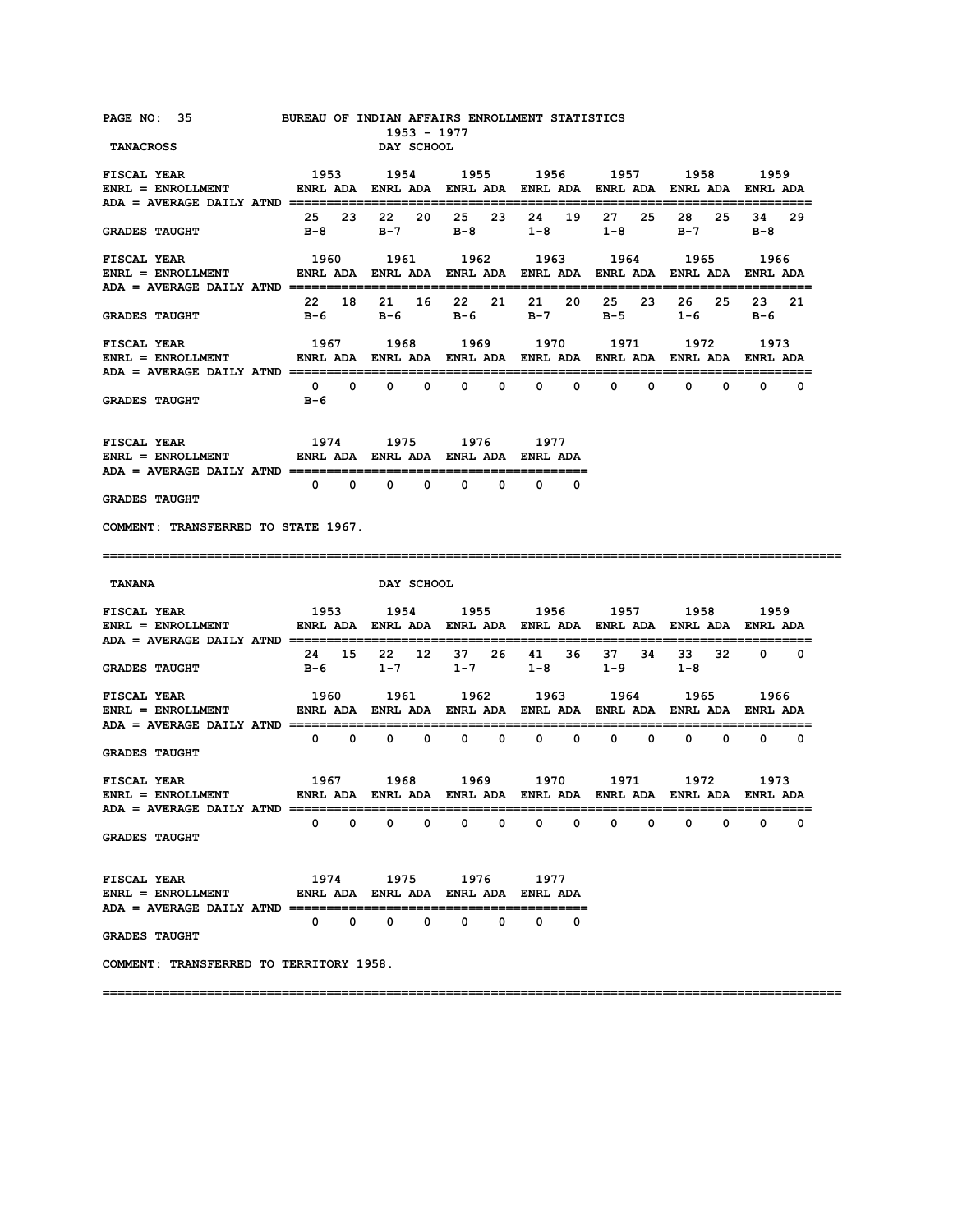BUREAU OF INDIAN AFFAIRS ENROLLMENT STATISTICS
1953 - 1977

## TANACROSS — DAY SCHOOL

| FISCAL YEAR | 1953 | | 1954 | | 1955 | | 1956 | | 1957 | | 1958 | | 1959 | |
|---|---|---|---|---|---|---|---|---|---|---|---|---|---|---|
| | ENRL | ADA | ENRL | ADA | ENRL | ADA | ENRL | ADA | ENRL | ADA | ENRL | ADA | ENRL | ADA |
| | 25 | 23 | 22 | 20 | 25 | 23 | 24 | 19 | 27 | 25 | 28 | 25 | 34 | 29 |
| GRADES TAUGHT | B-8 | | B-7 | | B-8 | | 1-8 | | 1-8 | | B-7 | | B-8 | |

| FISCAL YEAR | 1960 | | 1961 | | 1962 | | 1963 | | 1964 | | 1965 | | 1966 | |
|---|---|---|---|---|---|---|---|---|---|---|---|---|---|---|
| | ENRL | ADA | ENRL | ADA | ENRL | ADA | ENRL | ADA | ENRL | ADA | ENRL | ADA | ENRL | ADA |
| | 22 | 18 | 21 | 16 | 22 | 21 | 21 | 20 | 25 | 23 | 26 | 25 | 23 | 21 |
| GRADES TAUGHT | B-6 | | B-6 | | B-6 | | B-7 | | B-5 | | 1-6 | | B-6 | |

| FISCAL YEAR | 1967 | | 1968 | | 1969 | | 1970 | | 1971 | | 1972 | | 1973 | |
|---|---|---|---|---|---|---|---|---|---|---|---|---|---|---|
| | ENRL | ADA | ENRL | ADA | ENRL | ADA | ENRL | ADA | ENRL | ADA | ENRL | ADA | ENRL | ADA |
| | 0 | 0 | 0 | 0 | 0 | 0 | 0 | 0 | 0 | 0 | 0 | 0 | 0 | 0 |
| GRADES TAUGHT | B-6 | | | | | | | | | | | | | |

| FISCAL YEAR | 1974 | | 1975 | | 1976 | | 1977 | |
|---|---|---|---|---|---|---|---|---|
| | ENRL | ADA | ENRL | ADA | ENRL | ADA | ENRL | ADA |
| | 0 | 0 | 0 | 0 | 0 | 0 | 0 | 0 |
| GRADES TAUGHT | | | | | | | | |

ENRL = ENROLLMENT; ADA = AVERAGE DAILY ATND

COMMENT: TRANSFERRED TO STATE 1967.

---

## TANANA — DAY SCHOOL

| FISCAL YEAR | 1953 | | 1954 | | 1955 | | 1956 | | 1957 | | 1958 | | 1959 | |
|---|---|---|---|---|---|---|---|---|---|---|---|---|---|---|
| | ENRL | ADA | ENRL | ADA | ENRL | ADA | ENRL | ADA | ENRL | ADA | ENRL | ADA | ENRL | ADA |
| | 24 | 15 | 22 | 12 | 37 | 26 | 41 | 36 | 37 | 34 | 33 | 32 | 0 | 0 |
| GRADES TAUGHT | B-6 | | 1-7 | | 1-7 | | 1-8 | | 1-9 | | 1-8 | | | |

| FISCAL YEAR | 1960 | | 1961 | | 1962 | | 1963 | | 1964 | | 1965 | | 1966 | |
|---|---|---|---|---|---|---|---|---|---|---|---|---|---|---|
| | ENRL | ADA | ENRL | ADA | ENRL | ADA | ENRL | ADA | ENRL | ADA | ENRL | ADA | ENRL | ADA |
| | 0 | 0 | 0 | 0 | 0 | 0 | 0 | 0 | 0 | 0 | 0 | 0 | 0 | 0 |
| GRADES TAUGHT | | | | | | | | | | | | | | |

| FISCAL YEAR | 1967 | | 1968 | | 1969 | | 1970 | | 1971 | | 1972 | | 1973 | |
|---|---|---|---|---|---|---|---|---|---|---|---|---|---|---|
| | ENRL | ADA | ENRL | ADA | ENRL | ADA | ENRL | ADA | ENRL | ADA | ENRL | ADA | ENRL | ADA |
| | 0 | 0 | 0 | 0 | 0 | 0 | 0 | 0 | 0 | 0 | 0 | 0 | 0 | 0 |
| GRADES TAUGHT | | | | | | | | | | | | | | |

| FISCAL YEAR | 1974 | | 1975 | | 1976 | | 1977 | |
|---|---|---|---|---|---|---|---|---|
| | ENRL | ADA | ENRL | ADA | ENRL | ADA | ENRL | ADA |
| | 0 | 0 | 0 | 0 | 0 | 0 | 0 | 0 |
| GRADES TAUGHT | | | | | | | | |

ENRL = ENROLLMENT; ADA = AVERAGE DAILY ATND

COMMENT: TRANSFERRED TO TERRITORY 1958.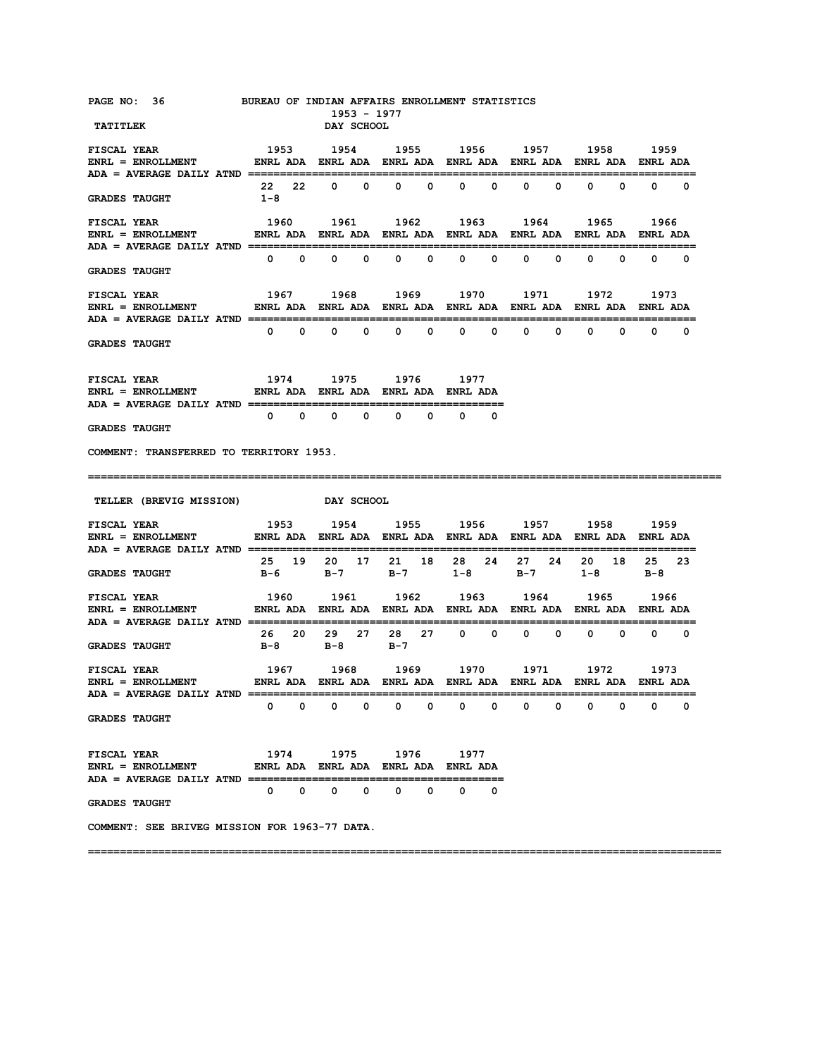BUREAU OF INDIAN AFFAIRS ENROLLMENT STATISTICS

1953 - 1977

## TATITLEK — DAY SCHOOL

ENRL = ENROLLMENT
ADA = AVERAGE DAILY ATND

| FISCAL YEAR | 1953 | | 1954 | | 1955 | | 1956 | | 1957 | | 1958 | | 1959 | |
|---|---|---|---|---|---|---|---|---|---|---|---|---|---|---|
| | ENRL | ADA | ENRL | ADA | ENRL | ADA | ENRL | ADA | ENRL | ADA | ENRL | ADA | ENRL | ADA |
| | 22 | 22 | 0 | 0 | 0 | 0 | 0 | 0 | 0 | 0 | 0 | 0 | 0 | 0 |
| GRADES TAUGHT | 1-8 | | | | | | | | | | | | | |

| FISCAL YEAR | 1960 | | 1961 | | 1962 | | 1963 | | 1964 | | 1965 | | 1966 | |
|---|---|---|---|---|---|---|---|---|---|---|---|---|---|---|
| | ENRL | ADA | ENRL | ADA | ENRL | ADA | ENRL | ADA | ENRL | ADA | ENRL | ADA | ENRL | ADA |
| | 0 | 0 | 0 | 0 | 0 | 0 | 0 | 0 | 0 | 0 | 0 | 0 | 0 | 0 |
| GRADES TAUGHT | | | | | | | | | | | | | | |

| FISCAL YEAR | 1967 | | 1968 | | 1969 | | 1970 | | 1971 | | 1972 | | 1973 | |
|---|---|---|---|---|---|---|---|---|---|---|---|---|---|---|
| | ENRL | ADA | ENRL | ADA | ENRL | ADA | ENRL | ADA | ENRL | ADA | ENRL | ADA | ENRL | ADA |
| | 0 | 0 | 0 | 0 | 0 | 0 | 0 | 0 | 0 | 0 | 0 | 0 | 0 | 0 |
| GRADES TAUGHT | | | | | | | | | | | | | | |

| FISCAL YEAR | 1974 | | 1975 | | 1976 | | 1977 | |
|---|---|---|---|---|---|---|---|---|
| | ENRL | ADA | ENRL | ADA | ENRL | ADA | ENRL | ADA |
| | 0 | 0 | 0 | 0 | 0 | 0 | 0 | 0 |
| GRADES TAUGHT | | | | | | | | |

COMMENT: TRANSFERRED TO TERRITORY 1953.

---

## TELLER (BREVIG MISSION) — DAY SCHOOL

ENRL = ENROLLMENT
ADA = AVERAGE DAILY ATND

| FISCAL YEAR | 1953 | | 1954 | | 1955 | | 1956 | | 1957 | | 1958 | | 1959 | |
|---|---|---|---|---|---|---|---|---|---|---|---|---|---|---|
| | ENRL | ADA | ENRL | ADA | ENRL | ADA | ENRL | ADA | ENRL | ADA | ENRL | ADA | ENRL | ADA |
| | 25 | 19 | 20 | 17 | 21 | 18 | 28 | 24 | 27 | 24 | 20 | 18 | 25 | 23 |
| GRADES TAUGHT | B-6 | | B-7 | | B-7 | | 1-8 | | B-7 | | 1-8 | | B-8 | |

| FISCAL YEAR | 1960 | | 1961 | | 1962 | | 1963 | | 1964 | | 1965 | | 1966 | |
|---|---|---|---|---|---|---|---|---|---|---|---|---|---|---|
| | ENRL | ADA | ENRL | ADA | ENRL | ADA | ENRL | ADA | ENRL | ADA | ENRL | ADA | ENRL | ADA |
| | 26 | 20 | 29 | 27 | 28 | 27 | 0 | 0 | 0 | 0 | 0 | 0 | 0 | 0 |
| GRADES TAUGHT | B-8 | | B-8 | | B-7 | | | | | | | | | |

| FISCAL YEAR | 1967 | | 1968 | | 1969 | | 1970 | | 1971 | | 1972 | | 1973 | |
|---|---|---|---|---|---|---|---|---|---|---|---|---|---|---|
| | ENRL | ADA | ENRL | ADA | ENRL | ADA | ENRL | ADA | ENRL | ADA | ENRL | ADA | ENRL | ADA |
| | 0 | 0 | 0 | 0 | 0 | 0 | 0 | 0 | 0 | 0 | 0 | 0 | 0 | 0 |
| GRADES TAUGHT | | | | | | | | | | | | | | |

| FISCAL YEAR | 1974 | | 1975 | | 1976 | | 1977 | |
|---|---|---|---|---|---|---|---|---|
| | ENRL | ADA | ENRL | ADA | ENRL | ADA | ENRL | ADA |
| | 0 | 0 | 0 | 0 | 0 | 0 | 0 | 0 |
| GRADES TAUGHT | | | | | | | | |

COMMENT: SEE BRIVEG MISSION FOR 1963-77 DATA.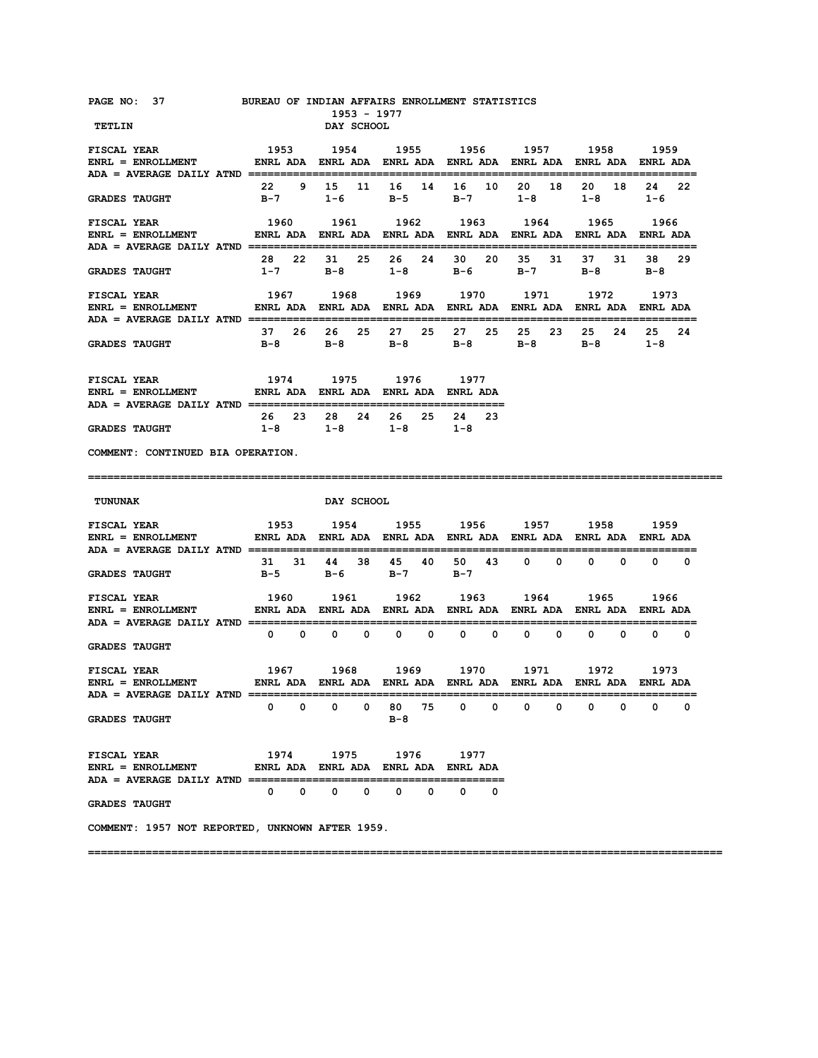BUREAU OF INDIAN AFFAIRS ENROLLMENT STATISTICS
1953 - 1977

## TETLIN — DAY SCHOOL

ENRL = ENROLLMENT
ADA = AVERAGE DAILY ATND

| FISCAL YEAR | 1953 ENRL | 1953 ADA | 1954 ENRL | 1954 ADA | 1955 ENRL | 1955 ADA | 1956 ENRL | 1956 ADA | 1957 ENRL | 1957 ADA | 1958 ENRL | 1958 ADA | 1959 ENRL | 1959 ADA |
|---|---|---|---|---|---|---|---|---|---|---|---|---|---|---|
| | 22 | 9 | 15 | 11 | 16 | 14 | 16 | 10 | 20 | 18 | 20 | 18 | 24 | 22 |
| GRADES TAUGHT | B-7 | | 1-6 | | B-5 | | B-7 | | 1-8 | | 1-8 | | 1-6 | |

| FISCAL YEAR | 1960 ENRL | 1960 ADA | 1961 ENRL | 1961 ADA | 1962 ENRL | 1962 ADA | 1963 ENRL | 1963 ADA | 1964 ENRL | 1964 ADA | 1965 ENRL | 1965 ADA | 1966 ENRL | 1966 ADA |
|---|---|---|---|---|---|---|---|---|---|---|---|---|---|---|
| | 28 | 22 | 31 | 25 | 26 | 24 | 30 | 20 | 35 | 31 | 37 | 31 | 38 | 29 |
| GRADES TAUGHT | 1-7 | | B-8 | | 1-8 | | B-6 | | B-7 | | B-8 | | B-8 | |

| FISCAL YEAR | 1967 ENRL | 1967 ADA | 1968 ENRL | 1968 ADA | 1969 ENRL | 1969 ADA | 1970 ENRL | 1970 ADA | 1971 ENRL | 1971 ADA | 1972 ENRL | 1972 ADA | 1973 ENRL | 1973 ADA |
|---|---|---|---|---|---|---|---|---|---|---|---|---|---|---|
| | 37 | 26 | 26 | 25 | 27 | 25 | 27 | 25 | 25 | 23 | 25 | 24 | 25 | 24 |
| GRADES TAUGHT | B-8 | | B-8 | | B-8 | | B-8 | | B-8 | | B-8 | | 1-8 | |

| FISCAL YEAR | 1974 ENRL | 1974 ADA | 1975 ENRL | 1975 ADA | 1976 ENRL | 1976 ADA | 1977 ENRL | 1977 ADA |
|---|---|---|---|---|---|---|---|---|
| | 26 | 23 | 28 | 24 | 26 | 25 | 24 | 23 |
| GRADES TAUGHT | 1-8 | | 1-8 | | 1-8 | | 1-8 | |

COMMENT: CONTINUED BIA OPERATION.

---

## TUNUNAK — DAY SCHOOL

| FISCAL YEAR | 1953 ENRL | 1953 ADA | 1954 ENRL | 1954 ADA | 1955 ENRL | 1955 ADA | 1956 ENRL | 1956 ADA | 1957 ENRL | 1957 ADA | 1958 ENRL | 1958 ADA | 1959 ENRL | 1959 ADA |
|---|---|---|---|---|---|---|---|---|---|---|---|---|---|---|
| | 31 | 31 | 44 | 38 | 45 | 40 | 50 | 43 | 0 | 0 | 0 | 0 | 0 | 0 |
| GRADES TAUGHT | B-5 | | B-6 | | B-7 | | B-7 | | | | | | | |

| FISCAL YEAR | 1960 ENRL | 1960 ADA | 1961 ENRL | 1961 ADA | 1962 ENRL | 1962 ADA | 1963 ENRL | 1963 ADA | 1964 ENRL | 1964 ADA | 1965 ENRL | 1965 ADA | 1966 ENRL | 1966 ADA |
|---|---|---|---|---|---|---|---|---|---|---|---|---|---|---|
| | 0 | 0 | 0 | 0 | 0 | 0 | 0 | 0 | 0 | 0 | 0 | 0 | 0 | 0 |
| GRADES TAUGHT | | | | | | | | | | | | | | |

| FISCAL YEAR | 1967 ENRL | 1967 ADA | 1968 ENRL | 1968 ADA | 1969 ENRL | 1969 ADA | 1970 ENRL | 1970 ADA | 1971 ENRL | 1971 ADA | 1972 ENRL | 1972 ADA | 1973 ENRL | 1973 ADA |
|---|---|---|---|---|---|---|---|---|---|---|---|---|---|---|
| | 0 | 0 | 0 | 0 | 80 | 75 | 0 | 0 | 0 | 0 | 0 | 0 | 0 | 0 |
| GRADES TAUGHT | | | | | B-8 | | | | | | | | | |

| FISCAL YEAR | 1974 ENRL | 1974 ADA | 1975 ENRL | 1975 ADA | 1976 ENRL | 1976 ADA | 1977 ENRL | 1977 ADA |
|---|---|---|---|---|---|---|---|---|
| | 0 | 0 | 0 | 0 | 0 | 0 | 0 | 0 |
| GRADES TAUGHT | | | | | | | | |

COMMENT: 1957 NOT REPORTED, UNKNOWN AFTER 1959.

---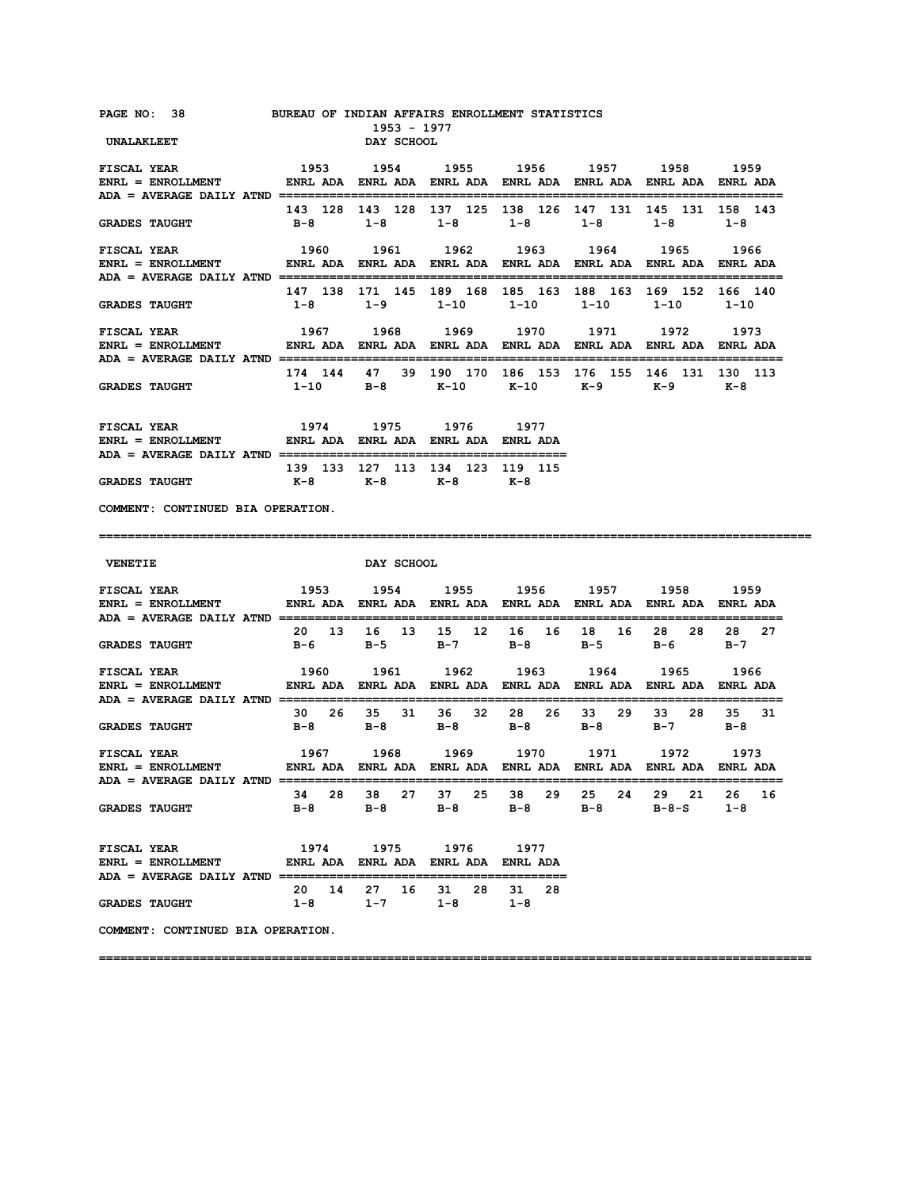BUREAU OF INDIAN AFFAIRS ENROLLMENT STATISTICS
1953 - 1977

## UNALAKLEET — DAY SCHOOL

ENRL = ENROLLMENT
ADA = AVERAGE DAILY ATND

| FISCAL YEAR | 1953 | | 1954 | | 1955 | | 1956 | | 1957 | | 1958 | | 1959 | |
|---|---|---|---|---|---|---|---|---|---|---|---|---|---|---|
| | ENRL | ADA | ENRL | ADA | ENRL | ADA | ENRL | ADA | ENRL | ADA | ENRL | ADA | ENRL | ADA |
| | 143 | 128 | 143 | 128 | 137 | 125 | 138 | 126 | 147 | 131 | 145 | 131 | 158 | 143 |
| GRADES TAUGHT | B-8 | | 1-8 | | 1-8 | | 1-8 | | 1-8 | | 1-8 | | 1-8 | |

| FISCAL YEAR | 1960 | | 1961 | | 1962 | | 1963 | | 1964 | | 1965 | | 1966 | |
|---|---|---|---|---|---|---|---|---|---|---|---|---|---|---|
| | ENRL | ADA | ENRL | ADA | ENRL | ADA | ENRL | ADA | ENRL | ADA | ENRL | ADA | ENRL | ADA |
| | 147 | 138 | 171 | 145 | 189 | 168 | 185 | 163 | 188 | 163 | 169 | 152 | 166 | 140 |
| GRADES TAUGHT | 1-8 | | 1-9 | | 1-10 | | 1-10 | | 1-10 | | 1-10 | | 1-10 | |

| FISCAL YEAR | 1967 | | 1968 | | 1969 | | 1970 | | 1971 | | 1972 | | 1973 | |
|---|---|---|---|---|---|---|---|---|---|---|---|---|---|---|
| | ENRL | ADA | ENRL | ADA | ENRL | ADA | ENRL | ADA | ENRL | ADA | ENRL | ADA | ENRL | ADA |
| | 174 | 144 | 47 | 39 | 190 | 170 | 186 | 153 | 176 | 155 | 146 | 131 | 130 | 113 |
| GRADES TAUGHT | 1-10 | | B-8 | | K-10 | | K-10 | | K-9 | | K-9 | | K-8 | |

| FISCAL YEAR | 1974 | | 1975 | | 1976 | | 1977 | |
|---|---|---|---|---|---|---|---|---|
| | ENRL | ADA | ENRL | ADA | ENRL | ADA | ENRL | ADA |
| | 139 | 133 | 127 | 113 | 134 | 123 | 119 | 115 |
| GRADES TAUGHT | K-8 | | K-8 | | K-8 | | K-8 | |

COMMENT: CONTINUED BIA OPERATION.

---

## VENETIE — DAY SCHOOL

| FISCAL YEAR | 1953 | | 1954 | | 1955 | | 1956 | | 1957 | | 1958 | | 1959 | |
|---|---|---|---|---|---|---|---|---|---|---|---|---|---|---|
| | ENRL | ADA | ENRL | ADA | ENRL | ADA | ENRL | ADA | ENRL | ADA | ENRL | ADA | ENRL | ADA |
| | 20 | 13 | 16 | 13 | 15 | 12 | 16 | 16 | 18 | 16 | 28 | 28 | 28 | 27 |
| GRADES TAUGHT | B-6 | | B-5 | | B-7 | | B-8 | | B-5 | | B-6 | | B-7 | |

| FISCAL YEAR | 1960 | | 1961 | | 1962 | | 1963 | | 1964 | | 1965 | | 1966 | |
|---|---|---|---|---|---|---|---|---|---|---|---|---|---|---|
| | ENRL | ADA | ENRL | ADA | ENRL | ADA | ENRL | ADA | ENRL | ADA | ENRL | ADA | ENRL | ADA |
| | 30 | 26 | 35 | 31 | 36 | 32 | 28 | 26 | 33 | 29 | 33 | 28 | 35 | 31 |
| GRADES TAUGHT | B-8 | | B-8 | | B-8 | | B-8 | | B-8 | | B-7 | | B-8 | |

| FISCAL YEAR | 1967 | | 1968 | | 1969 | | 1970 | | 1971 | | 1972 | | 1973 | |
|---|---|---|---|---|---|---|---|---|---|---|---|---|---|---|
| | ENRL | ADA | ENRL | ADA | ENRL | ADA | ENRL | ADA | ENRL | ADA | ENRL | ADA | ENRL | ADA |
| | 34 | 28 | 38 | 27 | 37 | 25 | 38 | 29 | 25 | 24 | 29 | 21 | 26 | 16 |
| GRADES TAUGHT | B-8 | | B-8 | | B-8 | | B-8 | | B-8 | | B-8-S | | 1-8 | |

| FISCAL YEAR | 1974 | | 1975 | | 1976 | | 1977 | |
|---|---|---|---|---|---|---|---|---|
| | ENRL | ADA | ENRL | ADA | ENRL | ADA | ENRL | ADA |
| | 20 | 14 | 27 | 16 | 31 | 28 | 31 | 28 |
| GRADES TAUGHT | 1-8 | | 1-7 | | 1-8 | | 1-8 | |

COMMENT: CONTINUED BIA OPERATION.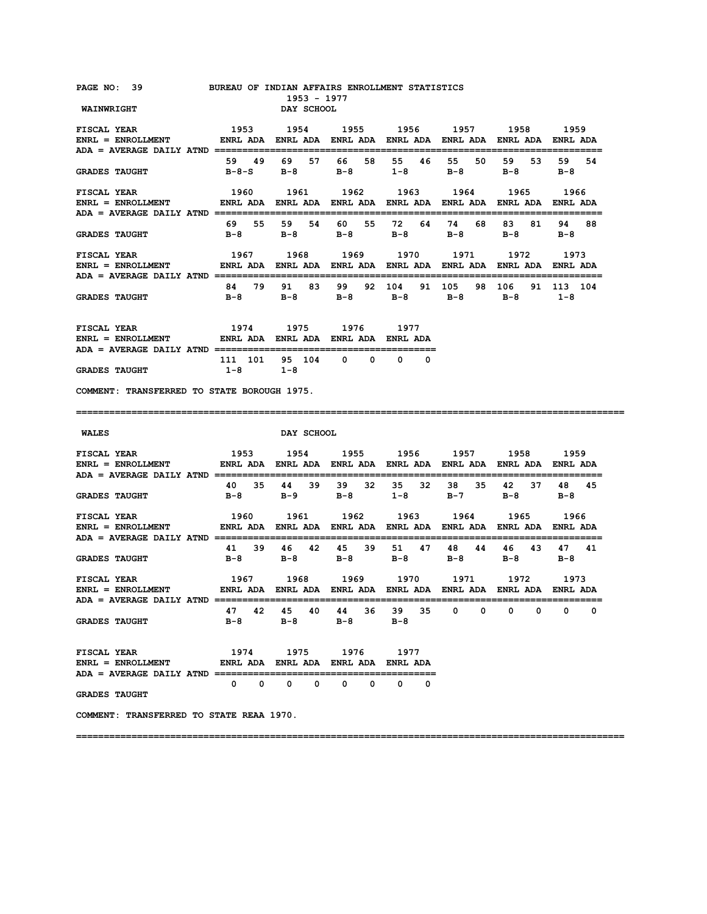BUREAU OF INDIAN AFFAIRS ENROLLMENT STATISTICS
1953 - 1977

## WAINWRIGHT — DAY SCHOOL

ENRL = ENROLLMENT; ADA = AVERAGE DAILY ATND

| FISCAL YEAR | 1953 | | 1954 | | 1955 | | 1956 | | 1957 | | 1958 | | 1959 | |
|---|---|---|---|---|---|---|---|---|---|---|---|---|---|---|
| | ENRL | ADA | ENRL | ADA | ENRL | ADA | ENRL | ADA | ENRL | ADA | ENRL | ADA | ENRL | ADA |
| | 59 | 49 | 69 | 57 | 66 | 58 | 55 | 46 | 55 | 50 | 59 | 53 | 59 | 54 |
| GRADES TAUGHT | B-8-S | | B-8 | | B-8 | | 1-8 | | B-8 | | B-8 | | B-8 | |

| FISCAL YEAR | 1960 | | 1961 | | 1962 | | 1963 | | 1964 | | 1965 | | 1966 | |
|---|---|---|---|---|---|---|---|---|---|---|---|---|---|---|
| | ENRL | ADA | ENRL | ADA | ENRL | ADA | ENRL | ADA | ENRL | ADA | ENRL | ADA | ENRL | ADA |
| | 69 | 55 | 59 | 54 | 60 | 55 | 72 | 64 | 74 | 68 | 83 | 81 | 94 | 88 |
| GRADES TAUGHT | B-8 | | B-8 | | B-8 | | B-8 | | B-8 | | B-8 | | B-8 | |

| FISCAL YEAR | 1967 | | 1968 | | 1969 | | 1970 | | 1971 | | 1972 | | 1973 | |
|---|---|---|---|---|---|---|---|---|---|---|---|---|---|---|
| | ENRL | ADA | ENRL | ADA | ENRL | ADA | ENRL | ADA | ENRL | ADA | ENRL | ADA | ENRL | ADA |
| | 84 | 79 | 91 | 83 | 99 | 92 | 104 | 91 | 105 | 98 | 106 | 91 | 113 | 104 |
| GRADES TAUGHT | B-8 | | B-8 | | B-8 | | B-8 | | B-8 | | B-8 | | 1-8 | |

| FISCAL YEAR | 1974 | | 1975 | | 1976 | | 1977 | |
|---|---|---|---|---|---|---|---|---|
| | ENRL | ADA | ENRL | ADA | ENRL | ADA | ENRL | ADA |
| | 111 | 101 | 95 | 104 | 0 | 0 | 0 | 0 |
| GRADES TAUGHT | 1-8 | | 1-8 | | | | | |

COMMENT: TRANSFERRED TO STATE BOROUGH 1975.

---

## WALES — DAY SCHOOL

| FISCAL YEAR | 1953 | | 1954 | | 1955 | | 1956 | | 1957 | | 1958 | | 1959 | |
|---|---|---|---|---|---|---|---|---|---|---|---|---|---|---|
| | ENRL | ADA | ENRL | ADA | ENRL | ADA | ENRL | ADA | ENRL | ADA | ENRL | ADA | ENRL | ADA |
| | 40 | 35 | 44 | 39 | 39 | 32 | 35 | 32 | 38 | 35 | 42 | 37 | 48 | 45 |
| GRADES TAUGHT | B-8 | | B-9 | | B-8 | | 1-8 | | B-7 | | B-8 | | B-8 | |

| FISCAL YEAR | 1960 | | 1961 | | 1962 | | 1963 | | 1964 | | 1965 | | 1966 | |
|---|---|---|---|---|---|---|---|---|---|---|---|---|---|---|
| | ENRL | ADA | ENRL | ADA | ENRL | ADA | ENRL | ADA | ENRL | ADA | ENRL | ADA | ENRL | ADA |
| | 41 | 39 | 46 | 42 | 45 | 39 | 51 | 47 | 48 | 44 | 46 | 43 | 47 | 41 |
| GRADES TAUGHT | B-8 | | B-8 | | B-8 | | B-8 | | B-8 | | B-8 | | B-8 | |

| FISCAL YEAR | 1967 | | 1968 | | 1969 | | 1970 | | 1971 | | 1972 | | 1973 | |
|---|---|---|---|---|---|---|---|---|---|---|---|---|---|---|
| | ENRL | ADA | ENRL | ADA | ENRL | ADA | ENRL | ADA | ENRL | ADA | ENRL | ADA | ENRL | ADA |
| | 47 | 42 | 45 | 40 | 44 | 36 | 39 | 35 | 0 | 0 | 0 | 0 | 0 | 0 |
| GRADES TAUGHT | B-8 | | B-8 | | B-8 | | B-8 | | | | | | | |

| FISCAL YEAR | 1974 | | 1975 | | 1976 | | 1977 | |
|---|---|---|---|---|---|---|---|---|
| | ENRL | ADA | ENRL | ADA | ENRL | ADA | ENRL | ADA |
| | 0 | 0 | 0 | 0 | 0 | 0 | 0 | 0 |
| GRADES TAUGHT | | | | | | | | |

COMMENT: TRANSFERRED TO STATE REAA 1970.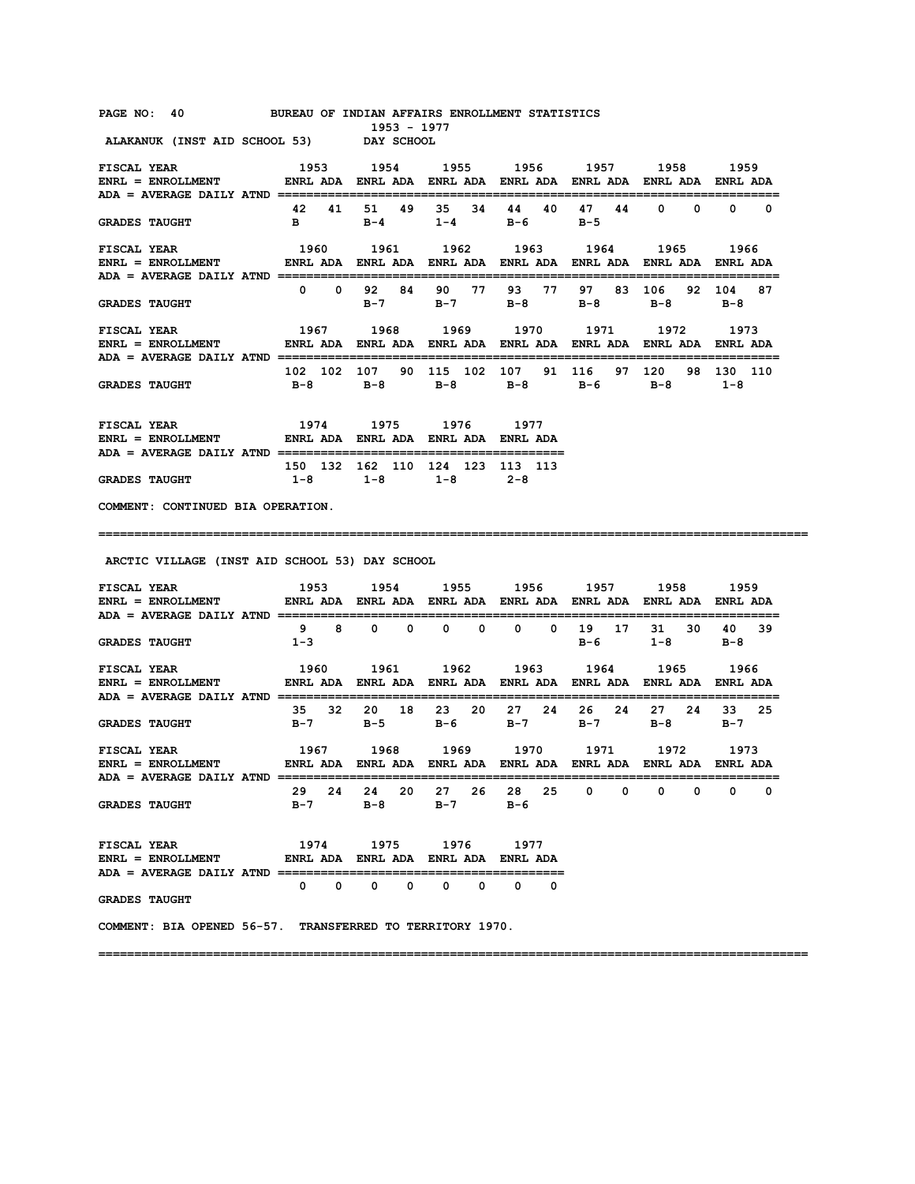BUREAU OF INDIAN AFFAIRS ENROLLMENT STATISTICS
1953 - 1977

## ALAKANUK (INST AID SCHOOL 53) DAY SCHOOL

| FISCAL YEAR | 1953 | | 1954 | | 1955 | | 1956 | | 1957 | | 1958 | | 1959 | |
|---|---|---|---|---|---|---|---|---|---|---|---|---|---|---|
| ENRL = ENROLLMENT / ADA = AVERAGE DAILY ATND | ENRL | ADA | ENRL | ADA | ENRL | ADA | ENRL | ADA | ENRL | ADA | ENRL | ADA | ENRL | ADA |
| | 42 | 41 | 51 | 49 | 35 | 34 | 44 | 40 | 47 | 44 | 0 | 0 | 0 | 0 |
| GRADES TAUGHT | B | | B-4 | | 1-4 | | B-6 | | B-5 | | | | | |

| FISCAL YEAR | 1960 | | 1961 | | 1962 | | 1963 | | 1964 | | 1965 | | 1966 | |
|---|---|---|---|---|---|---|---|---|---|---|---|---|---|---|
| ENRL = ENROLLMENT / ADA = AVERAGE DAILY ATND | ENRL | ADA | ENRL | ADA | ENRL | ADA | ENRL | ADA | ENRL | ADA | ENRL | ADA | ENRL | ADA |
| | 0 | 0 | 92 | 84 | 90 | 77 | 93 | 77 | 97 | 83 | 106 | 92 | 104 | 87 |
| GRADES TAUGHT | | | B-7 | | B-7 | | B-8 | | B-8 | | B-8 | | B-8 | |

| FISCAL YEAR | 1967 | | 1968 | | 1969 | | 1970 | | 1971 | | 1972 | | 1973 | |
|---|---|---|---|---|---|---|---|---|---|---|---|---|---|---|
| ENRL = ENROLLMENT / ADA = AVERAGE DAILY ATND | ENRL | ADA | ENRL | ADA | ENRL | ADA | ENRL | ADA | ENRL | ADA | ENRL | ADA | ENRL | ADA |
| | 102 | 102 | 107 | 90 | 115 | 102 | 107 | 91 | 116 | 97 | 120 | 98 | 130 | 110 |
| GRADES TAUGHT | B-8 | | B-8 | | B-8 | | B-8 | | B-6 | | B-8 | | 1-8 | |

| FISCAL YEAR | 1974 | | 1975 | | 1976 | | 1977 | |
|---|---|---|---|---|---|---|---|---|
| ENRL = ENROLLMENT / ADA = AVERAGE DAILY ATND | ENRL | ADA | ENRL | ADA | ENRL | ADA | ENRL | ADA |
| | 150 | 132 | 162 | 110 | 124 | 123 | 113 | 113 |
| GRADES TAUGHT | 1-8 | | 1-8 | | 1-8 | | 2-8 | |

COMMENT: CONTINUED BIA OPERATION.

---

## ARCTIC VILLAGE (INST AID SCHOOL 53) DAY SCHOOL

| FISCAL YEAR | 1953 | | 1954 | | 1955 | | 1956 | | 1957 | | 1958 | | 1959 | |
|---|---|---|---|---|---|---|---|---|---|---|---|---|---|---|
| ENRL = ENROLLMENT / ADA = AVERAGE DAILY ATND | ENRL | ADA | ENRL | ADA | ENRL | ADA | ENRL | ADA | ENRL | ADA | ENRL | ADA | ENRL | ADA |
| | 9 | 8 | 0 | 0 | 0 | 0 | 0 | 0 | 19 | 17 | 31 | 30 | 40 | 39 |
| GRADES TAUGHT | 1-3 | | | | | | | | B-6 | | 1-8 | | B-8 | |

| FISCAL YEAR | 1960 | | 1961 | | 1962 | | 1963 | | 1964 | | 1965 | | 1966 | |
|---|---|---|---|---|---|---|---|---|---|---|---|---|---|---|
| ENRL = ENROLLMENT / ADA = AVERAGE DAILY ATND | ENRL | ADA | ENRL | ADA | ENRL | ADA | ENRL | ADA | ENRL | ADA | ENRL | ADA | ENRL | ADA |
| | 35 | 32 | 20 | 18 | 23 | 20 | 27 | 24 | 26 | 24 | 27 | 24 | 33 | 25 |
| GRADES TAUGHT | B-7 | | B-5 | | B-6 | | B-7 | | B-7 | | B-8 | | B-7 | |

| FISCAL YEAR | 1967 | | 1968 | | 1969 | | 1970 | | 1971 | | 1972 | | 1973 | |
|---|---|---|---|---|---|---|---|---|---|---|---|---|---|---|
| ENRL = ENROLLMENT / ADA = AVERAGE DAILY ATND | ENRL | ADA | ENRL | ADA | ENRL | ADA | ENRL | ADA | ENRL | ADA | ENRL | ADA | ENRL | ADA |
| | 29 | 24 | 24 | 20 | 27 | 26 | 28 | 25 | 0 | 0 | 0 | 0 | 0 | 0 |
| GRADES TAUGHT | B-7 | | B-8 | | B-7 | | B-6 | | | | | | | |

| FISCAL YEAR | 1974 | | 1975 | | 1976 | | 1977 | |
|---|---|---|---|---|---|---|---|---|
| ENRL = ENROLLMENT / ADA = AVERAGE DAILY ATND | ENRL | ADA | ENRL | ADA | ENRL | ADA | ENRL | ADA |
| | 0 | 0 | 0 | 0 | 0 | 0 | 0 | 0 |
| GRADES TAUGHT | | | | | | | | |

COMMENT: BIA OPENED 56-57. TRANSFERRED TO TERRITORY 1970.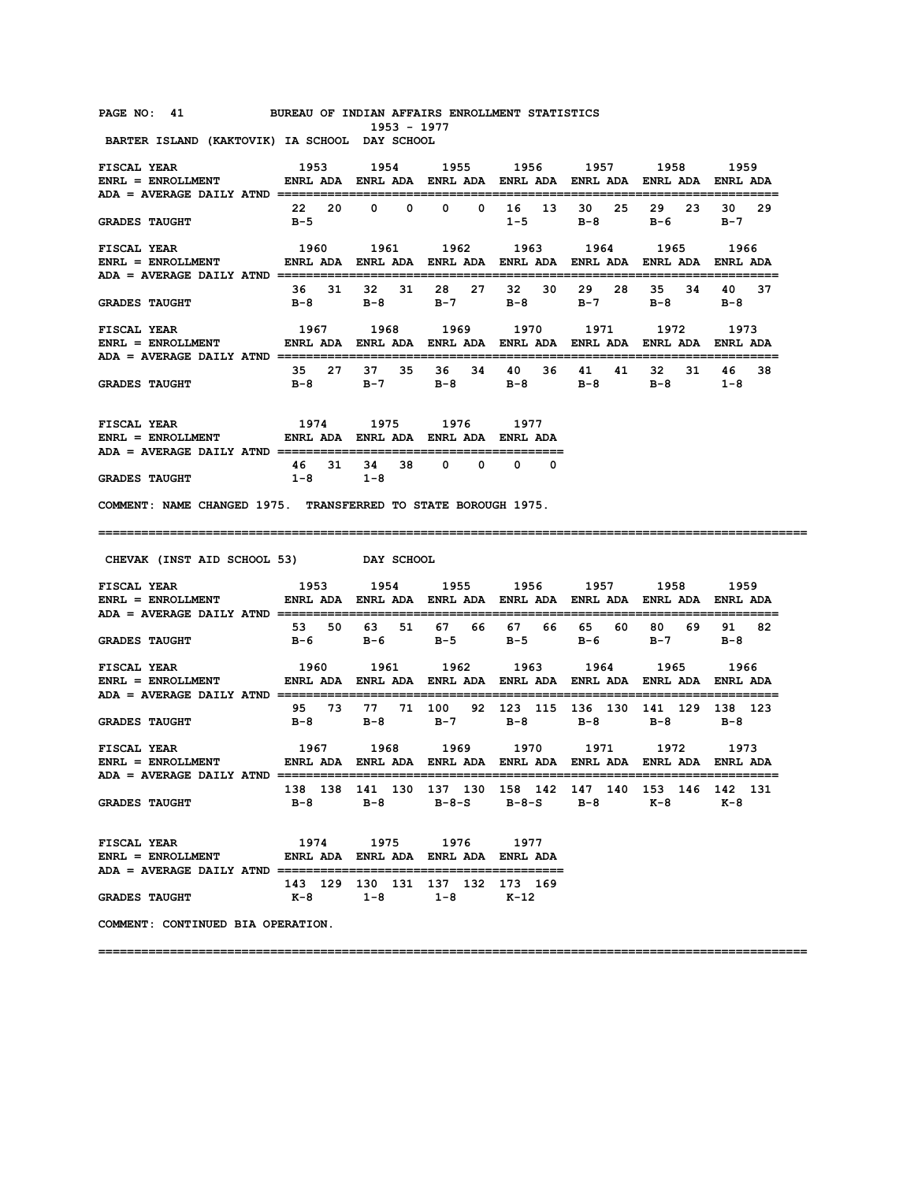BUREAU OF INDIAN AFFAIRS ENROLLMENT STATISTICS
1953 - 1977

## BARTER ISLAND (KAKTOVIK) IA SCHOOL DAY SCHOOL

ENRL = ENROLLMENT
ADA = AVERAGE DAILY ATND

| FISCAL YEAR | 1953 | | 1954 | | 1955 | | 1956 | | 1957 | | 1958 | | 1959 | |
|---|---|---|---|---|---|---|---|---|---|---|---|---|---|---|
| | ENRL | ADA | ENRL | ADA | ENRL | ADA | ENRL | ADA | ENRL | ADA | ENRL | ADA | ENRL | ADA |
| | 22 | 20 | 0 | 0 | 0 | 0 | 16 | 13 | 30 | 25 | 29 | 23 | 30 | 29 |
| GRADES TAUGHT | B-5 | | | | | | 1-5 | | B-8 | | B-6 | | B-7 | |

| FISCAL YEAR | 1960 | | 1961 | | 1962 | | 1963 | | 1964 | | 1965 | | 1966 | |
|---|---|---|---|---|---|---|---|---|---|---|---|---|---|---|
| | ENRL | ADA | ENRL | ADA | ENRL | ADA | ENRL | ADA | ENRL | ADA | ENRL | ADA | ENRL | ADA |
| | 36 | 31 | 32 | 31 | 28 | 27 | 32 | 30 | 29 | 28 | 35 | 34 | 40 | 37 |
| GRADES TAUGHT | B-8 | | B-8 | | B-7 | | B-8 | | B-7 | | B-8 | | B-8 | |

| FISCAL YEAR | 1967 | | 1968 | | 1969 | | 1970 | | 1971 | | 1972 | | 1973 | |
|---|---|---|---|---|---|---|---|---|---|---|---|---|---|---|
| | ENRL | ADA | ENRL | ADA | ENRL | ADA | ENRL | ADA | ENRL | ADA | ENRL | ADA | ENRL | ADA |
| | 35 | 27 | 37 | 35 | 36 | 34 | 40 | 36 | 41 | 41 | 32 | 31 | 46 | 38 |
| GRADES TAUGHT | B-8 | | B-7 | | B-8 | | B-8 | | B-8 | | B-8 | | 1-8 | |

| FISCAL YEAR | 1974 | | 1975 | | 1976 | | 1977 | |
|---|---|---|---|---|---|---|---|---|
| | ENRL | ADA | ENRL | ADA | ENRL | ADA | ENRL | ADA |
| | 46 | 31 | 34 | 38 | 0 | 0 | 0 | 0 |
| GRADES TAUGHT | 1-8 | | 1-8 | | | | | |

COMMENT: NAME CHANGED 1975. TRANSFERRED TO STATE BOROUGH 1975.

---

## CHEVAK (INST AID SCHOOL 53) DAY SCHOOL

ENRL = ENROLLMENT
ADA = AVERAGE DAILY ATND

| FISCAL YEAR | 1953 | | 1954 | | 1955 | | 1956 | | 1957 | | 1958 | | 1959 | |
|---|---|---|---|---|---|---|---|---|---|---|---|---|---|---|
| | ENRL | ADA | ENRL | ADA | ENRL | ADA | ENRL | ADA | ENRL | ADA | ENRL | ADA | ENRL | ADA |
| | 53 | 50 | 63 | 51 | 67 | 66 | 67 | 66 | 65 | 60 | 80 | 69 | 91 | 82 |
| GRADES TAUGHT | B-6 | | B-6 | | B-5 | | B-5 | | B-6 | | B-7 | | B-8 | |

| FISCAL YEAR | 1960 | | 1961 | | 1962 | | 1963 | | 1964 | | 1965 | | 1966 | |
|---|---|---|---|---|---|---|---|---|---|---|---|---|---|---|
| | ENRL | ADA | ENRL | ADA | ENRL | ADA | ENRL | ADA | ENRL | ADA | ENRL | ADA | ENRL | ADA |
| | 95 | 73 | 77 | 71 | 100 | 92 | 123 | 115 | 136 | 130 | 141 | 129 | 138 | 123 |
| GRADES TAUGHT | B-8 | | B-8 | | B-7 | | B-8 | | B-8 | | B-8 | | B-8 | |

| FISCAL YEAR | 1967 | | 1968 | | 1969 | | 1970 | | 1971 | | 1972 | | 1973 | |
|---|---|---|---|---|---|---|---|---|---|---|---|---|---|---|
| | ENRL | ADA | ENRL | ADA | ENRL | ADA | ENRL | ADA | ENRL | ADA | ENRL | ADA | ENRL | ADA |
| | 138 | 138 | 141 | 130 | 137 | 130 | 158 | 142 | 147 | 140 | 153 | 146 | 142 | 131 |
| GRADES TAUGHT | B-8 | | B-8 | | B-8-S | | B-8-S | | B-8 | | K-8 | | K-8 | |

| FISCAL YEAR | 1974 | | 1975 | | 1976 | | 1977 | |
|---|---|---|---|---|---|---|---|---|
| | ENRL | ADA | ENRL | ADA | ENRL | ADA | ENRL | ADA |
| | 143 | 129 | 130 | 131 | 137 | 132 | 173 | 169 |
| GRADES TAUGHT | K-8 | | 1-8 | | 1-8 | | K-12 | |

COMMENT: CONTINUED BIA OPERATION.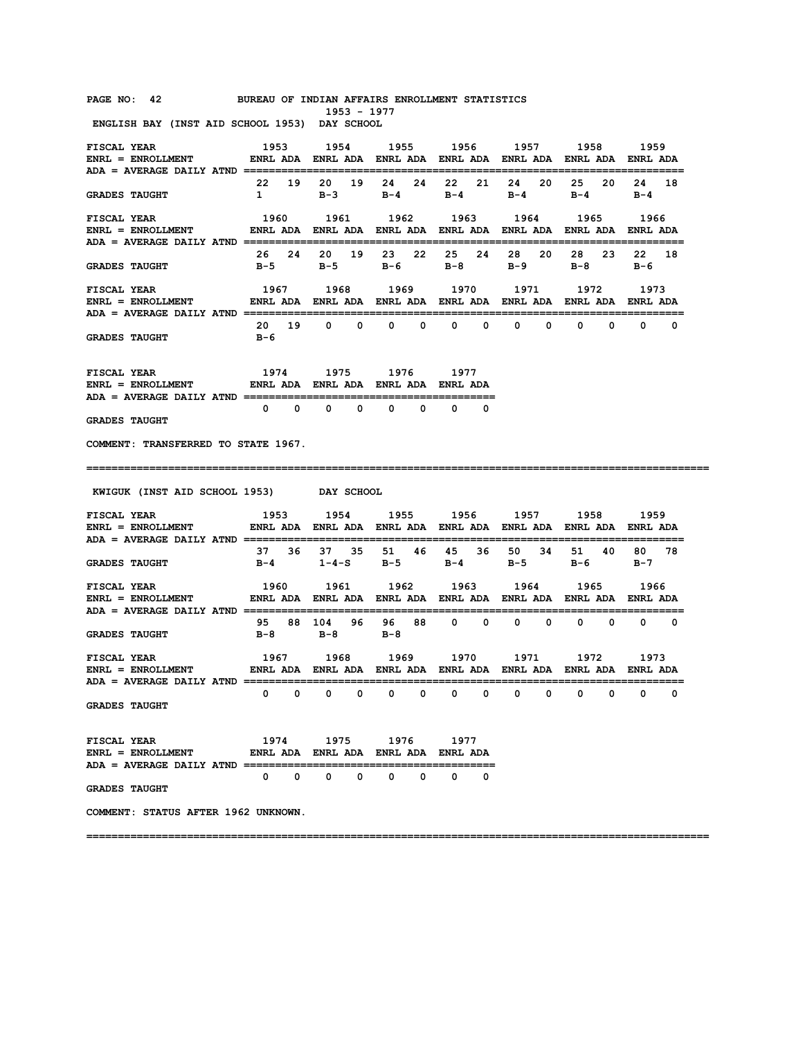BUREAU OF INDIAN AFFAIRS ENROLLMENT STATISTICS

1953 - 1977

## ENGLISH BAY (INST AID SCHOOL 1953) DAY SCHOOL

ENRL = ENROLLMENT
ADA = AVERAGE DAILY ATND

| FISCAL YEAR | 1953 ENRL | 1953 ADA | 1954 ENRL | 1954 ADA | 1955 ENRL | 1955 ADA | 1956 ENRL | 1956 ADA | 1957 ENRL | 1957 ADA | 1958 ENRL | 1958 ADA | 1959 ENRL | 1959 ADA |
|---|---|---|---|---|---|---|---|---|---|---|---|---|---|---|
| | 22 | 19 | 20 | 19 | 24 | 24 | 22 | 21 | 24 | 20 | 25 | 20 | 24 | 18 |
| GRADES TAUGHT | 1 | | B-3 | | B-4 | | B-4 | | B-4 | | B-4 | | B-4 | |

| FISCAL YEAR | 1960 ENRL | 1960 ADA | 1961 ENRL | 1961 ADA | 1962 ENRL | 1962 ADA | 1963 ENRL | 1963 ADA | 1964 ENRL | 1964 ADA | 1965 ENRL | 1965 ADA | 1966 ENRL | 1966 ADA |
|---|---|---|---|---|---|---|---|---|---|---|---|---|---|---|
| | 26 | 24 | 20 | 19 | 23 | 22 | 25 | 24 | 28 | 20 | 28 | 23 | 22 | 18 |
| GRADES TAUGHT | B-5 | | B-5 | | B-6 | | B-8 | | B-9 | | B-8 | | B-6 | |

| FISCAL YEAR | 1967 ENRL | 1967 ADA | 1968 ENRL | 1968 ADA | 1969 ENRL | 1969 ADA | 1970 ENRL | 1970 ADA | 1971 ENRL | 1971 ADA | 1972 ENRL | 1972 ADA | 1973 ENRL | 1973 ADA |
|---|---|---|---|---|---|---|---|---|---|---|---|---|---|---|
| | 20 | 19 | 0 | 0 | 0 | 0 | 0 | 0 | 0 | 0 | 0 | 0 | 0 | 0 |
| GRADES TAUGHT | B-6 | | | | | | | | | | | | | |

| FISCAL YEAR | 1974 ENRL | 1974 ADA | 1975 ENRL | 1975 ADA | 1976 ENRL | 1976 ADA | 1977 ENRL | 1977 ADA |
|---|---|---|---|---|---|---|---|---|
| | 0 | 0 | 0 | 0 | 0 | 0 | 0 | 0 |
| GRADES TAUGHT | | | | | | | | |

COMMENT: TRANSFERRED TO STATE 1967.

---

## KWIGUK (INST AID SCHOOL 1953) DAY SCHOOL

ENRL = ENROLLMENT
ADA = AVERAGE DAILY ATND

| FISCAL YEAR | 1953 ENRL | 1953 ADA | 1954 ENRL | 1954 ADA | 1955 ENRL | 1955 ADA | 1956 ENRL | 1956 ADA | 1957 ENRL | 1957 ADA | 1958 ENRL | 1958 ADA | 1959 ENRL | 1959 ADA |
|---|---|---|---|---|---|---|---|---|---|---|---|---|---|---|
| | 37 | 36 | 37 | 35 | 51 | 46 | 45 | 36 | 50 | 34 | 51 | 40 | 80 | 78 |
| GRADES TAUGHT | B-4 | | 1-4-S | | B-5 | | B-4 | | B-5 | | B-6 | | B-7 | |

| FISCAL YEAR | 1960 ENRL | 1960 ADA | 1961 ENRL | 1961 ADA | 1962 ENRL | 1962 ADA | 1963 ENRL | 1963 ADA | 1964 ENRL | 1964 ADA | 1965 ENRL | 1965 ADA | 1966 ENRL | 1966 ADA |
|---|---|---|---|---|---|---|---|---|---|---|---|---|---|---|
| | 95 | 88 | 104 | 96 | 96 | 88 | 0 | 0 | 0 | 0 | 0 | 0 | 0 | 0 |
| GRADES TAUGHT | B-8 | | B-8 | | B-8 | | | | | | | | | |

| FISCAL YEAR | 1967 ENRL | 1967 ADA | 1968 ENRL | 1968 ADA | 1969 ENRL | 1969 ADA | 1970 ENRL | 1970 ADA | 1971 ENRL | 1971 ADA | 1972 ENRL | 1972 ADA | 1973 ENRL | 1973 ADA |
|---|---|---|---|---|---|---|---|---|---|---|---|---|---|---|
| | 0 | 0 | 0 | 0 | 0 | 0 | 0 | 0 | 0 | 0 | 0 | 0 | 0 | 0 |
| GRADES TAUGHT | | | | | | | | | | | | | | |

| FISCAL YEAR | 1974 ENRL | 1974 ADA | 1975 ENRL | 1975 ADA | 1976 ENRL | 1976 ADA | 1977 ENRL | 1977 ADA |
|---|---|---|---|---|---|---|---|---|
| | 0 | 0 | 0 | 0 | 0 | 0 | 0 | 0 |
| GRADES TAUGHT | | | | | | | | |

COMMENT: STATUS AFTER 1962 UNKNOWN.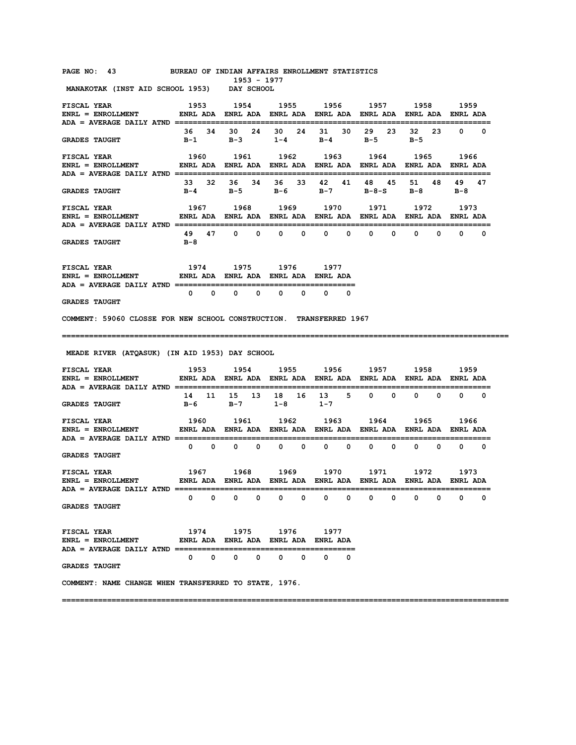BUREAU OF INDIAN AFFAIRS ENROLLMENT STATISTICS
1953 - 1977

## MANAKOTAK (INST AID SCHOOL 1953) DAY SCHOOL

ENRL = ENROLLMENT
ADA = AVERAGE DAILY ATND

| FISCAL YEAR | 1953 ENRL | 1953 ADA | 1954 ENRL | 1954 ADA | 1955 ENRL | 1955 ADA | 1956 ENRL | 1956 ADA | 1957 ENRL | 1957 ADA | 1958 ENRL | 1958 ADA | 1959 ENRL | 1959 ADA |
|---|---|---|---|---|---|---|---|---|---|---|---|---|---|---|
| | 36 | 34 | 30 | 24 | 30 | 24 | 31 | 30 | 29 | 23 | 32 | 23 | 0 | 0 |
| GRADES TAUGHT | B-1 | | B-3 | | 1-4 | | B-4 | | B-5 | | B-5 | | | |

| FISCAL YEAR | 1960 ENRL | 1960 ADA | 1961 ENRL | 1961 ADA | 1962 ENRL | 1962 ADA | 1963 ENRL | 1963 ADA | 1964 ENRL | 1964 ADA | 1965 ENRL | 1965 ADA | 1966 ENRL | 1966 ADA |
|---|---|---|---|---|---|---|---|---|---|---|---|---|---|---|
| | 33 | 32 | 36 | 34 | 36 | 33 | 42 | 41 | 48 | 45 | 51 | 48 | 49 | 47 |
| GRADES TAUGHT | B-4 | | B-5 | | B-6 | | B-7 | | B-8-S | | B-8 | | B-8 | |

| FISCAL YEAR | 1967 ENRL | 1967 ADA | 1968 ENRL | 1968 ADA | 1969 ENRL | 1969 ADA | 1970 ENRL | 1970 ADA | 1971 ENRL | 1971 ADA | 1972 ENRL | 1972 ADA | 1973 ENRL | 1973 ADA |
|---|---|---|---|---|---|---|---|---|---|---|---|---|---|---|
| | 49 | 47 | 0 | 0 | 0 | 0 | 0 | 0 | 0 | 0 | 0 | 0 | 0 | 0 |
| GRADES TAUGHT | B-8 | | | | | | | | | | | | | |

| FISCAL YEAR | 1974 ENRL | 1974 ADA | 1975 ENRL | 1975 ADA | 1976 ENRL | 1976 ADA | 1977 ENRL | 1977 ADA |
|---|---|---|---|---|---|---|---|---|
| | 0 | 0 | 0 | 0 | 0 | 0 | 0 | 0 |
| GRADES TAUGHT | | | | | | | | |

COMMENT: 59060 CLOSSE FOR NEW SCHOOL CONSTRUCTION. TRANSFERRED 1967

---

## MEADE RIVER (ATQASUK) (IN AID 1953) DAY SCHOOL

ENRL = ENROLLMENT
ADA = AVERAGE DAILY ATND

| FISCAL YEAR | 1953 ENRL | 1953 ADA | 1954 ENRL | 1954 ADA | 1955 ENRL | 1955 ADA | 1956 ENRL | 1956 ADA | 1957 ENRL | 1957 ADA | 1958 ENRL | 1958 ADA | 1959 ENRL | 1959 ADA |
|---|---|---|---|---|---|---|---|---|---|---|---|---|---|---|
| | 14 | 11 | 15 | 13 | 18 | 16 | 13 | 5 | 0 | 0 | 0 | 0 | 0 | 0 |
| GRADES TAUGHT | B-6 | | B-7 | | 1-8 | | 1-7 | | | | | | | |

| FISCAL YEAR | 1960 ENRL | 1960 ADA | 1961 ENRL | 1961 ADA | 1962 ENRL | 1962 ADA | 1963 ENRL | 1963 ADA | 1964 ENRL | 1964 ADA | 1965 ENRL | 1965 ADA | 1966 ENRL | 1966 ADA |
|---|---|---|---|---|---|---|---|---|---|---|---|---|---|---|
| | 0 | 0 | 0 | 0 | 0 | 0 | 0 | 0 | 0 | 0 | 0 | 0 | 0 | 0 |
| GRADES TAUGHT | | | | | | | | | | | | | | |

| FISCAL YEAR | 1967 ENRL | 1967 ADA | 1968 ENRL | 1968 ADA | 1969 ENRL | 1969 ADA | 1970 ENRL | 1970 ADA | 1971 ENRL | 1971 ADA | 1972 ENRL | 1972 ADA | 1973 ENRL | 1973 ADA |
|---|---|---|---|---|---|---|---|---|---|---|---|---|---|---|
| | 0 | 0 | 0 | 0 | 0 | 0 | 0 | 0 | 0 | 0 | 0 | 0 | 0 | 0 |
| GRADES TAUGHT | | | | | | | | | | | | | | |

| FISCAL YEAR | 1974 ENRL | 1974 ADA | 1975 ENRL | 1975 ADA | 1976 ENRL | 1976 ADA | 1977 ENRL | 1977 ADA |
|---|---|---|---|---|---|---|---|---|
| | 0 | 0 | 0 | 0 | 0 | 0 | 0 | 0 |
| GRADES TAUGHT | | | | | | | | |

COMMENT: NAME CHANGE WHEN TRANSFERRED TO STATE, 1976.

---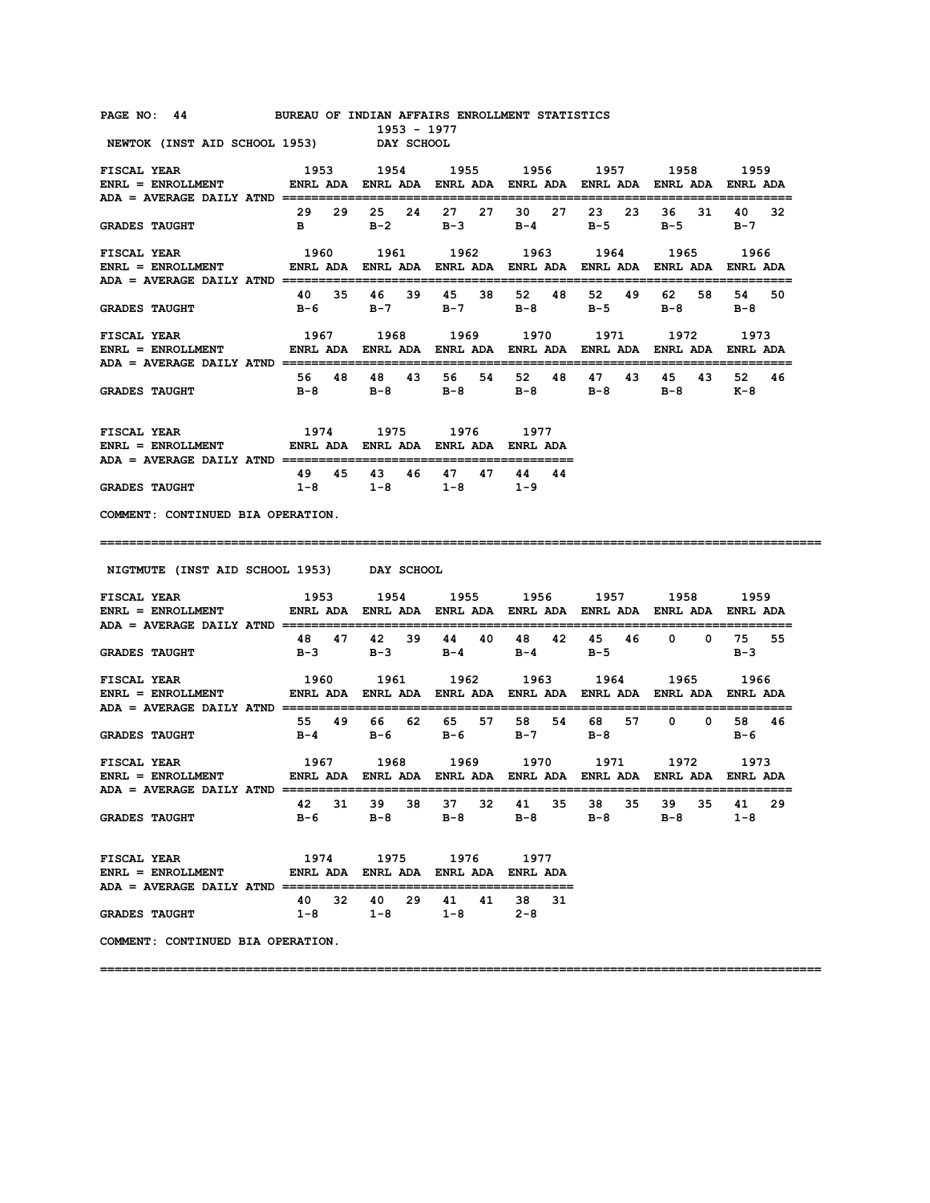BUREAU OF INDIAN AFFAIRS ENROLLMENT STATISTICS
1953 - 1977

## NEWTOK (INST AID SCHOOL 1953) DAY SCHOOL

ENRL = ENROLLMENT
ADA = AVERAGE DAILY ATND

| FISCAL YEAR | 1953 | | 1954 | | 1955 | | 1956 | | 1957 | | 1958 | | 1959 | |
|---|---|---|---|---|---|---|---|---|---|---|---|---|---|---|
| | ENRL | ADA | ENRL | ADA | ENRL | ADA | ENRL | ADA | ENRL | ADA | ENRL | ADA | ENRL | ADA |
| | 29 | 29 | 25 | 24 | 27 | 27 | 30 | 27 | 23 | 23 | 36 | 31 | 40 | 32 |
| GRADES TAUGHT | B | | B-2 | | B-3 | | B-4 | | B-5 | | B-5 | | B-7 | |

| FISCAL YEAR | 1960 | | 1961 | | 1962 | | 1963 | | 1964 | | 1965 | | 1966 | |
|---|---|---|---|---|---|---|---|---|---|---|---|---|---|---|
| | ENRL | ADA | ENRL | ADA | ENRL | ADA | ENRL | ADA | ENRL | ADA | ENRL | ADA | ENRL | ADA |
| | 40 | 35 | 46 | 39 | 45 | 38 | 52 | 48 | 52 | 49 | 62 | 58 | 54 | 50 |
| GRADES TAUGHT | B-6 | | B-7 | | B-7 | | B-8 | | B-5 | | B-8 | | B-8 | |

| FISCAL YEAR | 1967 | | 1968 | | 1969 | | 1970 | | 1971 | | 1972 | | 1973 | |
|---|---|---|---|---|---|---|---|---|---|---|---|---|---|---|
| | ENRL | ADA | ENRL | ADA | ENRL | ADA | ENRL | ADA | ENRL | ADA | ENRL | ADA | ENRL | ADA |
| | 56 | 48 | 48 | 43 | 56 | 54 | 52 | 48 | 47 | 43 | 45 | 43 | 52 | 46 |
| GRADES TAUGHT | B-8 | | B-8 | | B-8 | | B-8 | | B-8 | | B-8 | | K-8 | |

| FISCAL YEAR | 1974 | | 1975 | | 1976 | | 1977 | |
|---|---|---|---|---|---|---|---|---|
| | ENRL | ADA | ENRL | ADA | ENRL | ADA | ENRL | ADA |
| | 49 | 45 | 43 | 46 | 47 | 47 | 44 | 44 |
| GRADES TAUGHT | 1-8 | | 1-8 | | 1-8 | | 1-9 | |

COMMENT: CONTINUED BIA OPERATION.

---

## NIGTMUTE (INST AID SCHOOL 1953) DAY SCHOOL

| FISCAL YEAR | 1953 | | 1954 | | 1955 | | 1956 | | 1957 | | 1958 | | 1959 | |
|---|---|---|---|---|---|---|---|---|---|---|---|---|---|---|
| | ENRL | ADA | ENRL | ADA | ENRL | ADA | ENRL | ADA | ENRL | ADA | ENRL | ADA | ENRL | ADA |
| | 48 | 47 | 42 | 39 | 44 | 40 | 48 | 42 | 45 | 46 | 0 | 0 | 75 | 55 |
| GRADES TAUGHT | B-3 | | B-3 | | B-4 | | B-4 | | B-5 | | | | B-3 | |

| FISCAL YEAR | 1960 | | 1961 | | 1962 | | 1963 | | 1964 | | 1965 | | 1966 | |
|---|---|---|---|---|---|---|---|---|---|---|---|---|---|---|
| | ENRL | ADA | ENRL | ADA | ENRL | ADA | ENRL | ADA | ENRL | ADA | ENRL | ADA | ENRL | ADA |
| | 55 | 49 | 66 | 62 | 65 | 57 | 58 | 54 | 68 | 57 | 0 | 0 | 58 | 46 |
| GRADES TAUGHT | B-4 | | B-6 | | B-6 | | B-7 | | B-8 | | | | B-6 | |

| FISCAL YEAR | 1967 | | 1968 | | 1969 | | 1970 | | 1971 | | 1972 | | 1973 | |
|---|---|---|---|---|---|---|---|---|---|---|---|---|---|---|
| | ENRL | ADA | ENRL | ADA | ENRL | ADA | ENRL | ADA | ENRL | ADA | ENRL | ADA | ENRL | ADA |
| | 42 | 31 | 39 | 38 | 37 | 32 | 41 | 35 | 38 | 35 | 39 | 35 | 41 | 29 |
| GRADES TAUGHT | B-6 | | B-8 | | B-8 | | B-8 | | B-8 | | B-8 | | 1-8 | |

| FISCAL YEAR | 1974 | | 1975 | | 1976 | | 1977 | |
|---|---|---|---|---|---|---|---|---|
| | ENRL | ADA | ENRL | ADA | ENRL | ADA | ENRL | ADA |
| | 40 | 32 | 40 | 29 | 41 | 41 | 38 | 31 |
| GRADES TAUGHT | 1-8 | | 1-8 | | 1-8 | | 2-8 | |

COMMENT: CONTINUED BIA OPERATION.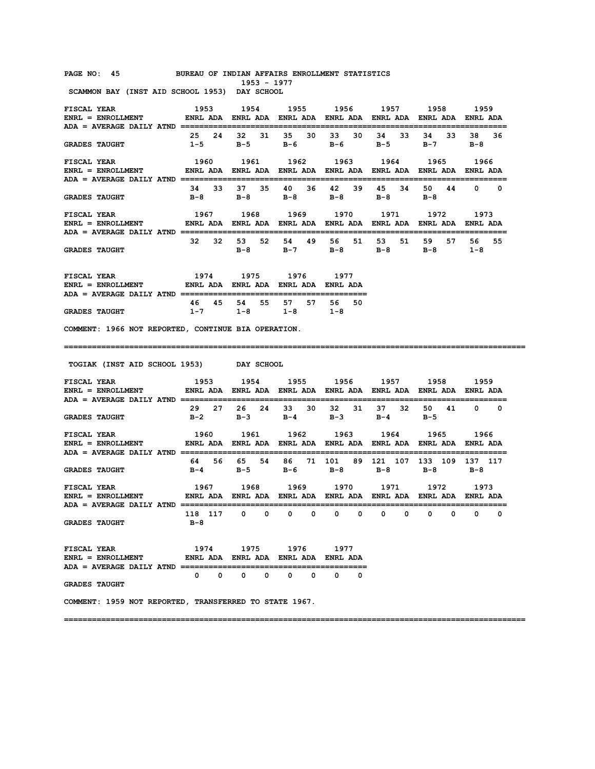## SCAMMON BAY (INST AID SCHOOL 1953) DAY SCHOOL

ENRL = ENROLLMENT
ADA = AVERAGE DAILY ATND

| FISCAL YEAR | 1953 | | 1954 | | 1955 | | 1956 | | 1957 | | 1958 | | 1959 | |
|---|---|---|---|---|---|---|---|---|---|---|---|---|---|---|
| | ENRL | ADA | ENRL | ADA | ENRL | ADA | ENRL | ADA | ENRL | ADA | ENRL | ADA | ENRL | ADA |
| | 25 | 24 | 32 | 31 | 35 | 30 | 33 | 30 | 34 | 33 | 34 | 33 | 38 | 36 |
| GRADES TAUGHT | 1-5 | | B-5 | | B-6 | | B-6 | | B-5 | | B-7 | | B-8 | |

| FISCAL YEAR | 1960 | | 1961 | | 1962 | | 1963 | | 1964 | | 1965 | | 1966 | |
|---|---|---|---|---|---|---|---|---|---|---|---|---|---|---|
| | ENRL | ADA | ENRL | ADA | ENRL | ADA | ENRL | ADA | ENRL | ADA | ENRL | ADA | ENRL | ADA |
| | 34 | 33 | 37 | 35 | 40 | 36 | 42 | 39 | 45 | 34 | 50 | 44 | 0 | 0 |
| GRADES TAUGHT | B-8 | | B-8 | | B-8 | | B-8 | | B-8 | | B-8 | | | |

| FISCAL YEAR | 1967 | | 1968 | | 1969 | | 1970 | | 1971 | | 1972 | | 1973 | |
|---|---|---|---|---|---|---|---|---|---|---|---|---|---|---|
| | ENRL | ADA | ENRL | ADA | ENRL | ADA | ENRL | ADA | ENRL | ADA | ENRL | ADA | ENRL | ADA |
| | 32 | 32 | 53 | 52 | 54 | 49 | 56 | 51 | 53 | 51 | 59 | 57 | 56 | 55 |
| GRADES TAUGHT | | | B-8 | | B-7 | | B-8 | | B-8 | | B-8 | | 1-8 | |

| FISCAL YEAR | 1974 | | 1975 | | 1976 | | 1977 | |
|---|---|---|---|---|---|---|---|---|
| | ENRL | ADA | ENRL | ADA | ENRL | ADA | ENRL | ADA |
| | 46 | 45 | 54 | 55 | 57 | 57 | 56 | 50 |
| GRADES TAUGHT | 1-7 | | 1-8 | | 1-8 | | 1-8 | |

COMMENT: 1966 NOT REPORTED, CONTINUE BIA OPERATION.

---

## TOGIAK (INST AID SCHOOL 1953) DAY SCHOOL

ENRL = ENROLLMENT
ADA = AVERAGE DAILY ATND

| FISCAL YEAR | 1953 | | 1954 | | 1955 | | 1956 | | 1957 | | 1958 | | 1959 | |
|---|---|---|---|---|---|---|---|---|---|---|---|---|---|---|
| | ENRL | ADA | ENRL | ADA | ENRL | ADA | ENRL | ADA | ENRL | ADA | ENRL | ADA | ENRL | ADA |
| | 29 | 27 | 26 | 24 | 33 | 30 | 32 | 31 | 37 | 32 | 50 | 41 | 0 | 0 |
| GRADES TAUGHT | B-2 | | B-3 | | B-4 | | B-3 | | B-4 | | B-5 | | | |

| FISCAL YEAR | 1960 | | 1961 | | 1962 | | 1963 | | 1964 | | 1965 | | 1966 | |
|---|---|---|---|---|---|---|---|---|---|---|---|---|---|---|
| | ENRL | ADA | ENRL | ADA | ENRL | ADA | ENRL | ADA | ENRL | ADA | ENRL | ADA | ENRL | ADA |
| | 64 | 56 | 65 | 54 | 86 | 71 | 101 | 89 | 121 | 107 | 133 | 109 | 137 | 117 |
| GRADES TAUGHT | B-4 | | B-5 | | B-6 | | B-8 | | B-8 | | B-8 | | B-8 | |

| FISCAL YEAR | 1967 | | 1968 | | 1969 | | 1970 | | 1971 | | 1972 | | 1973 | |
|---|---|---|---|---|---|---|---|---|---|---|---|---|---|---|
| | ENRL | ADA | ENRL | ADA | ENRL | ADA | ENRL | ADA | ENRL | ADA | ENRL | ADA | ENRL | ADA |
| | 118 | 117 | 0 | 0 | 0 | 0 | 0 | 0 | 0 | 0 | 0 | 0 | 0 | 0 |
| GRADES TAUGHT | B-8 | | | | | | | | | | | | | |

| FISCAL YEAR | 1974 | | 1975 | | 1976 | | 1977 | |
|---|---|---|---|---|---|---|---|---|
| | ENRL | ADA | ENRL | ADA | ENRL | ADA | ENRL | ADA |
| | 0 | 0 | 0 | 0 | 0 | 0 | 0 | 0 |
| GRADES TAUGHT | | | | | | | | |

COMMENT: 1959 NOT REPORTED, TRANSFERRED TO STATE 1967.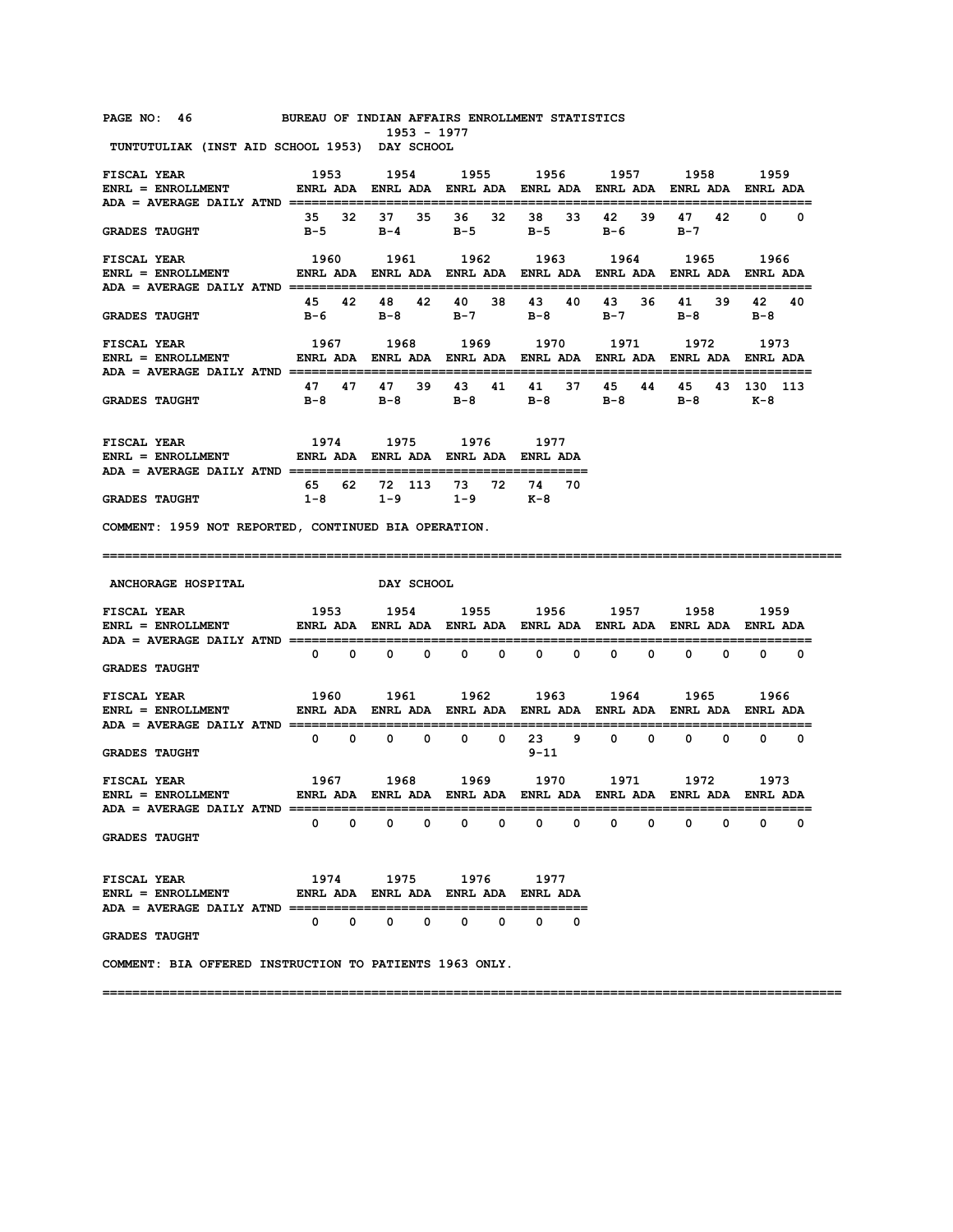PAGE NO: 46 BUREAU OF INDIAN AFFAIRS ENROLLMENT STATISTICS
1953 - 1977

## TUNTUTULIAK (INST AID SCHOOL 1953) DAY SCHOOL

FISCAL YEAR / ENRL = ENROLLMENT / ADA = AVERAGE DAILY ATND

| FISCAL YEAR | 1953 | | 1954 | | 1955 | | 1956 | | 1957 | | 1958 | | 1959 | |
|---|---|---|---|---|---|---|---|---|---|---|---|---|---|---|
| | ENRL | ADA | ENRL | ADA | ENRL | ADA | ENRL | ADA | ENRL | ADA | ENRL | ADA | ENRL | ADA |
| | 35 | 32 | 37 | 35 | 36 | 32 | 38 | 33 | 42 | 39 | 47 | 42 | 0 | 0 |
| GRADES TAUGHT | B-5 | | B-4 | | B-5 | | B-5 | | B-6 | | B-7 | | | |

| FISCAL YEAR | 1960 | | 1961 | | 1962 | | 1963 | | 1964 | | 1965 | | 1966 | |
|---|---|---|---|---|---|---|---|---|---|---|---|---|---|---|
| | ENRL | ADA | ENRL | ADA | ENRL | ADA | ENRL | ADA | ENRL | ADA | ENRL | ADA | ENRL | ADA |
| | 45 | 42 | 48 | 42 | 40 | 38 | 43 | 40 | 43 | 36 | 41 | 39 | 42 | 40 |
| GRADES TAUGHT | B-6 | | B-8 | | B-7 | | B-8 | | B-7 | | B-8 | | B-8 | |

| FISCAL YEAR | 1967 | | 1968 | | 1969 | | 1970 | | 1971 | | 1972 | | 1973 | |
|---|---|---|---|---|---|---|---|---|---|---|---|---|---|---|
| | ENRL | ADA | ENRL | ADA | ENRL | ADA | ENRL | ADA | ENRL | ADA | ENRL | ADA | ENRL | ADA |
| | 47 | 47 | 47 | 39 | 43 | 41 | 41 | 37 | 45 | 44 | 45 | 43 | 130 | 113 |
| GRADES TAUGHT | B-8 | | B-8 | | B-8 | | B-8 | | B-8 | | B-8 | | K-8 | |

| FISCAL YEAR | 1974 | | 1975 | | 1976 | | 1977 | |
|---|---|---|---|---|---|---|---|---|
| | ENRL | ADA | ENRL | ADA | ENRL | ADA | ENRL | ADA |
| | 65 | 62 | 72 | 113 | 73 | 72 | 74 | 70 |
| GRADES TAUGHT | 1-8 | | 1-9 | | 1-9 | | K-8 | |

COMMENT: 1959 NOT REPORTED, CONTINUED BIA OPERATION.

---

## ANCHORAGE HOSPITAL DAY SCHOOL

| FISCAL YEAR | 1953 | | 1954 | | 1955 | | 1956 | | 1957 | | 1958 | | 1959 | |
|---|---|---|---|---|---|---|---|---|---|---|---|---|---|---|
| | ENRL | ADA | ENRL | ADA | ENRL | ADA | ENRL | ADA | ENRL | ADA | ENRL | ADA | ENRL | ADA |
| | 0 | 0 | 0 | 0 | 0 | 0 | 0 | 0 | 0 | 0 | 0 | 0 | 0 | 0 |
| GRADES TAUGHT | | | | | | | | | | | | | | |

| FISCAL YEAR | 1960 | | 1961 | | 1962 | | 1963 | | 1964 | | 1965 | | 1966 | |
|---|---|---|---|---|---|---|---|---|---|---|---|---|---|---|
| | ENRL | ADA | ENRL | ADA | ENRL | ADA | ENRL | ADA | ENRL | ADA | ENRL | ADA | ENRL | ADA |
| | 0 | 0 | 0 | 0 | 0 | 0 | 23 | 9 | 0 | 0 | 0 | 0 | 0 | 0 |
| GRADES TAUGHT | | | | | | | 9-11 | | | | | | | |

| FISCAL YEAR | 1967 | | 1968 | | 1969 | | 1970 | | 1971 | | 1972 | | 1973 | |
|---|---|---|---|---|---|---|---|---|---|---|---|---|---|---|
| | ENRL | ADA | ENRL | ADA | ENRL | ADA | ENRL | ADA | ENRL | ADA | ENRL | ADA | ENRL | ADA |
| | 0 | 0 | 0 | 0 | 0 | 0 | 0 | 0 | 0 | 0 | 0 | 0 | 0 | 0 |
| GRADES TAUGHT | | | | | | | | | | | | | | |

| FISCAL YEAR | 1974 | | 1975 | | 1976 | | 1977 | |
|---|---|---|---|---|---|---|---|---|
| | ENRL | ADA | ENRL | ADA | ENRL | ADA | ENRL | ADA |
| | 0 | 0 | 0 | 0 | 0 | 0 | 0 | 0 |
| GRADES TAUGHT | | | | | | | | |

COMMENT: BIA OFFERED INSTRUCTION TO PATIENTS 1963 ONLY.

---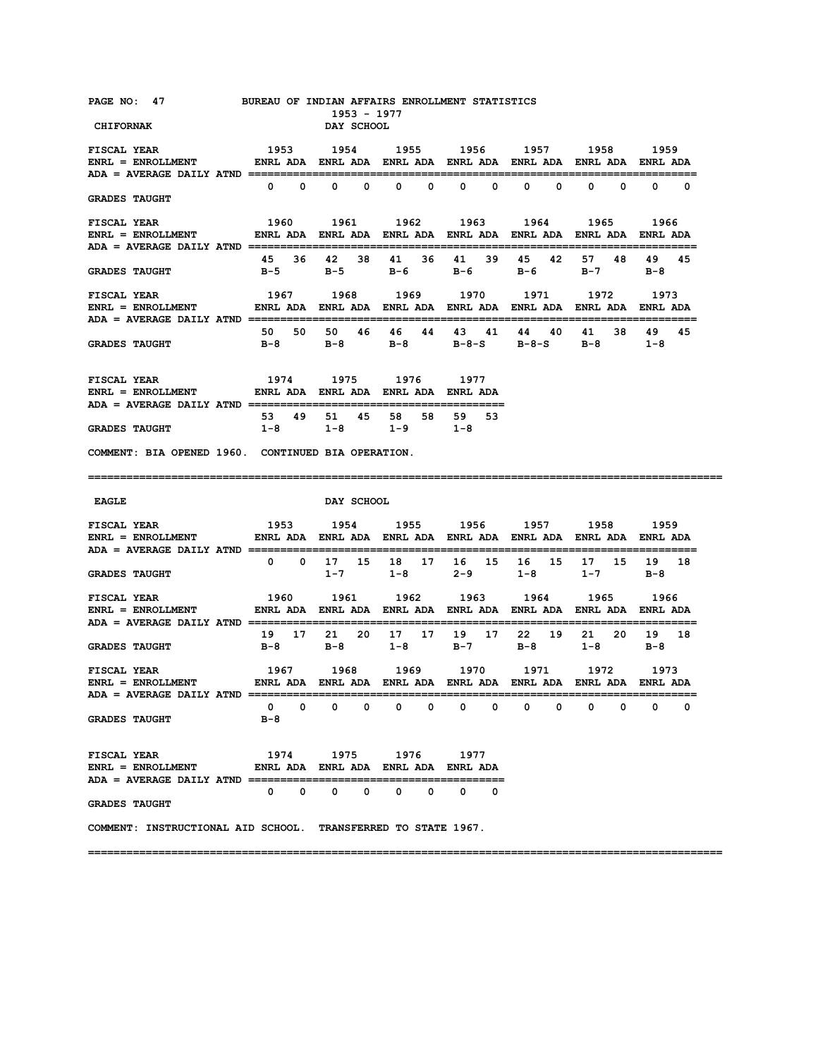BUREAU OF INDIAN AFFAIRS ENROLLMENT STATISTICS

1953 - 1977

## CHIFORNAK — DAY SCHOOL

| FISCAL YEAR | 1953 | | 1954 | | 1955 | | 1956 | | 1957 | | 1958 | | 1959 | |
|---|---|---|---|---|---|---|---|---|---|---|---|---|---|---|
| | ENRL | ADA | ENRL | ADA | ENRL | ADA | ENRL | ADA | ENRL | ADA | ENRL | ADA | ENRL | ADA |
| | 0 | 0 | 0 | 0 | 0 | 0 | 0 | 0 | 0 | 0 | 0 | 0 | 0 | 0 |
| GRADES TAUGHT | | | | | | | | | | | | | | |

| FISCAL YEAR | 1960 | | 1961 | | 1962 | | 1963 | | 1964 | | 1965 | | 1966 | |
|---|---|---|---|---|---|---|---|---|---|---|---|---|---|---|
| | ENRL | ADA | ENRL | ADA | ENRL | ADA | ENRL | ADA | ENRL | ADA | ENRL | ADA | ENRL | ADA |
| | 45 | 36 | 42 | 38 | 41 | 36 | 41 | 39 | 45 | 42 | 57 | 48 | 49 | 45 |
| GRADES TAUGHT | B-5 | | B-5 | | B-6 | | B-6 | | B-6 | | B-7 | | B-8 | |

| FISCAL YEAR | 1967 | | 1968 | | 1969 | | 1970 | | 1971 | | 1972 | | 1973 | |
|---|---|---|---|---|---|---|---|---|---|---|---|---|---|---|
| | ENRL | ADA | ENRL | ADA | ENRL | ADA | ENRL | ADA | ENRL | ADA | ENRL | ADA | ENRL | ADA |
| | 50 | 50 | 50 | 46 | 46 | 44 | 43 | 41 | 44 | 40 | 41 | 38 | 49 | 45 |
| GRADES TAUGHT | B-8 | | B-8 | | B-8 | | B-8-S | | B-8-S | | B-8 | | 1-8 | |

| FISCAL YEAR | 1974 | | 1975 | | 1976 | | 1977 | |
|---|---|---|---|---|---|---|---|---|
| | ENRL | ADA | ENRL | ADA | ENRL | ADA | ENRL | ADA |
| | 53 | 49 | 51 | 45 | 58 | 58 | 59 | 53 |
| GRADES TAUGHT | 1-8 | | 1-8 | | 1-9 | | 1-8 | |

ENRL = ENROLLMENT; ADA = AVERAGE DAILY ATND

COMMENT: BIA OPENED 1960. CONTINUED BIA OPERATION.

---

## EAGLE — DAY SCHOOL

| FISCAL YEAR | 1953 | | 1954 | | 1955 | | 1956 | | 1957 | | 1958 | | 1959 | |
|---|---|---|---|---|---|---|---|---|---|---|---|---|---|---|
| | ENRL | ADA | ENRL | ADA | ENRL | ADA | ENRL | ADA | ENRL | ADA | ENRL | ADA | ENRL | ADA |
| | 0 | 0 | 17 | 15 | 18 | 17 | 16 | 15 | 16 | 15 | 17 | 15 | 19 | 18 |
| GRADES TAUGHT | | | 1-7 | | 1-8 | | 2-9 | | 1-8 | | 1-7 | | B-8 | |

| FISCAL YEAR | 1960 | | 1961 | | 1962 | | 1963 | | 1964 | | 1965 | | 1966 | |
|---|---|---|---|---|---|---|---|---|---|---|---|---|---|---|
| | ENRL | ADA | ENRL | ADA | ENRL | ADA | ENRL | ADA | ENRL | ADA | ENRL | ADA | ENRL | ADA |
| | 19 | 17 | 21 | 20 | 17 | 17 | 19 | 17 | 22 | 19 | 21 | 20 | 19 | 18 |
| GRADES TAUGHT | B-8 | | B-8 | | 1-8 | | B-7 | | B-8 | | 1-8 | | B-8 | |

| FISCAL YEAR | 1967 | | 1968 | | 1969 | | 1970 | | 1971 | | 1972 | | 1973 | |
|---|---|---|---|---|---|---|---|---|---|---|---|---|---|---|
| | ENRL | ADA | ENRL | ADA | ENRL | ADA | ENRL | ADA | ENRL | ADA | ENRL | ADA | ENRL | ADA |
| | 0 | 0 | 0 | 0 | 0 | 0 | 0 | 0 | 0 | 0 | 0 | 0 | 0 | 0 |
| GRADES TAUGHT | B-8 | | | | | | | | | | | | | |

| FISCAL YEAR | 1974 | | 1975 | | 1976 | | 1977 | |
|---|---|---|---|---|---|---|---|---|
| | ENRL | ADA | ENRL | ADA | ENRL | ADA | ENRL | ADA |
| | 0 | 0 | 0 | 0 | 0 | 0 | 0 | 0 |
| GRADES TAUGHT | | | | | | | | |

ENRL = ENROLLMENT; ADA = AVERAGE DAILY ATND

COMMENT: INSTRUCTIONAL AID SCHOOL. TRANSFERRED TO STATE 1967.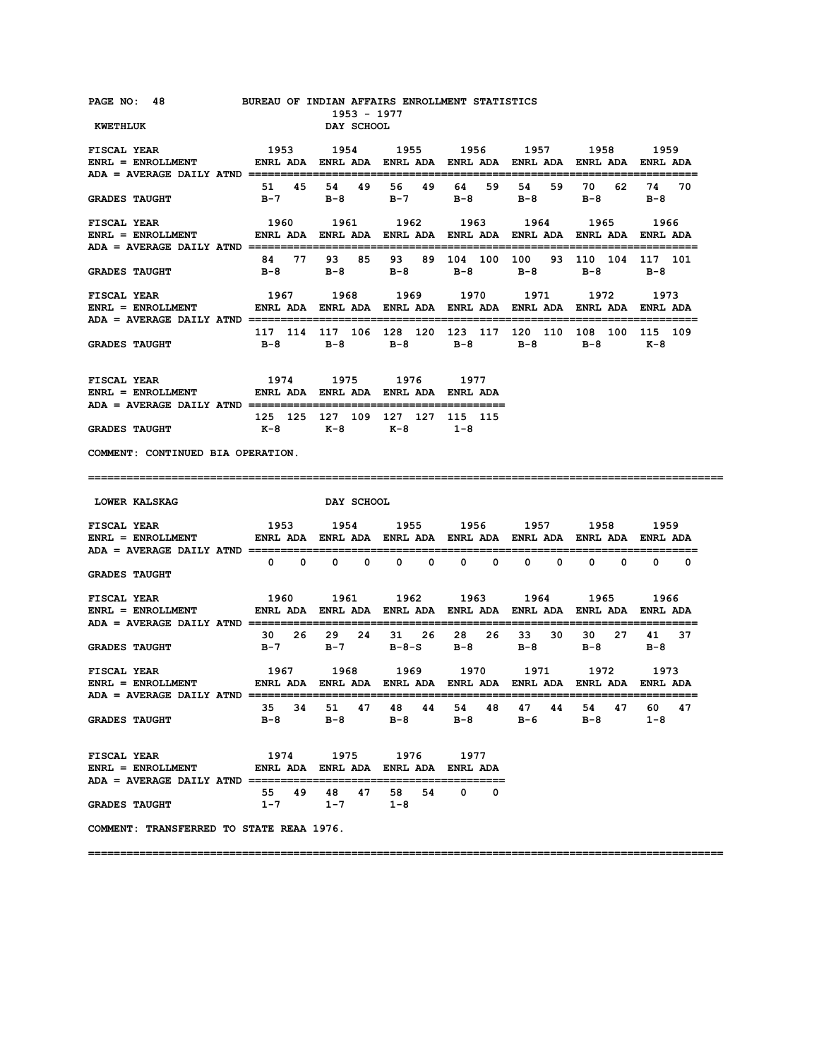BUREAU OF INDIAN AFFAIRS ENROLLMENT STATISTICS

1953 - 1977

## KWETHLUK — DAY SCHOOL

ENRL = ENROLLMENT
ADA = AVERAGE DAILY ATND

| FISCAL YEAR | 1953 | | 1954 | | 1955 | | 1956 | | 1957 | | 1958 | | 1959 | |
|---|---|---|---|---|---|---|---|---|---|---|---|---|---|---|
| | ENRL | ADA | ENRL | ADA | ENRL | ADA | ENRL | ADA | ENRL | ADA | ENRL | ADA | ENRL | ADA |
| | 51 | 45 | 54 | 49 | 56 | 49 | 64 | 59 | 54 | 59 | 70 | 62 | 74 | 70 |
| GRADES TAUGHT | B-7 | | B-8 | | B-7 | | B-8 | | B-8 | | B-8 | | B-8 | |

| FISCAL YEAR | 1960 | | 1961 | | 1962 | | 1963 | | 1964 | | 1965 | | 1966 | |
|---|---|---|---|---|---|---|---|---|---|---|---|---|---|---|
| | ENRL | ADA | ENRL | ADA | ENRL | ADA | ENRL | ADA | ENRL | ADA | ENRL | ADA | ENRL | ADA |
| | 84 | 77 | 93 | 85 | 93 | 89 | 104 | 100 | 100 | 93 | 110 | 104 | 117 | 101 |
| GRADES TAUGHT | B-8 | | B-8 | | B-8 | | B-8 | | B-8 | | B-8 | | B-8 | |

| FISCAL YEAR | 1967 | | 1968 | | 1969 | | 1970 | | 1971 | | 1972 | | 1973 | |
|---|---|---|---|---|---|---|---|---|---|---|---|---|---|---|
| | ENRL | ADA | ENRL | ADA | ENRL | ADA | ENRL | ADA | ENRL | ADA | ENRL | ADA | ENRL | ADA |
| | 117 | 114 | 117 | 106 | 128 | 120 | 123 | 117 | 120 | 110 | 108 | 100 | 115 | 109 |
| GRADES TAUGHT | B-8 | | B-8 | | B-8 | | B-8 | | B-8 | | B-8 | | K-8 | |

| FISCAL YEAR | 1974 | | 1975 | | 1976 | | 1977 | |
|---|---|---|---|---|---|---|---|---|
| | ENRL | ADA | ENRL | ADA | ENRL | ADA | ENRL | ADA |
| | 125 | 125 | 127 | 109 | 127 | 127 | 115 | 115 |
| GRADES TAUGHT | K-8 | | K-8 | | K-8 | | 1-8 | |

COMMENT: CONTINUED BIA OPERATION.

---

## LOWER KALSKAG — DAY SCHOOL

| FISCAL YEAR | 1953 | | 1954 | | 1955 | | 1956 | | 1957 | | 1958 | | 1959 | |
|---|---|---|---|---|---|---|---|---|---|---|---|---|---|---|
| | ENRL | ADA | ENRL | ADA | ENRL | ADA | ENRL | ADA | ENRL | ADA | ENRL | ADA | ENRL | ADA |
| | 0 | 0 | 0 | 0 | 0 | 0 | 0 | 0 | 0 | 0 | 0 | 0 | 0 | 0 |
| GRADES TAUGHT | | | | | | | | | | | | | | |

| FISCAL YEAR | 1960 | | 1961 | | 1962 | | 1963 | | 1964 | | 1965 | | 1966 | |
|---|---|---|---|---|---|---|---|---|---|---|---|---|---|---|
| | ENRL | ADA | ENRL | ADA | ENRL | ADA | ENRL | ADA | ENRL | ADA | ENRL | ADA | ENRL | ADA |
| | 30 | 26 | 29 | 24 | 31 | 26 | 28 | 26 | 33 | 30 | 30 | 27 | 41 | 37 |
| GRADES TAUGHT | B-7 | | B-7 | | B-8-S | | B-8 | | B-8 | | B-8 | | B-8 | |

| FISCAL YEAR | 1967 | | 1968 | | 1969 | | 1970 | | 1971 | | 1972 | | 1973 | |
|---|---|---|---|---|---|---|---|---|---|---|---|---|---|---|
| | ENRL | ADA | ENRL | ADA | ENRL | ADA | ENRL | ADA | ENRL | ADA | ENRL | ADA | ENRL | ADA |
| | 35 | 34 | 51 | 47 | 48 | 44 | 54 | 48 | 47 | 44 | 54 | 47 | 60 | 47 |
| GRADES TAUGHT | B-8 | | B-8 | | B-8 | | B-8 | | B-6 | | B-8 | | 1-8 | |

| FISCAL YEAR | 1974 | | 1975 | | 1976 | | 1977 | |
|---|---|---|---|---|---|---|---|---|
| | ENRL | ADA | ENRL | ADA | ENRL | ADA | ENRL | ADA |
| | 55 | 49 | 48 | 47 | 58 | 54 | 0 | 0 |
| GRADES TAUGHT | 1-7 | | 1-7 | | 1-8 | | | |

COMMENT: TRANSFERRED TO STATE REAA 1976.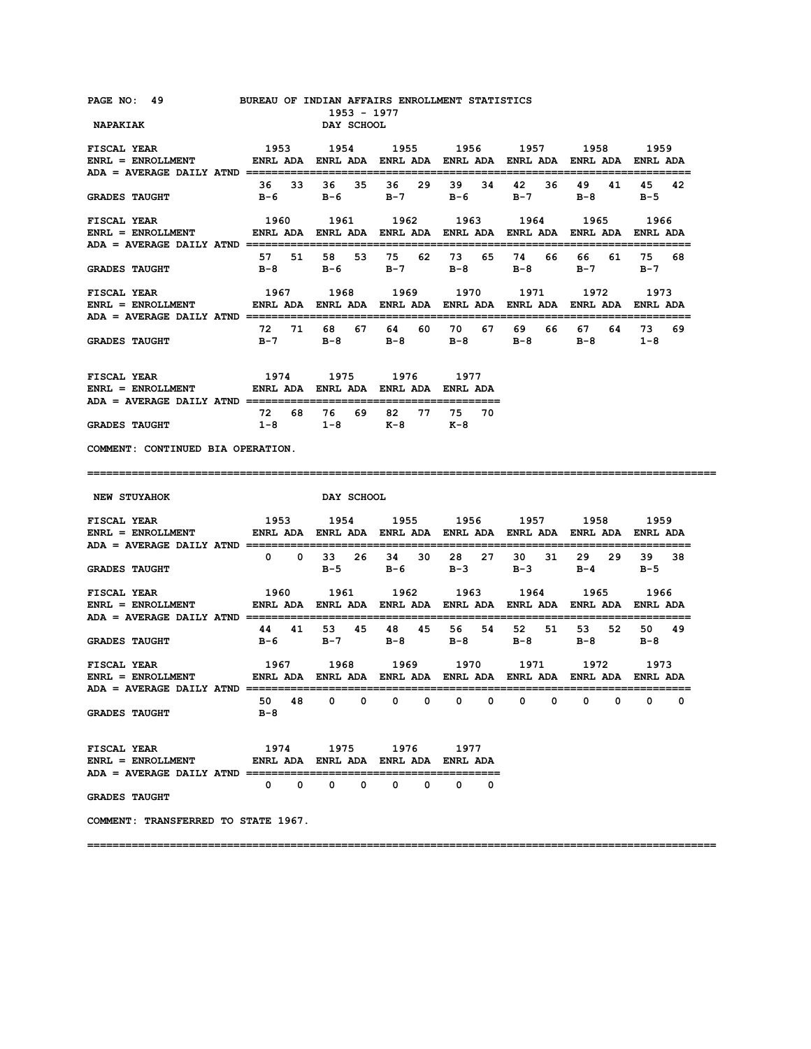BUREAU OF INDIAN AFFAIRS ENROLLMENT STATISTICS
1953 - 1977

## NAPAKIAK — DAY SCHOOL

| FISCAL YEAR | 1953 | | 1954 | | 1955 | | 1956 | | 1957 | | 1958 | | 1959 | |
|---|---|---|---|---|---|---|---|---|---|---|---|---|---|---|
| ENRL = ENROLLMENT / ADA = AVERAGE DAILY ATND | ENRL | ADA | ENRL | ADA | ENRL | ADA | ENRL | ADA | ENRL | ADA | ENRL | ADA | ENRL | ADA |
| | 36 | 33 | 36 | 35 | 36 | 29 | 39 | 34 | 42 | 36 | 49 | 41 | 45 | 42 |
| GRADES TAUGHT | B-6 | | B-6 | | B-7 | | B-6 | | B-7 | | B-8 | | B-5 | |

| FISCAL YEAR | 1960 | | 1961 | | 1962 | | 1963 | | 1964 | | 1965 | | 1966 | |
|---|---|---|---|---|---|---|---|---|---|---|---|---|---|---|
| ENRL = ENROLLMENT / ADA = AVERAGE DAILY ATND | ENRL | ADA | ENRL | ADA | ENRL | ADA | ENRL | ADA | ENRL | ADA | ENRL | ADA | ENRL | ADA |
| | 57 | 51 | 58 | 53 | 75 | 62 | 73 | 65 | 74 | 66 | 66 | 61 | 75 | 68 |
| GRADES TAUGHT | B-8 | | B-6 | | B-7 | | B-8 | | B-8 | | B-7 | | B-7 | |

| FISCAL YEAR | 1967 | | 1968 | | 1969 | | 1970 | | 1971 | | 1972 | | 1973 | |
|---|---|---|---|---|---|---|---|---|---|---|---|---|---|---|
| ENRL = ENROLLMENT / ADA = AVERAGE DAILY ATND | ENRL | ADA | ENRL | ADA | ENRL | ADA | ENRL | ADA | ENRL | ADA | ENRL | ADA | ENRL | ADA |
| | 72 | 71 | 68 | 67 | 64 | 60 | 70 | 67 | 69 | 66 | 67 | 64 | 73 | 69 |
| GRADES TAUGHT | B-7 | | B-8 | | B-8 | | B-8 | | B-8 | | B-8 | | 1-8 | |

| FISCAL YEAR | 1974 | | 1975 | | 1976 | | 1977 | |
|---|---|---|---|---|---|---|---|---|
| ENRL = ENROLLMENT / ADA = AVERAGE DAILY ATND | ENRL | ADA | ENRL | ADA | ENRL | ADA | ENRL | ADA |
| | 72 | 68 | 76 | 69 | 82 | 77 | 75 | 70 |
| GRADES TAUGHT | 1-8 | | 1-8 | | K-8 | | K-8 | |

COMMENT: CONTINUED BIA OPERATION.

---

## NEW STUYAHOK — DAY SCHOOL

| FISCAL YEAR | 1953 | | 1954 | | 1955 | | 1956 | | 1957 | | 1958 | | 1959 | |
|---|---|---|---|---|---|---|---|---|---|---|---|---|---|---|
| ENRL = ENROLLMENT / ADA = AVERAGE DAILY ATND | ENRL | ADA | ENRL | ADA | ENRL | ADA | ENRL | ADA | ENRL | ADA | ENRL | ADA | ENRL | ADA |
| | 0 | 0 | 33 | 26 | 34 | 30 | 28 | 27 | 30 | 31 | 29 | 29 | 39 | 38 |
| GRADES TAUGHT | | | B-5 | | B-6 | | B-3 | | B-3 | | B-4 | | B-5 | |

| FISCAL YEAR | 1960 | | 1961 | | 1962 | | 1963 | | 1964 | | 1965 | | 1966 | |
|---|---|---|---|---|---|---|---|---|---|---|---|---|---|---|
| ENRL = ENROLLMENT / ADA = AVERAGE DAILY ATND | ENRL | ADA | ENRL | ADA | ENRL | ADA | ENRL | ADA | ENRL | ADA | ENRL | ADA | ENRL | ADA |
| | 44 | 41 | 53 | 45 | 48 | 45 | 56 | 54 | 52 | 51 | 53 | 52 | 50 | 49 |
| GRADES TAUGHT | B-6 | | B-7 | | B-8 | | B-8 | | B-8 | | B-8 | | B-8 | |

| FISCAL YEAR | 1967 | | 1968 | | 1969 | | 1970 | | 1971 | | 1972 | | 1973 | |
|---|---|---|---|---|---|---|---|---|---|---|---|---|---|---|
| ENRL = ENROLLMENT / ADA = AVERAGE DAILY ATND | ENRL | ADA | ENRL | ADA | ENRL | ADA | ENRL | ADA | ENRL | ADA | ENRL | ADA | ENRL | ADA |
| | 50 | 48 | 0 | 0 | 0 | 0 | 0 | 0 | 0 | 0 | 0 | 0 | 0 | 0 |
| GRADES TAUGHT | B-8 | | | | | | | | | | | | | |

| FISCAL YEAR | 1974 | | 1975 | | 1976 | | 1977 | |
|---|---|---|---|---|---|---|---|---|
| ENRL = ENROLLMENT / ADA = AVERAGE DAILY ATND | ENRL | ADA | ENRL | ADA | ENRL | ADA | ENRL | ADA |
| | 0 | 0 | 0 | 0 | 0 | 0 | 0 | 0 |
| GRADES TAUGHT | | | | | | | | |

COMMENT: TRANSFERRED TO STATE 1967.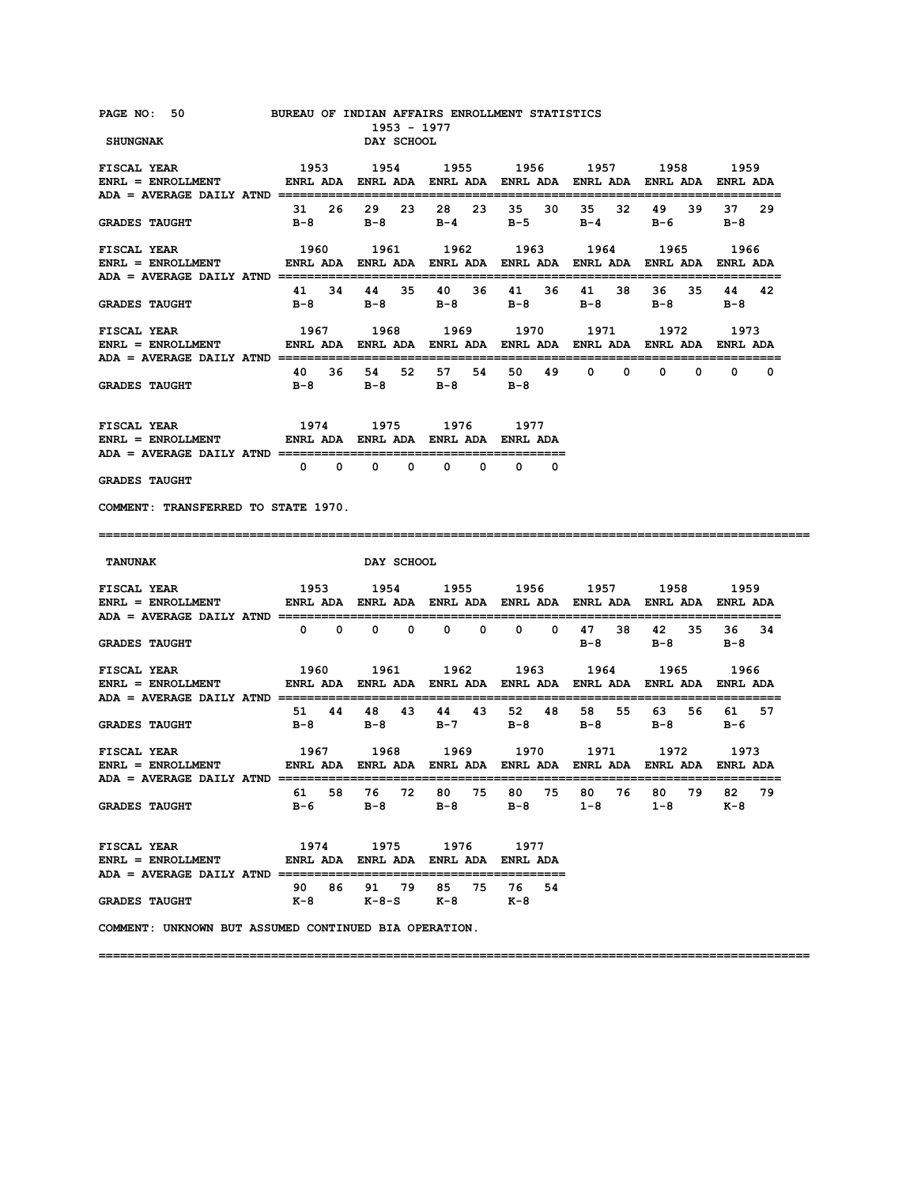BUREAU OF INDIAN AFFAIRS ENROLLMENT STATISTICS

1953 - 1977

## SHUNGNAK — DAY SCHOOL

| FISCAL YEAR | 1953 | | 1954 | | 1955 | | 1956 | | 1957 | | 1958 | | 1959 | |
|---|---|---|---|---|---|---|---|---|---|---|---|---|---|---|
| ENRL = ENROLLMENT / ADA = AVERAGE DAILY ATND | ENRL | ADA | ENRL | ADA | ENRL | ADA | ENRL | ADA | ENRL | ADA | ENRL | ADA | ENRL | ADA |
| | 31 | 26 | 29 | 23 | 28 | 23 | 35 | 30 | 35 | 32 | 49 | 39 | 37 | 29 |
| GRADES TAUGHT | B-8 | | B-8 | | B-4 | | B-5 | | B-4 | | B-6 | | B-8 | |

| FISCAL YEAR | 1960 | | 1961 | | 1962 | | 1963 | | 1964 | | 1965 | | 1966 | |
|---|---|---|---|---|---|---|---|---|---|---|---|---|---|---|
| ENRL = ENROLLMENT / ADA = AVERAGE DAILY ATND | ENRL | ADA | ENRL | ADA | ENRL | ADA | ENRL | ADA | ENRL | ADA | ENRL | ADA | ENRL | ADA |
| | 41 | 34 | 44 | 35 | 40 | 36 | 41 | 36 | 41 | 38 | 36 | 35 | 44 | 42 |
| GRADES TAUGHT | B-8 | | B-8 | | B-8 | | B-8 | | B-8 | | B-8 | | B-8 | |

| FISCAL YEAR | 1967 | | 1968 | | 1969 | | 1970 | | 1971 | | 1972 | | 1973 | |
|---|---|---|---|---|---|---|---|---|---|---|---|---|---|---|
| ENRL = ENROLLMENT / ADA = AVERAGE DAILY ATND | ENRL | ADA | ENRL | ADA | ENRL | ADA | ENRL | ADA | ENRL | ADA | ENRL | ADA | ENRL | ADA |
| | 40 | 36 | 54 | 52 | 57 | 54 | 50 | 49 | 0 | 0 | 0 | 0 | 0 | 0 |
| GRADES TAUGHT | B-8 | | B-8 | | B-8 | | B-8 | | | | | | | |

| FISCAL YEAR | 1974 | | 1975 | | 1976 | | 1977 | |
|---|---|---|---|---|---|---|---|---|
| ENRL = ENROLLMENT / ADA = AVERAGE DAILY ATND | ENRL | ADA | ENRL | ADA | ENRL | ADA | ENRL | ADA |
| | 0 | 0 | 0 | 0 | 0 | 0 | 0 | 0 |
| GRADES TAUGHT | | | | | | | | |

COMMENT: TRANSFERRED TO STATE 1970.

---

## TANUNAK — DAY SCHOOL

| FISCAL YEAR | 1953 | | 1954 | | 1955 | | 1956 | | 1957 | | 1958 | | 1959 | |
|---|---|---|---|---|---|---|---|---|---|---|---|---|---|---|
| ENRL = ENROLLMENT / ADA = AVERAGE DAILY ATND | ENRL | ADA | ENRL | ADA | ENRL | ADA | ENRL | ADA | ENRL | ADA | ENRL | ADA | ENRL | ADA |
| | 0 | 0 | 0 | 0 | 0 | 0 | 0 | 0 | 47 | 38 | 42 | 35 | 36 | 34 |
| GRADES TAUGHT | | | | | | | | | B-8 | | B-8 | | B-8 | |

| FISCAL YEAR | 1960 | | 1961 | | 1962 | | 1963 | | 1964 | | 1965 | | 1966 | |
|---|---|---|---|---|---|---|---|---|---|---|---|---|---|---|
| ENRL = ENROLLMENT / ADA = AVERAGE DAILY ATND | ENRL | ADA | ENRL | ADA | ENRL | ADA | ENRL | ADA | ENRL | ADA | ENRL | ADA | ENRL | ADA |
| | 51 | 44 | 48 | 43 | 44 | 43 | 52 | 48 | 58 | 55 | 63 | 56 | 61 | 57 |
| GRADES TAUGHT | B-8 | | B-8 | | B-7 | | B-8 | | B-8 | | B-8 | | B-6 | |

| FISCAL YEAR | 1967 | | 1968 | | 1969 | | 1970 | | 1971 | | 1972 | | 1973 | |
|---|---|---|---|---|---|---|---|---|---|---|---|---|---|---|
| ENRL = ENROLLMENT / ADA = AVERAGE DAILY ATND | ENRL | ADA | ENRL | ADA | ENRL | ADA | ENRL | ADA | ENRL | ADA | ENRL | ADA | ENRL | ADA |
| | 61 | 58 | 76 | 72 | 80 | 75 | 80 | 75 | 80 | 76 | 80 | 79 | 82 | 79 |
| GRADES TAUGHT | B-6 | | B-8 | | B-8 | | B-8 | | 1-8 | | 1-8 | | K-8 | |

| FISCAL YEAR | 1974 | | 1975 | | 1976 | | 1977 | |
|---|---|---|---|---|---|---|---|---|
| ENRL = ENROLLMENT / ADA = AVERAGE DAILY ATND | ENRL | ADA | ENRL | ADA | ENRL | ADA | ENRL | ADA |
| | 90 | 86 | 91 | 79 | 85 | 75 | 76 | 54 |
| GRADES TAUGHT | K-8 | | K-8-S | | K-8 | | K-8 | |

COMMENT: UNKNOWN BUT ASSUMED CONTINUED BIA OPERATION.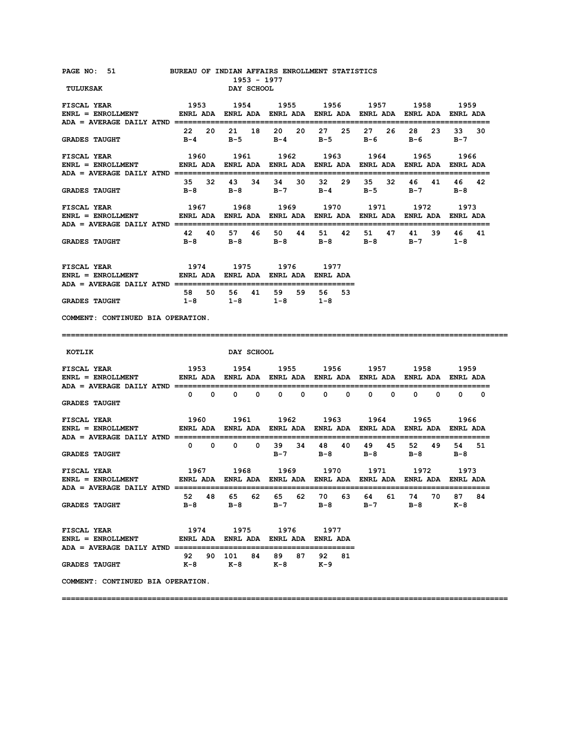BUREAU OF INDIAN AFFAIRS ENROLLMENT STATISTICS

1953 - 1977

## TULUKSAK — DAY SCHOOL

ENRL = ENROLLMENT; ADA = AVERAGE DAILY ATND

| FISCAL YEAR | 1953 | | 1954 | | 1955 | | 1956 | | 1957 | | 1958 | | 1959 | |
|---|---|---|---|---|---|---|---|---|---|---|---|---|---|---|
| | ENRL | ADA | ENRL | ADA | ENRL | ADA | ENRL | ADA | ENRL | ADA | ENRL | ADA | ENRL | ADA |
| | 22 | 20 | 21 | 18 | 20 | 20 | 27 | 25 | 27 | 26 | 28 | 23 | 33 | 30 |
| GRADES TAUGHT | B-4 | | B-5 | | B-4 | | B-5 | | B-6 | | B-6 | | B-7 | |

| FISCAL YEAR | 1960 | | 1961 | | 1962 | | 1963 | | 1964 | | 1965 | | 1966 | |
|---|---|---|---|---|---|---|---|---|---|---|---|---|---|---|
| | ENRL | ADA | ENRL | ADA | ENRL | ADA | ENRL | ADA | ENRL | ADA | ENRL | ADA | ENRL | ADA |
| | 35 | 32 | 43 | 34 | 34 | 30 | 32 | 29 | 35 | 32 | 46 | 41 | 46 | 42 |
| GRADES TAUGHT | B-8 | | B-8 | | B-7 | | B-4 | | B-5 | | B-7 | | B-8 | |

| FISCAL YEAR | 1967 | | 1968 | | 1969 | | 1970 | | 1971 | | 1972 | | 1973 | |
|---|---|---|---|---|---|---|---|---|---|---|---|---|---|---|
| | ENRL | ADA | ENRL | ADA | ENRL | ADA | ENRL | ADA | ENRL | ADA | ENRL | ADA | ENRL | ADA |
| | 42 | 40 | 57 | 46 | 50 | 44 | 51 | 42 | 51 | 47 | 41 | 39 | 46 | 41 |
| GRADES TAUGHT | B-8 | | B-8 | | B-8 | | B-8 | | B-8 | | B-7 | | 1-8 | |

| FISCAL YEAR | 1974 | | 1975 | | 1976 | | 1977 | |
|---|---|---|---|---|---|---|---|---|
| | ENRL | ADA | ENRL | ADA | ENRL | ADA | ENRL | ADA |
| | 58 | 50 | 56 | 41 | 59 | 59 | 56 | 53 |
| GRADES TAUGHT | 1-8 | | 1-8 | | 1-8 | | 1-8 | |

COMMENT: CONTINUED BIA OPERATION.

---

## KOTLIK — DAY SCHOOL

| FISCAL YEAR | 1953 | | 1954 | | 1955 | | 1956 | | 1957 | | 1958 | | 1959 | |
|---|---|---|---|---|---|---|---|---|---|---|---|---|---|---|
| | ENRL | ADA | ENRL | ADA | ENRL | ADA | ENRL | ADA | ENRL | ADA | ENRL | ADA | ENRL | ADA |
| | 0 | 0 | 0 | 0 | 0 | 0 | 0 | 0 | 0 | 0 | 0 | 0 | 0 | 0 |
| GRADES TAUGHT | | | | | | | | | | | | | | |

| FISCAL YEAR | 1960 | | 1961 | | 1962 | | 1963 | | 1964 | | 1965 | | 1966 | |
|---|---|---|---|---|---|---|---|---|---|---|---|---|---|---|
| | ENRL | ADA | ENRL | ADA | ENRL | ADA | ENRL | ADA | ENRL | ADA | ENRL | ADA | ENRL | ADA |
| | 0 | 0 | 0 | 0 | 39 | 34 | 48 | 40 | 49 | 45 | 52 | 49 | 54 | 51 |
| GRADES TAUGHT | | | | | B-7 | | B-8 | | B-8 | | B-8 | | B-8 | |

| FISCAL YEAR | 1967 | | 1968 | | 1969 | | 1970 | | 1971 | | 1972 | | 1973 | |
|---|---|---|---|---|---|---|---|---|---|---|---|---|---|---|
| | ENRL | ADA | ENRL | ADA | ENRL | ADA | ENRL | ADA | ENRL | ADA | ENRL | ADA | ENRL | ADA |
| | 52 | 48 | 65 | 62 | 65 | 62 | 70 | 63 | 64 | 61 | 74 | 70 | 87 | 84 |
| GRADES TAUGHT | B-8 | | B-8 | | B-7 | | B-8 | | B-7 | | B-8 | | K-8 | |

| FISCAL YEAR | 1974 | | 1975 | | 1976 | | 1977 | |
|---|---|---|---|---|---|---|---|---|
| | ENRL | ADA | ENRL | ADA | ENRL | ADA | ENRL | ADA |
| | 92 | 90 | 101 | 84 | 89 | 87 | 92 | 81 |
| GRADES TAUGHT | K-8 | | K-8 | | K-8 | | K-9 | |

COMMENT: CONTINUED BIA OPERATION.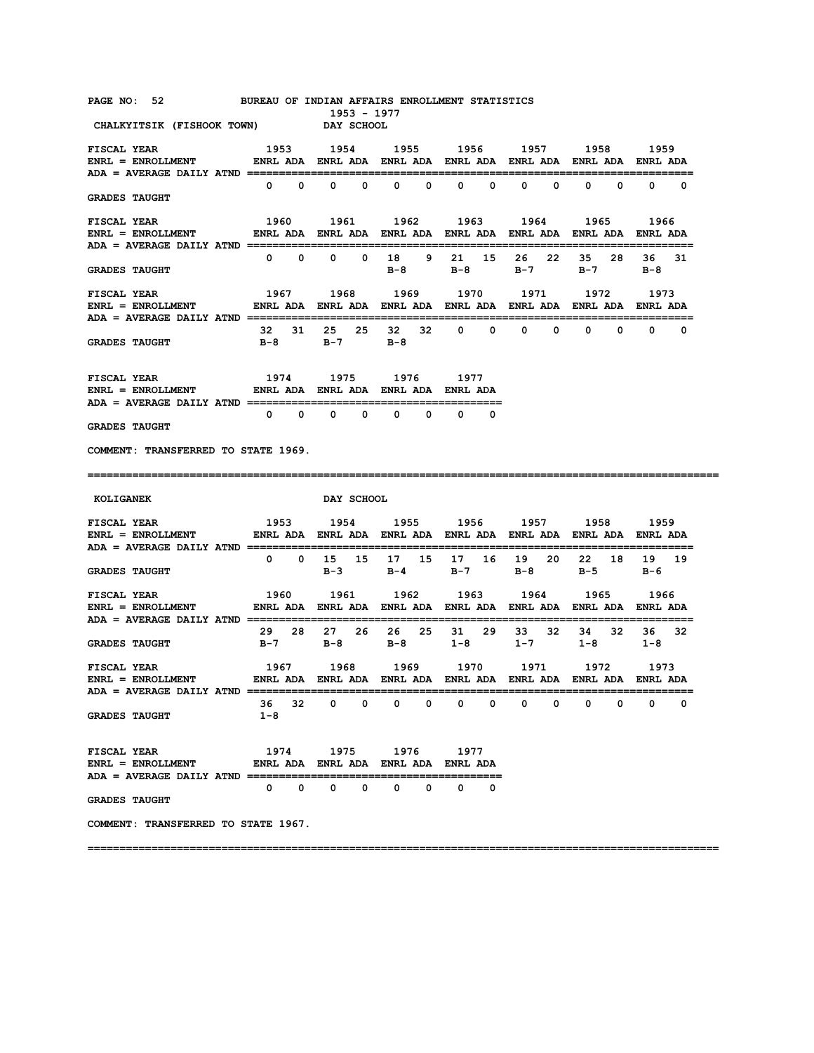BUREAU OF INDIAN AFFAIRS ENROLLMENT STATISTICS
1953 - 1977

## CHALKYITSIK (FISHOOK TOWN) DAY SCHOOL

ENRL = ENROLLMENT
ADA = AVERAGE DAILY ATND

| FISCAL YEAR | 1953 ENRL | 1953 ADA | 1954 ENRL | 1954 ADA | 1955 ENRL | 1955 ADA | 1956 ENRL | 1956 ADA | 1957 ENRL | 1957 ADA | 1958 ENRL | 1958 ADA | 1959 ENRL | 1959 ADA |
|---|---|---|---|---|---|---|---|---|---|---|---|---|---|---|
| | 0 | 0 | 0 | 0 | 0 | 0 | 0 | 0 | 0 | 0 | 0 | 0 | 0 | 0 |
| GRADES TAUGHT | | | | | | | | | | | | | | |

| FISCAL YEAR | 1960 ENRL | 1960 ADA | 1961 ENRL | 1961 ADA | 1962 ENRL | 1962 ADA | 1963 ENRL | 1963 ADA | 1964 ENRL | 1964 ADA | 1965 ENRL | 1965 ADA | 1966 ENRL | 1966 ADA |
|---|---|---|---|---|---|---|---|---|---|---|---|---|---|---|
| | 0 | 0 | 0 | 0 | 18 | 9 | 21 | 15 | 26 | 22 | 35 | 28 | 36 | 31 |
| GRADES TAUGHT | | | | | B-8 | | B-8 | | B-7 | | B-7 | | B-8 | |

| FISCAL YEAR | 1967 ENRL | 1967 ADA | 1968 ENRL | 1968 ADA | 1969 ENRL | 1969 ADA | 1970 ENRL | 1970 ADA | 1971 ENRL | 1971 ADA | 1972 ENRL | 1972 ADA | 1973 ENRL | 1973 ADA |
|---|---|---|---|---|---|---|---|---|---|---|---|---|---|---|
| | 32 | 31 | 25 | 25 | 32 | 32 | 0 | 0 | 0 | 0 | 0 | 0 | 0 | 0 |
| GRADES TAUGHT | B-8 | | B-7 | | B-8 | | | | | | | | | |

| FISCAL YEAR | 1974 ENRL | 1974 ADA | 1975 ENRL | 1975 ADA | 1976 ENRL | 1976 ADA | 1977 ENRL | 1977 ADA |
|---|---|---|---|---|---|---|---|---|
| | 0 | 0 | 0 | 0 | 0 | 0 | 0 | 0 |
| GRADES TAUGHT | | | | | | | | |

COMMENT: TRANSFERRED TO STATE 1969.

---

## KOLIGANEK DAY SCHOOL

ENRL = ENROLLMENT
ADA = AVERAGE DAILY ATND

| FISCAL YEAR | 1953 ENRL | 1953 ADA | 1954 ENRL | 1954 ADA | 1955 ENRL | 1955 ADA | 1956 ENRL | 1956 ADA | 1957 ENRL | 1957 ADA | 1958 ENRL | 1958 ADA | 1959 ENRL | 1959 ADA |
|---|---|---|---|---|---|---|---|---|---|---|---|---|---|---|
| | 0 | 0 | 15 | 15 | 17 | 15 | 17 | 16 | 19 | 20 | 22 | 18 | 19 | 19 |
| GRADES TAUGHT | | | B-3 | | B-4 | | B-7 | | B-8 | | B-5 | | B-6 | |

| FISCAL YEAR | 1960 ENRL | 1960 ADA | 1961 ENRL | 1961 ADA | 1962 ENRL | 1962 ADA | 1963 ENRL | 1963 ADA | 1964 ENRL | 1964 ADA | 1965 ENRL | 1965 ADA | 1966 ENRL | 1966 ADA |
|---|---|---|---|---|---|---|---|---|---|---|---|---|---|---|
| | 29 | 28 | 27 | 26 | 26 | 25 | 31 | 29 | 33 | 32 | 34 | 32 | 36 | 32 |
| GRADES TAUGHT | B-7 | | B-8 | | B-8 | | 1-8 | | 1-7 | | 1-8 | | 1-8 | |

| FISCAL YEAR | 1967 ENRL | 1967 ADA | 1968 ENRL | 1968 ADA | 1969 ENRL | 1969 ADA | 1970 ENRL | 1970 ADA | 1971 ENRL | 1971 ADA | 1972 ENRL | 1972 ADA | 1973 ENRL | 1973 ADA |
|---|---|---|---|---|---|---|---|---|---|---|---|---|---|---|
| | 36 | 32 | 0 | 0 | 0 | 0 | 0 | 0 | 0 | 0 | 0 | 0 | 0 | 0 |
| GRADES TAUGHT | 1-8 | | | | | | | | | | | | | |

| FISCAL YEAR | 1974 ENRL | 1974 ADA | 1975 ENRL | 1975 ADA | 1976 ENRL | 1976 ADA | 1977 ENRL | 1977 ADA |
|---|---|---|---|---|---|---|---|---|
| | 0 | 0 | 0 | 0 | 0 | 0 | 0 | 0 |
| GRADES TAUGHT | | | | | | | | |

COMMENT: TRANSFERRED TO STATE 1967.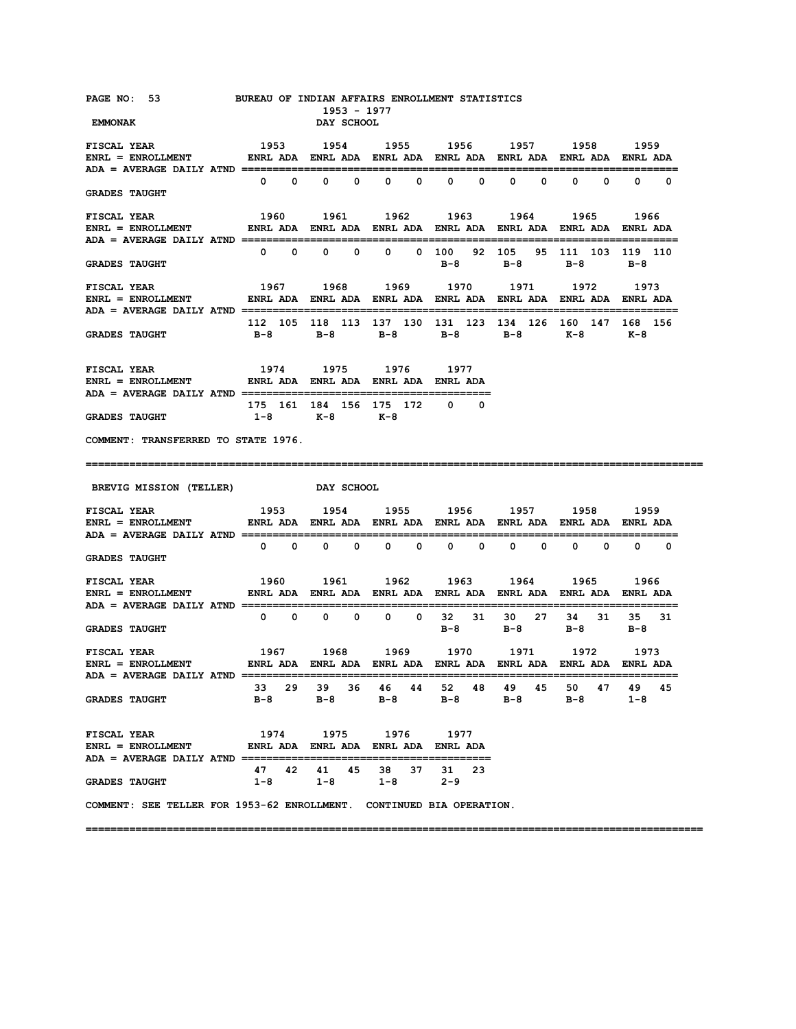BUREAU OF INDIAN AFFAIRS ENROLLMENT STATISTICS

1953 - 1977

## EMMONAK — DAY SCHOOL

ENRL = ENROLLMENT; ADA = AVERAGE DAILY ATND

| FISCAL YEAR | 1953 ENRL | 1953 ADA | 1954 ENRL | 1954 ADA | 1955 ENRL | 1955 ADA | 1956 ENRL | 1956 ADA | 1957 ENRL | 1957 ADA | 1958 ENRL | 1958 ADA | 1959 ENRL | 1959 ADA |
|---|---|---|---|---|---|---|---|---|---|---|---|---|---|---|
| | 0 | 0 | 0 | 0 | 0 | 0 | 0 | 0 | 0 | 0 | 0 | 0 | 0 | 0 |
| GRADES TAUGHT | | | | | | | | | | | | | | |

| FISCAL YEAR | 1960 ENRL | 1960 ADA | 1961 ENRL | 1961 ADA | 1962 ENRL | 1962 ADA | 1963 ENRL | 1963 ADA | 1964 ENRL | 1964 ADA | 1965 ENRL | 1965 ADA | 1966 ENRL | 1966 ADA |
|---|---|---|---|---|---|---|---|---|---|---|---|---|---|---|
| | 0 | 0 | 0 | 0 | 0 | 0 | 100 | 92 | 105 | 95 | 111 | 103 | 119 | 110 |
| GRADES TAUGHT | | | | | | | B-8 | | B-8 | | B-8 | | B-8 | |

| FISCAL YEAR | 1967 ENRL | 1967 ADA | 1968 ENRL | 1968 ADA | 1969 ENRL | 1969 ADA | 1970 ENRL | 1970 ADA | 1971 ENRL | 1971 ADA | 1972 ENRL | 1972 ADA | 1973 ENRL | 1973 ADA |
|---|---|---|---|---|---|---|---|---|---|---|---|---|---|---|
| | 112 | 105 | 118 | 113 | 137 | 130 | 131 | 123 | 134 | 126 | 160 | 147 | 168 | 156 |
| GRADES TAUGHT | B-8 | | B-8 | | B-8 | | B-8 | | B-8 | | K-8 | | K-8 | |

| FISCAL YEAR | 1974 ENRL | 1974 ADA | 1975 ENRL | 1975 ADA | 1976 ENRL | 1976 ADA | 1977 ENRL | 1977 ADA |
|---|---|---|---|---|---|---|---|---|
| | 175 | 161 | 184 | 156 | 175 | 172 | 0 | 0 |
| GRADES TAUGHT | 1-8 | | K-8 | | K-8 | | | |

COMMENT: TRANSFERRED TO STATE 1976.

---

## BREVIG MISSION (TELLER) — DAY SCHOOL

ENRL = ENROLLMENT; ADA = AVERAGE DAILY ATND

| FISCAL YEAR | 1953 ENRL | 1953 ADA | 1954 ENRL | 1954 ADA | 1955 ENRL | 1955 ADA | 1956 ENRL | 1956 ADA | 1957 ENRL | 1957 ADA | 1958 ENRL | 1958 ADA | 1959 ENRL | 1959 ADA |
|---|---|---|---|---|---|---|---|---|---|---|---|---|---|---|
| | 0 | 0 | 0 | 0 | 0 | 0 | 0 | 0 | 0 | 0 | 0 | 0 | 0 | 0 |
| GRADES TAUGHT | | | | | | | | | | | | | | |

| FISCAL YEAR | 1960 ENRL | 1960 ADA | 1961 ENRL | 1961 ADA | 1962 ENRL | 1962 ADA | 1963 ENRL | 1963 ADA | 1964 ENRL | 1964 ADA | 1965 ENRL | 1965 ADA | 1966 ENRL | 1966 ADA |
|---|---|---|---|---|---|---|---|---|---|---|---|---|---|---|
| | 0 | 0 | 0 | 0 | 0 | 0 | 32 | 31 | 30 | 27 | 34 | 31 | 35 | 31 |
| GRADES TAUGHT | | | | | | | B-8 | | B-8 | | B-8 | | B-8 | |

| FISCAL YEAR | 1967 ENRL | 1967 ADA | 1968 ENRL | 1968 ADA | 1969 ENRL | 1969 ADA | 1970 ENRL | 1970 ADA | 1971 ENRL | 1971 ADA | 1972 ENRL | 1972 ADA | 1973 ENRL | 1973 ADA |
|---|---|---|---|---|---|---|---|---|---|---|---|---|---|---|
| | 33 | 29 | 39 | 36 | 46 | 44 | 52 | 48 | 49 | 45 | 50 | 47 | 49 | 45 |
| GRADES TAUGHT | B-8 | | B-8 | | B-8 | | B-8 | | B-8 | | B-8 | | 1-8 | |

| FISCAL YEAR | 1974 ENRL | 1974 ADA | 1975 ENRL | 1975 ADA | 1976 ENRL | 1976 ADA | 1977 ENRL | 1977 ADA |
|---|---|---|---|---|---|---|---|---|
| | 47 | 42 | 41 | 45 | 38 | 37 | 31 | 23 |
| GRADES TAUGHT | 1-8 | | 1-8 | | 1-8 | | 2-9 | |

COMMENT: SEE TELLER FOR 1953-62 ENROLLMENT. CONTINUED BIA OPERATION.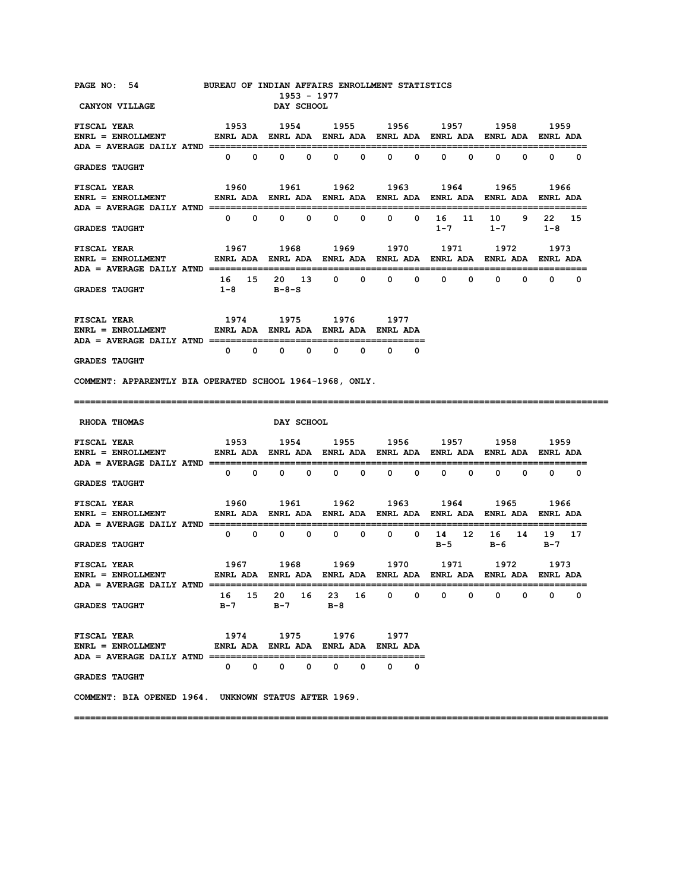BUREAU OF INDIAN AFFAIRS ENROLLMENT STATISTICS
1953 - 1977

## CANYON VILLAGE — DAY SCHOOL

ENRL = ENROLLMENT; ADA = AVERAGE DAILY ATND

| FISCAL YEAR | 1953 ENRL | 1953 ADA | 1954 ENRL | 1954 ADA | 1955 ENRL | 1955 ADA | 1956 ENRL | 1956 ADA | 1957 ENRL | 1957 ADA | 1958 ENRL | 1958 ADA | 1959 ENRL | 1959 ADA |
|---|---|---|---|---|---|---|---|---|---|---|---|---|---|---|
| | 0 | 0 | 0 | 0 | 0 | 0 | 0 | 0 | 0 | 0 | 0 | 0 | 0 | 0 |
| GRADES TAUGHT | | | | | | | | | | | | | | |

| FISCAL YEAR | 1960 ENRL | 1960 ADA | 1961 ENRL | 1961 ADA | 1962 ENRL | 1962 ADA | 1963 ENRL | 1963 ADA | 1964 ENRL | 1964 ADA | 1965 ENRL | 1965 ADA | 1966 ENRL | 1966 ADA |
|---|---|---|---|---|---|---|---|---|---|---|---|---|---|---|
| | 0 | 0 | 0 | 0 | 0 | 0 | 0 | 0 | 16 | 11 | 10 | 9 | 22 | 15 |
| GRADES TAUGHT | | | | | | | | | 1-7 | | 1-7 | | 1-8 | |

| FISCAL YEAR | 1967 ENRL | 1967 ADA | 1968 ENRL | 1968 ADA | 1969 ENRL | 1969 ADA | 1970 ENRL | 1970 ADA | 1971 ENRL | 1971 ADA | 1972 ENRL | 1972 ADA | 1973 ENRL | 1973 ADA |
|---|---|---|---|---|---|---|---|---|---|---|---|---|---|---|
| | 16 | 15 | 20 | 13 | 0 | 0 | 0 | 0 | 0 | 0 | 0 | 0 | 0 | 0 |
| GRADES TAUGHT | 1-8 | | B-8-S | | | | | | | | | | | |

| FISCAL YEAR | 1974 ENRL | 1974 ADA | 1975 ENRL | 1975 ADA | 1976 ENRL | 1976 ADA | 1977 ENRL | 1977 ADA |
|---|---|---|---|---|---|---|---|---|
| | 0 | 0 | 0 | 0 | 0 | 0 | 0 | 0 |
| GRADES TAUGHT | | | | | | | | |

COMMENT: APPARENTLY BIA OPERATED SCHOOL 1964-1968, ONLY.

---

## RHODA THOMAS — DAY SCHOOL

ENRL = ENROLLMENT; ADA = AVERAGE DAILY ATND

| FISCAL YEAR | 1953 ENRL | 1953 ADA | 1954 ENRL | 1954 ADA | 1955 ENRL | 1955 ADA | 1956 ENRL | 1956 ADA | 1957 ENRL | 1957 ADA | 1958 ENRL | 1958 ADA | 1959 ENRL | 1959 ADA |
|---|---|---|---|---|---|---|---|---|---|---|---|---|---|---|
| | 0 | 0 | 0 | 0 | 0 | 0 | 0 | 0 | 0 | 0 | 0 | 0 | 0 | 0 |
| GRADES TAUGHT | | | | | | | | | | | | | | |

| FISCAL YEAR | 1960 ENRL | 1960 ADA | 1961 ENRL | 1961 ADA | 1962 ENRL | 1962 ADA | 1963 ENRL | 1963 ADA | 1964 ENRL | 1964 ADA | 1965 ENRL | 1965 ADA | 1966 ENRL | 1966 ADA |
|---|---|---|---|---|---|---|---|---|---|---|---|---|---|---|
| | 0 | 0 | 0 | 0 | 0 | 0 | 0 | 0 | 14 | 12 | 16 | 14 | 19 | 17 |
| GRADES TAUGHT | | | | | | | | | B-5 | | B-6 | | B-7 | |

| FISCAL YEAR | 1967 ENRL | 1967 ADA | 1968 ENRL | 1968 ADA | 1969 ENRL | 1969 ADA | 1970 ENRL | 1970 ADA | 1971 ENRL | 1971 ADA | 1972 ENRL | 1972 ADA | 1973 ENRL | 1973 ADA |
|---|---|---|---|---|---|---|---|---|---|---|---|---|---|---|
| | 16 | 15 | 20 | 16 | 23 | 16 | 0 | 0 | 0 | 0 | 0 | 0 | 0 | 0 |
| GRADES TAUGHT | B-7 | | B-7 | | B-8 | | | | | | | | | |

| FISCAL YEAR | 1974 ENRL | 1974 ADA | 1975 ENRL | 1975 ADA | 1976 ENRL | 1976 ADA | 1977 ENRL | 1977 ADA |
|---|---|---|---|---|---|---|---|---|
| | 0 | 0 | 0 | 0 | 0 | 0 | 0 | 0 |
| GRADES TAUGHT | | | | | | | | |

COMMENT: BIA OPENED 1964. UNKNOWN STATUS AFTER 1969.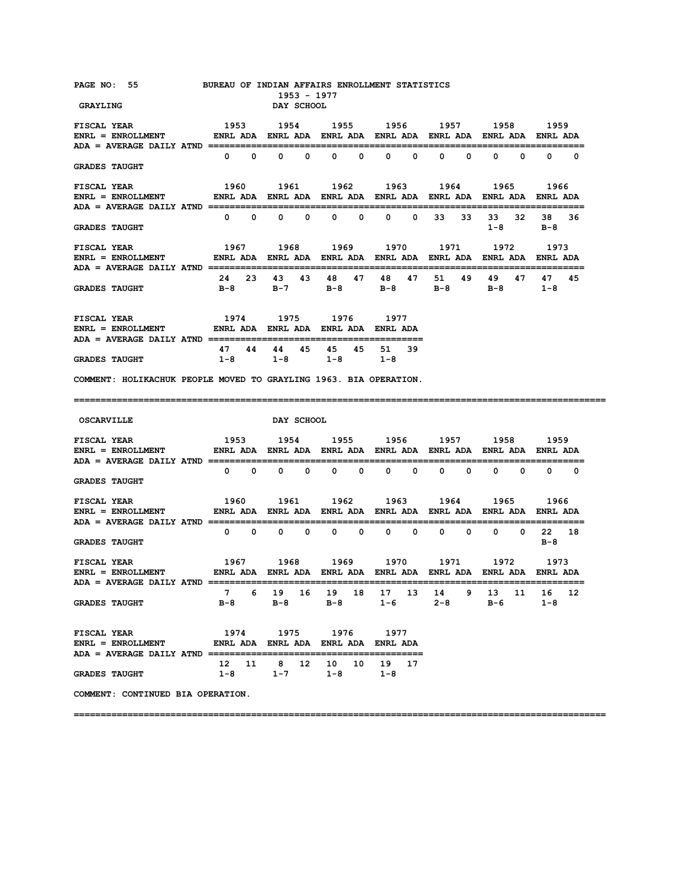BUREAU OF INDIAN AFFAIRS ENROLLMENT STATISTICS
1953 - 1977

## GRAYLING — DAY SCHOOL

ENRL = ENROLLMENT; ADA = AVERAGE DAILY ATND

| FISCAL YEAR | 1953 | | 1954 | | 1955 | | 1956 | | 1957 | | 1958 | | 1959 | |
|---|---|---|---|---|---|---|---|---|---|---|---|---|---|---|
| | ENRL | ADA | ENRL | ADA | ENRL | ADA | ENRL | ADA | ENRL | ADA | ENRL | ADA | ENRL | ADA |
| | 0 | 0 | 0 | 0 | 0 | 0 | 0 | 0 | 0 | 0 | 0 | 0 | 0 | 0 |
| GRADES TAUGHT | | | | | | | | | | | | | | |

| FISCAL YEAR | 1960 | | 1961 | | 1962 | | 1963 | | 1964 | | 1965 | | 1966 | |
|---|---|---|---|---|---|---|---|---|---|---|---|---|---|---|
| | ENRL | ADA | ENRL | ADA | ENRL | ADA | ENRL | ADA | ENRL | ADA | ENRL | ADA | ENRL | ADA |
| | 0 | 0 | 0 | 0 | 0 | 0 | 0 | 0 | 33 | 33 | 33 | 32 | 38 | 36 |
| GRADES TAUGHT | | | | | | | | | | | 1-8 | | B-8 | |

| FISCAL YEAR | 1967 | | 1968 | | 1969 | | 1970 | | 1971 | | 1972 | | 1973 | |
|---|---|---|---|---|---|---|---|---|---|---|---|---|---|---|
| | ENRL | ADA | ENRL | ADA | ENRL | ADA | ENRL | ADA | ENRL | ADA | ENRL | ADA | ENRL | ADA |
| | 24 | 23 | 43 | 43 | 48 | 47 | 48 | 47 | 51 | 49 | 49 | 47 | 47 | 45 |
| GRADES TAUGHT | B-8 | | B-7 | | B-8 | | B-8 | | B-8 | | B-8 | | 1-8 | |

| FISCAL YEAR | 1974 | | 1975 | | 1976 | | 1977 | |
|---|---|---|---|---|---|---|---|---|
| | ENRL | ADA | ENRL | ADA | ENRL | ADA | ENRL | ADA |
| | 47 | 44 | 44 | 45 | 45 | 45 | 51 | 39 |
| GRADES TAUGHT | 1-8 | | 1-8 | | 1-8 | | 1-8 | |

COMMENT: HOLIKACHUK PEOPLE MOVED TO GRAYLING 1963. BIA OPERATION.

## OSCARVILLE — DAY SCHOOL

ENRL = ENROLLMENT; ADA = AVERAGE DAILY ATND

| FISCAL YEAR | 1953 | | 1954 | | 1955 | | 1956 | | 1957 | | 1958 | | 1959 | |
|---|---|---|---|---|---|---|---|---|---|---|---|---|---|---|
| | ENRL | ADA | ENRL | ADA | ENRL | ADA | ENRL | ADA | ENRL | ADA | ENRL | ADA | ENRL | ADA |
| | 0 | 0 | 0 | 0 | 0 | 0 | 0 | 0 | 0 | 0 | 0 | 0 | 0 | 0 |
| GRADES TAUGHT | | | | | | | | | | | | | | |

| FISCAL YEAR | 1960 | | 1961 | | 1962 | | 1963 | | 1964 | | 1965 | | 1966 | |
|---|---|---|---|---|---|---|---|---|---|---|---|---|---|---|
| | ENRL | ADA | ENRL | ADA | ENRL | ADA | ENRL | ADA | ENRL | ADA | ENRL | ADA | ENRL | ADA |
| | 0 | 0 | 0 | 0 | 0 | 0 | 0 | 0 | 0 | 0 | 0 | 0 | 22 | 18 |
| GRADES TAUGHT | | | | | | | | | | | | | B-8 | |

| FISCAL YEAR | 1967 | | 1968 | | 1969 | | 1970 | | 1971 | | 1972 | | 1973 | |
|---|---|---|---|---|---|---|---|---|---|---|---|---|---|---|
| | ENRL | ADA | ENRL | ADA | ENRL | ADA | ENRL | ADA | ENRL | ADA | ENRL | ADA | ENRL | ADA |
| | 7 | 6 | 19 | 16 | 19 | 18 | 17 | 13 | 14 | 9 | 13 | 11 | 16 | 12 |
| GRADES TAUGHT | B-8 | | B-8 | | B-8 | | 1-6 | | 2-8 | | B-6 | | 1-8 | |

| FISCAL YEAR | 1974 | | 1975 | | 1976 | | 1977 | |
|---|---|---|---|---|---|---|---|---|
| | ENRL | ADA | ENRL | ADA | ENRL | ADA | ENRL | ADA |
| | 12 | 11 | 8 | 12 | 10 | 10 | 19 | 17 |
| GRADES TAUGHT | 1-8 | | 1-7 | | 1-8 | | 1-8 | |

COMMENT: CONTINUED BIA OPERATION.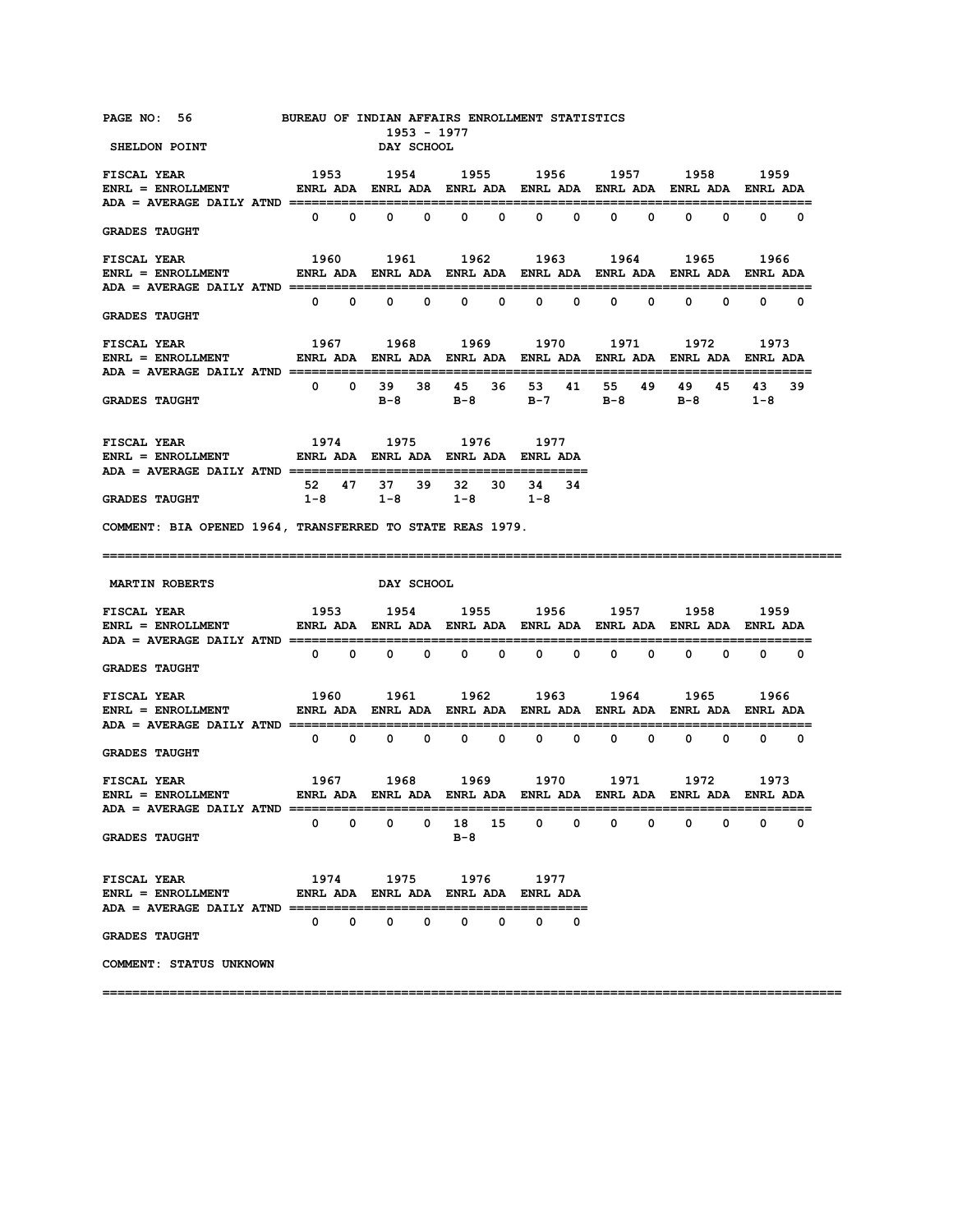BUREAU OF INDIAN AFFAIRS ENROLLMENT STATISTICS
1953 - 1977

## SHELDON POINT — DAY SCHOOL

| FISCAL YEAR | 1953 | | 1954 | | 1955 | | 1956 | | 1957 | | 1958 | | 1959 | |
|---|---|---|---|---|---|---|---|---|---|---|---|---|---|---|
| | ENRL | ADA | ENRL | ADA | ENRL | ADA | ENRL | ADA | ENRL | ADA | ENRL | ADA | ENRL | ADA |
| | 0 | 0 | 0 | 0 | 0 | 0 | 0 | 0 | 0 | 0 | 0 | 0 | 0 | 0 |
| GRADES TAUGHT | | | | | | | | | | | | | | |

| FISCAL YEAR | 1960 | | 1961 | | 1962 | | 1963 | | 1964 | | 1965 | | 1966 | |
|---|---|---|---|---|---|---|---|---|---|---|---|---|---|---|
| | ENRL | ADA | ENRL | ADA | ENRL | ADA | ENRL | ADA | ENRL | ADA | ENRL | ADA | ENRL | ADA |
| | 0 | 0 | 0 | 0 | 0 | 0 | 0 | 0 | 0 | 0 | 0 | 0 | 0 | 0 |
| GRADES TAUGHT | | | | | | | | | | | | | | |

| FISCAL YEAR | 1967 | | 1968 | | 1969 | | 1970 | | 1971 | | 1972 | | 1973 | |
|---|---|---|---|---|---|---|---|---|---|---|---|---|---|---|
| | ENRL | ADA | ENRL | ADA | ENRL | ADA | ENRL | ADA | ENRL | ADA | ENRL | ADA | ENRL | ADA |
| | 0 | 0 | 39 | 38 | 45 | 36 | 53 | 41 | 55 | 49 | 49 | 45 | 43 | 39 |
| GRADES TAUGHT | | | B-8 | | B-8 | | B-7 | | B-8 | | B-8 | | 1-8 | |

| FISCAL YEAR | 1974 | | 1975 | | 1976 | | 1977 | |
|---|---|---|---|---|---|---|---|---|
| | ENRL | ADA | ENRL | ADA | ENRL | ADA | ENRL | ADA |
| | 52 | 47 | 37 | 39 | 32 | 30 | 34 | 34 |
| GRADES TAUGHT | 1-8 | | 1-8 | | 1-8 | | 1-8 | |

ENRL = ENROLLMENT; ADA = AVERAGE DAILY ATND

COMMENT: BIA OPENED 1964, TRANSFERRED TO STATE REAS 1979.

---

## MARTIN ROBERTS — DAY SCHOOL

| FISCAL YEAR | 1953 | | 1954 | | 1955 | | 1956 | | 1957 | | 1958 | | 1959 | |
|---|---|---|---|---|---|---|---|---|---|---|---|---|---|---|
| | ENRL | ADA | ENRL | ADA | ENRL | ADA | ENRL | ADA | ENRL | ADA | ENRL | ADA | ENRL | ADA |
| | 0 | 0 | 0 | 0 | 0 | 0 | 0 | 0 | 0 | 0 | 0 | 0 | 0 | 0 |
| GRADES TAUGHT | | | | | | | | | | | | | | |

| FISCAL YEAR | 1960 | | 1961 | | 1962 | | 1963 | | 1964 | | 1965 | | 1966 | |
|---|---|---|---|---|---|---|---|---|---|---|---|---|---|---|
| | ENRL | ADA | ENRL | ADA | ENRL | ADA | ENRL | ADA | ENRL | ADA | ENRL | ADA | ENRL | ADA |
| | 0 | 0 | 0 | 0 | 0 | 0 | 0 | 0 | 0 | 0 | 0 | 0 | 0 | 0 |
| GRADES TAUGHT | | | | | | | | | | | | | | |

| FISCAL YEAR | 1967 | | 1968 | | 1969 | | 1970 | | 1971 | | 1972 | | 1973 | |
|---|---|---|---|---|---|---|---|---|---|---|---|---|---|---|
| | ENRL | ADA | ENRL | ADA | ENRL | ADA | ENRL | ADA | ENRL | ADA | ENRL | ADA | ENRL | ADA |
| | 0 | 0 | 0 | 0 | 18 | 15 | 0 | 0 | 0 | 0 | 0 | 0 | 0 | 0 |
| GRADES TAUGHT | | | | | B-8 | | | | | | | | | |

| FISCAL YEAR | 1974 | | 1975 | | 1976 | | 1977 | |
|---|---|---|---|---|---|---|---|---|
| | ENRL | ADA | ENRL | ADA | ENRL | ADA | ENRL | ADA |
| | 0 | 0 | 0 | 0 | 0 | 0 | 0 | 0 |
| GRADES TAUGHT | | | | | | | | |

ENRL = ENROLLMENT; ADA = AVERAGE DAILY ATND

COMMENT: STATUS UNKNOWN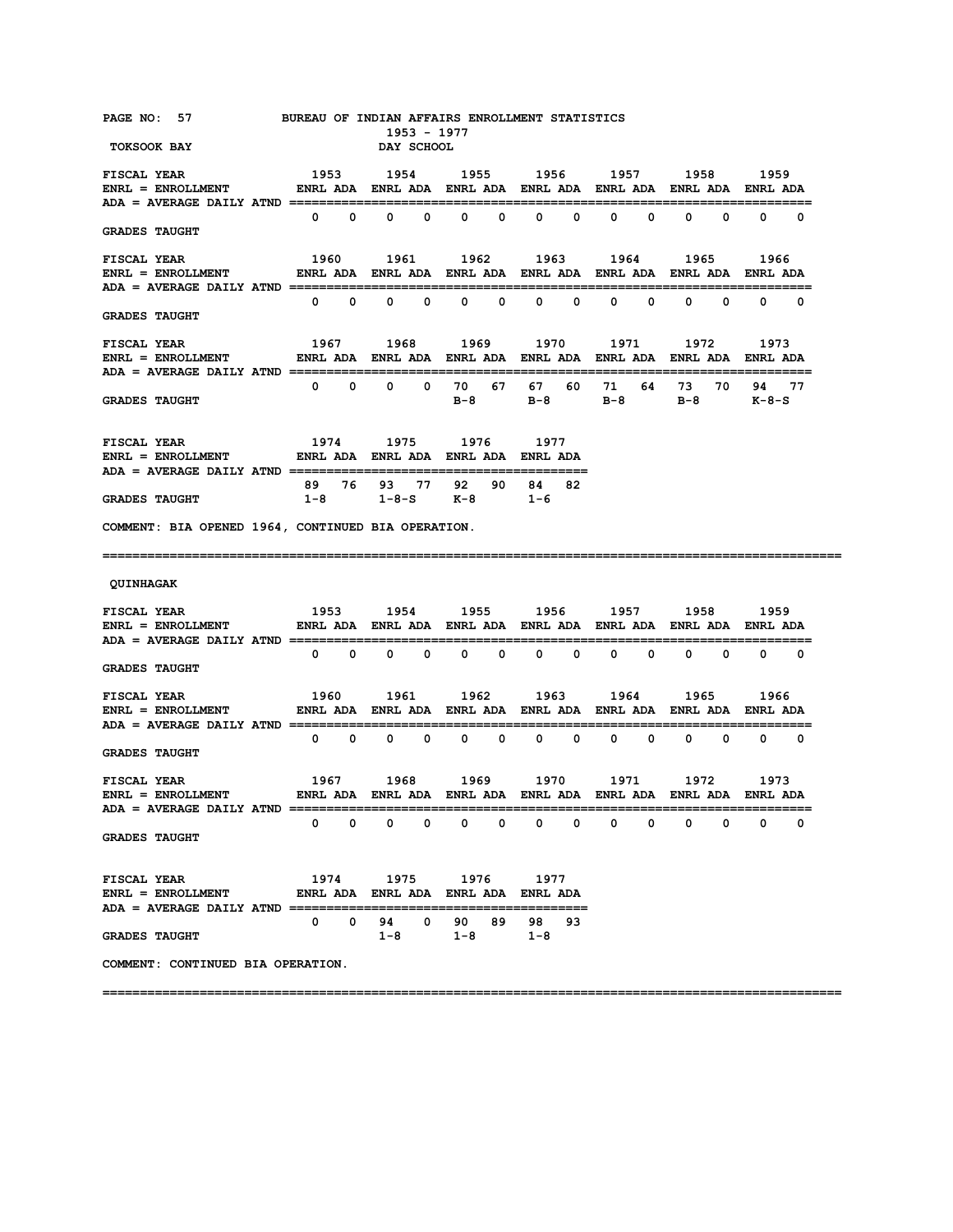# BUREAU OF INDIAN AFFAIRS ENROLLMENT STATISTICS

1953 - 1977

## TOKSOOK BAY

DAY SCHOOL

| FISCAL YEAR | 1953 | | 1954 | | 1955 | | 1956 | | 1957 | | 1958 | | 1959 | |
|---|---|---|---|---|---|---|---|---|---|---|---|---|---|---|
| ENRL = ENROLLMENT / ADA = AVERAGE DAILY ATND | ENRL | ADA | ENRL | ADA | ENRL | ADA | ENRL | ADA | ENRL | ADA | ENRL | ADA | ENRL | ADA |
| | 0 | 0 | 0 | 0 | 0 | 0 | 0 | 0 | 0 | 0 | 0 | 0 | 0 | 0 |
| GRADES TAUGHT | | | | | | | | | | | | | | |

| FISCAL YEAR | 1960 | | 1961 | | 1962 | | 1963 | | 1964 | | 1965 | | 1966 | |
|---|---|---|---|---|---|---|---|---|---|---|---|---|---|---|
| ENRL = ENROLLMENT / ADA = AVERAGE DAILY ATND | ENRL | ADA | ENRL | ADA | ENRL | ADA | ENRL | ADA | ENRL | ADA | ENRL | ADA | ENRL | ADA |
| | 0 | 0 | 0 | 0 | 0 | 0 | 0 | 0 | 0 | 0 | 0 | 0 | 0 | 0 |
| GRADES TAUGHT | | | | | | | | | | | | | | |

| FISCAL YEAR | 1967 | | 1968 | | 1969 | | 1970 | | 1971 | | 1972 | | 1973 | |
|---|---|---|---|---|---|---|---|---|---|---|---|---|---|---|
| ENRL = ENROLLMENT / ADA = AVERAGE DAILY ATND | ENRL | ADA | ENRL | ADA | ENRL | ADA | ENRL | ADA | ENRL | ADA | ENRL | ADA | ENRL | ADA |
| | 0 | 0 | 0 | 0 | 70 | 67 | 67 | 60 | 71 | 64 | 73 | 70 | 94 | 77 |
| GRADES TAUGHT | | | | | B-8 | | B-8 | | B-8 | | B-8 | | K-8-S | |

| FISCAL YEAR | 1974 | | 1975 | | 1976 | | 1977 | |
|---|---|---|---|---|---|---|---|---|
| ENRL = ENROLLMENT / ADA = AVERAGE DAILY ATND | ENRL | ADA | ENRL | ADA | ENRL | ADA | ENRL | ADA |
| | 89 | 76 | 93 | 77 | 92 | 90 | 84 | 82 |
| GRADES TAUGHT | 1-8 | | 1-8-S | | K-8 | | 1-6 | |

COMMENT: BIA OPENED 1964, CONTINUED BIA OPERATION.

---

## QUINHAGAK

| FISCAL YEAR | 1953 | | 1954 | | 1955 | | 1956 | | 1957 | | 1958 | | 1959 | |
|---|---|---|---|---|---|---|---|---|---|---|---|---|---|---|
| ENRL = ENROLLMENT / ADA = AVERAGE DAILY ATND | ENRL | ADA | ENRL | ADA | ENRL | ADA | ENRL | ADA | ENRL | ADA | ENRL | ADA | ENRL | ADA |
| | 0 | 0 | 0 | 0 | 0 | 0 | 0 | 0 | 0 | 0 | 0 | 0 | 0 | 0 |
| GRADES TAUGHT | | | | | | | | | | | | | | |

| FISCAL YEAR | 1960 | | 1961 | | 1962 | | 1963 | | 1964 | | 1965 | | 1966 | |
|---|---|---|---|---|---|---|---|---|---|---|---|---|---|---|
| ENRL = ENROLLMENT / ADA = AVERAGE DAILY ATND | ENRL | ADA | ENRL | ADA | ENRL | ADA | ENRL | ADA | ENRL | ADA | ENRL | ADA | ENRL | ADA |
| | 0 | 0 | 0 | 0 | 0 | 0 | 0 | 0 | 0 | 0 | 0 | 0 | 0 | 0 |
| GRADES TAUGHT | | | | | | | | | | | | | | |

| FISCAL YEAR | 1967 | | 1968 | | 1969 | | 1970 | | 1971 | | 1972 | | 1973 | |
|---|---|---|---|---|---|---|---|---|---|---|---|---|---|---|
| ENRL = ENROLLMENT / ADA = AVERAGE DAILY ATND | ENRL | ADA | ENRL | ADA | ENRL | ADA | ENRL | ADA | ENRL | ADA | ENRL | ADA | ENRL | ADA |
| | 0 | 0 | 0 | 0 | 0 | 0 | 0 | 0 | 0 | 0 | 0 | 0 | 0 | 0 |
| GRADES TAUGHT | | | | | | | | | | | | | | |

| FISCAL YEAR | 1974 | | 1975 | | 1976 | | 1977 | |
|---|---|---|---|---|---|---|---|---|
| ENRL = ENROLLMENT / ADA = AVERAGE DAILY ATND | ENRL | ADA | ENRL | ADA | ENRL | ADA | ENRL | ADA |
| | 0 | 0 | 94 | 0 | 90 | 89 | 98 | 93 |
| GRADES TAUGHT | | | 1-8 | | 1-8 | | 1-8 | |

COMMENT: CONTINUED BIA OPERATION.

---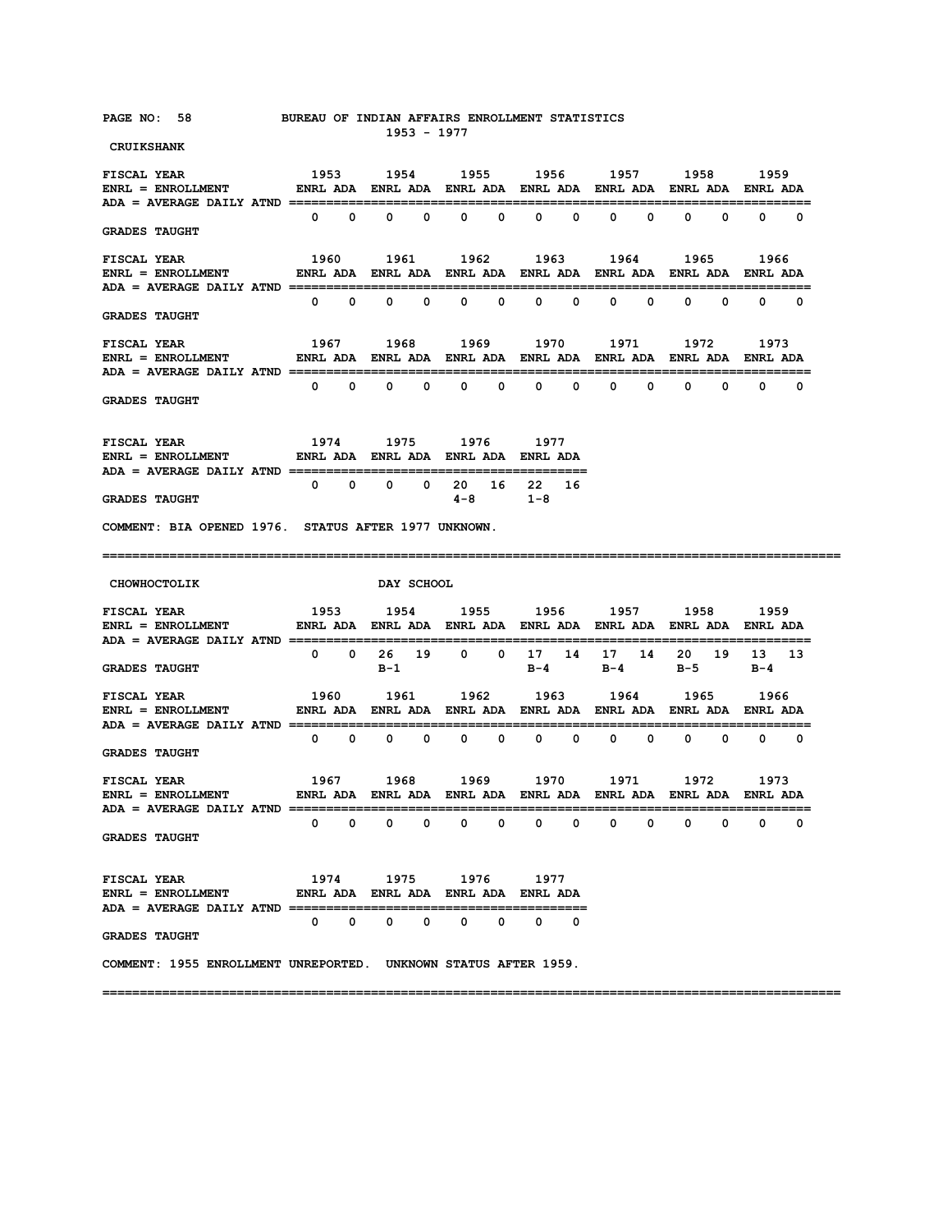BUREAU OF INDIAN AFFAIRS ENROLLMENT STATISTICS
1953 - 1977

## CRUIKSHANK

| FISCAL YEAR | 1953 | | 1954 | | 1955 | | 1956 | | 1957 | | 1958 | | 1959 | |
|---|---|---|---|---|---|---|---|---|---|---|---|---|---|---|
| ENRL = ENROLLMENT / ADA = AVERAGE DAILY ATND | ENRL | ADA | ENRL | ADA | ENRL | ADA | ENRL | ADA | ENRL | ADA | ENRL | ADA | ENRL | ADA |
| | 0 | 0 | 0 | 0 | 0 | 0 | 0 | 0 | 0 | 0 | 0 | 0 | 0 | 0 |
| GRADES TAUGHT | | | | | | | | | | | | | | |

| FISCAL YEAR | 1960 | | 1961 | | 1962 | | 1963 | | 1964 | | 1965 | | 1966 | |
|---|---|---|---|---|---|---|---|---|---|---|---|---|---|---|
| ENRL = ENROLLMENT / ADA = AVERAGE DAILY ATND | ENRL | ADA | ENRL | ADA | ENRL | ADA | ENRL | ADA | ENRL | ADA | ENRL | ADA | ENRL | ADA |
| | 0 | 0 | 0 | 0 | 0 | 0 | 0 | 0 | 0 | 0 | 0 | 0 | 0 | 0 |
| GRADES TAUGHT | | | | | | | | | | | | | | |

| FISCAL YEAR | 1967 | | 1968 | | 1969 | | 1970 | | 1971 | | 1972 | | 1973 | |
|---|---|---|---|---|---|---|---|---|---|---|---|---|---|---|
| ENRL = ENROLLMENT / ADA = AVERAGE DAILY ATND | ENRL | ADA | ENRL | ADA | ENRL | ADA | ENRL | ADA | ENRL | ADA | ENRL | ADA | ENRL | ADA |
| | 0 | 0 | 0 | 0 | 0 | 0 | 0 | 0 | 0 | 0 | 0 | 0 | 0 | 0 |
| GRADES TAUGHT | | | | | | | | | | | | | | |

| FISCAL YEAR | 1974 | | 1975 | | 1976 | | 1977 | |
|---|---|---|---|---|---|---|---|---|
| ENRL = ENROLLMENT / ADA = AVERAGE DAILY ATND | ENRL | ADA | ENRL | ADA | ENRL | ADA | ENRL | ADA |
| | 0 | 0 | 0 | 0 | 20 | 16 | 22 | 16 |
| GRADES TAUGHT | | | | | 4-8 | | 1-8 | |

COMMENT: BIA OPENED 1976. STATUS AFTER 1977 UNKNOWN.

---

## CHOWHOCTOLIK DAY SCHOOL

| FISCAL YEAR | 1953 | | 1954 | | 1955 | | 1956 | | 1957 | | 1958 | | 1959 | |
|---|---|---|---|---|---|---|---|---|---|---|---|---|---|---|
| ENRL = ENROLLMENT / ADA = AVERAGE DAILY ATND | ENRL | ADA | ENRL | ADA | ENRL | ADA | ENRL | ADA | ENRL | ADA | ENRL | ADA | ENRL | ADA |
| | 0 | 0 | 26 | 19 | 0 | 0 | 17 | 14 | 17 | 14 | 20 | 19 | 13 | 13 |
| GRADES TAUGHT | | | B-1 | | | | B-4 | | B-4 | | B-5 | | B-4 | |

| FISCAL YEAR | 1960 | | 1961 | | 1962 | | 1963 | | 1964 | | 1965 | | 1966 | |
|---|---|---|---|---|---|---|---|---|---|---|---|---|---|---|
| ENRL = ENROLLMENT / ADA = AVERAGE DAILY ATND | ENRL | ADA | ENRL | ADA | ENRL | ADA | ENRL | ADA | ENRL | ADA | ENRL | ADA | ENRL | ADA |
| | 0 | 0 | 0 | 0 | 0 | 0 | 0 | 0 | 0 | 0 | 0 | 0 | 0 | 0 |
| GRADES TAUGHT | | | | | | | | | | | | | | |

| FISCAL YEAR | 1967 | | 1968 | | 1969 | | 1970 | | 1971 | | 1972 | | 1973 | |
|---|---|---|---|---|---|---|---|---|---|---|---|---|---|---|
| ENRL = ENROLLMENT / ADA = AVERAGE DAILY ATND | ENRL | ADA | ENRL | ADA | ENRL | ADA | ENRL | ADA | ENRL | ADA | ENRL | ADA | ENRL | ADA |
| | 0 | 0 | 0 | 0 | 0 | 0 | 0 | 0 | 0 | 0 | 0 | 0 | 0 | 0 |
| GRADES TAUGHT | | | | | | | | | | | | | | |

| FISCAL YEAR | 1974 | | 1975 | | 1976 | | 1977 | |
|---|---|---|---|---|---|---|---|---|
| ENRL = ENROLLMENT / ADA = AVERAGE DAILY ATND | ENRL | ADA | ENRL | ADA | ENRL | ADA | ENRL | ADA |
| | 0 | 0 | 0 | 0 | 0 | 0 | 0 | 0 |
| GRADES TAUGHT | | | | | | | | |

COMMENT: 1955 ENROLLMENT UNREPORTED. UNKNOWN STATUS AFTER 1959.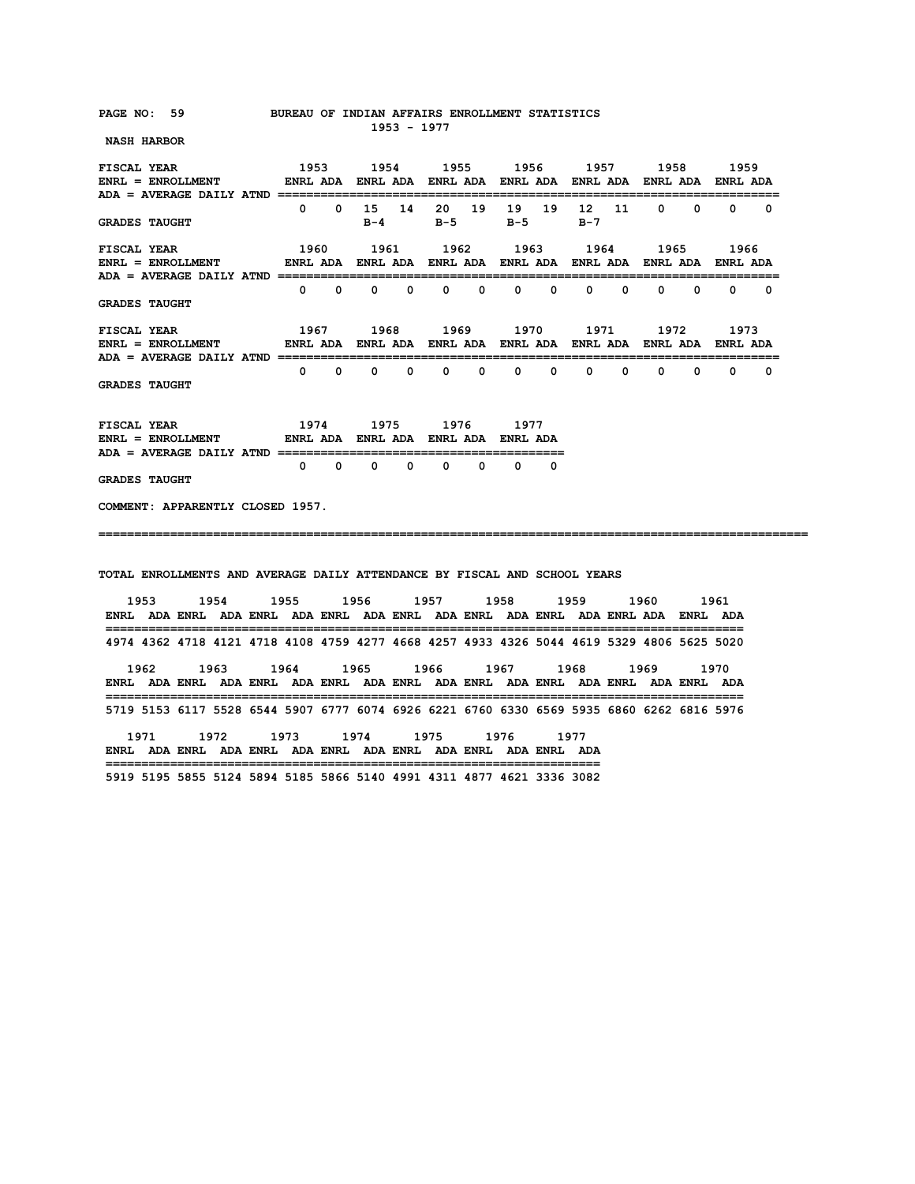BUREAU OF INDIAN AFFAIRS ENROLLMENT STATISTICS
1953 - 1977

NASH HARBOR

| FISCAL YEAR | 1953 | | 1954 | | 1955 | | 1956 | | 1957 | | 1958 | | 1959 | |
|---|---|---|---|---|---|---|---|---|---|---|---|---|---|---|
| ENRL = ENROLLMENT / ADA = AVERAGE DAILY ATND | ENRL | ADA | ENRL | ADA | ENRL | ADA | ENRL | ADA | ENRL | ADA | ENRL | ADA | ENRL | ADA |
| | 0 | 0 | 15 | 14 | 20 | 19 | 19 | 19 | 12 | 11 | 0 | 0 | 0 | 0 |
| GRADES TAUGHT | | | B-4 | | B-5 | | B-5 | | B-7 | | | | | |

| FISCAL YEAR | 1960 | | 1961 | | 1962 | | 1963 | | 1964 | | 1965 | | 1966 | |
|---|---|---|---|---|---|---|---|---|---|---|---|---|---|---|
| ENRL = ENROLLMENT / ADA = AVERAGE DAILY ATND | ENRL | ADA | ENRL | ADA | ENRL | ADA | ENRL | ADA | ENRL | ADA | ENRL | ADA | ENRL | ADA |
| | 0 | 0 | 0 | 0 | 0 | 0 | 0 | 0 | 0 | 0 | 0 | 0 | 0 | 0 |
| GRADES TAUGHT | | | | | | | | | | | | | | |

| FISCAL YEAR | 1967 | | 1968 | | 1969 | | 1970 | | 1971 | | 1972 | | 1973 | |
|---|---|---|---|---|---|---|---|---|---|---|---|---|---|---|
| ENRL = ENROLLMENT / ADA = AVERAGE DAILY ATND | ENRL | ADA | ENRL | ADA | ENRL | ADA | ENRL | ADA | ENRL | ADA | ENRL | ADA | ENRL | ADA |
| | 0 | 0 | 0 | 0 | 0 | 0 | 0 | 0 | 0 | 0 | 0 | 0 | 0 | 0 |
| GRADES TAUGHT | | | | | | | | | | | | | | |

| FISCAL YEAR | 1974 | | 1975 | | 1976 | | 1977 | |
|---|---|---|---|---|---|---|---|---|
| ENRL = ENROLLMENT / ADA = AVERAGE DAILY ATND | ENRL | ADA | ENRL | ADA | ENRL | ADA | ENRL | ADA |
| | 0 | 0 | 0 | 0 | 0 | 0 | 0 | 0 |
| GRADES TAUGHT | | | | | | | | |

COMMENT: APPARENTLY CLOSED 1957.

---

TOTAL ENROLLMENTS AND AVERAGE DAILY ATTENDANCE BY FISCAL AND SCHOOL YEARS

| 1953 | | 1954 | | 1955 | | 1956 | | 1957 | | 1958 | | 1959 | | 1960 | | 1961 | |
|---|---|---|---|---|---|---|---|---|---|---|---|---|---|---|---|---|---|
| ENRL | ADA | ENRL | ADA | ENRL | ADA | ENRL | ADA | ENRL | ADA | ENRL | ADA | ENRL | ADA | ENRL | ADA | ENRL | ADA |
| 4974 | 4362 | 4718 | 4121 | 4718 | 4108 | 4759 | 4277 | 4668 | 4257 | 4933 | 4326 | 5044 | 4619 | 5329 | 4806 | 5625 | 5020 |

| 1962 | | 1963 | | 1964 | | 1965 | | 1966 | | 1967 | | 1968 | | 1969 | | 1970 | |
|---|---|---|---|---|---|---|---|---|---|---|---|---|---|---|---|---|---|
| ENRL | ADA | ENRL | ADA | ENRL | ADA | ENRL | ADA | ENRL | ADA | ENRL | ADA | ENRL | ADA | ENRL | ADA | ENRL | ADA |
| 5719 | 5153 | 6117 | 5528 | 6544 | 5907 | 6777 | 6074 | 6926 | 6221 | 6760 | 6330 | 6569 | 5935 | 6860 | 6262 | 6816 | 5976 |

| 1971 | | 1972 | | 1973 | | 1974 | | 1975 | | 1976 | | 1977 | |
|---|---|---|---|---|---|---|---|---|---|---|---|---|---|
| ENRL | ADA | ENRL | ADA | ENRL | ADA | ENRL | ADA | ENRL | ADA | ENRL | ADA | ENRL | ADA |
| 5919 | 5195 | 5855 | 5124 | 5894 | 5185 | 5866 | 5140 | 4991 | 4311 | 4877 | 4621 | 3336 | 3082 |